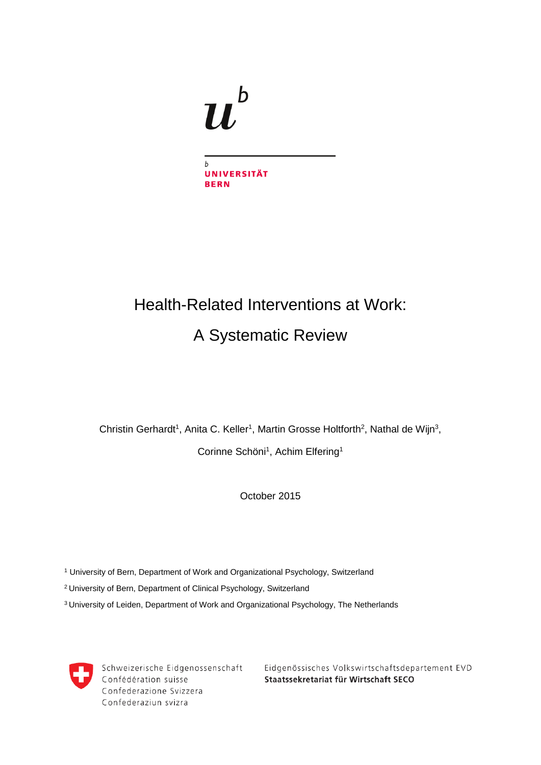u^b

b
UNIVERSITÄT
BERN

# Health-Related Interventions at Work: A Systematic Review

Christin Gerhardt[1], Anita C. Keller[1], Martin Grosse Holtforth[2], Nathal de Wijn[3], Corinne Schöni[1], Achim Elfering[1]

October 2015

[1] University of Bern, Department of Work and Organizational Psychology, Switzerland

[2] University of Bern, Department of Clinical Psychology, Switzerland

[3] University of Leiden, Department of Work and Organizational Psychology, The Netherlands

Schweizerische Eidgenossenschaft
Confédération suisse
Confederazione Svizzera
Confederaziun svizra

Eidgenössisches Volkswirtschaftsdepartement EVD
**Staatssekretariat für Wirtschaft SECO**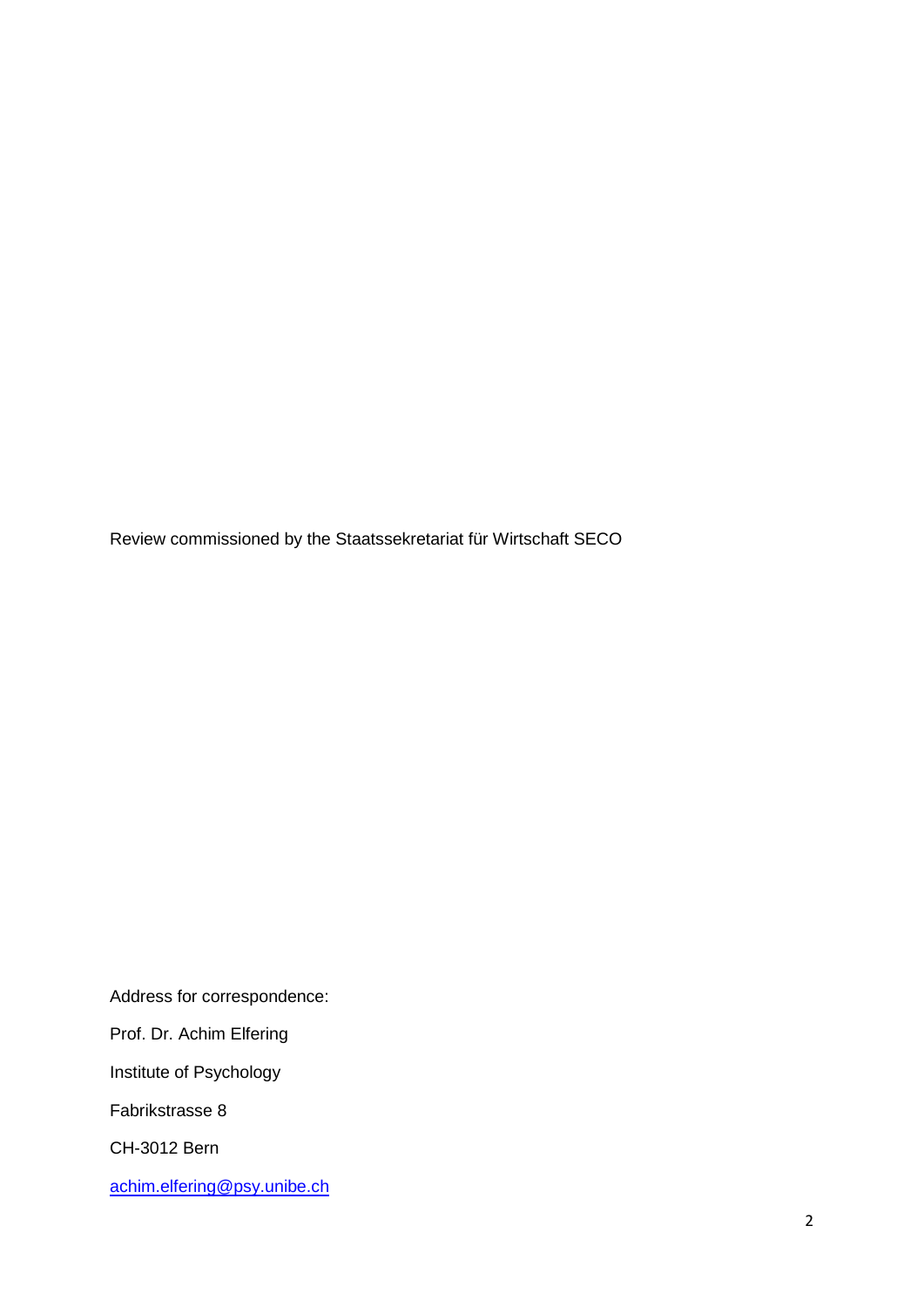Review commissioned by the Staatssekretariat für Wirtschaft SECO

Address for correspondence:

Prof. Dr. Achim Elfering

Institute of Psychology

Fabrikstrasse 8

CH-3012 Bern

achim.elfering@psy.unibe.ch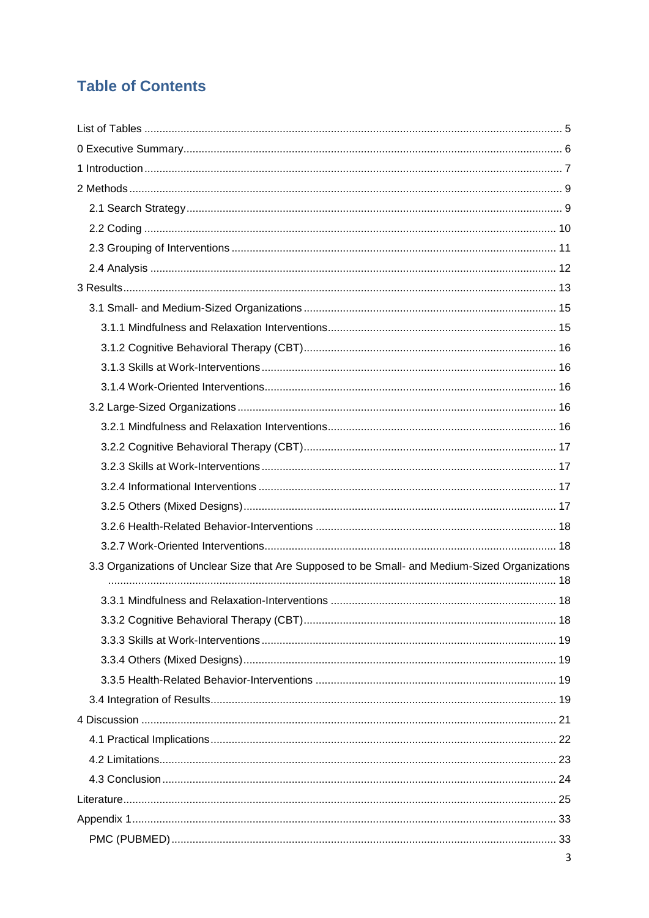# Table of Contents

List of Tables ........................................................................................................................ 5

0 Executive Summary........................................................................................................... 6

1 Introduction ........................................................................................................................ 7

2 Methods ............................................................................................................................. 9

- 2.1 Search Strategy .......................................................................................................... 9
- 2.2 Coding ...................................................................................................................... 10
- 2.3 Grouping of Interventions ......................................................................................... 11
- 2.4 Analysis .................................................................................................................... 12

3 Results ............................................................................................................................. 13

- 3.1 Small- and Medium-Sized Organizations .................................................................. 15
  - 3.1.1 Mindfulness and Relaxation Interventions.......................................................... 15
  - 3.1.2 Cognitive Behavioral Therapy (CBT).................................................................. 16
  - 3.1.3 Skills at Work-Interventions ................................................................................ 16
  - 3.1.4 Work-Oriented Interventions............................................................................... 16
- 3.2 Large-Sized Organizations ........................................................................................ 16
  - 3.2.1 Mindfulness and Relaxation Interventions.......................................................... 16
  - 3.2.2 Cognitive Behavioral Therapy (CBT).................................................................. 17
  - 3.2.3 Skills at Work-Interventions ................................................................................ 17
  - 3.2.4 Informational Interventions ................................................................................ 17
  - 3.2.5 Others (Mixed Designs)...................................................................................... 17
  - 3.2.6 Health-Related Behavior-Interventions .............................................................. 18
  - 3.2.7 Work-Oriented Interventions............................................................................... 18
- 3.3 Organizations of Unclear Size that Are Supposed to be Small- and Medium-Sized Organizations .................................................................................................................... 18
  - 3.3.1 Mindfulness and Relaxation-Interventions ......................................................... 18
  - 3.3.2 Cognitive Behavioral Therapy (CBT).................................................................. 18
  - 3.3.3 Skills at Work-Interventions ................................................................................ 19
  - 3.3.4 Others (Mixed Designs)...................................................................................... 19
  - 3.3.5 Health-Related Behavior-Interventions .............................................................. 19
- 3.4 Integration of Results................................................................................................ 19

4 Discussion ....................................................................................................................... 21

- 4.1 Practical Implications................................................................................................ 22
- 4.2 Limitations................................................................................................................. 23
- 4.3 Conclusion ................................................................................................................ 24

Literature............................................................................................................................. 25

Appendix 1.......................................................................................................................... 33

- PMC (PUBMED)............................................................................................................. 33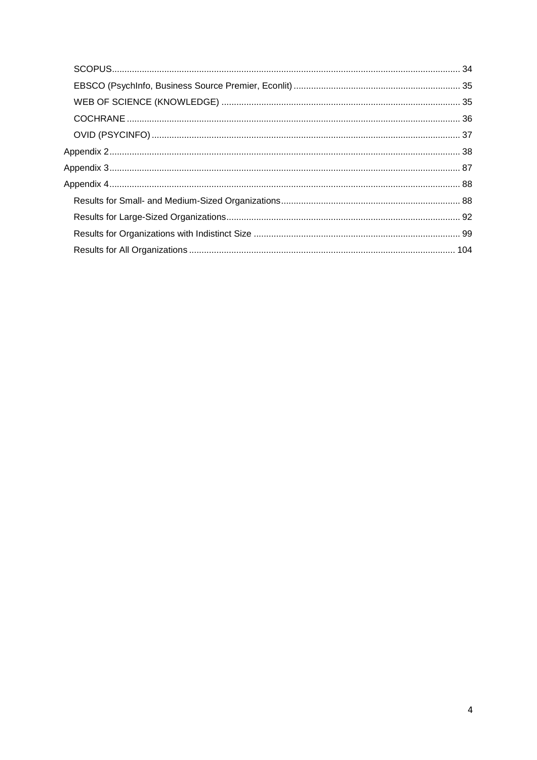SCOPUS ... 34
EBSCO (PsychInfo, Business Source Premier, Econlit) ... 35
WEB OF SCIENCE (KNOWLEDGE) ... 35
COCHRANE ... 36
OVID (PSYCINFO) ... 37

Appendix 2 ... 38

Appendix 3 ... 87

Appendix 4 ... 88

Results for Small- and Medium-Sized Organizations ... 88
Results for Large-Sized Organizations ... 92
Results for Organizations with Indistinct Size ... 99
Results for All Organizations ... 104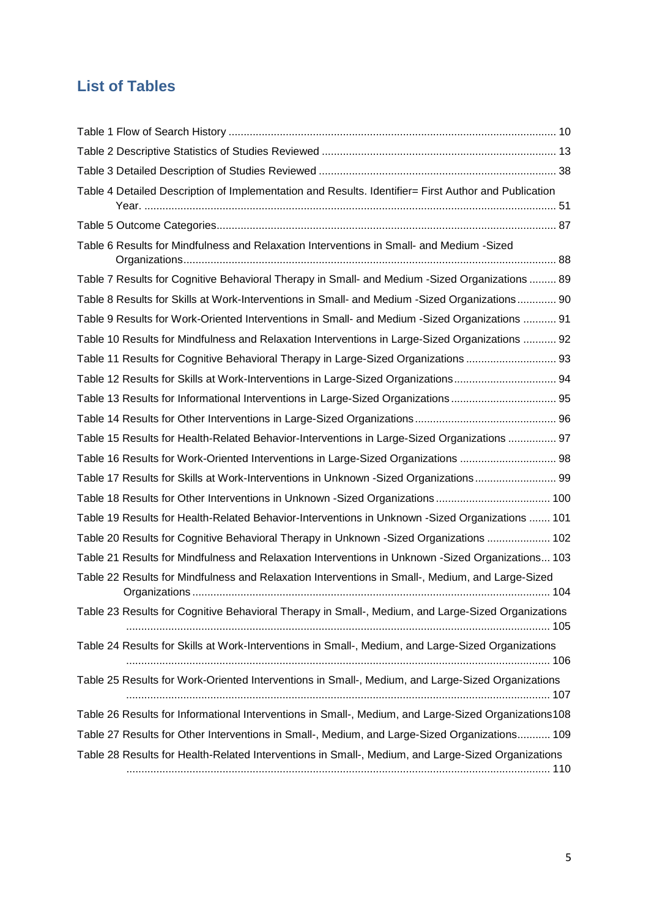## List of Tables

Table 1 Flow of Search History ........................................................................................................ 10

Table 2 Descriptive Statistics of Studies Reviewed ......................................................................... 13

Table 3 Detailed Description of Studies Reviewed .......................................................................... 38

Table 4 Detailed Description of Implementation and Results. Identifier= First Author and Publication Year. ........................................................................................................................................ 51

Table 5 Outcome Categories............................................................................................................. 87

Table 6 Results for Mindfulness and Relaxation Interventions in Small- and Medium -Sized Organizations........................................................................................................................ 88

Table 7 Results for Cognitive Behavioral Therapy in Small- and Medium -Sized Organizations ......... 89

Table 8 Results for Skills at Work-Interventions in Small- and Medium -Sized Organizations............. 90

Table 9 Results for Work-Oriented Interventions in Small- and Medium -Sized Organizations ........... 91

Table 10 Results for Mindfulness and Relaxation Interventions in Large-Sized Organizations ........... 92

Table 11 Results for Cognitive Behavioral Therapy in Large-Sized Organizations .............................. 93

Table 12 Results for Skills at Work-Interventions in Large-Sized Organizations.................................. 94

Table 13 Results for Informational Interventions in Large-Sized Organizations .................................. 95

Table 14 Results for Other Interventions in Large-Sized Organizations.............................................. 96

Table 15 Results for Health-Related Behavior-Interventions in Large-Sized Organizations ................ 97

Table 16 Results for Work-Oriented Interventions in Large-Sized Organizations ................................ 98

Table 17 Results for Skills at Work-Interventions in Unknown -Sized Organizations........................... 99

Table 18 Results for Other Interventions in Unknown -Sized Organizations ...................................... 100

Table 19 Results for Health-Related Behavior-Interventions in Unknown -Sized Organizations ....... 101

Table 20 Results for Cognitive Behavioral Therapy in Unknown -Sized Organizations ..................... 102

Table 21 Results for Mindfulness and Relaxation Interventions in Unknown -Sized Organizations... 103

Table 22 Results for Mindfulness and Relaxation Interventions in Small-, Medium, and Large-Sized Organizations ...................................................................................................................... 104

Table 23 Results for Cognitive Behavioral Therapy in Small-, Medium, and Large-Sized Organizations ........................................................................................................................................... 105

Table 24 Results for Skills at Work-Interventions in Small-, Medium, and Large-Sized Organizations ........................................................................................................................................... 106

Table 25 Results for Work-Oriented Interventions in Small-, Medium, and Large-Sized Organizations ........................................................................................................................................... 107

Table 26 Results for Informational Interventions in Small-, Medium, and Large-Sized Organizations108

Table 27 Results for Other Interventions in Small-, Medium, and Large-Sized Organizations........... 109

Table 28 Results for Health-Related Interventions in Small-, Medium, and Large-Sized Organizations ........................................................................................................................................... 110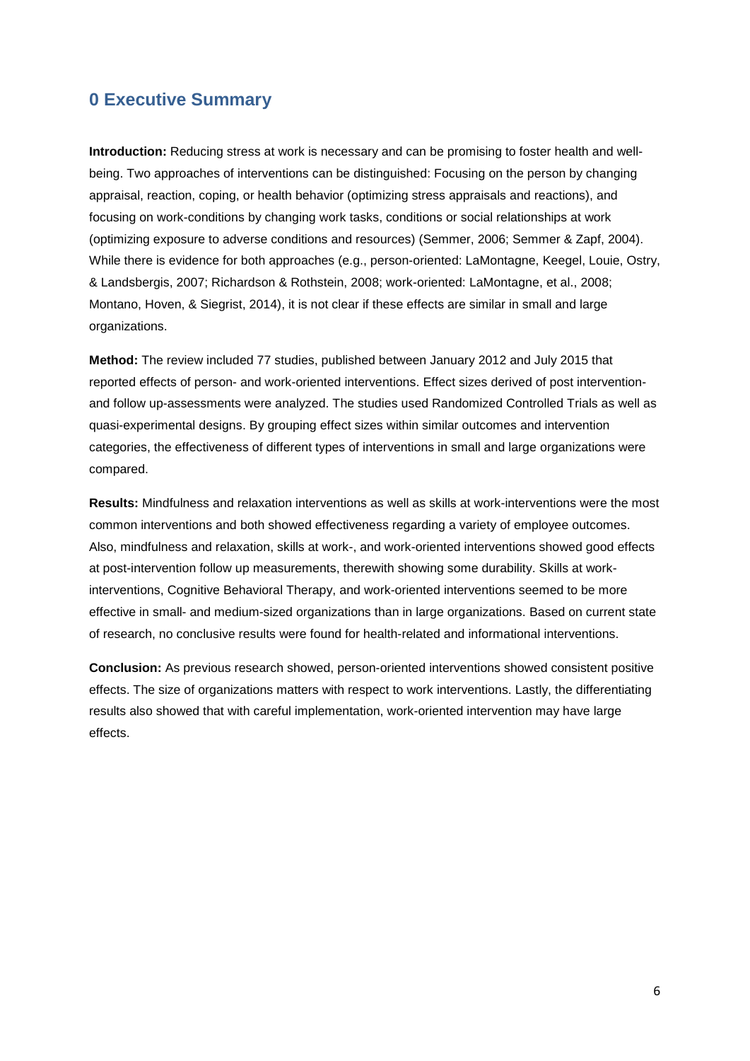# 0 Executive Summary

**Introduction:** Reducing stress at work is necessary and can be promising to foster health and well-being. Two approaches of interventions can be distinguished: Focusing on the person by changing appraisal, reaction, coping, or health behavior (optimizing stress appraisals and reactions), and focusing on work-conditions by changing work tasks, conditions or social relationships at work (optimizing exposure to adverse conditions and resources) (Semmer, 2006; Semmer & Zapf, 2004). While there is evidence for both approaches (e.g., person-oriented: LaMontagne, Keegel, Louie, Ostry, & Landsbergis, 2007; Richardson & Rothstein, 2008; work-oriented: LaMontagne, et al., 2008; Montano, Hoven, & Siegrist, 2014), it is not clear if these effects are similar in small and large organizations.

**Method:** The review included 77 studies, published between January 2012 and July 2015 that reported effects of person- and work-oriented interventions. Effect sizes derived of post intervention- and follow up-assessments were analyzed. The studies used Randomized Controlled Trials as well as quasi-experimental designs. By grouping effect sizes within similar outcomes and intervention categories, the effectiveness of different types of interventions in small and large organizations were compared.

**Results:** Mindfulness and relaxation interventions as well as skills at work-interventions were the most common interventions and both showed effectiveness regarding a variety of employee outcomes. Also, mindfulness and relaxation, skills at work-, and work-oriented interventions showed good effects at post-intervention follow up measurements, therewith showing some durability. Skills at work-interventions, Cognitive Behavioral Therapy, and work-oriented interventions seemed to be more effective in small- and medium-sized organizations than in large organizations. Based on current state of research, no conclusive results were found for health-related and informational interventions.

**Conclusion:** As previous research showed, person-oriented interventions showed consistent positive effects. The size of organizations matters with respect to work interventions. Lastly, the differentiating results also showed that with careful implementation, work-oriented intervention may have large effects.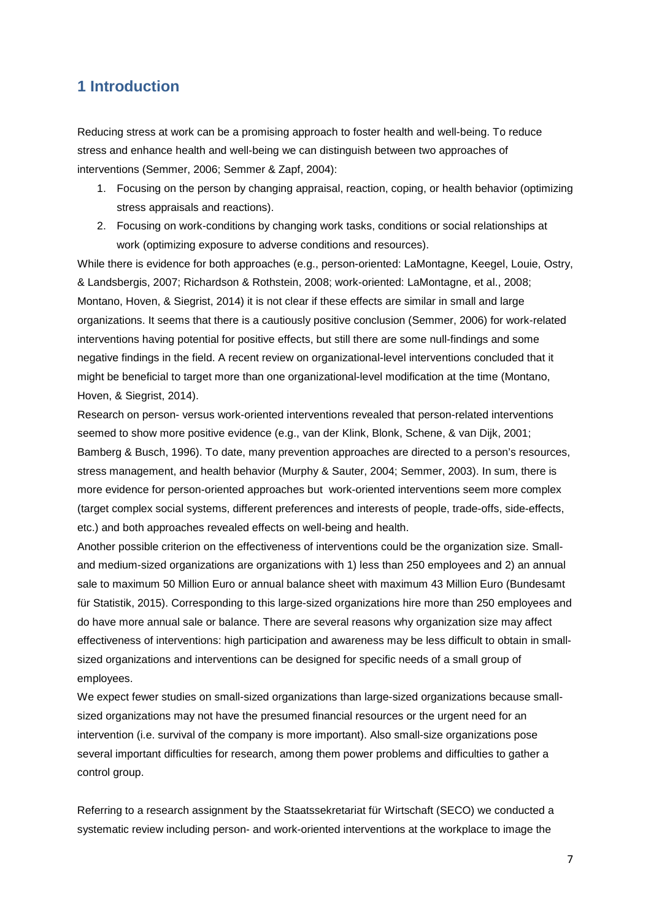# 1 Introduction

Reducing stress at work can be a promising approach to foster health and well-being. To reduce stress and enhance health and well-being we can distinguish between two approaches of interventions (Semmer, 2006; Semmer & Zapf, 2004):

1. Focusing on the person by changing appraisal, reaction, coping, or health behavior (optimizing stress appraisals and reactions).
2. Focusing on work-conditions by changing work tasks, conditions or social relationships at work (optimizing exposure to adverse conditions and resources).

While there is evidence for both approaches (e.g., person-oriented: LaMontagne, Keegel, Louie, Ostry, & Landsbergis, 2007; Richardson & Rothstein, 2008; work-oriented: LaMontagne, et al., 2008; Montano, Hoven, & Siegrist, 2014) it is not clear if these effects are similar in small and large organizations. It seems that there is a cautiously positive conclusion (Semmer, 2006) for work-related interventions having potential for positive effects, but still there are some null-findings and some negative findings in the field. A recent review on organizational-level interventions concluded that it might be beneficial to target more than one organizational-level modification at the time (Montano, Hoven, & Siegrist, 2014).

Research on person- versus work-oriented interventions revealed that person-related interventions seemed to show more positive evidence (e.g., van der Klink, Blonk, Schene, & van Dijk, 2001; Bamberg & Busch, 1996). To date, many prevention approaches are directed to a person's resources, stress management, and health behavior (Murphy & Sauter, 2004; Semmer, 2003). In sum, there is more evidence for person-oriented approaches but work-oriented interventions seem more complex (target complex social systems, different preferences and interests of people, trade-offs, side-effects, etc.) and both approaches revealed effects on well-being and health.

Another possible criterion on the effectiveness of interventions could be the organization size. Small- and medium-sized organizations are organizations with 1) less than 250 employees and 2) an annual sale to maximum 50 Million Euro or annual balance sheet with maximum 43 Million Euro (Bundesamt für Statistik, 2015). Corresponding to this large-sized organizations hire more than 250 employees and do have more annual sale or balance. There are several reasons why organization size may affect effectiveness of interventions: high participation and awareness may be less difficult to obtain in small-sized organizations and interventions can be designed for specific needs of a small group of employees.

We expect fewer studies on small-sized organizations than large-sized organizations because small-sized organizations may not have the presumed financial resources or the urgent need for an intervention (i.e. survival of the company is more important). Also small-size organizations pose several important difficulties for research, among them power problems and difficulties to gather a control group.

Referring to a research assignment by the Staatssekretariat für Wirtschaft (SECO) we conducted a systematic review including person- and work-oriented interventions at the workplace to image the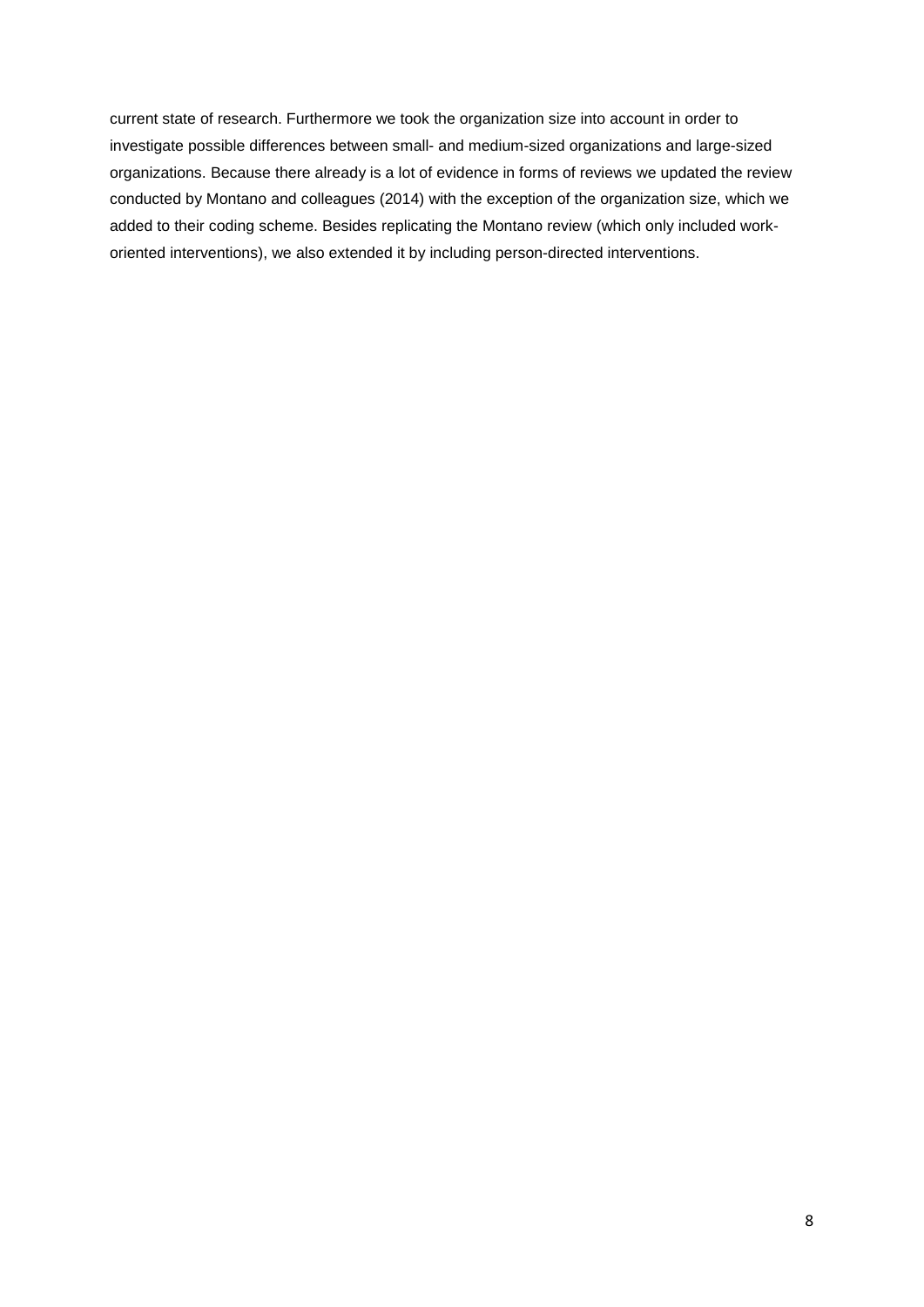current state of research. Furthermore we took the organization size into account in order to investigate possible differences between small- and medium-sized organizations and large-sized organizations. Because there already is a lot of evidence in forms of reviews we updated the review conducted by Montano and colleagues (2014) with the exception of the organization size, which we added to their coding scheme. Besides replicating the Montano review (which only included work-oriented interventions), we also extended it by including person-directed interventions.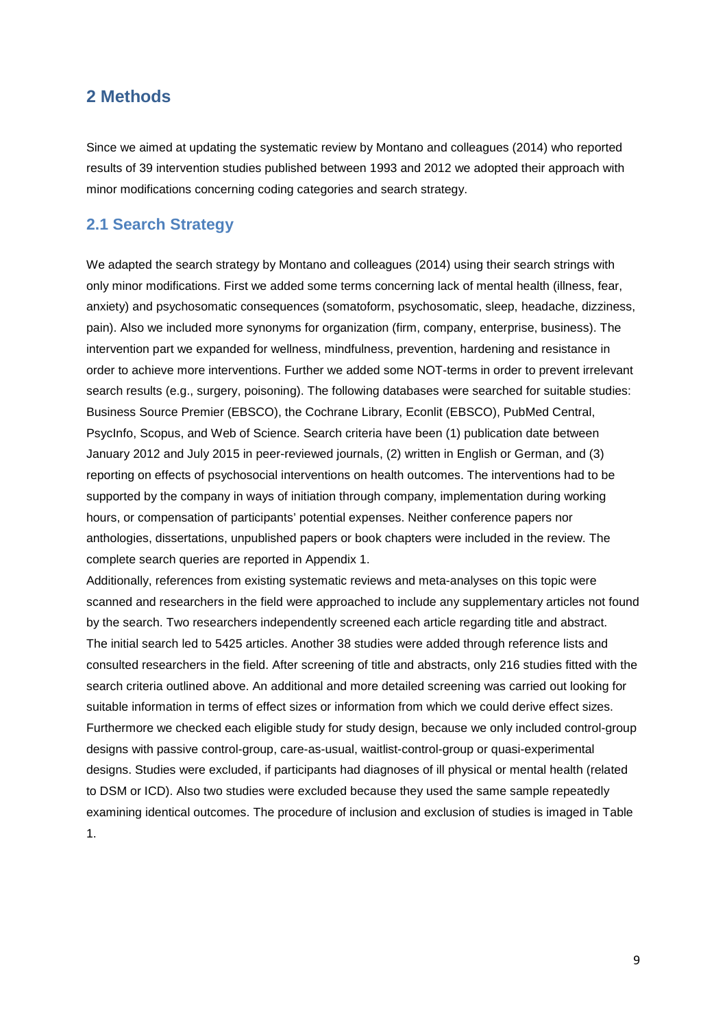# 2 Methods

Since we aimed at updating the systematic review by Montano and colleagues (2014) who reported results of 39 intervention studies published between 1993 and 2012 we adopted their approach with minor modifications concerning coding categories and search strategy.

## 2.1 Search Strategy

We adapted the search strategy by Montano and colleagues (2014) using their search strings with only minor modifications. First we added some terms concerning lack of mental health (illness, fear, anxiety) and psychosomatic consequences (somatoform, psychosomatic, sleep, headache, dizziness, pain). Also we included more synonyms for organization (firm, company, enterprise, business). The intervention part we expanded for wellness, mindfulness, prevention, hardening and resistance in order to achieve more interventions. Further we added some NOT-terms in order to prevent irrelevant search results (e.g., surgery, poisoning). The following databases were searched for suitable studies: Business Source Premier (EBSCO), the Cochrane Library, Econlit (EBSCO), PubMed Central, PsycInfo, Scopus, and Web of Science. Search criteria have been (1) publication date between January 2012 and July 2015 in peer-reviewed journals, (2) written in English or German, and (3) reporting on effects of psychosocial interventions on health outcomes. The interventions had to be supported by the company in ways of initiation through company, implementation during working hours, or compensation of participants' potential expenses. Neither conference papers nor anthologies, dissertations, unpublished papers or book chapters were included in the review. The complete search queries are reported in Appendix 1.

Additionally, references from existing systematic reviews and meta-analyses on this topic were scanned and researchers in the field were approached to include any supplementary articles not found by the search. Two researchers independently screened each article regarding title and abstract. The initial search led to 5425 articles. Another 38 studies were added through reference lists and consulted researchers in the field. After screening of title and abstracts, only 216 studies fitted with the search criteria outlined above. An additional and more detailed screening was carried out looking for suitable information in terms of effect sizes or information from which we could derive effect sizes. Furthermore we checked each eligible study for study design, because we only included control-group designs with passive control-group, care-as-usual, waitlist-control-group or quasi-experimental designs. Studies were excluded, if participants had diagnoses of ill physical or mental health (related to DSM or ICD). Also two studies were excluded because they used the same sample repeatedly examining identical outcomes. The procedure of inclusion and exclusion of studies is imaged in Table 1.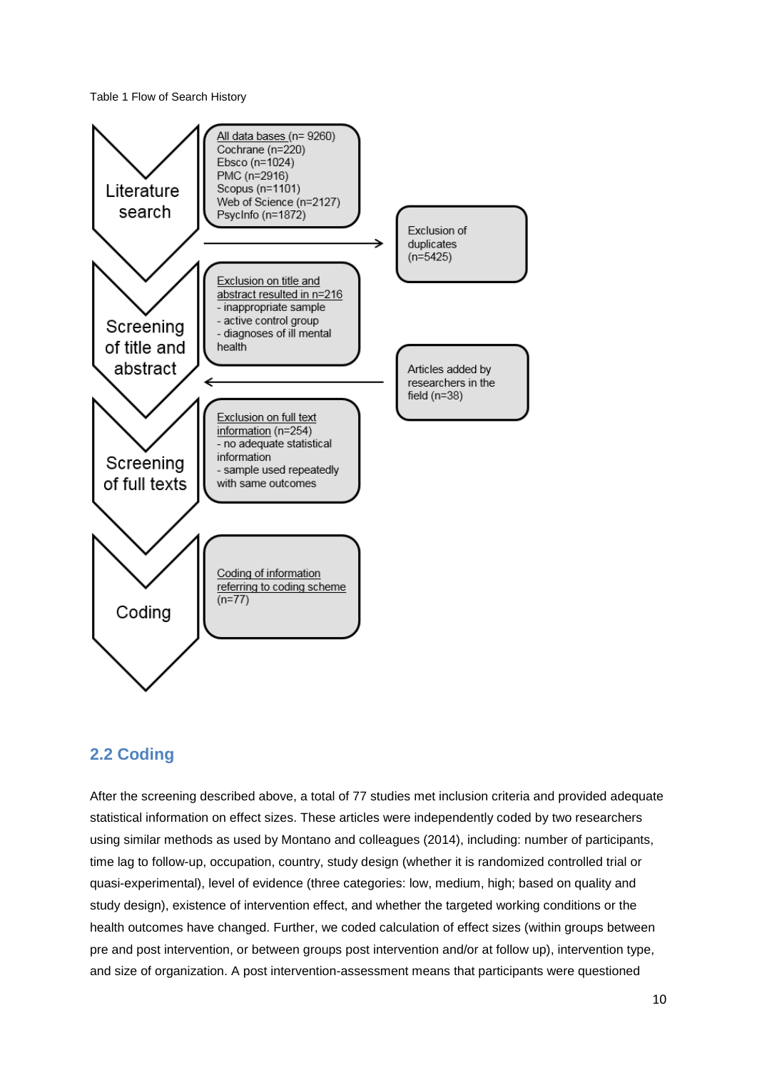Table 1 Flow of Search History

**Literature search**

All data bases (n= 9260)
Cochrane (n=220)
Ebsco (n=1024)
PMC (n=2916)
Scopus (n=1101)
Web of Science (n=2127)
PsycInfo (n=1872)

→ Exclusion of duplicates (n=5425)

**Screening of title and abstract**

Exclusion on title and abstract resulted in n=216
- inappropriate sample
- active control group
- diagnoses of ill mental health

← Articles added by researchers in the field (n=38)

**Screening of full texts**

Exclusion on full text information (n=254)
- no adequate statistical information
- sample used repeatedly with same outcomes

**Coding**

Coding of information referring to coding scheme (n=77)

## 2.2 Coding

After the screening described above, a total of 77 studies met inclusion criteria and provided adequate statistical information on effect sizes. These articles were independently coded by two researchers using similar methods as used by Montano and colleagues (2014), including: number of participants, time lag to follow-up, occupation, country, study design (whether it is randomized controlled trial or quasi-experimental), level of evidence (three categories: low, medium, high; based on quality and study design), existence of intervention effect, and whether the targeted working conditions or the health outcomes have changed. Further, we coded calculation of effect sizes (within groups between pre and post intervention, or between groups post intervention and/or at follow up), intervention type, and size of organization. A post intervention-assessment means that participants were questioned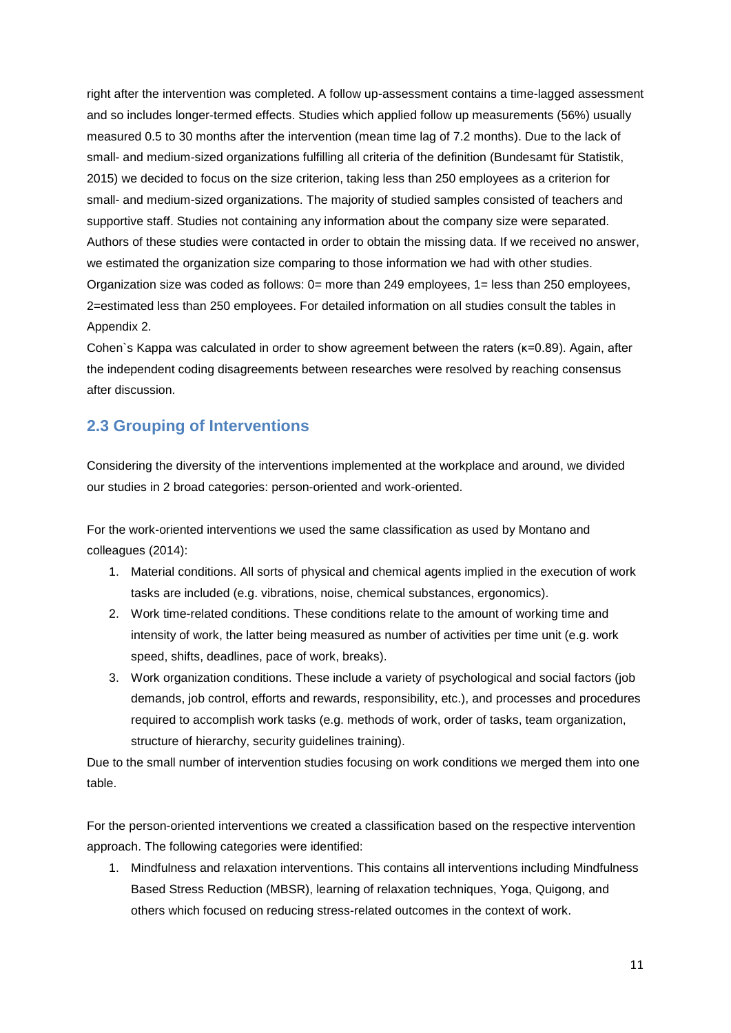right after the intervention was completed. A follow up-assessment contains a time-lagged assessment and so includes longer-termed effects. Studies which applied follow up measurements (56%) usually measured 0.5 to 30 months after the intervention (mean time lag of 7.2 months). Due to the lack of small- and medium-sized organizations fulfilling all criteria of the definition (Bundesamt für Statistik, 2015) we decided to focus on the size criterion, taking less than 250 employees as a criterion for small- and medium-sized organizations. The majority of studied samples consisted of teachers and supportive staff. Studies not containing any information about the company size were separated. Authors of these studies were contacted in order to obtain the missing data. If we received no answer, we estimated the organization size comparing to those information we had with other studies. Organization size was coded as follows: 0= more than 249 employees, 1= less than 250 employees, 2=estimated less than 250 employees. For detailed information on all studies consult the tables in Appendix 2.

Cohen`s Kappa was calculated in order to show agreement between the raters (κ=0.89). Again, after the independent coding disagreements between researches were resolved by reaching consensus after discussion.

## 2.3 Grouping of Interventions

Considering the diversity of the interventions implemented at the workplace and around, we divided our studies in 2 broad categories: person-oriented and work-oriented.

For the work-oriented interventions we used the same classification as used by Montano and colleagues (2014):

1. Material conditions. All sorts of physical and chemical agents implied in the execution of work tasks are included (e.g. vibrations, noise, chemical substances, ergonomics).
2. Work time-related conditions. These conditions relate to the amount of working time and intensity of work, the latter being measured as number of activities per time unit (e.g. work speed, shifts, deadlines, pace of work, breaks).
3. Work organization conditions. These include a variety of psychological and social factors (job demands, job control, efforts and rewards, responsibility, etc.), and processes and procedures required to accomplish work tasks (e.g. methods of work, order of tasks, team organization, structure of hierarchy, security guidelines training).

Due to the small number of intervention studies focusing on work conditions we merged them into one table.

For the person-oriented interventions we created a classification based on the respective intervention approach. The following categories were identified:

1. Mindfulness and relaxation interventions. This contains all interventions including Mindfulness Based Stress Reduction (MBSR), learning of relaxation techniques, Yoga, Quigong, and others which focused on reducing stress-related outcomes in the context of work.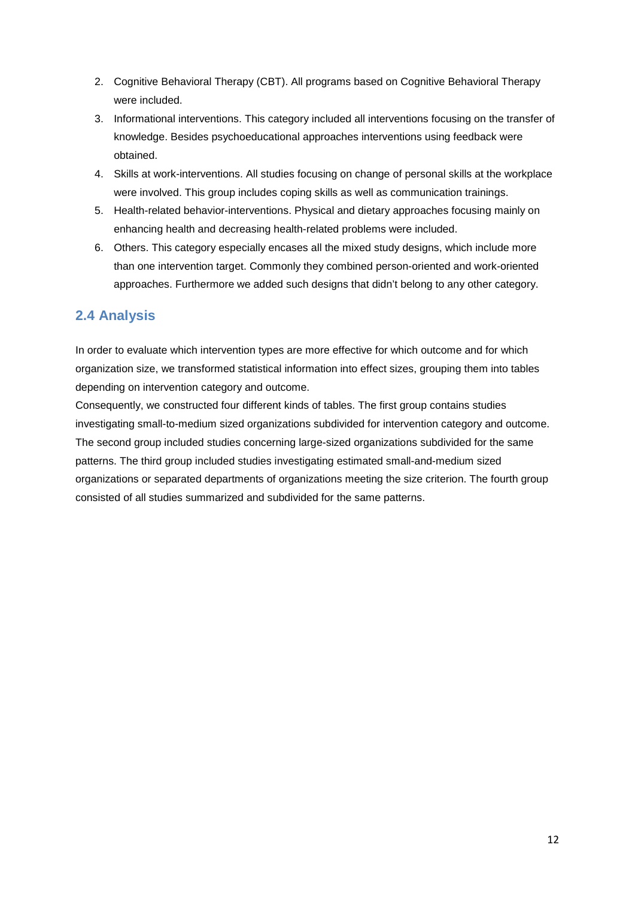2. Cognitive Behavioral Therapy (CBT). All programs based on Cognitive Behavioral Therapy were included.
3. Informational interventions. This category included all interventions focusing on the transfer of knowledge. Besides psychoeducational approaches interventions using feedback were obtained.
4. Skills at work-interventions. All studies focusing on change of personal skills at the workplace were involved. This group includes coping skills as well as communication trainings.
5. Health-related behavior-interventions. Physical and dietary approaches focusing mainly on enhancing health and decreasing health-related problems were included.
6. Others. This category especially encases all the mixed study designs, which include more than one intervention target. Commonly they combined person-oriented and work-oriented approaches. Furthermore we added such designs that didn't belong to any other category.

## 2.4 Analysis

In order to evaluate which intervention types are more effective for which outcome and for which organization size, we transformed statistical information into effect sizes, grouping them into tables depending on intervention category and outcome.

Consequently, we constructed four different kinds of tables. The first group contains studies investigating small-to-medium sized organizations subdivided for intervention category and outcome. The second group included studies concerning large-sized organizations subdivided for the same patterns. The third group included studies investigating estimated small-and-medium sized organizations or separated departments of organizations meeting the size criterion. The fourth group consisted of all studies summarized and subdivided for the same patterns.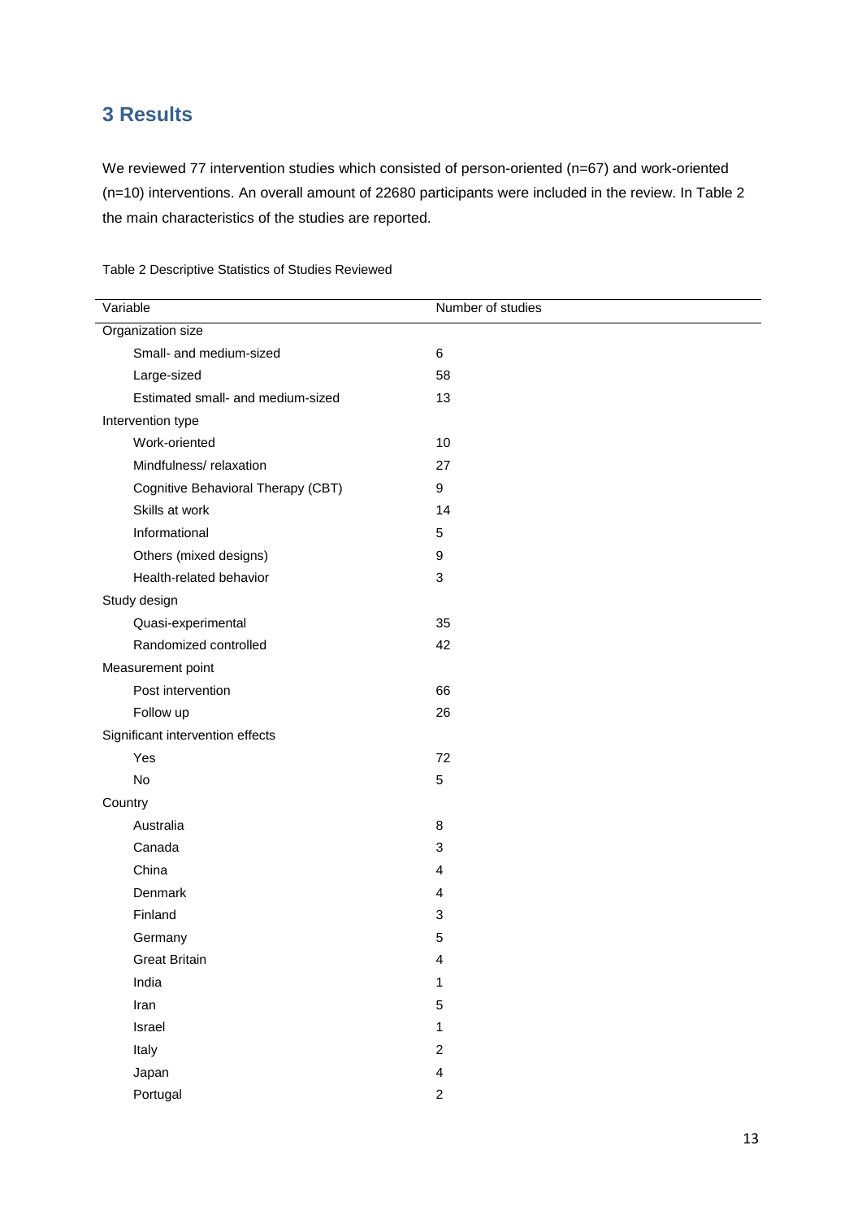## 3 Results

We reviewed 77 intervention studies which consisted of person-oriented (n=67) and work-oriented (n=10) interventions. An overall amount of 22680 participants were included in the review. In Table 2 the main characteristics of the studies are reported.

Table 2 Descriptive Statistics of Studies Reviewed

| Variable | Number of studies |
|---|---|
| Organization size | |
| Small- and medium-sized | 6 |
| Large-sized | 58 |
| Estimated small- and medium-sized | 13 |
| Intervention type | |
| Work-oriented | 10 |
| Mindfulness/ relaxation | 27 |
| Cognitive Behavioral Therapy (CBT) | 9 |
| Skills at work | 14 |
| Informational | 5 |
| Others (mixed designs) | 9 |
| Health-related behavior | 3 |
| Study design | |
| Quasi-experimental | 35 |
| Randomized controlled | 42 |
| Measurement point | |
| Post intervention | 66 |
| Follow up | 26 |
| Significant intervention effects | |
| Yes | 72 |
| No | 5 |
| Country | |
| Australia | 8 |
| Canada | 3 |
| China | 4 |
| Denmark | 4 |
| Finland | 3 |
| Germany | 5 |
| Great Britain | 4 |
| India | 1 |
| Iran | 5 |
| Israel | 1 |
| Italy | 2 |
| Japan | 4 |
| Portugal | 2 |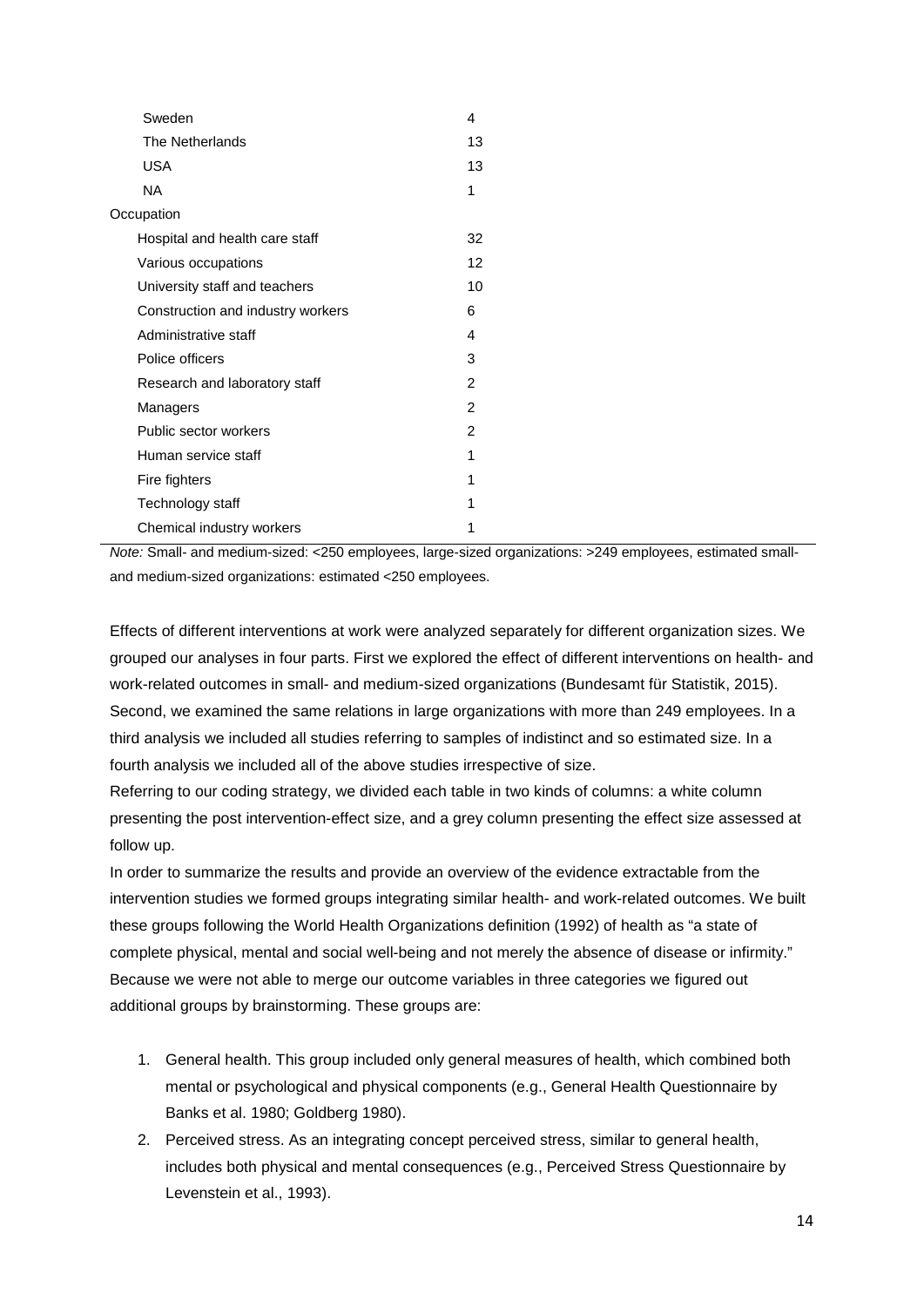| | |
|---|---|
| Sweden | 4 |
| The Netherlands | 13 |
| USA | 13 |
| NA | 1 |
| Occupation | |
| Hospital and health care staff | 32 |
| Various occupations | 12 |
| University staff and teachers | 10 |
| Construction and industry workers | 6 |
| Administrative staff | 4 |
| Police officers | 3 |
| Research and laboratory staff | 2 |
| Managers | 2 |
| Public sector workers | 2 |
| Human service staff | 1 |
| Fire fighters | 1 |
| Technology staff | 1 |
| Chemical industry workers | 1 |

*Note:* Small- and medium-sized: <250 employees, large-sized organizations: >249 employees, estimated small- and medium-sized organizations: estimated <250 employees.

Effects of different interventions at work were analyzed separately for different organization sizes. We grouped our analyses in four parts. First we explored the effect of different interventions on health- and work-related outcomes in small- and medium-sized organizations (Bundesamt für Statistik, 2015). Second, we examined the same relations in large organizations with more than 249 employees. In a third analysis we included all studies referring to samples of indistinct and so estimated size. In a fourth analysis we included all of the above studies irrespective of size.

Referring to our coding strategy, we divided each table in two kinds of columns: a white column presenting the post intervention-effect size, and a grey column presenting the effect size assessed at follow up.

In order to summarize the results and provide an overview of the evidence extractable from the intervention studies we formed groups integrating similar health- and work-related outcomes. We built these groups following the World Health Organizations definition (1992) of health as "a state of complete physical, mental and social well-being and not merely the absence of disease or infirmity." Because we were not able to merge our outcome variables in three categories we figured out additional groups by brainstorming. These groups are:

1. General health. This group included only general measures of health, which combined both mental or psychological and physical components (e.g., General Health Questionnaire by Banks et al. 1980; Goldberg 1980).
2. Perceived stress. As an integrating concept perceived stress, similar to general health, includes both physical and mental consequences (e.g., Perceived Stress Questionnaire by Levenstein et al., 1993).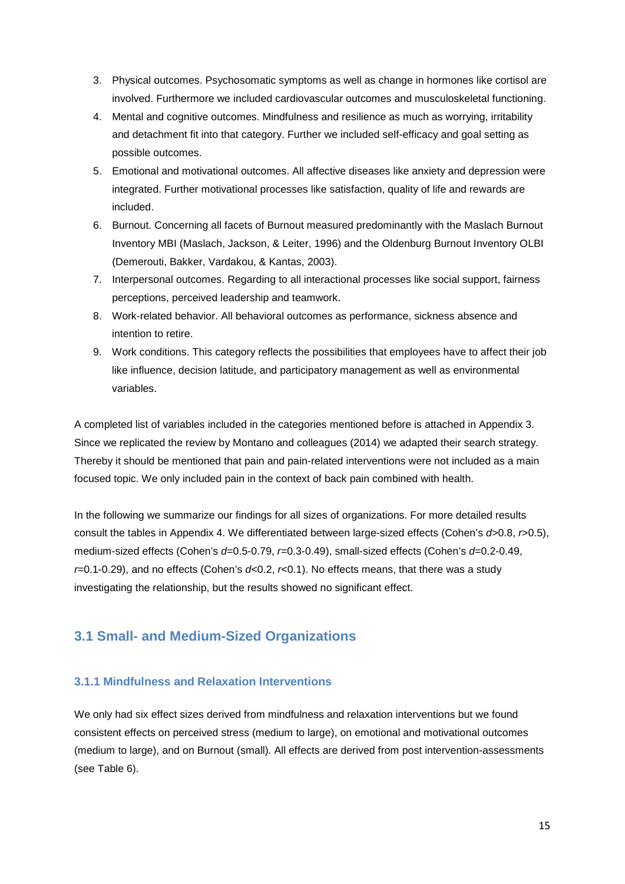3. Physical outcomes. Psychosomatic symptoms as well as change in hormones like cortisol are involved. Furthermore we included cardiovascular outcomes and musculoskeletal functioning.
4. Mental and cognitive outcomes. Mindfulness and resilience as much as worrying, irritability and detachment fit into that category. Further we included self-efficacy and goal setting as possible outcomes.
5. Emotional and motivational outcomes. All affective diseases like anxiety and depression were integrated. Further motivational processes like satisfaction, quality of life and rewards are included.
6. Burnout. Concerning all facets of Burnout measured predominantly with the Maslach Burnout Inventory MBI (Maslach, Jackson, & Leiter, 1996) and the Oldenburg Burnout Inventory OLBI (Demerouti, Bakker, Vardakou, & Kantas, 2003).
7. Interpersonal outcomes. Regarding to all interactional processes like social support, fairness perceptions, perceived leadership and teamwork.
8. Work-related behavior. All behavioral outcomes as performance, sickness absence and intention to retire.
9. Work conditions. This category reflects the possibilities that employees have to affect their job like influence, decision latitude, and participatory management as well as environmental variables.

A completed list of variables included in the categories mentioned before is attached in Appendix 3. Since we replicated the review by Montano and colleagues (2014) we adapted their search strategy. Thereby it should be mentioned that pain and pain-related interventions were not included as a main focused topic. We only included pain in the context of back pain combined with health.

In the following we summarize our findings for all sizes of organizations. For more detailed results consult the tables in Appendix 4. We differentiated between large-sized effects (Cohen's $d$>0.8, $r$>0.5), medium-sized effects (Cohen's $d$=0.5-0.79, $r$=0.3-0.49), small-sized effects (Cohen's $d$=0.2-0.49, $r$=0.1-0.29), and no effects (Cohen's $d$<0.2, $r$<0.1). No effects means, that there was a study investigating the relationship, but the results showed no significant effect.

## 3.1 Small- and Medium-Sized Organizations

### 3.1.1 Mindfulness and Relaxation Interventions

We only had six effect sizes derived from mindfulness and relaxation interventions but we found consistent effects on perceived stress (medium to large), on emotional and motivational outcomes (medium to large), and on Burnout (small). All effects are derived from post intervention-assessments (see Table 6).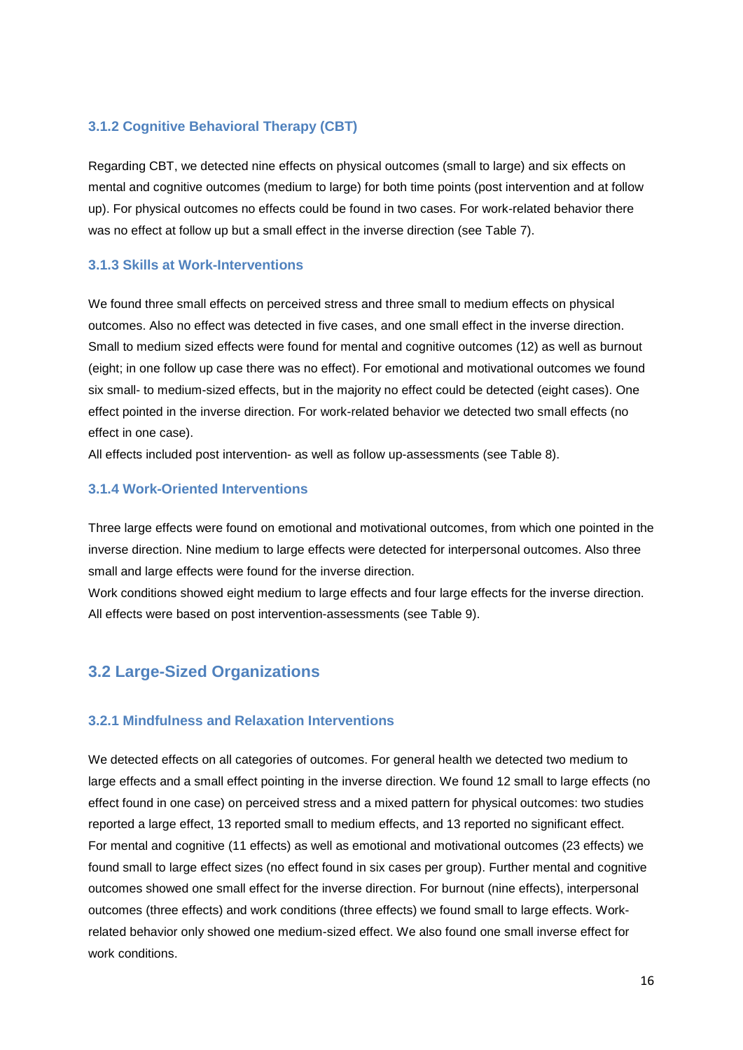### 3.1.2 Cognitive Behavioral Therapy (CBT)

Regarding CBT, we detected nine effects on physical outcomes (small to large) and six effects on mental and cognitive outcomes (medium to large) for both time points (post intervention and at follow up). For physical outcomes no effects could be found in two cases. For work-related behavior there was no effect at follow up but a small effect in the inverse direction (see Table 7).

### 3.1.3 Skills at Work-Interventions

We found three small effects on perceived stress and three small to medium effects on physical outcomes. Also no effect was detected in five cases, and one small effect in the inverse direction. Small to medium sized effects were found for mental and cognitive outcomes (12) as well as burnout (eight; in one follow up case there was no effect). For emotional and motivational outcomes we found six small- to medium-sized effects, but in the majority no effect could be detected (eight cases). One effect pointed in the inverse direction. For work-related behavior we detected two small effects (no effect in one case).

All effects included post intervention- as well as follow up-assessments (see Table 8).

### 3.1.4 Work-Oriented Interventions

Three large effects were found on emotional and motivational outcomes, from which one pointed in the inverse direction. Nine medium to large effects were detected for interpersonal outcomes. Also three small and large effects were found for the inverse direction.

Work conditions showed eight medium to large effects and four large effects for the inverse direction. All effects were based on post intervention-assessments (see Table 9).

## 3.2 Large-Sized Organizations

### 3.2.1 Mindfulness and Relaxation Interventions

We detected effects on all categories of outcomes. For general health we detected two medium to large effects and a small effect pointing in the inverse direction. We found 12 small to large effects (no effect found in one case) on perceived stress and a mixed pattern for physical outcomes: two studies reported a large effect, 13 reported small to medium effects, and 13 reported no significant effect. For mental and cognitive (11 effects) as well as emotional and motivational outcomes (23 effects) we found small to large effect sizes (no effect found in six cases per group). Further mental and cognitive outcomes showed one small effect for the inverse direction. For burnout (nine effects), interpersonal outcomes (three effects) and work conditions (three effects) we found small to large effects. Work-related behavior only showed one medium-sized effect. We also found one small inverse effect for work conditions.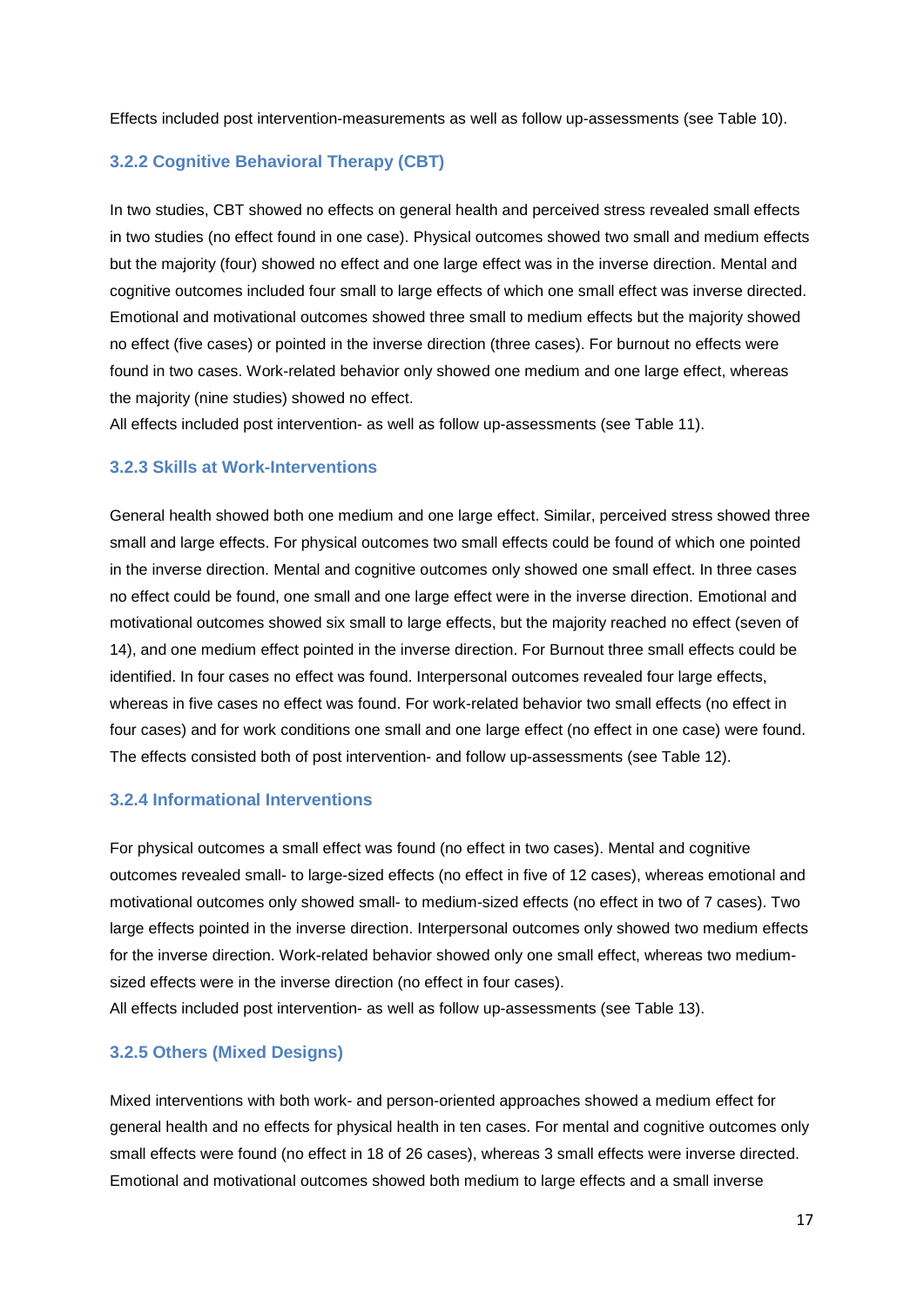Effects included post intervention-measurements as well as follow up-assessments (see Table 10).

### 3.2.2 Cognitive Behavioral Therapy (CBT)

In two studies, CBT showed no effects on general health and perceived stress revealed small effects in two studies (no effect found in one case). Physical outcomes showed two small and medium effects but the majority (four) showed no effect and one large effect was in the inverse direction. Mental and cognitive outcomes included four small to large effects of which one small effect was inverse directed. Emotional and motivational outcomes showed three small to medium effects but the majority showed no effect (five cases) or pointed in the inverse direction (three cases). For burnout no effects were found in two cases. Work-related behavior only showed one medium and one large effect, whereas the majority (nine studies) showed no effect.
All effects included post intervention- as well as follow up-assessments (see Table 11).

### 3.2.3 Skills at Work-Interventions

General health showed both one medium and one large effect. Similar, perceived stress showed three small and large effects. For physical outcomes two small effects could be found of which one pointed in the inverse direction. Mental and cognitive outcomes only showed one small effect. In three cases no effect could be found, one small and one large effect were in the inverse direction. Emotional and motivational outcomes showed six small to large effects, but the majority reached no effect (seven of 14), and one medium effect pointed in the inverse direction. For Burnout three small effects could be identified. In four cases no effect was found. Interpersonal outcomes revealed four large effects, whereas in five cases no effect was found. For work-related behavior two small effects (no effect in four cases) and for work conditions one small and one large effect (no effect in one case) were found. The effects consisted both of post intervention- and follow up-assessments (see Table 12).

### 3.2.4 Informational Interventions

For physical outcomes a small effect was found (no effect in two cases). Mental and cognitive outcomes revealed small- to large-sized effects (no effect in five of 12 cases), whereas emotional and motivational outcomes only showed small- to medium-sized effects (no effect in two of 7 cases). Two large effects pointed in the inverse direction. Interpersonal outcomes only showed two medium effects for the inverse direction. Work-related behavior showed only one small effect, whereas two medium-sized effects were in the inverse direction (no effect in four cases).
All effects included post intervention- as well as follow up-assessments (see Table 13).

### 3.2.5 Others (Mixed Designs)

Mixed interventions with both work- and person-oriented approaches showed a medium effect for general health and no effects for physical health in ten cases. For mental and cognitive outcomes only small effects were found (no effect in 18 of 26 cases), whereas 3 small effects were inverse directed. Emotional and motivational outcomes showed both medium to large effects and a small inverse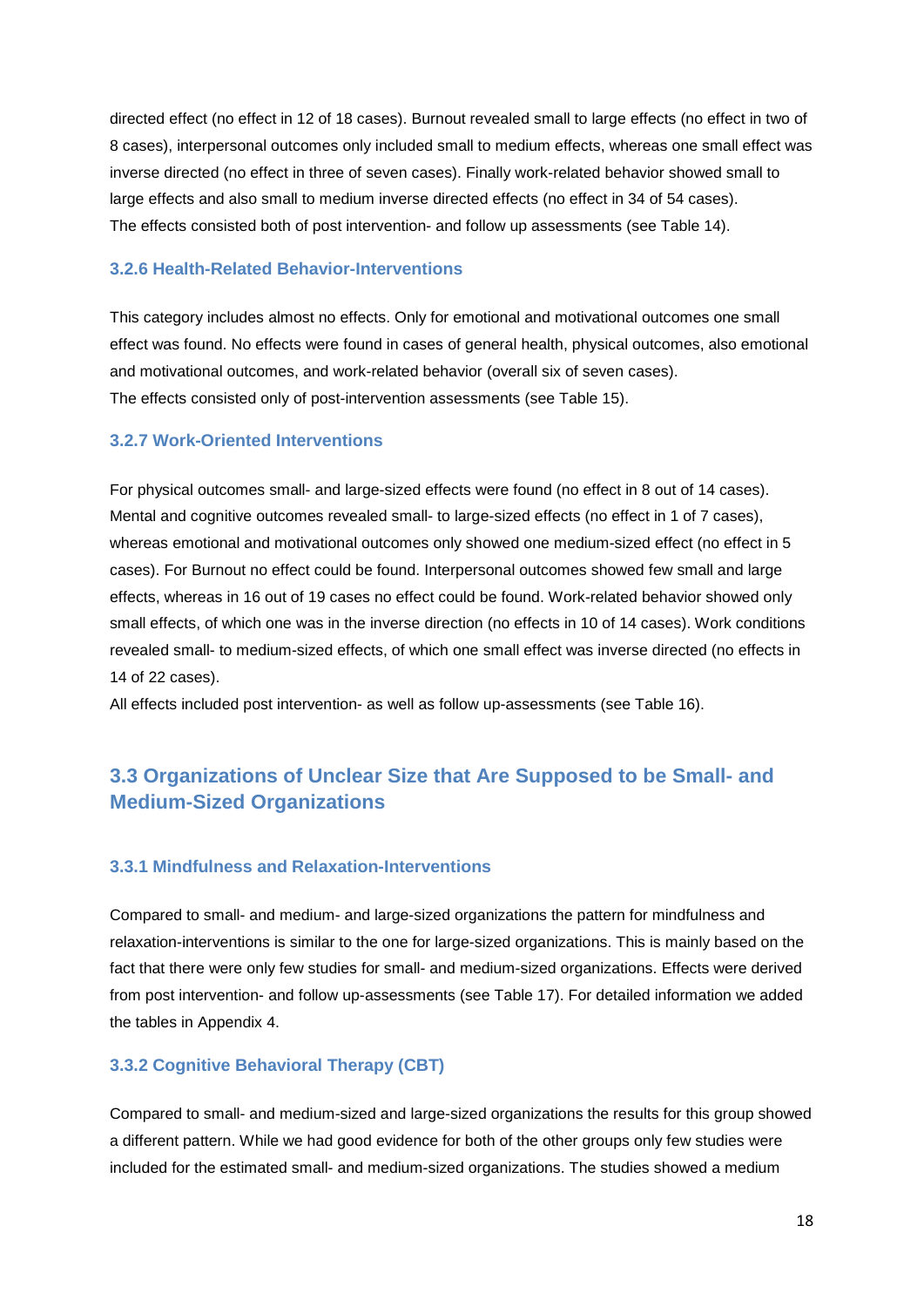directed effect (no effect in 12 of 18 cases). Burnout revealed small to large effects (no effect in two of 8 cases), interpersonal outcomes only included small to medium effects, whereas one small effect was inverse directed (no effect in three of seven cases). Finally work-related behavior showed small to large effects and also small to medium inverse directed effects (no effect in 34 of 54 cases).
The effects consisted both of post intervention- and follow up assessments (see Table 14).

### 3.2.6 Health-Related Behavior-Interventions

This category includes almost no effects. Only for emotional and motivational outcomes one small effect was found. No effects were found in cases of general health, physical outcomes, also emotional and motivational outcomes, and work-related behavior (overall six of seven cases).
The effects consisted only of post-intervention assessments (see Table 15).

### 3.2.7 Work-Oriented Interventions

For physical outcomes small- and large-sized effects were found (no effect in 8 out of 14 cases). Mental and cognitive outcomes revealed small- to large-sized effects (no effect in 1 of 7 cases), whereas emotional and motivational outcomes only showed one medium-sized effect (no effect in 5 cases). For Burnout no effect could be found. Interpersonal outcomes showed few small and large effects, whereas in 16 out of 19 cases no effect could be found. Work-related behavior showed only small effects, of which one was in the inverse direction (no effects in 10 of 14 cases). Work conditions revealed small- to medium-sized effects, of which one small effect was inverse directed (no effects in 14 of 22 cases).
All effects included post intervention- as well as follow up-assessments (see Table 16).

## 3.3 Organizations of Unclear Size that Are Supposed to be Small- and Medium-Sized Organizations

### 3.3.1 Mindfulness and Relaxation-Interventions

Compared to small- and medium- and large-sized organizations the pattern for mindfulness and relaxation-interventions is similar to the one for large-sized organizations. This is mainly based on the fact that there were only few studies for small- and medium-sized organizations. Effects were derived from post intervention- and follow up-assessments (see Table 17). For detailed information we added the tables in Appendix 4.

### 3.3.2 Cognitive Behavioral Therapy (CBT)

Compared to small- and medium-sized and large-sized organizations the results for this group showed a different pattern. While we had good evidence for both of the other groups only few studies were included for the estimated small- and medium-sized organizations. The studies showed a medium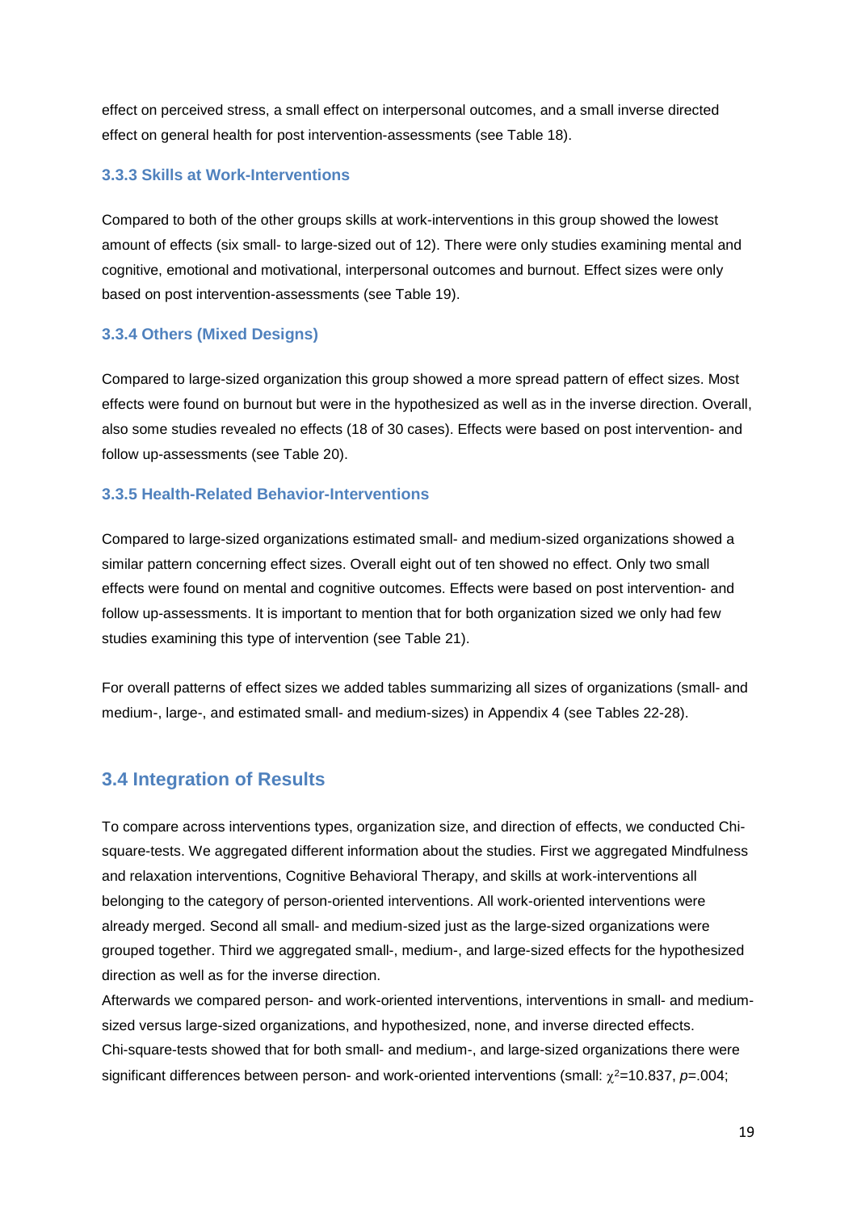effect on perceived stress, a small effect on interpersonal outcomes, and a small inverse directed effect on general health for post intervention-assessments (see Table 18).

### 3.3.3 Skills at Work-Interventions

Compared to both of the other groups skills at work-interventions in this group showed the lowest amount of effects (six small- to large-sized out of 12). There were only studies examining mental and cognitive, emotional and motivational, interpersonal outcomes and burnout. Effect sizes were only based on post intervention-assessments (see Table 19).

### 3.3.4 Others (Mixed Designs)

Compared to large-sized organization this group showed a more spread pattern of effect sizes. Most effects were found on burnout but were in the hypothesized as well as in the inverse direction. Overall, also some studies revealed no effects (18 of 30 cases). Effects were based on post intervention- and follow up-assessments (see Table 20).

### 3.3.5 Health-Related Behavior-Interventions

Compared to large-sized organizations estimated small- and medium-sized organizations showed a similar pattern concerning effect sizes. Overall eight out of ten showed no effect. Only two small effects were found on mental and cognitive outcomes. Effects were based on post intervention- and follow up-assessments. It is important to mention that for both organization sized we only had few studies examining this type of intervention (see Table 21).

For overall patterns of effect sizes we added tables summarizing all sizes of organizations (small- and medium-, large-, and estimated small- and medium-sizes) in Appendix 4 (see Tables 22-28).

## 3.4 Integration of Results

To compare across interventions types, organization size, and direction of effects, we conducted Chi-square-tests. We aggregated different information about the studies. First we aggregated Mindfulness and relaxation interventions, Cognitive Behavioral Therapy, and skills at work-interventions all belonging to the category of person-oriented interventions. All work-oriented interventions were already merged. Second all small- and medium-sized just as the large-sized organizations were grouped together. Third we aggregated small-, medium-, and large-sized effects for the hypothesized direction as well as for the inverse direction.
Afterwards we compared person- and work-oriented interventions, interventions in small- and medium-sized versus large-sized organizations, and hypothesized, none, and inverse directed effects.
Chi-square-tests showed that for both small- and medium-, and large-sized organizations there were significant differences between person- and work-oriented interventions (small: $\chi^2$=10.837, *p*=.004;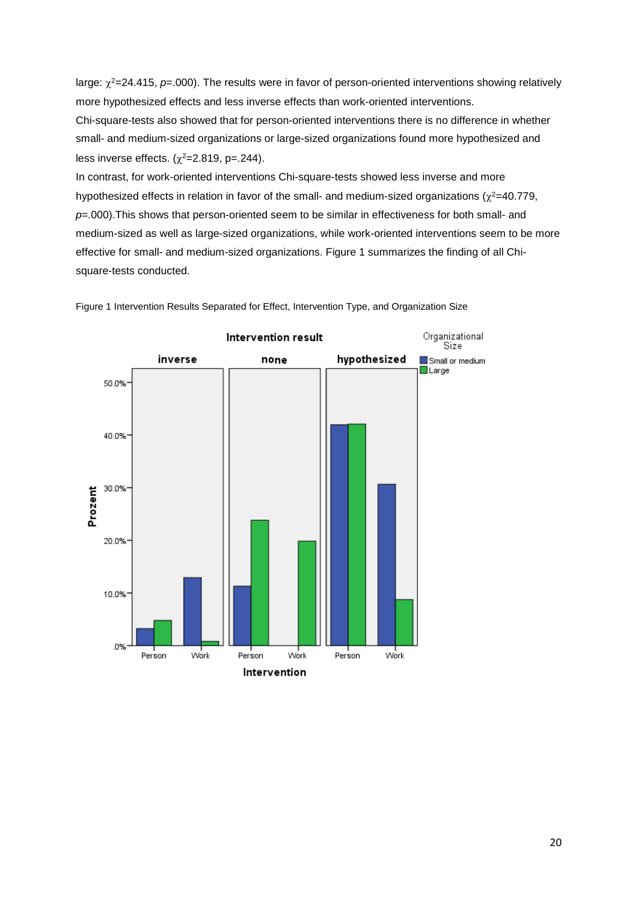large: $\chi^2$=24.415, $p$=.000). The results were in favor of person-oriented interventions showing relatively more hypothesized effects and less inverse effects than work-oriented interventions.

Chi-square-tests also showed that for person-oriented interventions there is no difference in whether small- and medium-sized organizations or large-sized organizations found more hypothesized and less inverse effects. ($\chi^2$=2.819, p=.244).

In contrast, for work-oriented interventions Chi-square-tests showed less inverse and more hypothesized effects in relation in favor of the small- and medium-sized organizations ($\chi^2$=40.779, $p$=.000).This shows that person-oriented seem to be similar in effectiveness for both small- and medium-sized as well as large-sized organizations, while work-oriented interventions seem to be more effective for small- and medium-sized organizations. Figure 1 summarizes the finding of all Chi-square-tests conducted.

Figure 1 Intervention Results Separated for Effect, Intervention Type, and Organization Size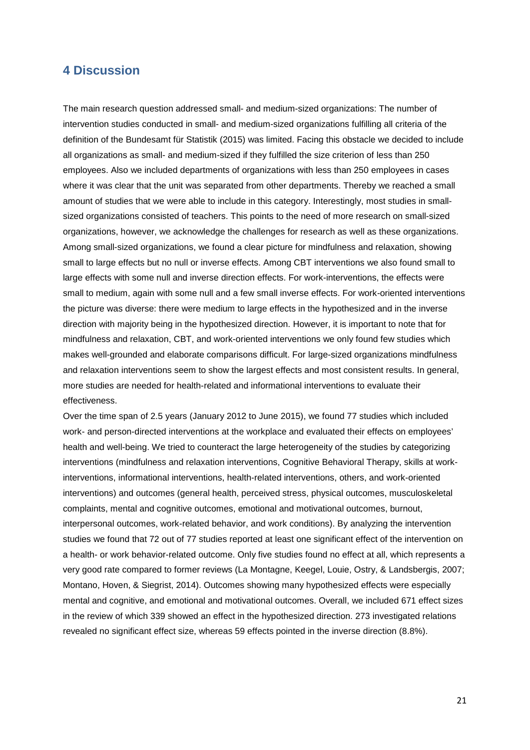## 4 Discussion

The main research question addressed small- and medium-sized organizations: The number of intervention studies conducted in small- and medium-sized organizations fulfilling all criteria of the definition of the Bundesamt für Statistik (2015) was limited. Facing this obstacle we decided to include all organizations as small- and medium-sized if they fulfilled the size criterion of less than 250 employees. Also we included departments of organizations with less than 250 employees in cases where it was clear that the unit was separated from other departments. Thereby we reached a small amount of studies that we were able to include in this category. Interestingly, most studies in small-sized organizations consisted of teachers. This points to the need of more research on small-sized organizations, however, we acknowledge the challenges for research as well as these organizations. Among small-sized organizations, we found a clear picture for mindfulness and relaxation, showing small to large effects but no null or inverse effects. Among CBT interventions we also found small to large effects with some null and inverse direction effects. For work-interventions, the effects were small to medium, again with some null and a few small inverse effects. For work-oriented interventions the picture was diverse: there were medium to large effects in the hypothesized and in the inverse direction with majority being in the hypothesized direction. However, it is important to note that for mindfulness and relaxation, CBT, and work-oriented interventions we only found few studies which makes well-grounded and elaborate comparisons difficult. For large-sized organizations mindfulness and relaxation interventions seem to show the largest effects and most consistent results. In general, more studies are needed for health-related and informational interventions to evaluate their effectiveness.

Over the time span of 2.5 years (January 2012 to June 2015), we found 77 studies which included work- and person-directed interventions at the workplace and evaluated their effects on employees' health and well-being. We tried to counteract the large heterogeneity of the studies by categorizing interventions (mindfulness and relaxation interventions, Cognitive Behavioral Therapy, skills at work-interventions, informational interventions, health-related interventions, others, and work-oriented interventions) and outcomes (general health, perceived stress, physical outcomes, musculoskeletal complaints, mental and cognitive outcomes, emotional and motivational outcomes, burnout, interpersonal outcomes, work-related behavior, and work conditions). By analyzing the intervention studies we found that 72 out of 77 studies reported at least one significant effect of the intervention on a health- or work behavior-related outcome. Only five studies found no effect at all, which represents a very good rate compared to former reviews (La Montagne, Keegel, Louie, Ostry, & Landsbergis, 2007; Montano, Hoven, & Siegrist, 2014). Outcomes showing many hypothesized effects were especially mental and cognitive, and emotional and motivational outcomes. Overall, we included 671 effect sizes in the review of which 339 showed an effect in the hypothesized direction. 273 investigated relations revealed no significant effect size, whereas 59 effects pointed in the inverse direction (8.8%).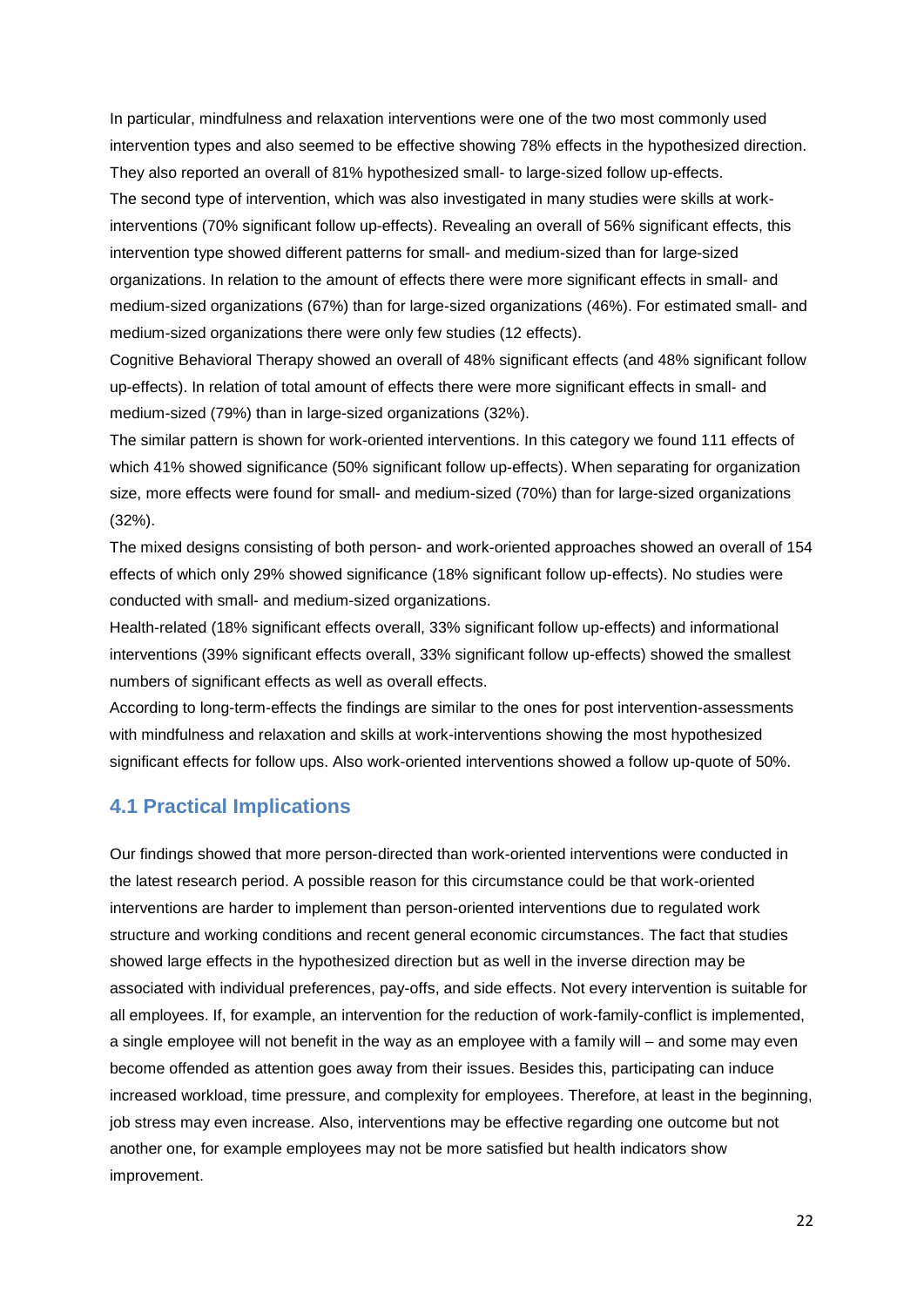In particular, mindfulness and relaxation interventions were one of the two most commonly used intervention types and also seemed to be effective showing 78% effects in the hypothesized direction. They also reported an overall of 81% hypothesized small- to large-sized follow up-effects.
The second type of intervention, which was also investigated in many studies were skills at work-interventions (70% significant follow up-effects). Revealing an overall of 56% significant effects, this intervention type showed different patterns for small- and medium-sized than for large-sized organizations. In relation to the amount of effects there were more significant effects in small- and medium-sized organizations (67%) than for large-sized organizations (46%). For estimated small- and medium-sized organizations there were only few studies (12 effects).
Cognitive Behavioral Therapy showed an overall of 48% significant effects (and 48% significant follow up-effects). In relation of total amount of effects there were more significant effects in small- and medium-sized (79%) than in large-sized organizations (32%).
The similar pattern is shown for work-oriented interventions. In this category we found 111 effects of which 41% showed significance (50% significant follow up-effects). When separating for organization size, more effects were found for small- and medium-sized (70%) than for large-sized organizations (32%).
The mixed designs consisting of both person- and work-oriented approaches showed an overall of 154 effects of which only 29% showed significance (18% significant follow up-effects). No studies were conducted with small- and medium-sized organizations.
Health-related (18% significant effects overall, 33% significant follow up-effects) and informational interventions (39% significant effects overall, 33% significant follow up-effects) showed the smallest numbers of significant effects as well as overall effects.
According to long-term-effects the findings are similar to the ones for post intervention-assessments with mindfulness and relaxation and skills at work-interventions showing the most hypothesized significant effects for follow ups. Also work-oriented interventions showed a follow up-quote of 50%.

## 4.1 Practical Implications

Our findings showed that more person-directed than work-oriented interventions were conducted in the latest research period. A possible reason for this circumstance could be that work-oriented interventions are harder to implement than person-oriented interventions due to regulated work structure and working conditions and recent general economic circumstances. The fact that studies showed large effects in the hypothesized direction but as well in the inverse direction may be associated with individual preferences, pay-offs, and side effects. Not every intervention is suitable for all employees. If, for example, an intervention for the reduction of work-family-conflict is implemented, a single employee will not benefit in the way as an employee with a family will – and some may even become offended as attention goes away from their issues. Besides this, participating can induce increased workload, time pressure, and complexity for employees. Therefore, at least in the beginning, job stress may even increase. Also, interventions may be effective regarding one outcome but not another one, for example employees may not be more satisfied but health indicators show improvement.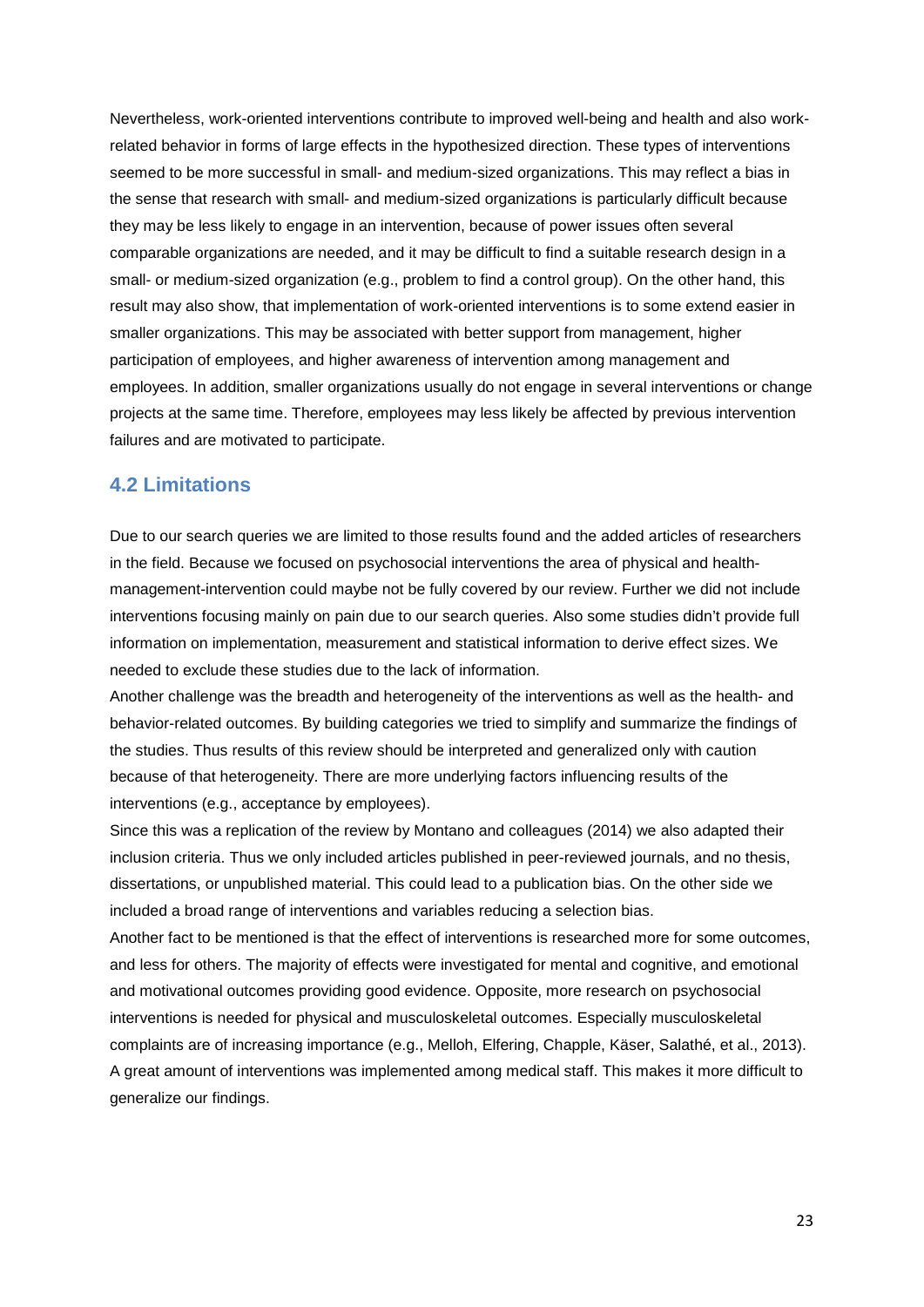Nevertheless, work-oriented interventions contribute to improved well-being and health and also work-related behavior in forms of large effects in the hypothesized direction. These types of interventions seemed to be more successful in small- and medium-sized organizations. This may reflect a bias in the sense that research with small- and medium-sized organizations is particularly difficult because they may be less likely to engage in an intervention, because of power issues often several comparable organizations are needed, and it may be difficult to find a suitable research design in a small- or medium-sized organization (e.g., problem to find a control group). On the other hand, this result may also show, that implementation of work-oriented interventions is to some extend easier in smaller organizations. This may be associated with better support from management, higher participation of employees, and higher awareness of intervention among management and employees. In addition, smaller organizations usually do not engage in several interventions or change projects at the same time. Therefore, employees may less likely be affected by previous intervention failures and are motivated to participate.

## 4.2 Limitations

Due to our search queries we are limited to those results found and the added articles of researchers in the field. Because we focused on psychosocial interventions the area of physical and health-management-intervention could maybe not be fully covered by our review. Further we did not include interventions focusing mainly on pain due to our search queries. Also some studies didn't provide full information on implementation, measurement and statistical information to derive effect sizes. We needed to exclude these studies due to the lack of information.

Another challenge was the breadth and heterogeneity of the interventions as well as the health- and behavior-related outcomes. By building categories we tried to simplify and summarize the findings of the studies. Thus results of this review should be interpreted and generalized only with caution because of that heterogeneity. There are more underlying factors influencing results of the interventions (e.g., acceptance by employees).

Since this was a replication of the review by Montano and colleagues (2014) we also adapted their inclusion criteria. Thus we only included articles published in peer-reviewed journals, and no thesis, dissertations, or unpublished material. This could lead to a publication bias. On the other side we included a broad range of interventions and variables reducing a selection bias.

Another fact to be mentioned is that the effect of interventions is researched more for some outcomes, and less for others. The majority of effects were investigated for mental and cognitive, and emotional and motivational outcomes providing good evidence. Opposite, more research on psychosocial interventions is needed for physical and musculoskeletal outcomes. Especially musculoskeletal complaints are of increasing importance (e.g., Melloh, Elfering, Chapple, Käser, Salathé, et al., 2013). A great amount of interventions was implemented among medical staff. This makes it more difficult to generalize our findings.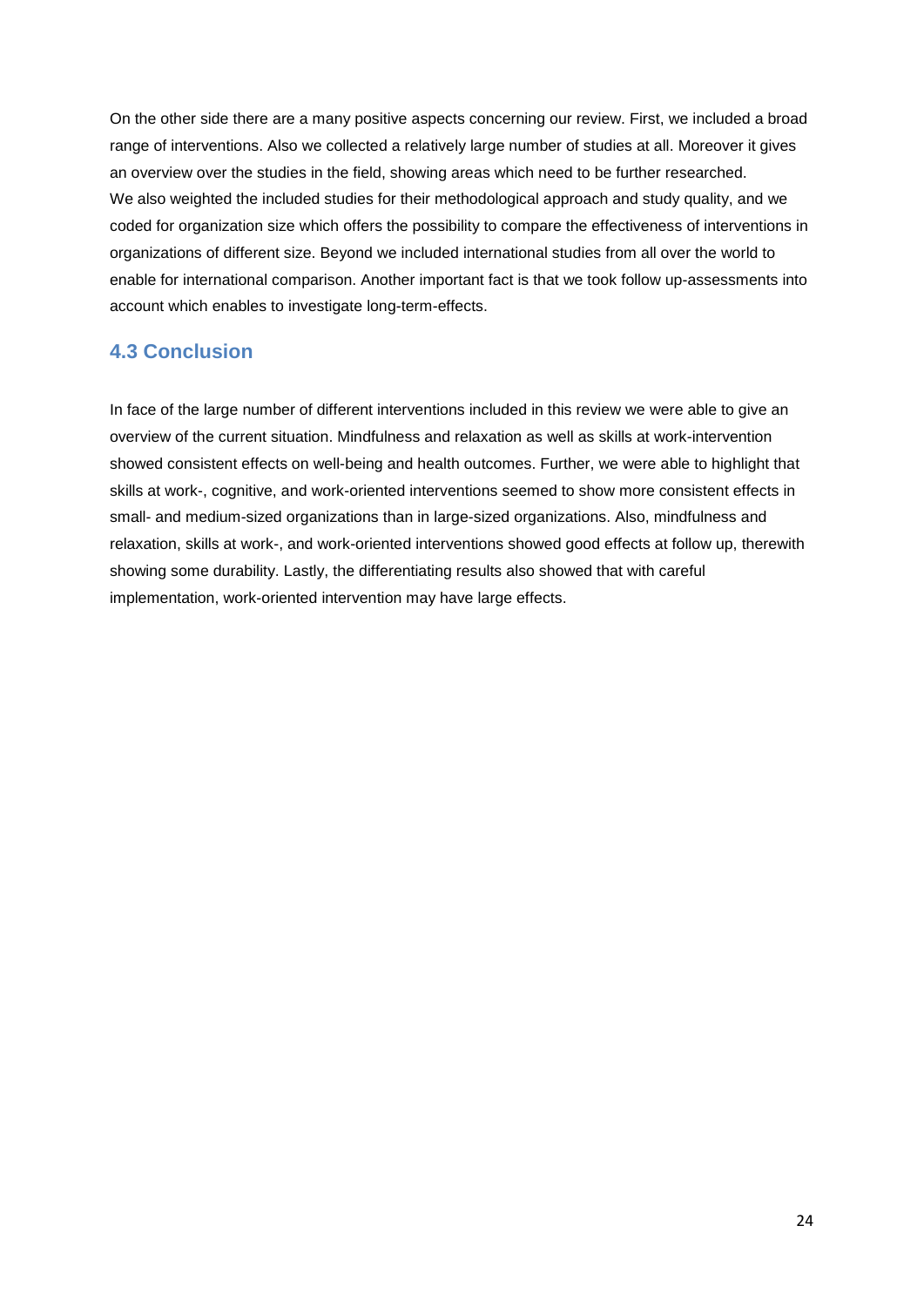On the other side there are a many positive aspects concerning our review. First, we included a broad range of interventions. Also we collected a relatively large number of studies at all. Moreover it gives an overview over the studies in the field, showing areas which need to be further researched. We also weighted the included studies for their methodological approach and study quality, and we coded for organization size which offers the possibility to compare the effectiveness of interventions in organizations of different size. Beyond we included international studies from all over the world to enable for international comparison. Another important fact is that we took follow up-assessments into account which enables to investigate long-term-effects.

### 4.3 Conclusion

In face of the large number of different interventions included in this review we were able to give an overview of the current situation. Mindfulness and relaxation as well as skills at work-intervention showed consistent effects on well-being and health outcomes. Further, we were able to highlight that skills at work-, cognitive, and work-oriented interventions seemed to show more consistent effects in small- and medium-sized organizations than in large-sized organizations. Also, mindfulness and relaxation, skills at work-, and work-oriented interventions showed good effects at follow up, therewith showing some durability. Lastly, the differentiating results also showed that with careful implementation, work-oriented intervention may have large effects.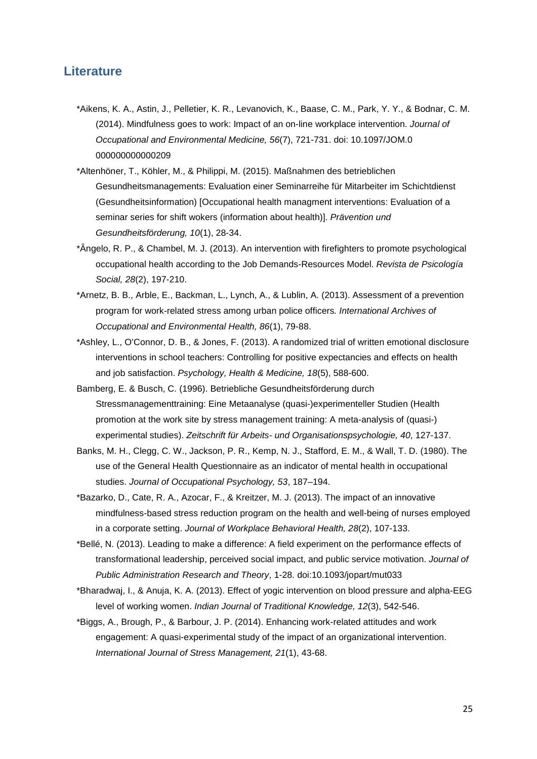## Literature

*Aikens, K. A., Astin, J., Pelletier, K. R., Levanovich, K., Baase, C. M., Park, Y. Y., & Bodnar, C. M. (2014). Mindfulness goes to work: Impact of an on-line workplace intervention. *Journal of Occupational and Environmental Medicine, 56*(7), 721-731. doi: 10.1097/JOM.0 000000000000209

*Altenhöner, T., Köhler, M., & Philippi, M. (2015). Maßnahmen des betrieblichen Gesundheitsmanagements: Evaluation einer Seminarreihe für Mitarbeiter im Schichtdienst (Gesundheitsinformation) [Occupational health managment interventions: Evaluation of a seminar series for shift wokers (information about health)]. *Prävention und Gesundheitsförderung, 10*(1), 28-34.

*Ângelo, R. P., & Chambel, M. J. (2013). An intervention with firefighters to promote psychological occupational health according to the Job Demands-Resources Model. *Revista de Psicología Social, 28*(2), 197-210.

*Arnetz, B. B., Arble, E., Backman, L., Lynch, A., & Lublin, A. (2013). Assessment of a prevention program for work-related stress among urban police officers. *International Archives of Occupational and Environmental Health, 86*(1), 79-88.

*Ashley, L., O'Connor, D. B., & Jones, F. (2013). A randomized trial of written emotional disclosure interventions in school teachers: Controlling for positive expectancies and effects on health and job satisfaction. *Psychology, Health & Medicine, 18*(5), 588-600.

Bamberg, E. & Busch, C. (1996). Betriebliche Gesundheitsförderung durch Stressmanagementtraining: Eine Metaanalyse (quasi-)experimenteller Studien (Health promotion at the work site by stress management training: A meta-analysis of (quasi-) experimental studies). *Zeitschrift für Arbeits- und Organisationspsychologie, 40*, 127-137.

Banks, M. H., Clegg, C. W., Jackson, P. R., Kemp, N. J., Stafford, E. M., & Wall, T. D. (1980). The use of the General Health Questionnaire as an indicator of mental health in occupational studies. *Journal of Occupational Psychology, 53*, 187–194.

*Bazarko, D., Cate, R. A., Azocar, F., & Kreitzer, M. J. (2013). The impact of an innovative mindfulness-based stress reduction program on the health and well-being of nurses employed in a corporate setting. *Journal of Workplace Behavioral Health, 28*(2), 107-133.

*Bellé, N. (2013). Leading to make a difference: A field experiment on the performance effects of transformational leadership, perceived social impact, and public service motivation. *Journal of Public Administration Research and Theory*, 1-28. doi:10.1093/jopart/mut033

*Bharadwaj, I., & Anuja, K. A. (2013). Effect of yogic intervention on blood pressure and alpha-EEG level of working women. *Indian Journal of Traditional Knowledge, 12*(3), 542-546.

*Biggs, A., Brough, P., & Barbour, J. P. (2014). Enhancing work-related attitudes and work engagement: A quasi-experimental study of the impact of an organizational intervention. *International Journal of Stress Management, 21*(1), 43-68.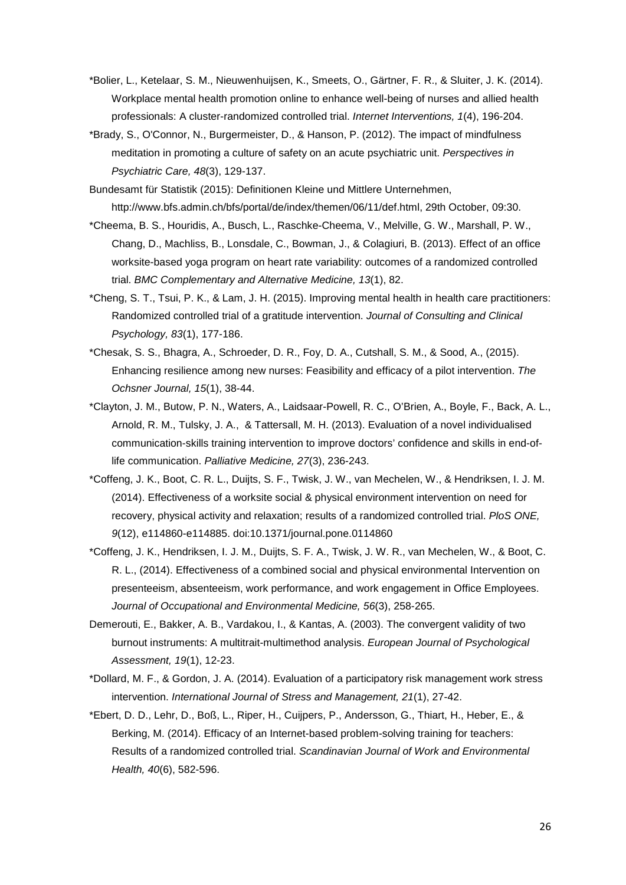*Bolier, L., Ketelaar, S. M., Nieuwenhuijsen, K., Smeets, O., Gärtner, F. R., & Sluiter, J. K. (2014). Workplace mental health promotion online to enhance well-being of nurses and allied health professionals: A cluster-randomized controlled trial. *Internet Interventions, 1*(4), 196-204.

*Brady, S., O'Connor, N., Burgermeister, D., & Hanson, P. (2012). The impact of mindfulness meditation in promoting a culture of safety on an acute psychiatric unit. *Perspectives in Psychiatric Care, 48*(3), 129-137.

Bundesamt für Statistik (2015): Definitionen Kleine und Mittlere Unternehmen, http://www.bfs.admin.ch/bfs/portal/de/index/themen/06/11/def.html, 29th October, 09:30.

*Cheema, B. S., Houridis, A., Busch, L., Raschke-Cheema, V., Melville, G. W., Marshall, P. W., Chang, D., Machliss, B., Lonsdale, C., Bowman, J., & Colagiuri, B. (2013). Effect of an office worksite-based yoga program on heart rate variability: outcomes of a randomized controlled trial. *BMC Complementary and Alternative Medicine, 13*(1), 82.

*Cheng, S. T., Tsui, P. K., & Lam, J. H. (2015). Improving mental health in health care practitioners: Randomized controlled trial of a gratitude intervention. *Journal of Consulting and Clinical Psychology, 83*(1), 177-186.

*Chesak, S. S., Bhagra, A., Schroeder, D. R., Foy, D. A., Cutshall, S. M., & Sood, A., (2015). Enhancing resilience among new nurses: Feasibility and efficacy of a pilot intervention. *The Ochsner Journal, 15*(1), 38-44.

*Clayton, J. M., Butow, P. N., Waters, A., Laidsaar-Powell, R. C., O'Brien, A., Boyle, F., Back, A. L., Arnold, R. M., Tulsky, J. A., & Tattersall, M. H. (2013). Evaluation of a novel individualised communication-skills training intervention to improve doctors' confidence and skills in end-of-life communication. *Palliative Medicine, 27*(3), 236-243.

*Coffeng, J. K., Boot, C. R. L., Duijts, S. F., Twisk, J. W., van Mechelen, W., & Hendriksen, I. J. M. (2014). Effectiveness of a worksite social & physical environment intervention on need for recovery, physical activity and relaxation; results of a randomized controlled trial. *PloS ONE, 9*(12), e114860-e114885. doi:10.1371/journal.pone.0114860

*Coffeng, J. K., Hendriksen, I. J. M., Duijts, S. F. A., Twisk, J. W. R., van Mechelen, W., & Boot, C. R. L., (2014). Effectiveness of a combined social and physical environmental Intervention on presenteeism, absenteeism, work performance, and work engagement in Office Employees. *Journal of Occupational and Environmental Medicine, 56*(3), 258-265.

Demerouti, E., Bakker, A. B., Vardakou, I., & Kantas, A. (2003). The convergent validity of two burnout instruments: A multitrait-multimethod analysis. *European Journal of Psychological Assessment, 19*(1), 12-23.

*Dollard, M. F., & Gordon, J. A. (2014). Evaluation of a participatory risk management work stress intervention. *International Journal of Stress and Management, 21*(1), 27-42.

*Ebert, D. D., Lehr, D., Boß, L., Riper, H., Cuijpers, P., Andersson, G., Thiart, H., Heber, E., & Berking, M. (2014). Efficacy of an Internet-based problem-solving training for teachers: Results of a randomized controlled trial. *Scandinavian Journal of Work and Environmental Health, 40*(6), 582-596.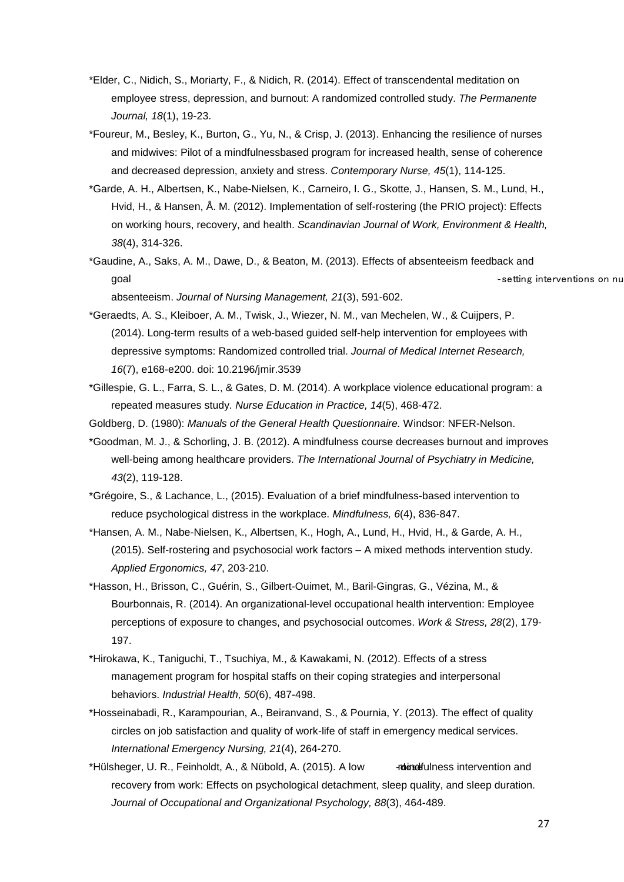*Elder, C., Nidich, S., Moriarty, F., & Nidich, R. (2014). Effect of transcendental meditation on employee stress, depression, and burnout: A randomized controlled study. *The Permanente Journal, 18*(1), 19-23.

*Foureur, M., Besley, K., Burton, G., Yu, N., & Crisp, J. (2013). Enhancing the resilience of nurses and midwives: Pilot of a mindfulnessbased program for increased health, sense of coherence and decreased depression, anxiety and stress. *Contemporary Nurse, 45*(1), 114-125.

*Garde, A. H., Albertsen, K., Nabe-Nielsen, K., Carneiro, I. G., Skotte, J., Hansen, S. M., Lund, H., Hvid, H., & Hansen, Å. M. (2012). Implementation of self-rostering (the PRIO project): Effects on working hours, recovery, and health. *Scandinavian Journal of Work, Environment & Health, 38*(4), 314-326.

*Gaudine, A., Saks, A. M., Dawe, D., & Beaton, M. (2013). Effects of absenteeism feedback and goal-setting interventions on nu absenteeism. *Journal of Nursing Management, 21*(3), 591-602.

*Geraedts, A. S., Kleiboer, A. M., Twisk, J., Wiezer, N. M., van Mechelen, W., & Cuijpers, P. (2014). Long-term results of a web-based guided self-help intervention for employees with depressive symptoms: Randomized controlled trial. *Journal of Medical Internet Research, 16*(7), e168-e200. doi: 10.2196/jmir.3539

*Gillespie, G. L., Farra, S. L., & Gates, D. M. (2014). A workplace violence educational program: a repeated measures study. *Nurse Education in Practice, 14*(5), 468-472.

Goldberg, D. (1980): *Manuals of the General Health Questionnaire.* Windsor: NFER-Nelson.

*Goodman, M. J., & Schorling, J. B. (2012). A mindfulness course decreases burnout and improves well-being among healthcare providers. *The International Journal of Psychiatry in Medicine, 43*(2), 119-128.

*Grégoire, S., & Lachance, L., (2015). Evaluation of a brief mindfulness-based intervention to reduce psychological distress in the workplace. *Mindfulness, 6*(4), 836-847.

*Hansen, A. M., Nabe-Nielsen, K., Albertsen, K., Hogh, A., Lund, H., Hvid, H., & Garde, A. H., (2015). Self-rostering and psychosocial work factors – A mixed methods intervention study. *Applied Ergonomics, 47*, 203-210.

*Hasson, H., Brisson, C., Guérin, S., Gilbert-Ouimet, M., Baril-Gingras, G., Vézina, M., & Bourbonnais, R. (2014). An organizational-level occupational health intervention: Employee perceptions of exposure to changes, and psychosocial outcomes. *Work & Stress, 28*(2), 179-197.

*Hirokawa, K., Taniguchi, T., Tsuchiya, M., & Kawakami, N. (2012). Effects of a stress management program for hospital staffs on their coping strategies and interpersonal behaviors. *Industrial Health, 50*(6), 487-498.

*Hosseinabadi, R., Karampourian, A., Beiranvand, S., & Pournia, Y. (2013). The effect of quality circles on job satisfaction and quality of work-life of staff in emergency medical services. *International Emergency Nursing, 21*(4), 264-270.

*Hülsheger, U. R., Feinholdt, A., & Nübold, A. (2015). A low-dose mindfulness intervention and recovery from work: Effects on psychological detachment, sleep quality, and sleep duration. *Journal of Occupational and Organizational Psychology, 88*(3), 464-489.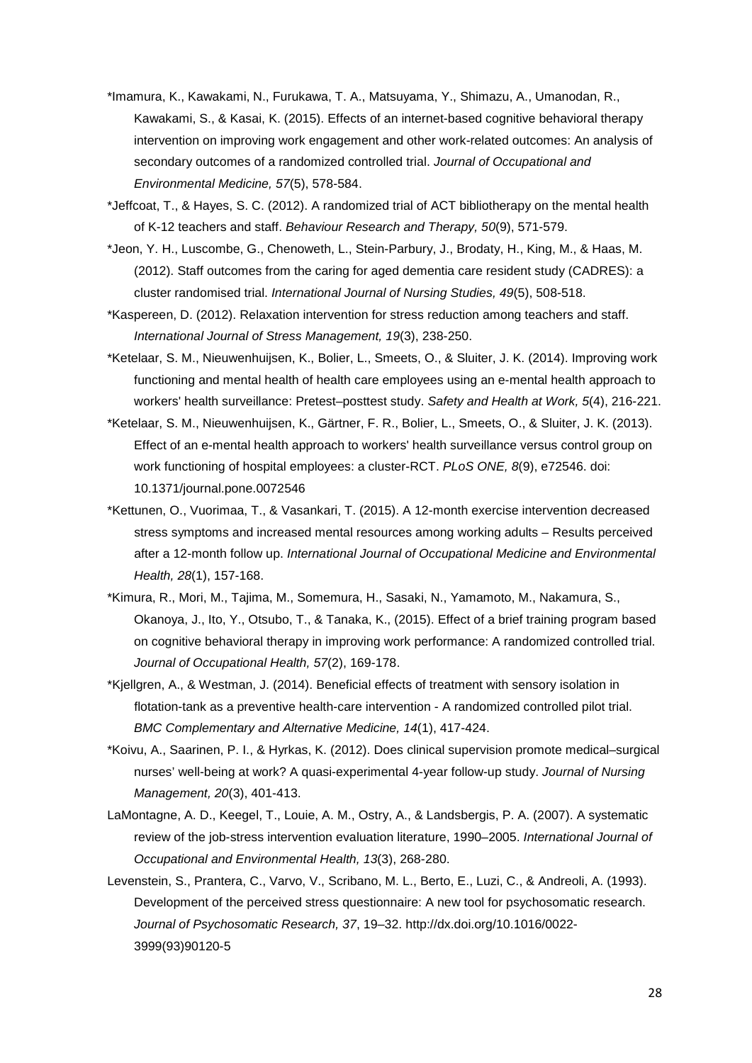*Imamura, K., Kawakami, N., Furukawa, T. A., Matsuyama, Y., Shimazu, A., Umanodan, R., Kawakami, S., & Kasai, K. (2015). Effects of an internet-based cognitive behavioral therapy intervention on improving work engagement and other work-related outcomes: An analysis of secondary outcomes of a randomized controlled trial. *Journal of Occupational and Environmental Medicine, 57*(5), 578-584.

*Jeffcoat, T., & Hayes, S. C. (2012). A randomized trial of ACT bibliotherapy on the mental health of K-12 teachers and staff. *Behaviour Research and Therapy, 50*(9), 571-579.

*Jeon, Y. H., Luscombe, G., Chenoweth, L., Stein-Parbury, J., Brodaty, H., King, M., & Haas, M. (2012). Staff outcomes from the caring for aged dementia care resident study (CADRES): a cluster randomised trial. *International Journal of Nursing Studies, 49*(5), 508-518.

*Kaspereen, D. (2012). Relaxation intervention for stress reduction among teachers and staff. *International Journal of Stress Management, 19*(3), 238-250.

*Ketelaar, S. M., Nieuwenhuijsen, K., Bolier, L., Smeets, O., & Sluiter, J. K. (2014). Improving work functioning and mental health of health care employees using an e-mental health approach to workers' health surveillance: Pretest–posttest study. *Safety and Health at Work, 5*(4), 216-221.

*Ketelaar, S. M., Nieuwenhuijsen, K., Gärtner, F. R., Bolier, L., Smeets, O., & Sluiter, J. K. (2013). Effect of an e-mental health approach to workers' health surveillance versus control group on work functioning of hospital employees: a cluster-RCT. *PLoS ONE, 8*(9), e72546. doi: 10.1371/journal.pone.0072546

*Kettunen, O., Vuorimaa, T., & Vasankari, T. (2015). A 12-month exercise intervention decreased stress symptoms and increased mental resources among working adults – Results perceived after a 12-month follow up. *International Journal of Occupational Medicine and Environmental Health, 28*(1), 157-168.

*Kimura, R., Mori, M., Tajima, M., Somemura, H., Sasaki, N., Yamamoto, M., Nakamura, S., Okanoya, J., Ito, Y., Otsubo, T., & Tanaka, K., (2015). Effect of a brief training program based on cognitive behavioral therapy in improving work performance: A randomized controlled trial. *Journal of Occupational Health, 57*(2), 169-178.

*Kjellgren, A., & Westman, J. (2014). Beneficial effects of treatment with sensory isolation in flotation-tank as a preventive health-care intervention - A randomized controlled pilot trial. *BMC Complementary and Alternative Medicine, 14*(1), 417-424.

*Koivu, A., Saarinen, P. I., & Hyrkas, K. (2012). Does clinical supervision promote medical–surgical nurses' well-being at work? A quasi-experimental 4-year follow-up study. *Journal of Nursing Management, 20*(3), 401-413.

LaMontagne, A. D., Keegel, T., Louie, A. M., Ostry, A., & Landsbergis, P. A. (2007). A systematic review of the job-stress intervention evaluation literature, 1990–2005. *International Journal of Occupational and Environmental Health, 13*(3), 268-280.

Levenstein, S., Prantera, C., Varvo, V., Scribano, M. L., Berto, E., Luzi, C., & Andreoli, A. (1993). Development of the perceived stress questionnaire: A new tool for psychosomatic research. *Journal of Psychosomatic Research, 37*, 19–32. http://dx.doi.org/10.1016/0022-3999(93)90120-5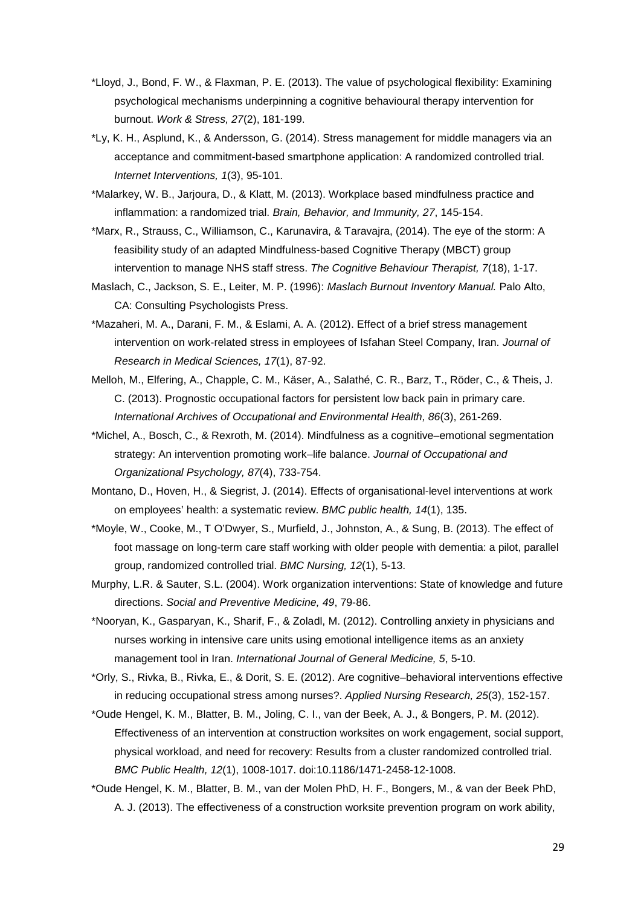*Lloyd, J., Bond, F. W., & Flaxman, P. E. (2013). The value of psychological flexibility: Examining psychological mechanisms underpinning a cognitive behavioural therapy intervention for burnout. *Work & Stress, 27*(2), 181-199.

*Ly, K. H., Asplund, K., & Andersson, G. (2014). Stress management for middle managers via an acceptance and commitment-based smartphone application: A randomized controlled trial. *Internet Interventions, 1*(3), 95-101.

*Malarkey, W. B., Jarjoura, D., & Klatt, M. (2013). Workplace based mindfulness practice and inflammation: a randomized trial. *Brain, Behavior, and Immunity, 27*, 145-154.

*Marx, R., Strauss, C., Williamson, C., Karunavira, & Taravajra, (2014). The eye of the storm: A feasibility study of an adapted Mindfulness-based Cognitive Therapy (MBCT) group intervention to manage NHS staff stress. *The Cognitive Behaviour Therapist, 7*(18), 1-17.

Maslach, C., Jackson, S. E., Leiter, M. P. (1996): *Maslach Burnout Inventory Manual.* Palo Alto, CA: Consulting Psychologists Press.

*Mazaheri, M. A., Darani, F. M., & Eslami, A. A. (2012). Effect of a brief stress management intervention on work-related stress in employees of Isfahan Steel Company, Iran. *Journal of Research in Medical Sciences, 17*(1), 87-92.

Melloh, M., Elfering, A., Chapple, C. M., Käser, A., Salathé, C. R., Barz, T., Röder, C., & Theis, J. C. (2013). Prognostic occupational factors for persistent low back pain in primary care. *International Archives of Occupational and Environmental Health, 86*(3), 261-269.

*Michel, A., Bosch, C., & Rexroth, M. (2014). Mindfulness as a cognitive–emotional segmentation strategy: An intervention promoting work–life balance. *Journal of Occupational and Organizational Psychology, 87*(4), 733-754.

Montano, D., Hoven, H., & Siegrist, J. (2014). Effects of organisational-level interventions at work on employees' health: a systematic review. *BMC public health, 14*(1), 135.

*Moyle, W., Cooke, M., T O'Dwyer, S., Murfield, J., Johnston, A., & Sung, B. (2013). The effect of foot massage on long-term care staff working with older people with dementia: a pilot, parallel group, randomized controlled trial. *BMC Nursing, 12*(1), 5-13.

Murphy, L.R. & Sauter, S.L. (2004). Work organization interventions: State of knowledge and future directions. *Social and Preventive Medicine, 49*, 79-86.

*Nooryan, K., Gasparyan, K., Sharif, F., & Zoladl, M. (2012). Controlling anxiety in physicians and nurses working in intensive care units using emotional intelligence items as an anxiety management tool in Iran. *International Journal of General Medicine, 5*, 5-10.

*Orly, S., Rivka, B., Rivka, E., & Dorit, S. E. (2012). Are cognitive–behavioral interventions effective in reducing occupational stress among nurses?. *Applied Nursing Research, 25*(3), 152-157.

*Oude Hengel, K. M., Blatter, B. M., Joling, C. I., van der Beek, A. J., & Bongers, P. M. (2012). Effectiveness of an intervention at construction worksites on work engagement, social support, physical workload, and need for recovery: Results from a cluster randomized controlled trial. *BMC Public Health, 12*(1), 1008-1017. doi:10.1186/1471-2458-12-1008.

*Oude Hengel, K. M., Blatter, B. M., van der Molen PhD, H. F., Bongers, M., & van der Beek PhD, A. J. (2013). The effectiveness of a construction worksite prevention program on work ability,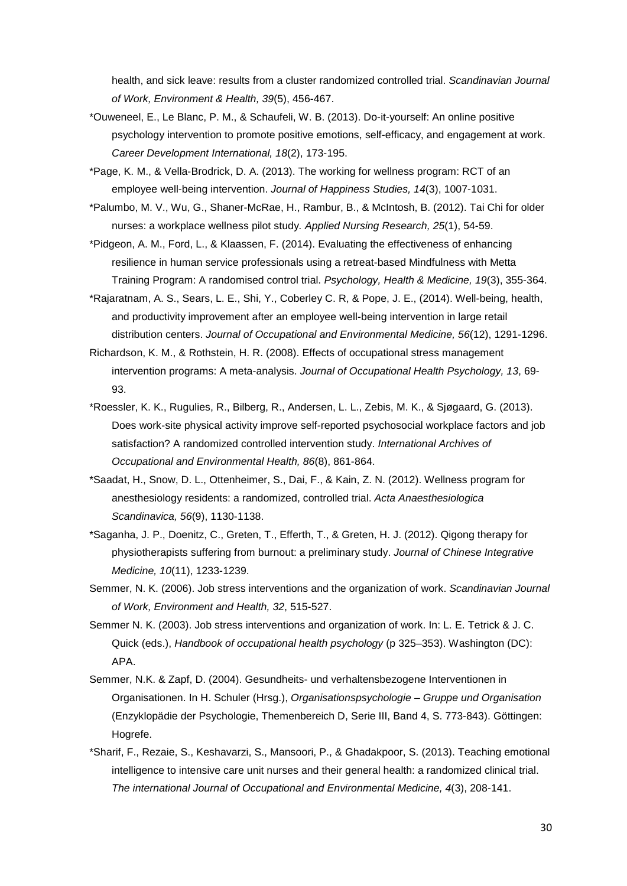health, and sick leave: results from a cluster randomized controlled trial. *Scandinavian Journal of Work, Environment & Health, 39*(5), 456-467.

*Ouweneel, E., Le Blanc, P. M., & Schaufeli, W. B. (2013). Do-it-yourself: An online positive psychology intervention to promote positive emotions, self-efficacy, and engagement at work. *Career Development International, 18*(2), 173-195.

*Page, K. M., & Vella-Brodrick, D. A. (2013). The working for wellness program: RCT of an employee well-being intervention. *Journal of Happiness Studies, 14*(3), 1007-1031.

*Palumbo, M. V., Wu, G., Shaner-McRae, H., Rambur, B., & McIntosh, B. (2012). Tai Chi for older nurses: a workplace wellness pilot study. *Applied Nursing Research, 25*(1), 54-59.

*Pidgeon, A. M., Ford, L., & Klaassen, F. (2014). Evaluating the effectiveness of enhancing resilience in human service professionals using a retreat-based Mindfulness with Metta Training Program: A randomised control trial. *Psychology, Health & Medicine, 19*(3), 355-364.

*Rajaratnam, A. S., Sears, L. E., Shi, Y., Coberley C. R, & Pope, J. E., (2014). Well-being, health, and productivity improvement after an employee well-being intervention in large retail distribution centers. *Journal of Occupational and Environmental Medicine, 56*(12), 1291-1296.

Richardson, K. M., & Rothstein, H. R. (2008). Effects of occupational stress management intervention programs: A meta-analysis. *Journal of Occupational Health Psychology, 13*, 69-93.

*Roessler, K. K., Rugulies, R., Bilberg, R., Andersen, L. L., Zebis, M. K., & Sjøgaard, G. (2013). Does work-site physical activity improve self-reported psychosocial workplace factors and job satisfaction? A randomized controlled intervention study. *International Archives of Occupational and Environmental Health, 86*(8), 861-864.

*Saadat, H., Snow, D. L., Ottenheimer, S., Dai, F., & Kain, Z. N. (2012). Wellness program for anesthesiology residents: a randomized, controlled trial. *Acta Anaesthesiologica Scandinavica, 56*(9), 1130-1138.

*Saganha, J. P., Doenitz, C., Greten, T., Efferth, T., & Greten, H. J. (2012). Qigong therapy for physiotherapists suffering from burnout: a preliminary study. *Journal of Chinese Integrative Medicine, 10*(11), 1233-1239.

Semmer, N. K. (2006). Job stress interventions and the organization of work. *Scandinavian Journal of Work, Environment and Health, 32*, 515-527.

Semmer N. K. (2003). Job stress interventions and organization of work. In: L. E. Tetrick & J. C. Quick (eds.), *Handbook of occupational health psychology* (p 325–353). Washington (DC): APA.

Semmer, N.K. & Zapf, D. (2004). Gesundheits- und verhaltensbezogene Interventionen in Organisationen. In H. Schuler (Hrsg.), *Organisationspsychologie – Gruppe und Organisation* (Enzyklopädie der Psychologie, Themenbereich D, Serie III, Band 4, S. 773-843). Göttingen: Hogrefe.

*Sharif, F., Rezaie, S., Keshavarzi, S., Mansoori, P., & Ghadakpoor, S. (2013). Teaching emotional intelligence to intensive care unit nurses and their general health: a randomized clinical trial. *The international Journal of Occupational and Environmental Medicine, 4*(3), 208-141.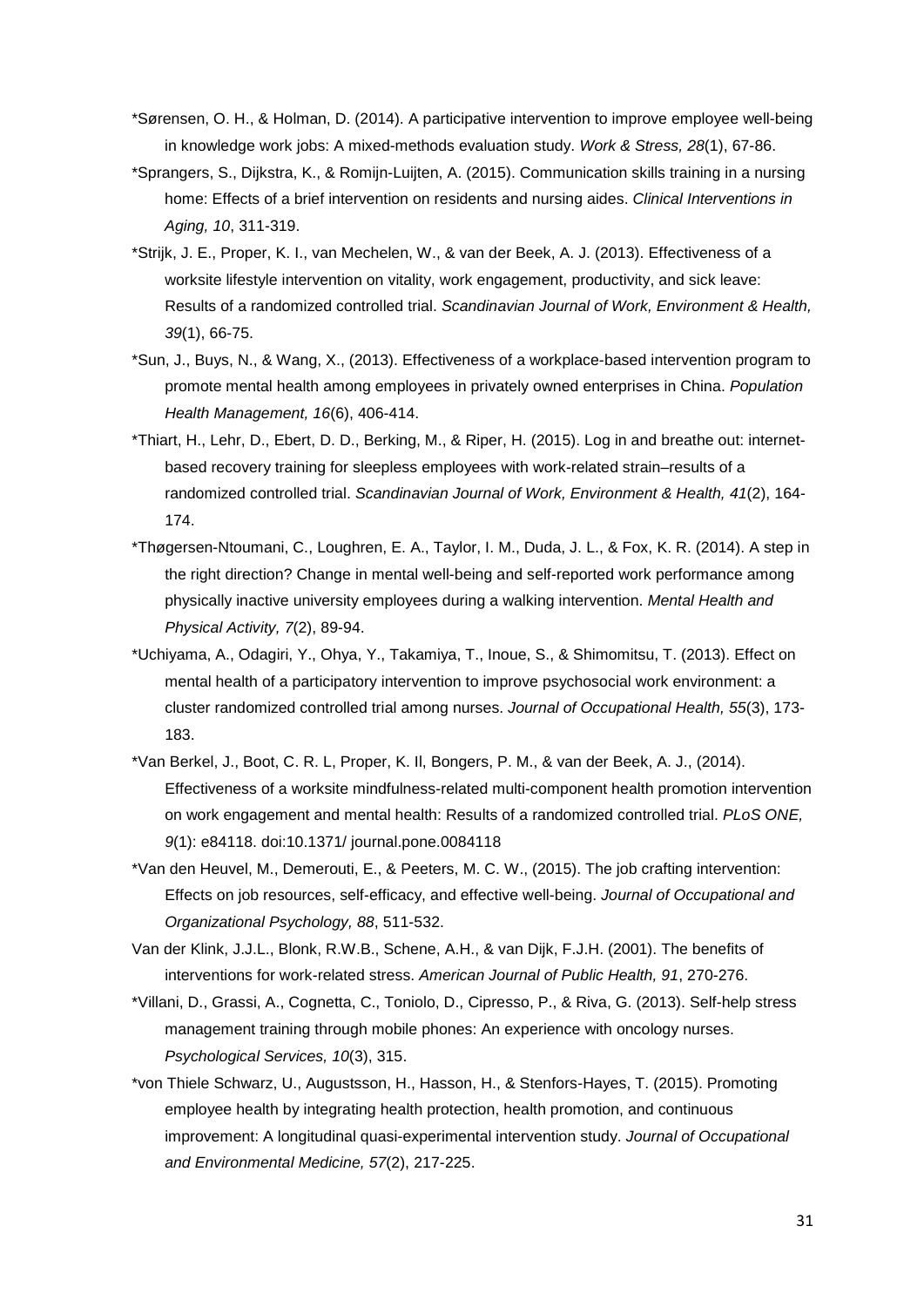*Sørensen, O. H., & Holman, D. (2014). A participative intervention to improve employee well-being in knowledge work jobs: A mixed-methods evaluation study. *Work & Stress, 28*(1), 67-86.

*Sprangers, S., Dijkstra, K., & Romijn-Luijten, A. (2015). Communication skills training in a nursing home: Effects of a brief intervention on residents and nursing aides. *Clinical Interventions in Aging, 10*, 311-319.

*Strijk, J. E., Proper, K. I., van Mechelen, W., & van der Beek, A. J. (2013). Effectiveness of a worksite lifestyle intervention on vitality, work engagement, productivity, and sick leave: Results of a randomized controlled trial. *Scandinavian Journal of Work, Environment & Health, 39*(1), 66-75.

*Sun, J., Buys, N., & Wang, X., (2013). Effectiveness of a workplace-based intervention program to promote mental health among employees in privately owned enterprises in China. *Population Health Management, 16*(6), 406-414.

*Thiart, H., Lehr, D., Ebert, D. D., Berking, M., & Riper, H. (2015). Log in and breathe out: internet-based recovery training for sleepless employees with work-related strain–results of a randomized controlled trial. *Scandinavian Journal of Work, Environment & Health, 41*(2), 164-174.

*Thøgersen-Ntoumani, C., Loughren, E. A., Taylor, I. M., Duda, J. L., & Fox, K. R. (2014). A step in the right direction? Change in mental well-being and self-reported work performance among physically inactive university employees during a walking intervention. *Mental Health and Physical Activity, 7*(2), 89-94.

*Uchiyama, A., Odagiri, Y., Ohya, Y., Takamiya, T., Inoue, S., & Shimomitsu, T. (2013). Effect on mental health of a participatory intervention to improve psychosocial work environment: a cluster randomized controlled trial among nurses. *Journal of Occupational Health, 55*(3), 173-183.

*Van Berkel, J., Boot, C. R. L, Proper, K. Il, Bongers, P. M., & van der Beek, A. J., (2014). Effectiveness of a worksite mindfulness-related multi-component health promotion intervention on work engagement and mental health: Results of a randomized controlled trial. *PLoS ONE, 9*(1): e84118. doi:10.1371/ journal.pone.0084118

*Van den Heuvel, M., Demerouti, E., & Peeters, M. C. W., (2015). The job crafting intervention: Effects on job resources, self-efficacy, and effective well-being. *Journal of Occupational and Organizational Psychology, 88*, 511-532.

Van der Klink, J.J.L., Blonk, R.W.B., Schene, A.H., & van Dijk, F.J.H. (2001). The benefits of interventions for work-related stress. *American Journal of Public Health, 91*, 270-276.

*Villani, D., Grassi, A., Cognetta, C., Toniolo, D., Cipresso, P., & Riva, G. (2013). Self-help stress management training through mobile phones: An experience with oncology nurses. *Psychological Services, 10*(3), 315.

*von Thiele Schwarz, U., Augustsson, H., Hasson, H., & Stenfors-Hayes, T. (2015). Promoting employee health by integrating health protection, health promotion, and continuous improvement: A longitudinal quasi-experimental intervention study. *Journal of Occupational and Environmental Medicine, 57*(2), 217-225.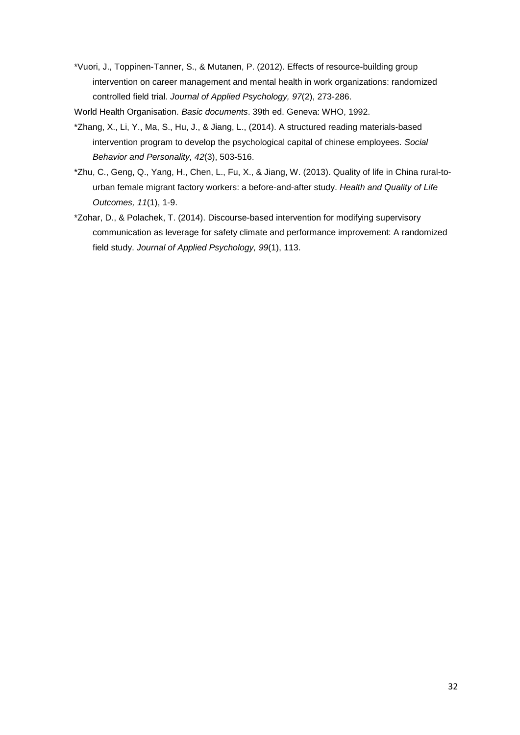*Vuori, J., Toppinen-Tanner, S., & Mutanen, P. (2012). Effects of resource-building group intervention on career management and mental health in work organizations: randomized controlled field trial. *Journal of Applied Psychology, 97*(2), 273-286.

World Health Organisation. *Basic documents*. 39th ed. Geneva: WHO, 1992.

*Zhang, X., Li, Y., Ma, S., Hu, J., & Jiang, L., (2014). A structured reading materials-based intervention program to develop the psychological capital of chinese employees. *Social Behavior and Personality, 42*(3), 503-516.

*Zhu, C., Geng, Q., Yang, H., Chen, L., Fu, X., & Jiang, W. (2013). Quality of life in China rural-to-urban female migrant factory workers: a before-and-after study. *Health and Quality of Life Outcomes, 11*(1), 1-9.

*Zohar, D., & Polachek, T. (2014). Discourse-based intervention for modifying supervisory communication as leverage for safety climate and performance improvement: A randomized field study. *Journal of Applied Psychology, 99*(1), 113.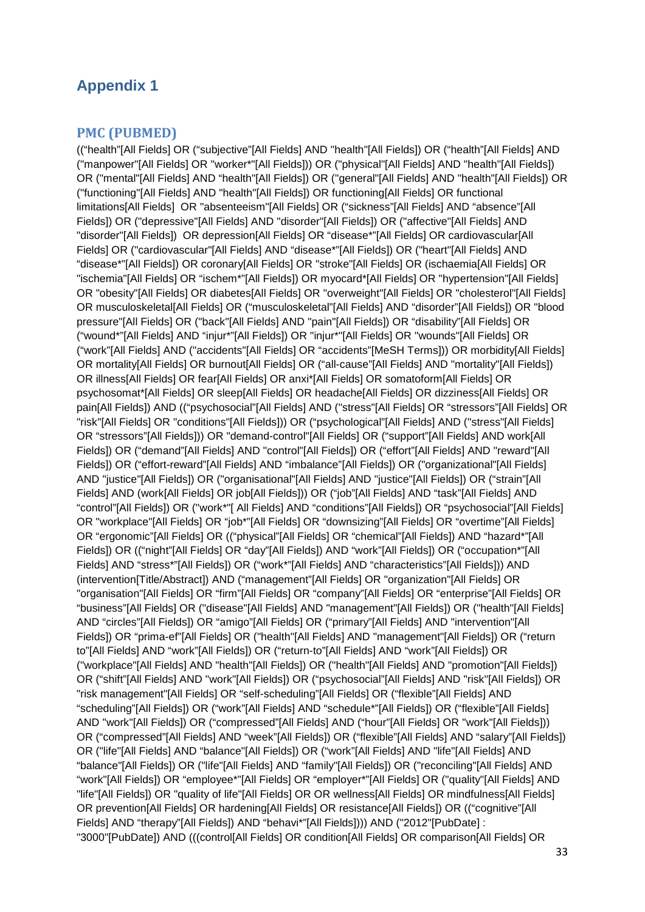# Appendix 1

## PMC (PUBMED)

((“health”[All Fields] OR (“subjective”[All Fields] AND "health"[All Fields]) OR (“health”[All Fields] AND ("manpower"[All Fields] OR "worker*"[All Fields])) OR ("physical"[All Fields] AND "health"[All Fields]) OR ("mental"[All Fields] AND "health"[All Fields]) OR ("general"[All Fields] AND "health"[All Fields]) OR ("functioning"[All Fields] AND "health"[All Fields]) OR functioning[All Fields] OR functional limitations[All Fields]  OR "absenteeism"[All Fields] OR (“sickness”[All Fields] AND “absence”[All Fields]) OR ("depressive"[All Fields] AND "disorder"[All Fields]) OR ("affective"[All Fields] AND "disorder"[All Fields])  OR depression[All Fields] OR “disease*”[All Fields] OR cardiovascular[All Fields] OR ("cardiovascular"[All Fields] AND “disease*”[All Fields]) OR ("heart"[All Fields] AND “disease*”[All Fields]) OR coronary[All Fields] OR "stroke"[All Fields] OR (ischaemia[All Fields] OR "ischemia"[All Fields] OR “ischem*”[All Fields]) OR myocard*[All Fields] OR "hypertension"[All Fields] OR "obesity"[All Fields] OR diabetes[All Fields] OR "overweight"[All Fields] OR "cholesterol"[All Fields] OR musculoskeletal[All Fields] OR (“musculoskeletal”[All Fields] AND “disorder”[All Fields]) OR "blood pressure"[All Fields] OR ("back"[All Fields] AND "pain"[All Fields]) OR “disability”[All Fields] OR (“wound*”[All Fields] AND “injur*”[All Fields]) OR "injur*"[All Fields] OR "wounds"[All Fields] OR (“work”[All Fields] AND ("accidents"[All Fields] OR “accidents”[MeSH Terms])) OR morbidity[All Fields] OR mortality[All Fields] OR burnout[All Fields] OR (“all-cause”[All Fields] AND "mortality"[All Fields]) OR illness[All Fields] OR fear[All Fields] OR anxi*[All Fields] OR somatoform[All Fields] OR psychosomat*[All Fields] OR sleep[All Fields] OR headache[All Fields] OR dizziness[All Fields] OR pain[All Fields]) AND ((“psychosocial”[All Fields] AND ("stress"[All Fields] OR “stressors”[All Fields] OR "risk"[All Fields] OR "conditions"[All Fields])) OR (“psychological”[All Fields] AND ("stress"[All Fields] OR “stressors”[All Fields])) OR "demand-control"[All Fields] OR (“support”[All Fields] AND work[All Fields]) OR (“demand”[All Fields] AND "control"[All Fields]) OR (“effort”[All Fields] AND "reward"[All Fields]) OR (“effort-reward”[All Fields] AND “imbalance”[All Fields]) OR ("organizational"[All Fields] AND "justice"[All Fields]) OR ("organisational"[All Fields] AND "justice"[All Fields]) OR (“strain”[All Fields] AND (work[All Fields] OR job[All Fields])) OR (“job”[All Fields] AND “task”[All Fields] AND “control”[All Fields]) OR ("work*"[ All Fields] AND “conditions”[All Fields]) OR “psychosocial”[All Fields] OR "workplace"[All Fields] OR “job*”[All Fields] OR “downsizing”[All Fields] OR “overtime”[All Fields] OR “ergonomic”[All Fields] OR ((“physical”[All Fields] OR “chemical”[All Fields]) AND “hazard*”[All Fields]) OR ((“night”[All Fields] OR “day”[All Fields]) AND “work”[All Fields]) OR (“occupation*”[All Fields] AND “stress*”[All Fields]) OR (“work*”[All Fields] AND “characteristics”[All Fields])) AND (intervention[Title/Abstract]) AND (“management”[All Fields] OR "organization"[All Fields] OR "organisation"[All Fields] OR “firm”[All Fields] OR “company”[All Fields] OR “enterprise”[All Fields] OR “business”[All Fields] OR ("disease"[All Fields] AND "management"[All Fields]) OR ("health"[All Fields] AND “circles”[All Fields]) OR “amigo”[All Fields] OR (“primary”[All Fields] AND "intervention"[All Fields]) OR “prima-ef”[All Fields] OR ("health"[All Fields] AND "management"[All Fields]) OR (“return to”[All Fields] AND “work”[All Fields]) OR (“return-to”[All Fields] AND “work”[All Fields]) OR ("workplace"[All Fields] AND "health"[All Fields]) OR ("health"[All Fields] AND "promotion"[All Fields]) OR (“shift”[All Fields] AND "work"[All Fields]) OR (“psychosocial”[All Fields] AND "risk"[All Fields]) OR "risk management"[All Fields] OR “self-scheduling”[All Fields] OR (“flexible”[All Fields] AND “scheduling”[All Fields]) OR (“work”[All Fields] AND “schedule*”[All Fields]) OR (“flexible”[All Fields] AND "work"[All Fields]) OR (“compressed”[All Fields] AND (“hour”[All Fields] OR "work"[All Fields])) OR (“compressed”[All Fields] AND “week”[All Fields]) OR (“flexible”[All Fields] AND “salary”[All Fields]) OR ("life"[All Fields] AND “balance”[All Fields]) OR (“work”[All Fields] AND "life"[All Fields] AND “balance”[All Fields]) OR ("life"[All Fields] AND “family”[All Fields]) OR ("reconciling"[All Fields] AND “work”[All Fields]) OR “employee*”[All Fields] OR “employer*”[All Fields] OR ("quality"[All Fields] AND "life"[All Fields]) OR "quality of life"[All Fields] OR OR wellness[All Fields] OR mindfulness[All Fields] OR prevention[All Fields] OR hardening[All Fields] OR resistance[All Fields]) OR ((“cognitive”[All Fields] AND “therapy”[All Fields]) AND “behavi*”[All Fields]))) AND ("2012"[PubDate] : "3000"[PubDate]) AND (((control[All Fields] OR condition[All Fields] OR comparison[All Fields] OR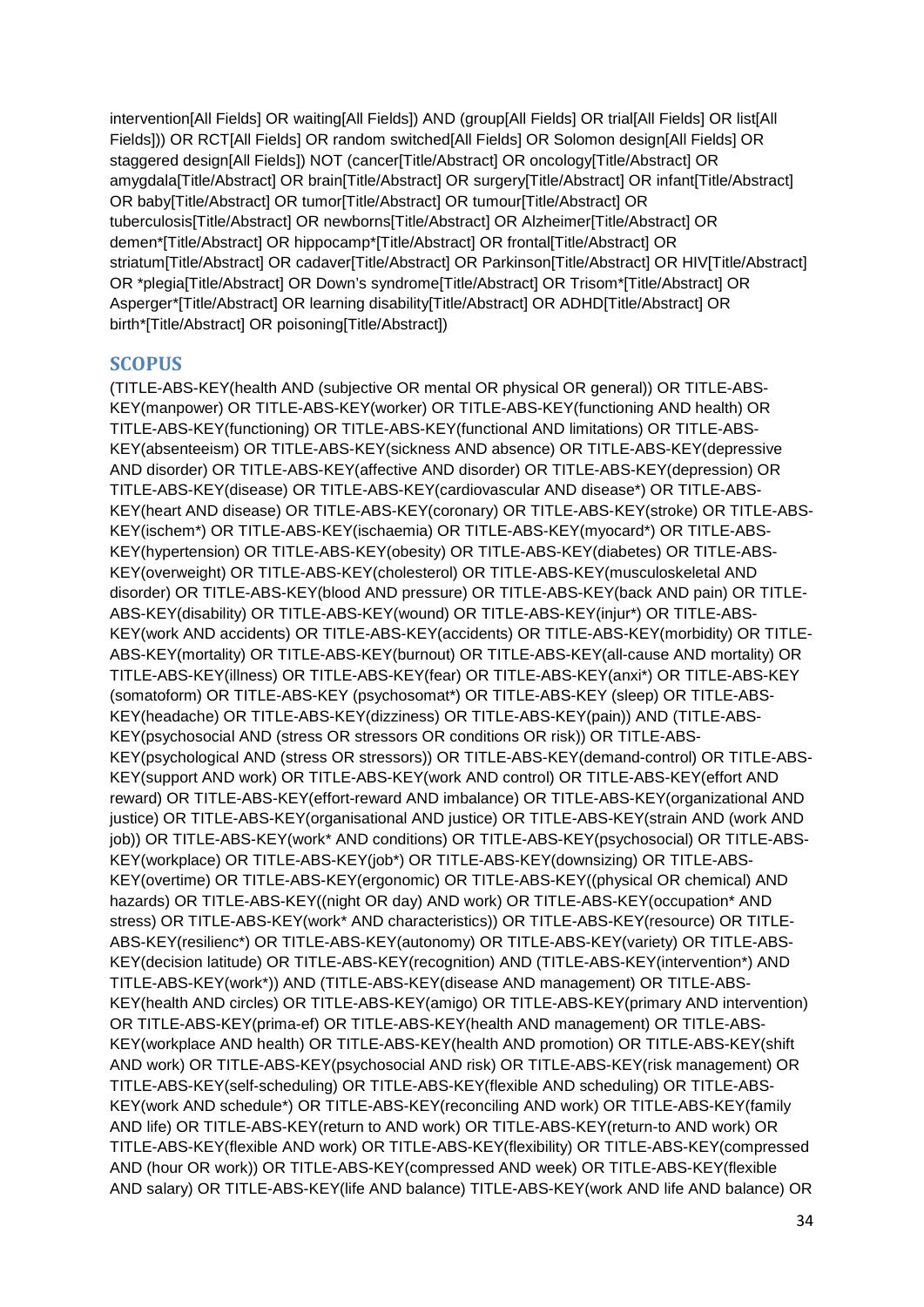intervention[All Fields] OR waiting[All Fields]) AND (group[All Fields] OR trial[All Fields] OR list[All Fields])) OR RCT[All Fields] OR random switched[All Fields] OR Solomon design[All Fields] OR staggered design[All Fields]) NOT (cancer[Title/Abstract] OR oncology[Title/Abstract] OR amygdala[Title/Abstract] OR brain[Title/Abstract] OR surgery[Title/Abstract] OR infant[Title/Abstract] OR baby[Title/Abstract] OR tumor[Title/Abstract] OR tumour[Title/Abstract] OR tuberculosis[Title/Abstract] OR newborns[Title/Abstract] OR Alzheimer[Title/Abstract] OR demen*[Title/Abstract] OR hippocamp*[Title/Abstract] OR frontal[Title/Abstract] OR striatum[Title/Abstract] OR cadaver[Title/Abstract] OR Parkinson[Title/Abstract] OR HIV[Title/Abstract] OR *plegia[Title/Abstract] OR Down's syndrome[Title/Abstract] OR Trisom*[Title/Abstract] OR Asperger*[Title/Abstract] OR learning disability[Title/Abstract] OR ADHD[Title/Abstract] OR birth*[Title/Abstract] OR poisoning[Title/Abstract])

## SCOPUS

(TITLE-ABS-KEY(health AND (subjective OR mental OR physical OR general)) OR TITLE-ABS-KEY(manpower) OR TITLE-ABS-KEY(worker) OR TITLE-ABS-KEY(functioning AND health) OR TITLE-ABS-KEY(functioning) OR TITLE-ABS-KEY(functional AND limitations) OR TITLE-ABS-KEY(absenteeism) OR TITLE-ABS-KEY(sickness AND absence) OR TITLE-ABS-KEY(depressive AND disorder) OR TITLE-ABS-KEY(affective AND disorder) OR TITLE-ABS-KEY(depression) OR TITLE-ABS-KEY(disease) OR TITLE-ABS-KEY(cardiovascular AND disease*) OR TITLE-ABS-KEY(heart AND disease) OR TITLE-ABS-KEY(coronary) OR TITLE-ABS-KEY(stroke) OR TITLE-ABS-KEY(ischem*) OR TITLE-ABS-KEY(ischaemia) OR TITLE-ABS-KEY(myocard*) OR TITLE-ABS-KEY(hypertension) OR TITLE-ABS-KEY(obesity) OR TITLE-ABS-KEY(diabetes) OR TITLE-ABS-KEY(overweight) OR TITLE-ABS-KEY(cholesterol) OR TITLE-ABS-KEY(musculoskeletal AND disorder) OR TITLE-ABS-KEY(blood AND pressure) OR TITLE-ABS-KEY(back AND pain) OR TITLE-ABS-KEY(disability) OR TITLE-ABS-KEY(wound) OR TITLE-ABS-KEY(injur*) OR TITLE-ABS-KEY(work AND accidents) OR TITLE-ABS-KEY(accidents) OR TITLE-ABS-KEY(morbidity) OR TITLE-ABS-KEY(mortality) OR TITLE-ABS-KEY(burnout) OR TITLE-ABS-KEY(all-cause AND mortality) OR TITLE-ABS-KEY(illness) OR TITLE-ABS-KEY(fear) OR TITLE-ABS-KEY(anxi*) OR TITLE-ABS-KEY (somatoform) OR TITLE-ABS-KEY (psychosomat*) OR TITLE-ABS-KEY (sleep) OR TITLE-ABS-KEY(headache) OR TITLE-ABS-KEY(dizziness) OR TITLE-ABS-KEY(pain)) AND (TITLE-ABS-KEY(psychosocial AND (stress OR stressors OR conditions OR risk)) OR TITLE-ABS-KEY(psychological AND (stress OR stressors)) OR TITLE-ABS-KEY(demand-control) OR TITLE-ABS-KEY(support AND work) OR TITLE-ABS-KEY(work AND control) OR TITLE-ABS-KEY(effort AND reward) OR TITLE-ABS-KEY(effort-reward AND imbalance) OR TITLE-ABS-KEY(organizational AND justice) OR TITLE-ABS-KEY(organisational AND justice) OR TITLE-ABS-KEY(strain AND (work AND job)) OR TITLE-ABS-KEY(work* AND conditions) OR TITLE-ABS-KEY(psychosocial) OR TITLE-ABS-KEY(workplace) OR TITLE-ABS-KEY(job*) OR TITLE-ABS-KEY(downsizing) OR TITLE-ABS-KEY(overtime) OR TITLE-ABS-KEY(ergonomic) OR TITLE-ABS-KEY((physical OR chemical) AND hazards) OR TITLE-ABS-KEY((night OR day) AND work) OR TITLE-ABS-KEY(occupation* AND stress) OR TITLE-ABS-KEY(work* AND characteristics)) OR TITLE-ABS-KEY(resource) OR TITLE-ABS-KEY(resilienc*) OR TITLE-ABS-KEY(autonomy) OR TITLE-ABS-KEY(variety) OR TITLE-ABS-KEY(decision latitude) OR TITLE-ABS-KEY(recognition) AND (TITLE-ABS-KEY(intervention*) AND TITLE-ABS-KEY(work*)) AND (TITLE-ABS-KEY(disease and management) OR TITLE-ABS-KEY(health AND circles) OR TITLE-ABS-KEY(amigo) OR TITLE-ABS-KEY(primary AND intervention) OR TITLE-ABS-KEY(prima-ef) OR TITLE-ABS-KEY(health AND management) OR TITLE-ABS-KEY(workplace AND health) OR TITLE-ABS-KEY(health AND promotion) OR TITLE-ABS-KEY(shift AND work) OR TITLE-ABS-KEY(psychosocial AND risk) OR TITLE-ABS-KEY(risk management) OR TITLE-ABS-KEY(self-scheduling) OR TITLE-ABS-KEY(flexible AND scheduling) OR TITLE-ABS-KEY(work AND schedule*) OR TITLE-ABS-KEY(reconciling AND work) OR TITLE-ABS-KEY(family AND life) OR TITLE-ABS-KEY(return to AND work) OR TITLE-ABS-KEY(return-to AND work) OR TITLE-ABS-KEY(flexible AND work) OR TITLE-ABS-KEY(flexibility) OR TITLE-ABS-KEY(compressed AND (hour OR work)) OR TITLE-ABS-KEY(compressed AND week) OR TITLE-ABS-KEY(flexible AND salary) OR TITLE-ABS-KEY(life AND balance) TITLE-ABS-KEY(work AND life AND balance) OR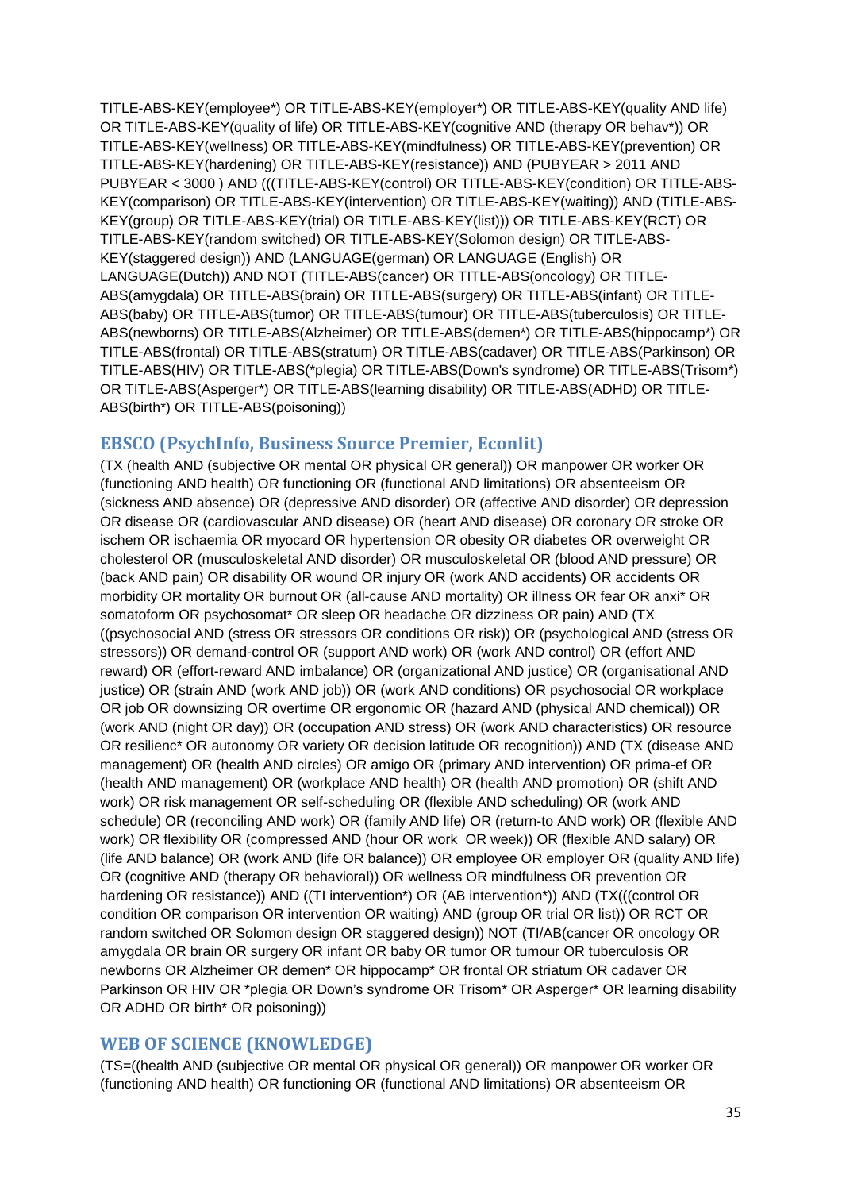TITLE-ABS-KEY(employee*) OR TITLE-ABS-KEY(employer*) OR TITLE-ABS-KEY(quality AND life) OR TITLE-ABS-KEY(quality of life) OR TITLE-ABS-KEY(cognitive AND (therapy OR behav*)) OR TITLE-ABS-KEY(wellness) OR TITLE-ABS-KEY(mindfulness) OR TITLE-ABS-KEY(prevention) OR TITLE-ABS-KEY(hardening) OR TITLE-ABS-KEY(resistance)) AND (PUBYEAR > 2011 AND PUBYEAR < 3000 ) AND (((TITLE-ABS-KEY(control) OR TITLE-ABS-KEY(condition) OR TITLE-ABS-KEY(comparison) OR TITLE-ABS-KEY(intervention) OR TITLE-ABS-KEY(waiting)) AND (TITLE-ABS-KEY(group) OR TITLE-ABS-KEY(trial) OR TITLE-ABS-KEY(list))) OR TITLE-ABS-KEY(RCT) OR TITLE-ABS-KEY(random switched) OR TITLE-ABS-KEY(Solomon design) OR TITLE-ABS-KEY(staggered design)) AND (LANGUAGE(german) OR LANGUAGE (English) OR LANGUAGE(Dutch)) AND NOT (TITLE-ABS(cancer) OR TITLE-ABS(oncology) OR TITLE-ABS(amygdala) OR TITLE-ABS(brain) OR TITLE-ABS(surgery) OR TITLE-ABS(infant) OR TITLE-ABS(baby) OR TITLE-ABS(tumor) OR TITLE-ABS(tumour) OR TITLE-ABS(tuberculosis) OR TITLE-ABS(newborns) OR TITLE-ABS(Alzheimer) OR TITLE-ABS(demen*) OR TITLE-ABS(hippocamp*) OR TITLE-ABS(frontal) OR TITLE-ABS(stratum) OR TITLE-ABS(cadaver) OR TITLE-ABS(Parkinson) OR TITLE-ABS(HIV) OR TITLE-ABS(*plegia) OR TITLE-ABS(Down's syndrome) OR TITLE-ABS(Trisom*) OR TITLE-ABS(Asperger*) OR TITLE-ABS(learning disability) OR TITLE-ABS(ADHD) OR TITLE-ABS(birth*) OR TITLE-ABS(poisoning))

## EBSCO (PsychInfo, Business Source Premier, Econlit)

(TX (health AND (subjective OR mental OR physical OR general)) OR manpower OR worker OR (functioning AND health) OR functioning OR (functional AND limitations) OR absenteeism OR (sickness AND absence) OR (depressive AND disorder) OR (affective AND disorder) OR depression OR disease OR (cardiovascular AND disease) OR (heart AND disease) OR coronary OR stroke OR ischem OR ischaemia OR myocard OR hypertension OR obesity OR diabetes OR overweight OR cholesterol OR (musculoskeletal AND disorder) OR musculoskeletal OR (blood AND pressure) OR (back AND pain) OR disability OR wound OR injury OR (work AND accidents) OR accidents OR morbidity OR mortality OR burnout OR (all-cause AND mortality) OR illness OR fear OR anxi* OR somatoform OR psychosomat* OR sleep OR headache OR dizziness OR pain) AND (TX ((psychosocial AND (stress OR stressors OR conditions OR risk)) OR (psychological AND (stress OR stressors)) OR demand-control OR (support AND work) OR (work AND control) OR (effort AND reward) OR (effort-reward AND imbalance) OR (organizational AND justice) OR (organisational AND justice) OR (strain AND (work AND job)) OR (work AND conditions) OR psychosocial OR workplace OR job OR downsizing OR overtime OR ergonomic OR (hazard AND (physical AND chemical)) OR (work AND (night OR day)) OR (occupation AND stress) OR (work AND characteristics) OR resource OR resilienc* OR autonomy OR variety OR decision latitude OR recognition)) AND (TX (disease AND management) OR (health AND circles) OR amigo OR (primary AND intervention) OR prima-ef OR (health AND management) OR (workplace AND health) OR (health AND promotion) OR (shift AND work) OR risk management OR self-scheduling OR (flexible AND scheduling) OR (work AND schedule) OR (reconciling AND work) OR (family AND life) OR (return-to AND work) OR (flexible AND work) OR flexibility OR (compressed AND (hour OR work OR week)) OR (flexible AND salary) OR (life AND balance) OR (work AND (life OR balance)) OR employee OR employer OR (quality AND life) OR (cognitive AND (therapy OR behavioral)) OR wellness OR mindfulness OR prevention OR hardening OR resistance)) AND ((TI intervention*) OR (AB intervention*)) AND (TX(((control OR condition OR comparison OR intervention OR waiting) AND (group OR trial OR list)) OR RCT OR random switched OR Solomon design OR staggered design)) NOT (TI/AB(cancer OR oncology OR amygdala OR brain OR surgery OR infant OR baby OR tumor OR tumour OR tuberculosis OR newborns OR Alzheimer OR demen* OR hippocamp* OR frontal OR striatum OR cadaver OR Parkinson OR HIV OR *plegia OR Down's syndrome OR Trisom* OR Asperger* OR learning disability OR ADHD OR birth* OR poisoning))

## WEB OF SCIENCE (KNOWLEDGE)

(TS=((health AND (subjective OR mental OR physical OR general)) OR manpower OR worker OR (functioning AND health) OR functioning OR (functional AND limitations) OR absenteeism OR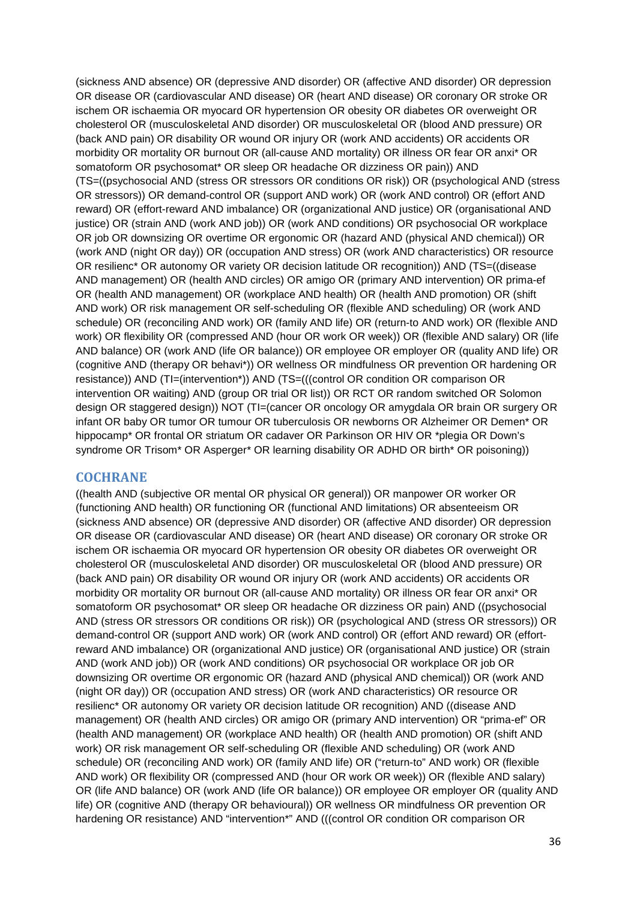(sickness AND absence) OR (depressive AND disorder) OR (affective AND disorder) OR depression OR disease OR (cardiovascular AND disease) OR (heart AND disease) OR coronary OR stroke OR ischem OR ischaemia OR myocard OR hypertension OR obesity OR diabetes OR overweight OR cholesterol OR (musculoskeletal AND disorder) OR musculoskeletal OR (blood AND pressure) OR (back AND pain) OR disability OR wound OR injury OR (work AND accidents) OR accidents OR morbidity OR mortality OR burnout OR (all-cause AND mortality) OR illness OR fear OR anxi* OR somatoform OR psychosomat* OR sleep OR headache OR dizziness OR pain)) AND (TS=((psychosocial AND (stress OR stressors OR conditions OR risk)) OR (psychological AND (stress OR stressors)) OR demand-control OR (support AND work) OR (work AND control) OR (effort AND reward) OR (effort-reward AND imbalance) OR (organizational AND justice) OR (organisational AND justice) OR (strain AND (work AND job)) OR (work AND conditions) OR psychosocial OR workplace OR job OR downsizing OR overtime OR ergonomic OR (hazard AND (physical AND chemical)) OR (work AND (night OR day)) OR (occupation AND stress) OR (work AND characteristics) OR resource OR resilienc* OR autonomy OR variety OR decision latitude OR recognition)) AND (TS=((disease AND management) OR (health AND circles) OR amigo OR (primary AND intervention) OR prima-ef OR (health AND management) OR (workplace AND health) OR (health AND promotion) OR (shift AND work) OR risk management OR self-scheduling OR (flexible AND scheduling) OR (work AND schedule) OR (reconciling AND work) OR (family AND life) OR (return-to AND work) OR (flexible AND work) OR flexibility OR (compressed AND (hour OR work OR week)) OR (flexible AND salary) OR (life AND balance) OR (work AND (life OR balance)) OR employee OR employer OR (quality AND life) OR (cognitive AND (therapy OR behavi*)) OR wellness OR mindfulness OR prevention OR hardening OR resistance)) AND (TI=(intervention*)) AND (TS=(((control OR condition OR comparison OR intervention OR waiting) AND (group OR trial OR list)) OR RCT OR random switched OR Solomon design OR staggered design)) NOT (TI=(cancer OR oncology OR amygdala OR brain OR surgery OR infant OR baby OR tumor OR tumour OR tuberculosis OR newborns OR Alzheimer OR Demen* OR hippocamp* OR frontal OR striatum OR cadaver OR Parkinson OR HIV OR *plegia OR Down's syndrome OR Trisom* OR Asperger* OR learning disability OR ADHD OR birth* OR poisoning))

## COCHRANE

((health AND (subjective OR mental OR physical OR general)) OR manpower OR worker OR (functioning AND health) OR functioning OR (functional AND limitations) OR absenteeism OR (sickness AND absence) OR (depressive AND disorder) OR (affective AND disorder) OR depression OR disease OR (cardiovascular AND disease) OR (heart AND disease) OR coronary OR stroke OR ischem OR ischaemia OR myocard OR hypertension OR obesity OR diabetes OR overweight OR cholesterol OR (musculoskeletal AND disorder) OR musculoskeletal OR (blood AND pressure) OR (back AND pain) OR disability OR wound OR injury OR (work AND accidents) OR accidents OR morbidity OR mortality OR burnout OR (all-cause AND mortality) OR illness OR fear OR anxi* OR somatoform OR psychosomat* OR sleep OR headache OR dizziness OR pain) AND ((psychosocial AND (stress OR stressors OR conditions OR risk)) OR (psychological AND (stress OR stressors)) OR demand-control OR (support AND work) OR (work AND control) OR (effort AND reward) OR (effort-reward AND imbalance) OR (organizational AND justice) OR (organisational AND justice) OR (strain AND (work AND job)) OR (work AND conditions) OR psychosocial OR workplace OR job OR downsizing OR overtime OR ergonomic OR (hazard AND (physical AND chemical)) OR (work AND (night OR day)) OR (occupation AND stress) OR (work AND characteristics) OR resource OR resilienc* OR autonomy OR variety OR decision latitude OR recognition) AND ((disease AND management) OR (health AND circles) OR amigo OR (primary AND intervention) OR "prima-ef" OR (health AND management) OR (workplace AND health) OR (health AND promotion) OR (shift AND work) OR risk management OR self-scheduling OR (flexible AND scheduling) OR (work AND schedule) OR (reconciling AND work) OR (family AND life) OR ("return-to" AND work) OR (flexible AND work) OR flexibility OR (compressed AND (hour OR work OR week)) OR (flexible AND salary) OR (life AND balance) OR (work AND (life OR balance)) OR employee OR employer OR (quality AND life) OR (cognitive AND (therapy OR behavioural)) OR wellness OR mindfulness OR prevention OR hardening OR resistance) AND "intervention*" AND (((control OR condition OR comparison OR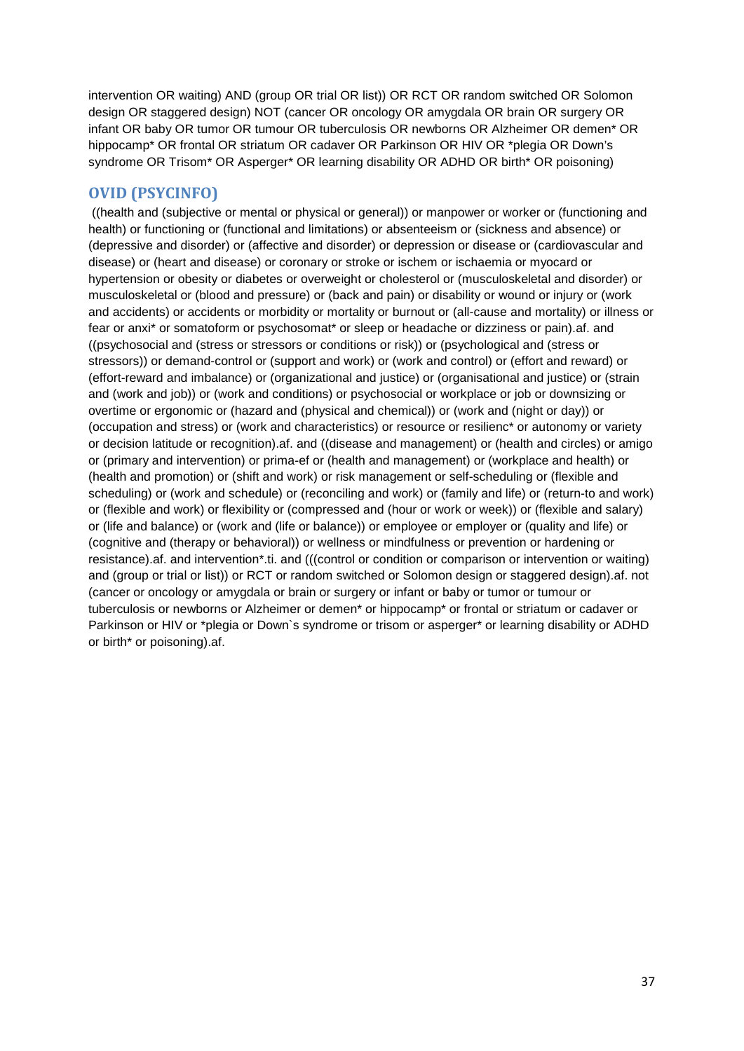intervention OR waiting) AND (group OR trial OR list)) OR RCT OR random switched OR Solomon design OR staggered design) NOT (cancer OR oncology OR amygdala OR brain OR surgery OR infant OR baby OR tumor OR tumour OR tuberculosis OR newborns OR Alzheimer OR demen* OR hippocamp* OR frontal OR striatum OR cadaver OR Parkinson OR HIV OR *plegia OR Down's syndrome OR Trisom* OR Asperger* OR learning disability OR ADHD OR birth* OR poisoning)

## OVID (PSYCINFO)

((health and (subjective or mental or physical or general)) or manpower or worker or (functioning and health) or functioning or (functional and limitations) or absenteeism or (sickness and absence) or (depressive and disorder) or (affective and disorder) or depression or disease or (cardiovascular and disease) or (heart and disease) or coronary or stroke or ischem or ischaemia or myocard or hypertension or obesity or diabetes or overweight or cholesterol or (musculoskeletal and disorder) or musculoskeletal or (blood and pressure) or (back and pain) or disability or wound or injury or (work and accidents) or accidents or morbidity or mortality or burnout or (all-cause and mortality) or illness or fear or anxi* or somatoform or psychosomat* or sleep or headache or dizziness or pain).af. and ((psychosocial and (stress or stressors or conditions or risk)) or (psychological and (stress or stressors)) or demand-control or (support and work) or (work and control) or (effort and reward) or (effort-reward and imbalance) or (organizational and justice) or (organisational and justice) or (strain and (work and job)) or (work and conditions) or psychosocial or workplace or job or downsizing or overtime or ergonomic or (hazard and (physical and chemical)) or (work and (night or day)) or (occupation and stress) or (work and characteristics) or resource or resilienc* or autonomy or variety or decision latitude or recognition).af. and ((disease and management) or (health and circles) or amigo or (primary and intervention) or prima-ef or (health and management) or (workplace and health) or (health and promotion) or (shift and work) or risk management or self-scheduling or (flexible and scheduling) or (work and schedule) or (reconciling and work) or (family and life) or (return-to and work) or (flexible and work) or flexibility or (compressed and (hour or work or week)) or (flexible and salary) or (life and balance) or (work and (life or balance)) or employee or employer or (quality and life) or (cognitive and (therapy or behavioral)) or wellness or mindfulness or prevention or hardening or resistance).af. and intervention*.ti. and (((control or condition or comparison or intervention or waiting) and (group or trial or list)) or RCT or random switched or Solomon design or staggered design).af. not (cancer or oncology or amygdala or brain or surgery or infant or baby or tumor or tumour or tuberculosis or newborns or Alzheimer or demen* or hippocamp* or frontal or striatum or cadaver or Parkinson or HIV or *plegia or Down`s syndrome or trisom or asperger* or learning disability or ADHD or birth* or poisoning).af.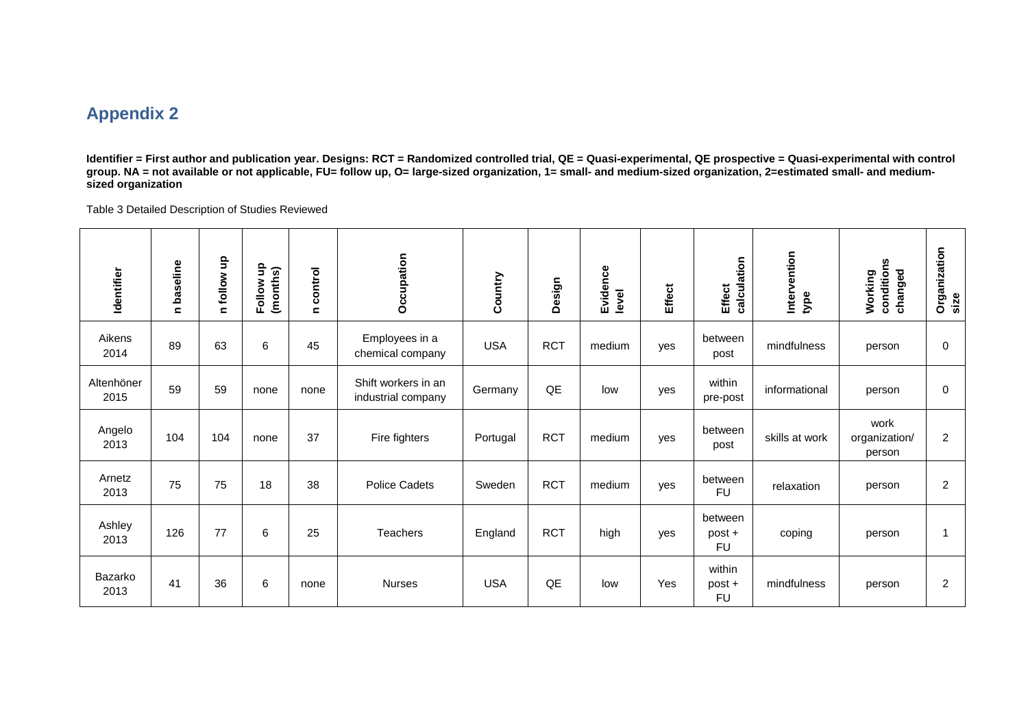## Appendix 2

**Identifier = First author and publication year. Designs: RCT = Randomized controlled trial, QE = Quasi-experimental, QE prospective = Quasi-experimental with control group. NA = not available or not applicable, FU= follow up, O= large-sized organization, 1= small- and medium-sized organization, 2=estimated small- and medium-sized organization**

Table 3 Detailed Description of Studies Reviewed

| Identifier | n baseline | n follow up | Follow up (months) | n control | Occupation | Country | Design | Evidence level | Effect | Effect calculation | Intervention type | Working conditions changed | Organization size |
|---|---|---|---|---|---|---|---|---|---|---|---|---|---|
| Aikens 2014 | 89 | 63 | 6 | 45 | Employees in a chemical company | USA | RCT | medium | yes | between post | mindfulness | person | 0 |
| Altenhöner 2015 | 59 | 59 | none | none | Shift workers in an industrial company | Germany | QE | low | yes | within pre-post | informational | person | 0 |
| Angelo 2013 | 104 | 104 | none | 37 | Fire fighters | Portugal | RCT | medium | yes | between post | skills at work | work organization/ person | 2 |
| Arnetz 2013 | 75 | 75 | 18 | 38 | Police Cadets | Sweden | RCT | medium | yes | between FU | relaxation | person | 2 |
| Ashley 2013 | 126 | 77 | 6 | 25 | Teachers | England | RCT | high | yes | between post + FU | coping | person | 1 |
| Bazarko 2013 | 41 | 36 | 6 | none | Nurses | USA | QE | low | Yes | within post + FU | mindfulness | person | 2 |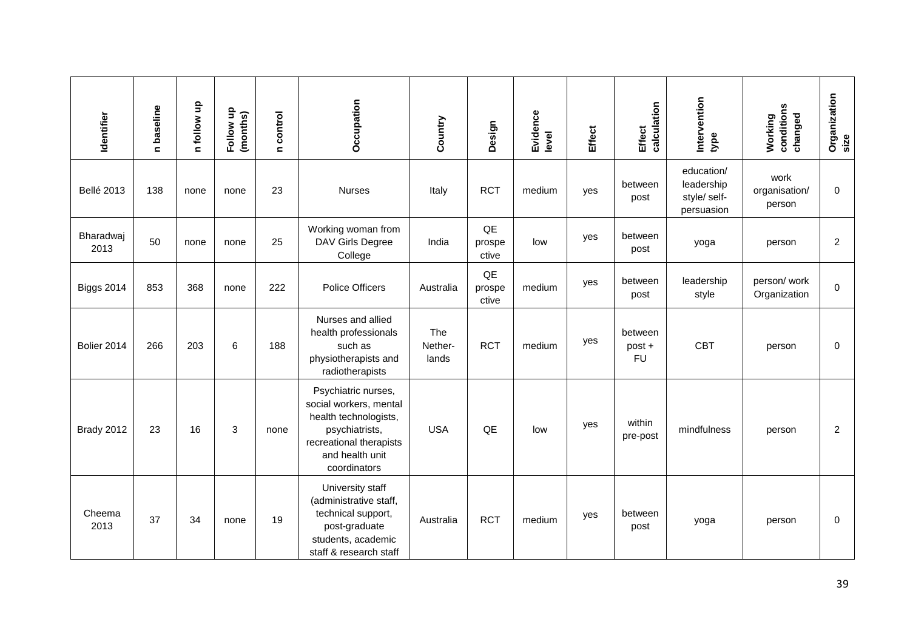| Identifier | n baseline | n follow up | Follow up (months) | n control | Occupation | Country | Design | Evidence level | Effect | Effect calculation | Intervention type | Working conditions changed | Organization size |
|---|---|---|---|---|---|---|---|---|---|---|---|---|---|
| Bellé 2013 | 138 | none | none | 23 | Nurses | Italy | RCT | medium | yes | between post | education/ leadership style/ self-persuasion | work organisation/ person | 0 |
| Bharadwaj 2013 | 50 | none | none | 25 | Working woman from DAV Girls Degree College | India | QE prospective | low | yes | between post | yoga | person | 2 |
| Biggs 2014 | 853 | 368 | none | 222 | Police Officers | Australia | QE prospective | medium | yes | between post | leadership style | person/ work Organization | 0 |
| Bolier 2014 | 266 | 203 | 6 | 188 | Nurses and allied health professionals such as physiotherapists and radiotherapists | The Nether-lands | RCT | medium | yes | between post + FU | CBT | person | 0 |
| Brady 2012 | 23 | 16 | 3 | none | Psychiatric nurses, social workers, mental health technologists, psychiatrists, recreational therapists and health unit coordinators | USA | QE | low | yes | within pre-post | mindfulness | person | 2 |
| Cheema 2013 | 37 | 34 | none | 19 | University staff (administrative staff, technical support, post-graduate students, academic staff & research staff | Australia | RCT | medium | yes | between post | yoga | person | 0 |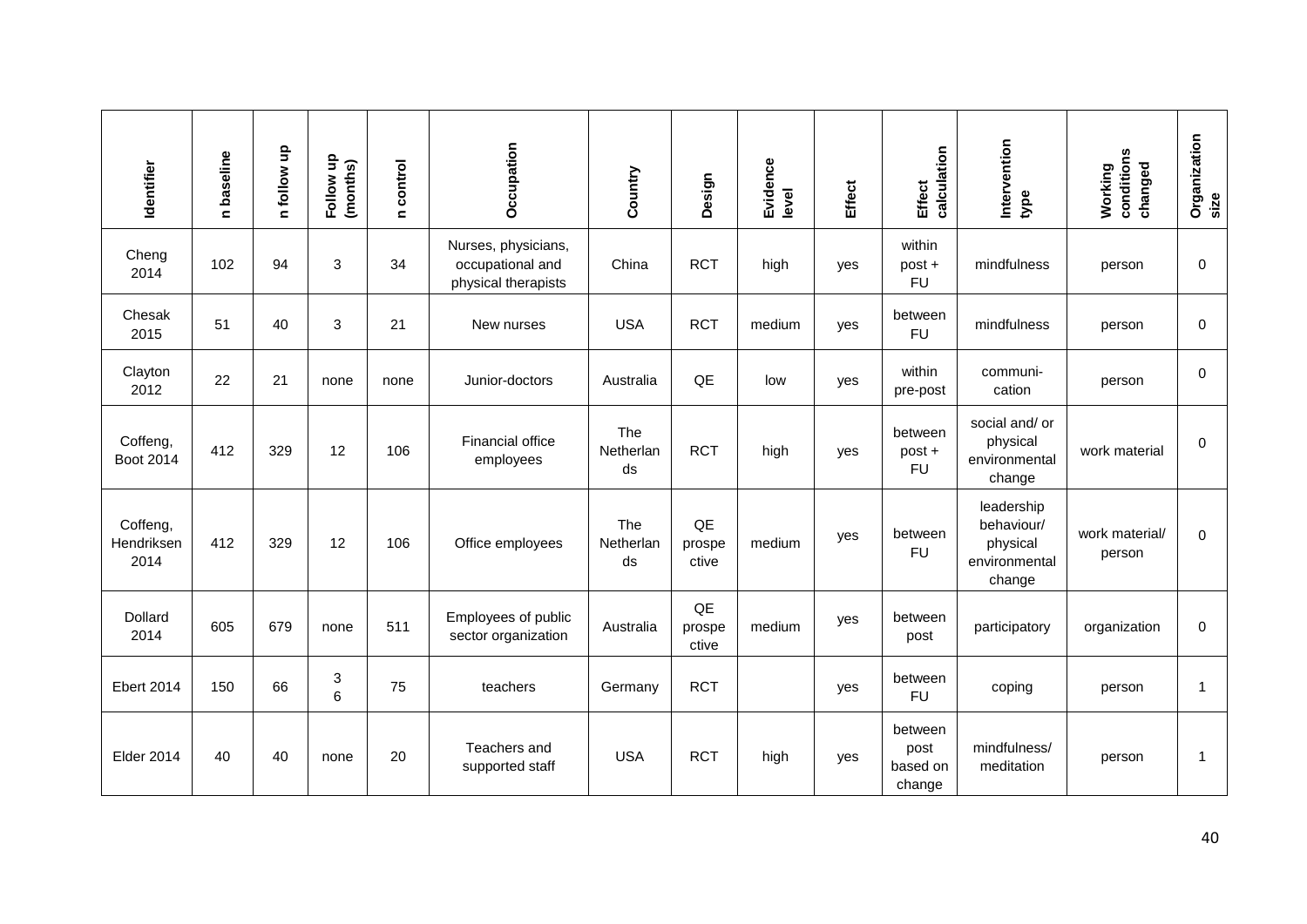| Identifier | n baseline | n follow up | Follow up (months) | n control | Occupation | Country | Design | Evidence level | Effect | Effect calculation | Intervention type | Working conditions changed | Organization size |
|---|---|---|---|---|---|---|---|---|---|---|---|---|---|
| Cheng 2014 | 102 | 94 | 3 | 34 | Nurses, physicians, occupational and physical therapists | China | RCT | high | yes | within post + FU | mindfulness | person | 0 |
| Chesak 2015 | 51 | 40 | 3 | 21 | New nurses | USA | RCT | medium | yes | between FU | mindfulness | person | 0 |
| Clayton 2012 | 22 | 21 | none | none | Junior-doctors | Australia | QE | low | yes | within pre-post | communi-cation | person | 0 |
| Coffeng, Boot 2014 | 412 | 329 | 12 | 106 | Financial office employees | The Netherlands | RCT | high | yes | between post + FU | social and/ or physical environmental change | work material | 0 |
| Coffeng, Hendriksen 2014 | 412 | 329 | 12 | 106 | Office employees | The Netherlands | QE prospective | medium | yes | between FU | leadership behaviour/ physical environmental change | work material/ person | 0 |
| Dollard 2014 | 605 | 679 | none | 511 | Employees of public sector organization | Australia | QE prospective | medium | yes | between post | participatory | organization | 0 |
| Ebert 2014 | 150 | 66 | 3 6 | 75 | teachers | Germany | RCT | | yes | between FU | coping | person | 1 |
| Elder 2014 | 40 | 40 | none | 20 | Teachers and supported staff | USA | RCT | high | yes | between post based on change | mindfulness/ meditation | person | 1 |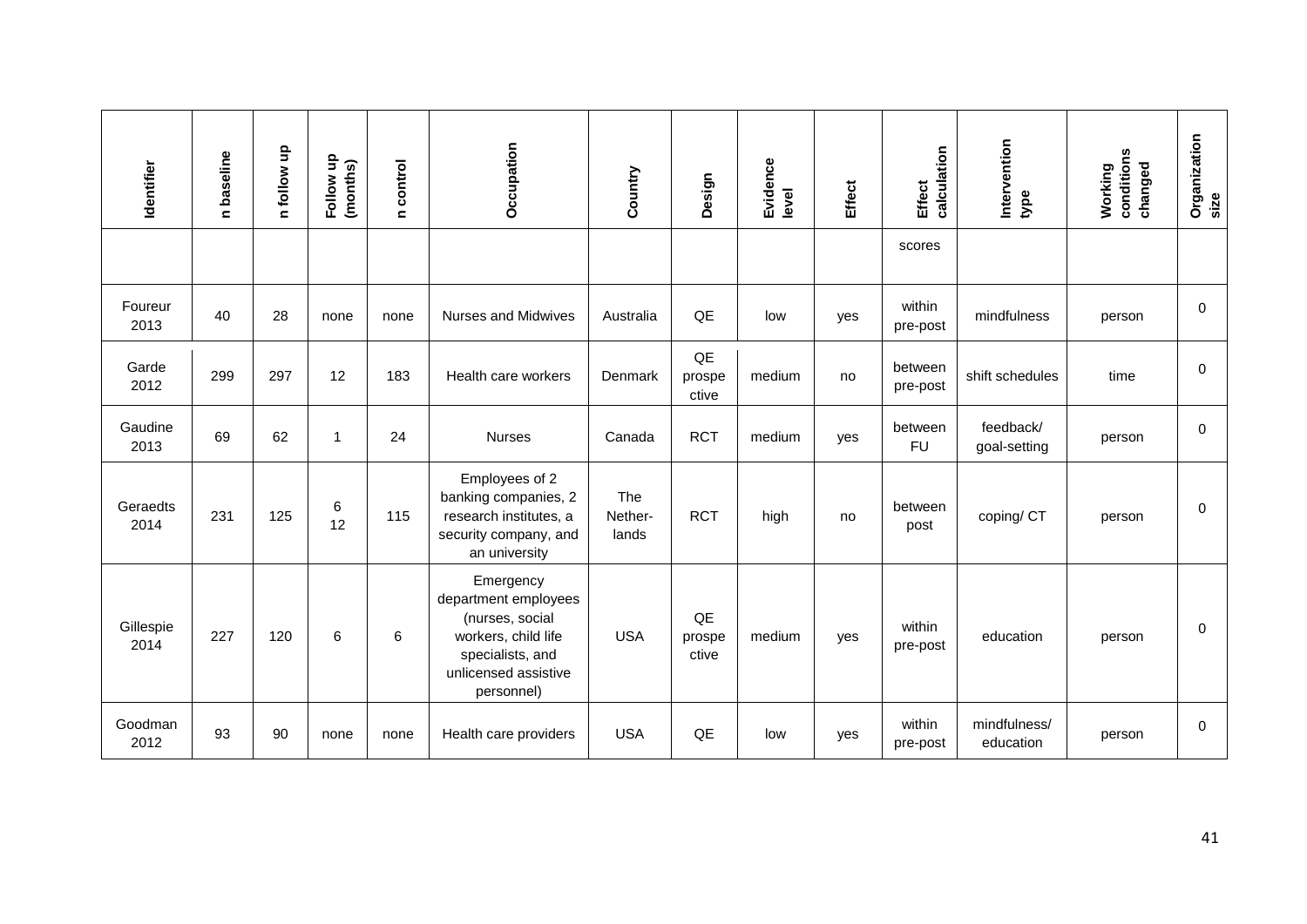| Identifier | n baseline | n follow up | Follow up (months) | n control | Occupation | Country | Design | Evidence level | Effect | Effect calculation | Intervention type | Working conditions changed | Organization size |
|---|---|---|---|---|---|---|---|---|---|---|---|---|---|
| | | | | | | | | | | scores | | | |
| Foureur 2013 | 40 | 28 | none | none | Nurses and Midwives | Australia | QE | low | yes | within pre-post | mindfulness | person | 0 |
| Garde 2012 | 299 | 297 | 12 | 183 | Health care workers | Denmark | QE prospective | medium | no | between pre-post | shift schedules | time | 0 |
| Gaudine 2013 | 69 | 62 | 1 | 24 | Nurses | Canada | RCT | medium | yes | between FU | feedback/ goal-setting | person | 0 |
| Geraedts 2014 | 231 | 125 | 6 12 | 115 | Employees of 2 banking companies, 2 research institutes, a security company, and an university | The Netherlands | RCT | high | no | between post | coping/ CT | person | 0 |
| Gillespie 2014 | 227 | 120 | 6 | 6 | Emergency department employees (nurses, social workers, child life specialists, and unlicensed assistive personnel) | USA | QE prospective | medium | yes | within pre-post | education | person | 0 |
| Goodman 2012 | 93 | 90 | none | none | Health care providers | USA | QE | low | yes | within pre-post | mindfulness/ education | person | 0 |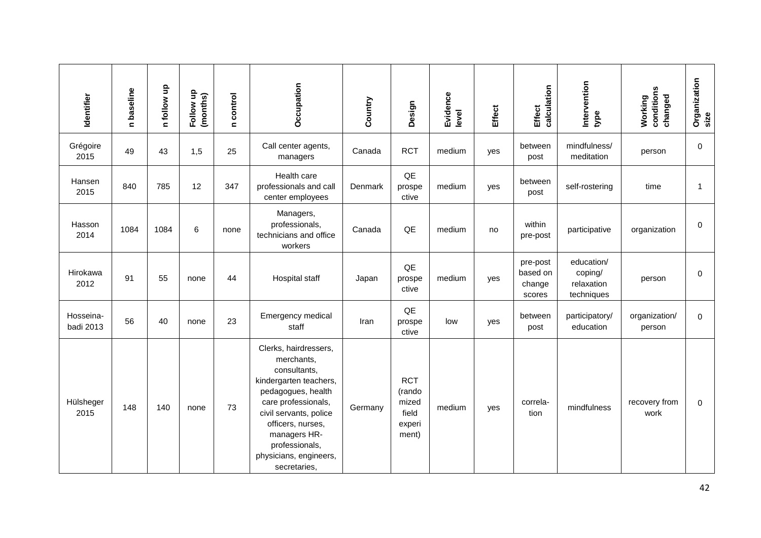| Identifier | n baseline | n follow up | Follow up (months) | n control | Occupation | Country | Design | Evidence level | Effect | Effect calculation | Intervention type | Working conditions changed | Organization size |
|---|---|---|---|---|---|---|---|---|---|---|---|---|---|
| Grégoire 2015 | 49 | 43 | 1,5 | 25 | Call center agents, managers | Canada | RCT | medium | yes | between post | mindfulness/ meditation | person | 0 |
| Hansen 2015 | 840 | 785 | 12 | 347 | Health care professionals and call center employees | Denmark | QE prospective | medium | yes | between post | self-rostering | time | 1 |
| Hasson 2014 | 1084 | 1084 | 6 | none | Managers, professionals, technicians and office workers | Canada | QE | medium | no | within pre-post | participative | organization | 0 |
| Hirokawa 2012 | 91 | 55 | none | 44 | Hospital staff | Japan | QE prospective | medium | yes | pre-post based on change scores | education/ coping/ relaxation techniques | person | 0 |
| Hosseina-badi 2013 | 56 | 40 | none | 23 | Emergency medical staff | Iran | QE prospective | low | yes | between post | participatory/ education | organization/ person | 0 |
| Hülsheger 2015 | 148 | 140 | none | 73 | Clerks, hairdressers, merchants, consultants, kindergarten teachers, pedagogues, health care professionals, civil servants, police officers, nurses, managers HR-professionals, physicians, engineers, secretaries, | Germany | RCT (randomized field experiment) | medium | yes | correla-tion | mindfulness | recovery from work | 0 |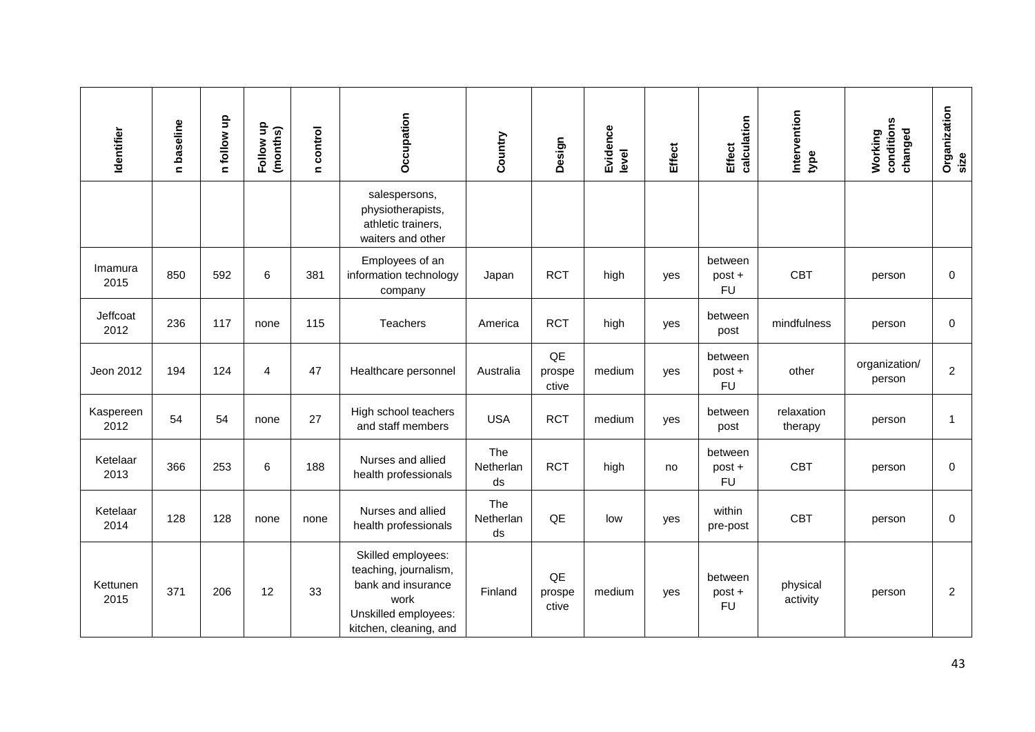| Identifier | n baseline | n follow up | Follow up (months) | n control | Occupation | Country | Design | Evidence level | Effect | Effect calculation | Intervention type | Working conditions changed | Organization size |
|---|---|---|---|---|---|---|---|---|---|---|---|---|---|
| | | | | | salespersons, physiotherapists, athletic trainers, waiters and other | | | | | | | | |
| Imamura 2015 | 850 | 592 | 6 | 381 | Employees of an information technology company | Japan | RCT | high | yes | between post + FU | CBT | person | 0 |
| Jeffcoat 2012 | 236 | 117 | none | 115 | Teachers | America | RCT | high | yes | between post | mindfulness | person | 0 |
| Jeon 2012 | 194 | 124 | 4 | 47 | Healthcare personnel | Australia | QE prospective | medium | yes | between post + FU | other | organization/ person | 2 |
| Kaspereen 2012 | 54 | 54 | none | 27 | High school teachers and staff members | USA | RCT | medium | yes | between post | relaxation therapy | person | 1 |
| Ketelaar 2013 | 366 | 253 | 6 | 188 | Nurses and allied health professionals | The Netherlands | RCT | high | no | between post + FU | CBT | person | 0 |
| Ketelaar 2014 | 128 | 128 | none | none | Nurses and allied health professionals | The Netherlands | QE | low | yes | within pre-post | CBT | person | 0 |
| Kettunen 2015 | 371 | 206 | 12 | 33 | Skilled employees: teaching, journalism, bank and insurance work Unskilled employees: kitchen, cleaning, and | Finland | QE prospective | medium | yes | between post + FU | physical activity | person | 2 |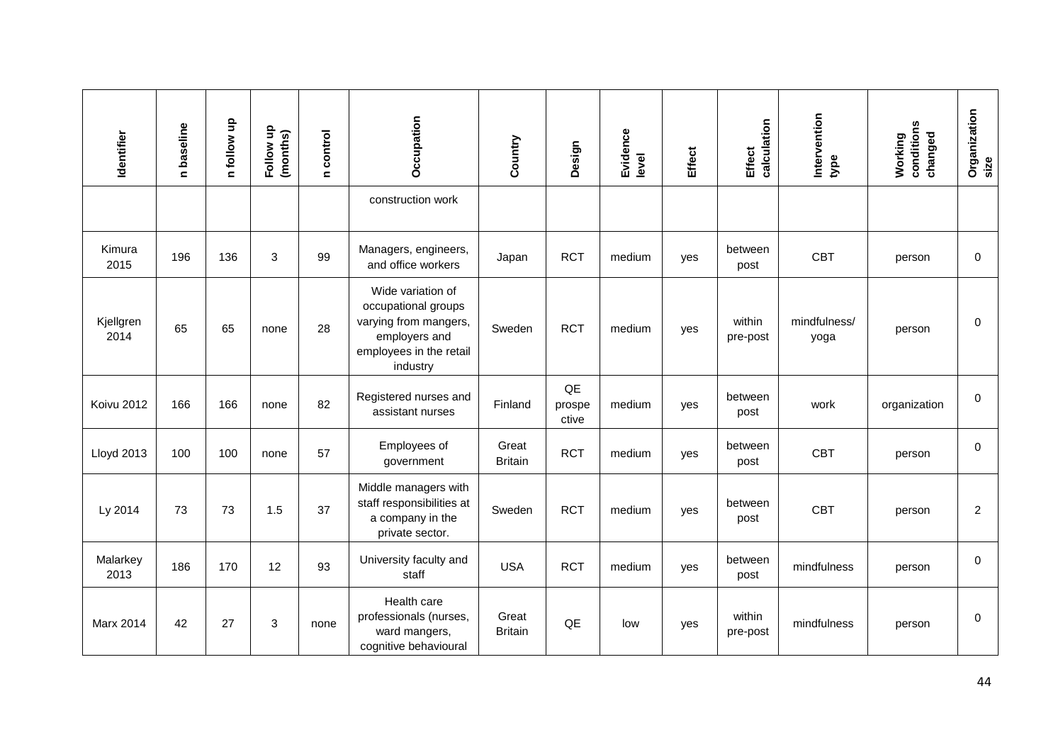| Identifier | n baseline | n follow up | Follow up (months) | n control | Occupation | Country | Design | Evidence level | Effect | Effect calculation | Intervention type | Working conditions changed | Organization size |
|---|---|---|---|---|---|---|---|---|---|---|---|---|---|
| | | | | | construction work | | | | | | | | |
| Kimura 2015 | 196 | 136 | 3 | 99 | Managers, engineers, and office workers | Japan | RCT | medium | yes | between post | CBT | person | 0 |
| Kjellgren 2014 | 65 | 65 | none | 28 | Wide variation of occupational groups varying from mangers, employers and employees in the retail industry | Sweden | RCT | medium | yes | within pre-post | mindfulness/ yoga | person | 0 |
| Koivu 2012 | 166 | 166 | none | 82 | Registered nurses and assistant nurses | Finland | QE prospective | medium | yes | between post | work | organization | 0 |
| Lloyd 2013 | 100 | 100 | none | 57 | Employees of government | Great Britain | RCT | medium | yes | between post | CBT | person | 0 |
| Ly 2014 | 73 | 73 | 1.5 | 37 | Middle managers with staff responsibilities at a company in the private sector. | Sweden | RCT | medium | yes | between post | CBT | person | 2 |
| Malarkey 2013 | 186 | 170 | 12 | 93 | University faculty and staff | USA | RCT | medium | yes | between post | mindfulness | person | 0 |
| Marx 2014 | 42 | 27 | 3 | none | Health care professionals (nurses, ward mangers, cognitive behavioural | Great Britain | QE | low | yes | within pre-post | mindfulness | person | 0 |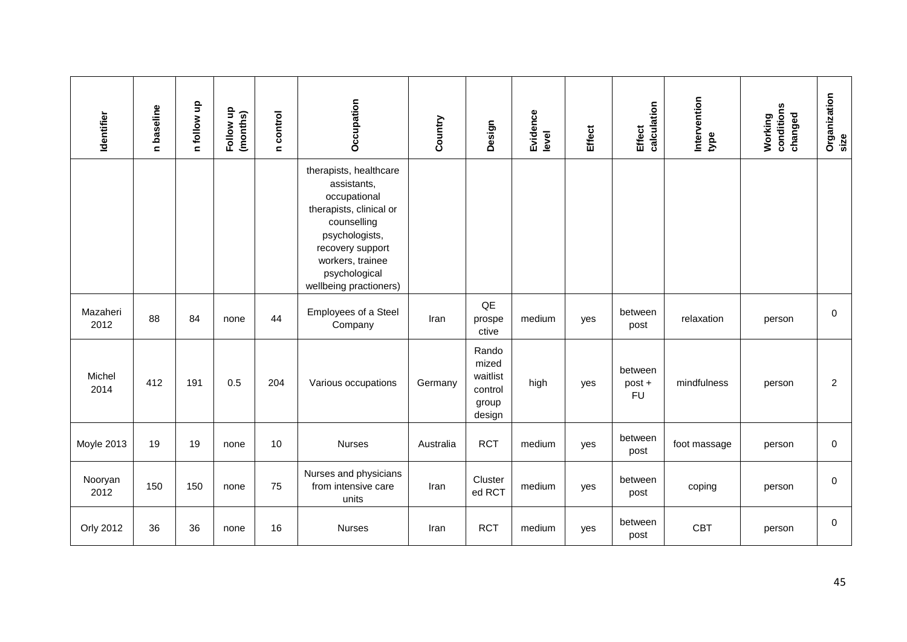| Identifier | n baseline | n follow up | Follow up (months) | n control | Occupation | Country | Design | Evidence level | Effect | Effect calculation | Intervention type | Working conditions changed | Organization size |
|---|---|---|---|---|---|---|---|---|---|---|---|---|---|
| | | | | | therapists, healthcare assistants, occupational therapists, clinical or counselling psychologists, recovery support workers, trainee psychological wellbeing practioners) | | | | | | | | |
| Mazaheri 2012 | 88 | 84 | none | 44 | Employees of a Steel Company | Iran | QE prospective | medium | yes | between post | relaxation | person | 0 |
| Michel 2014 | 412 | 191 | 0.5 | 204 | Various occupations | Germany | Randomized waitlist control group design | high | yes | between post + FU | mindfulness | person | 2 |
| Moyle 2013 | 19 | 19 | none | 10 | Nurses | Australia | RCT | medium | yes | between post | foot massage | person | 0 |
| Nooryan 2012 | 150 | 150 | none | 75 | Nurses and physicians from intensive care units | Iran | Clustered RCT | medium | yes | between post | coping | person | 0 |
| Orly 2012 | 36 | 36 | none | 16 | Nurses | Iran | RCT | medium | yes | between post | CBT | person | 0 |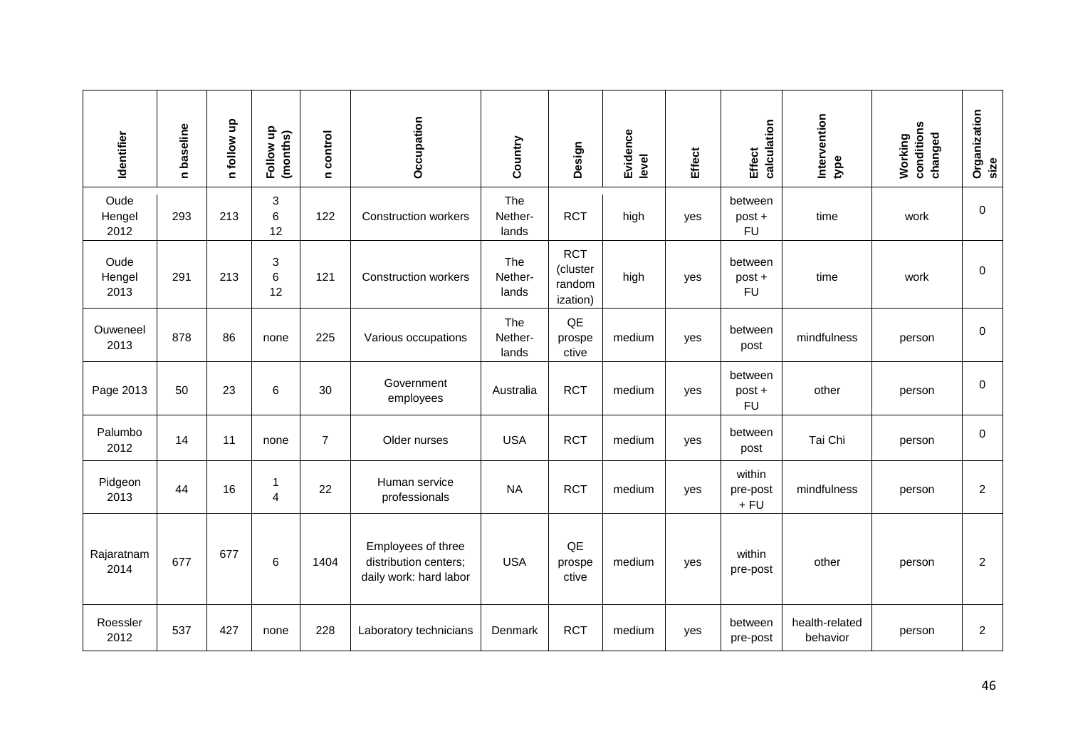| Identifier | n baseline | n follow up | Follow up (months) | n control | Occupation | Country | Design | Evidence level | Effect | Effect calculation | Intervention type | Working conditions changed | Organization size |
|---|---|---|---|---|---|---|---|---|---|---|---|---|---|
| Oude Hengel 2012 | 293 | 213 | 3 6 12 | 122 | Construction workers | The Nether-lands | RCT | high | yes | between post + FU | time | work | 0 |
| Oude Hengel 2013 | 291 | 213 | 3 6 12 | 121 | Construction workers | The Nether-lands | RCT (cluster randomization) | high | yes | between post + FU | time | work | 0 |
| Ouweneel 2013 | 878 | 86 | none | 225 | Various occupations | The Nether-lands | QE prospective | medium | yes | between post | mindfulness | person | 0 |
| Page 2013 | 50 | 23 | 6 | 30 | Government employees | Australia | RCT | medium | yes | between post + FU | other | person | 0 |
| Palumbo 2012 | 14 | 11 | none | 7 | Older nurses | USA | RCT | medium | yes | between post | Tai Chi | person | 0 |
| Pidgeon 2013 | 44 | 16 | 1 4 | 22 | Human service professionals | NA | RCT | medium | yes | within pre-post + FU | mindfulness | person | 2 |
| Rajaratnam 2014 | 677 | 677 | 6 | 1404 | Employees of three distribution centers; daily work: hard labor | USA | QE prospective | medium | yes | within pre-post | other | person | 2 |
| Roessler 2012 | 537 | 427 | none | 228 | Laboratory technicians | Denmark | RCT | medium | yes | between pre-post | health-related behavior | person | 2 |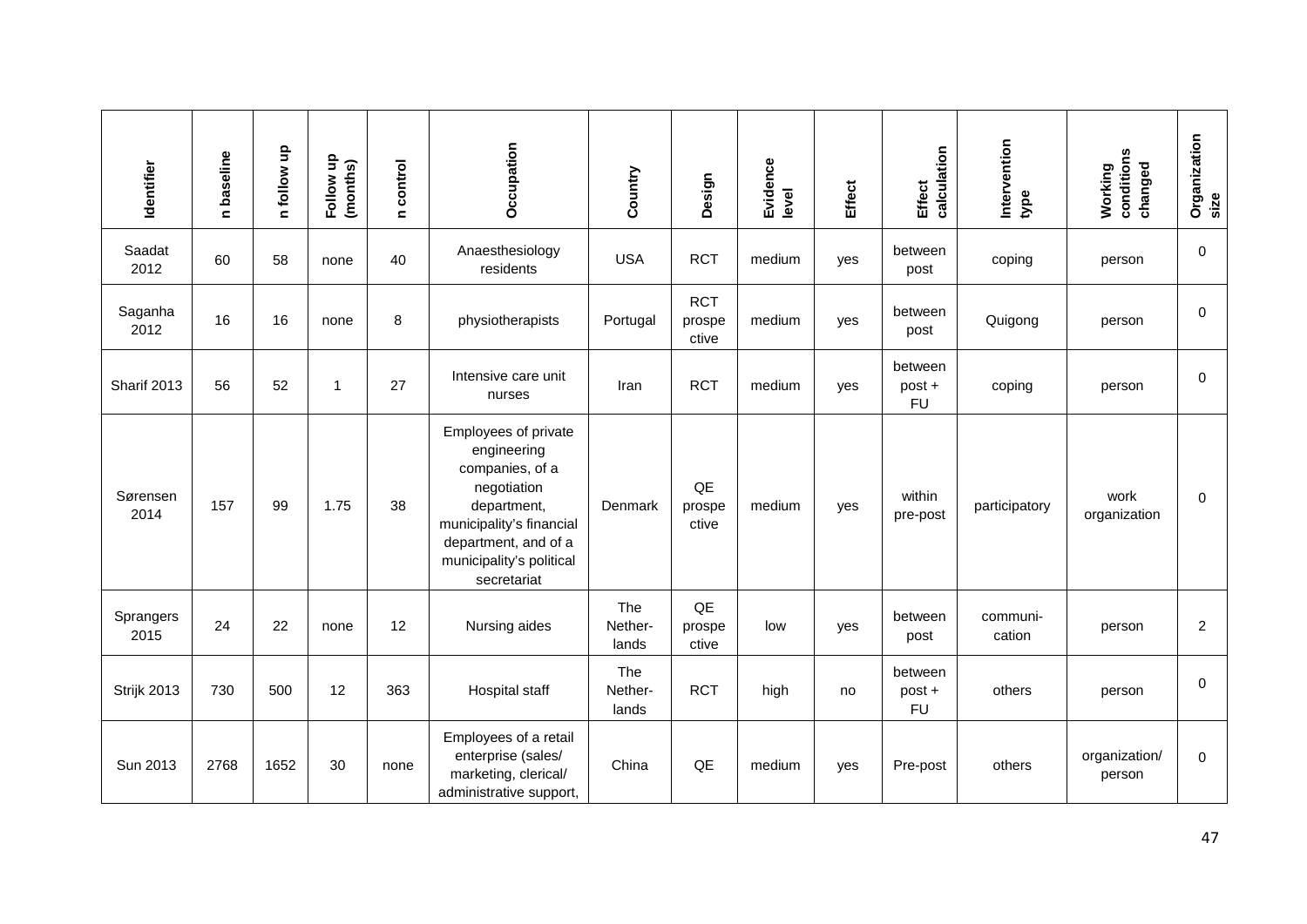| Identifier | n baseline | n follow up | Follow up (months) | n control | Occupation | Country | Design | Evidence level | Effect | Effect calculation | Intervention type | Working conditions changed | Organization size |
|---|---|---|---|---|---|---|---|---|---|---|---|---|---|
| Saadat 2012 | 60 | 58 | none | 40 | Anaesthesiology residents | USA | RCT | medium | yes | between post | coping | person | 0 |
| Saganha 2012 | 16 | 16 | none | 8 | physiotherapists | Portugal | RCT prospective | medium | yes | between post | Quigong | person | 0 |
| Sharif 2013 | 56 | 52 | 1 | 27 | Intensive care unit nurses | Iran | RCT | medium | yes | between post + FU | coping | person | 0 |
| Sørensen 2014 | 157 | 99 | 1.75 | 38 | Employees of private engineering companies, of a negotiation department, municipality's financial department, and of a municipality's political secretariat | Denmark | QE prospective | medium | yes | within pre-post | participatory | work organization | 0 |
| Sprangers 2015 | 24 | 22 | none | 12 | Nursing aides | The Netherlands | QE prospective | low | yes | between post | communication | person | 2 |
| Strijk 2013 | 730 | 500 | 12 | 363 | Hospital staff | The Netherlands | RCT | high | no | between post + FU | others | person | 0 |
| Sun 2013 | 2768 | 1652 | 30 | none | Employees of a retail enterprise (sales/ marketing, clerical/ administrative support, | China | QE | medium | yes | Pre-post | others | organization/ person | 0 |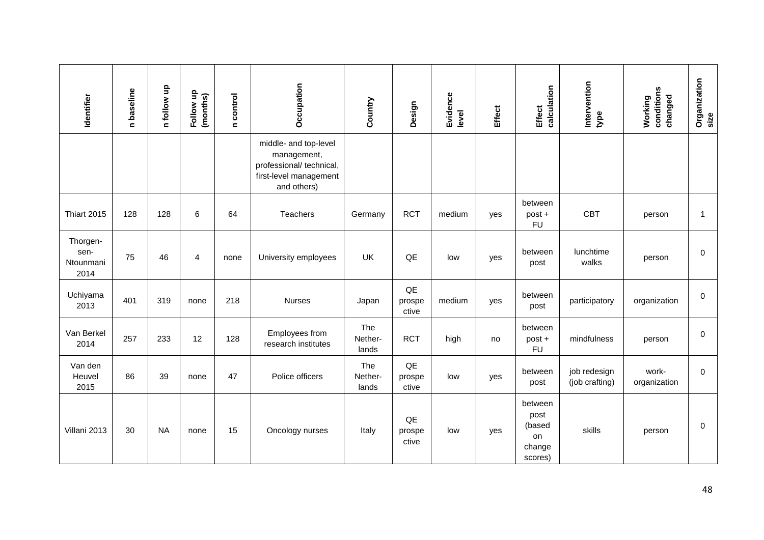| Identifier | n baseline | n follow up | Follow up (months) | n control | Occupation | Country | Design | Evidence level | Effect | Effect calculation | Intervention type | Working conditions changed | Organization size |
|---|---|---|---|---|---|---|---|---|---|---|---|---|---|
| | | | | | middle- and top-level management, professional/ technical, first-level management and others) | | | | | | | | |
| Thiart 2015 | 128 | 128 | 6 | 64 | Teachers | Germany | RCT | medium | yes | between post + FU | CBT | person | 1 |
| Thorgen-sen-Ntounmani 2014 | 75 | 46 | 4 | none | University employees | UK | QE | low | yes | between post | lunchtime walks | person | 0 |
| Uchiyama 2013 | 401 | 319 | none | 218 | Nurses | Japan | QE prospe ctive | medium | yes | between post | participatory | organization | 0 |
| Van Berkel 2014 | 257 | 233 | 12 | 128 | Employees from research institutes | The Nether-lands | RCT | high | no | between post + FU | mindfulness | person | 0 |
| Van den Heuvel 2015 | 86 | 39 | none | 47 | Police officers | The Nether-lands | QE prospe ctive | low | yes | between post | job redesign (job crafting) | work-organization | 0 |
| Villani 2013 | 30 | NA | none | 15 | Oncology nurses | Italy | QE prospe ctive | low | yes | between post (based on change scores) | skills | person | 0 |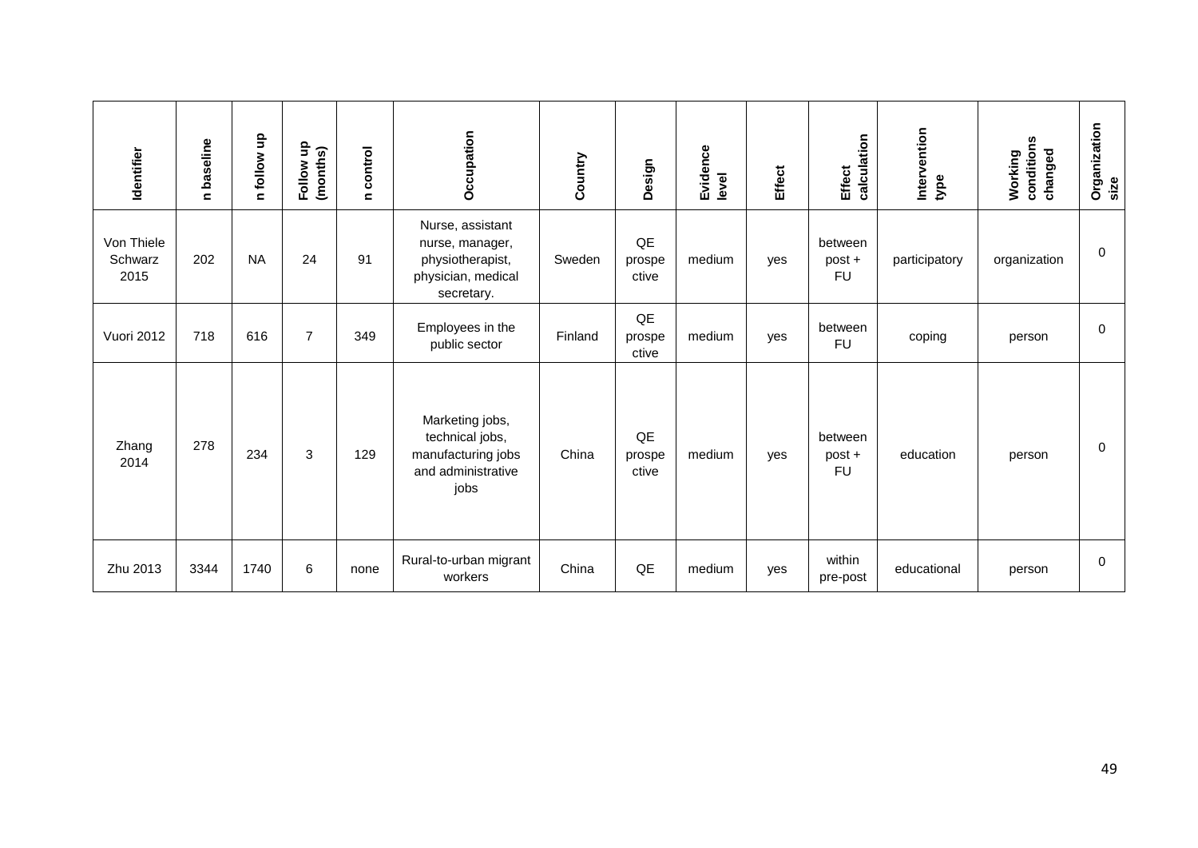| Identifier | n baseline | n follow up | Follow up (months) | n control | Occupation | Country | Design | Evidence level | Effect | Effect calculation | Intervention type | Working conditions changed | Organization size |
|---|---|---|---|---|---|---|---|---|---|---|---|---|---|
| Von Thiele Schwarz 2015 | 202 | NA | 24 | 91 | Nurse, assistant nurse, manager, physiotherapist, physician, medical secretary. | Sweden | QE prospective | medium | yes | between post + FU | participatory | organization | 0 |
| Vuori 2012 | 718 | 616 | 7 | 349 | Employees in the public sector | Finland | QE prospective | medium | yes | between FU | coping | person | 0 |
| Zhang 2014 | 278 | 234 | 3 | 129 | Marketing jobs, technical jobs, manufacturing jobs and administrative jobs | China | QE prospective | medium | yes | between post + FU | education | person | 0 |
| Zhu 2013 | 3344 | 1740 | 6 | none | Rural-to-urban migrant workers | China | QE | medium | yes | within pre-post | educational | person | 0 |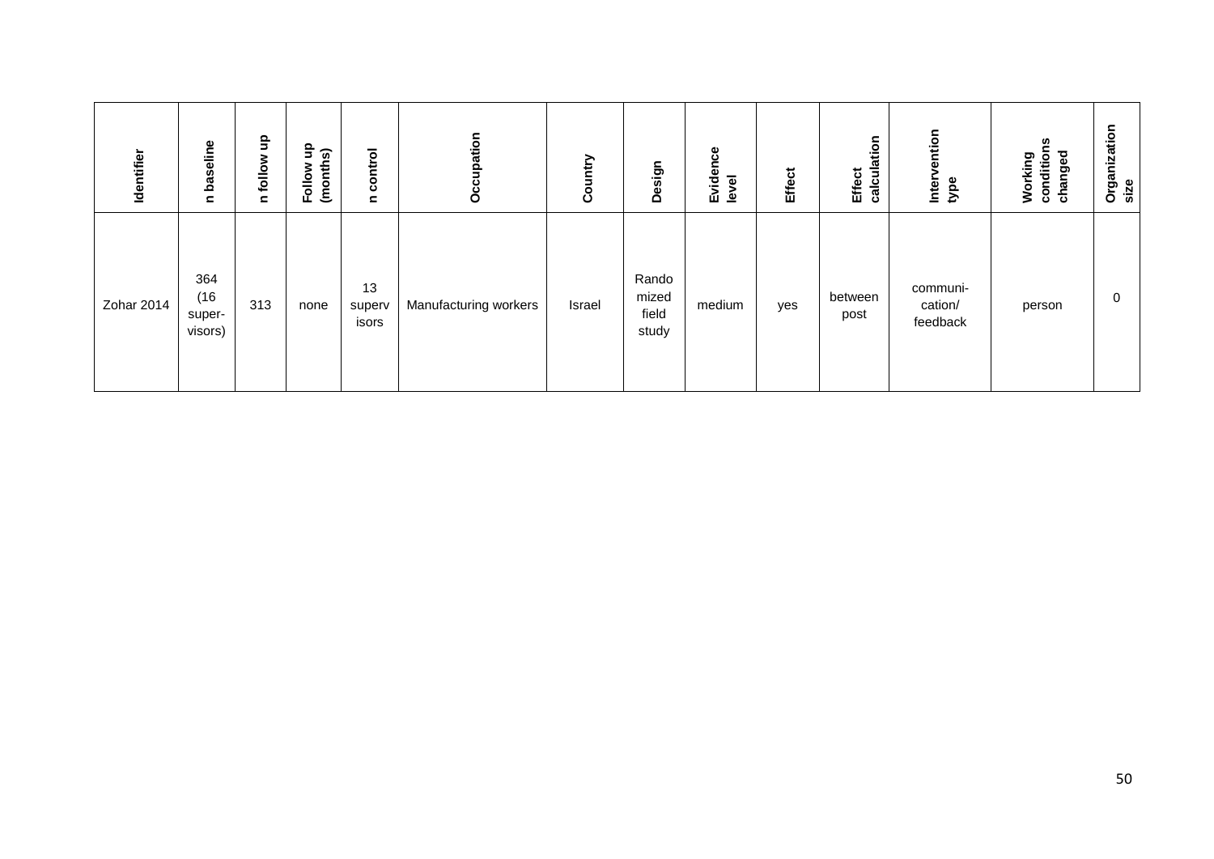| Identifier | n baseline | n follow up | Follow up (months) | n control | Occupation | Country | Design | Evidence level | Effect | Effect calculation | Intervention type | Working conditions changed | Organization size |
|---|---|---|---|---|---|---|---|---|---|---|---|---|---|
| Zohar 2014 | 364 (16 super-visors) | 313 | none | 13 supervisors | Manufacturing workers | Israel | Randomized field study | medium | yes | between post | communi-cation/ feedback | person | 0 |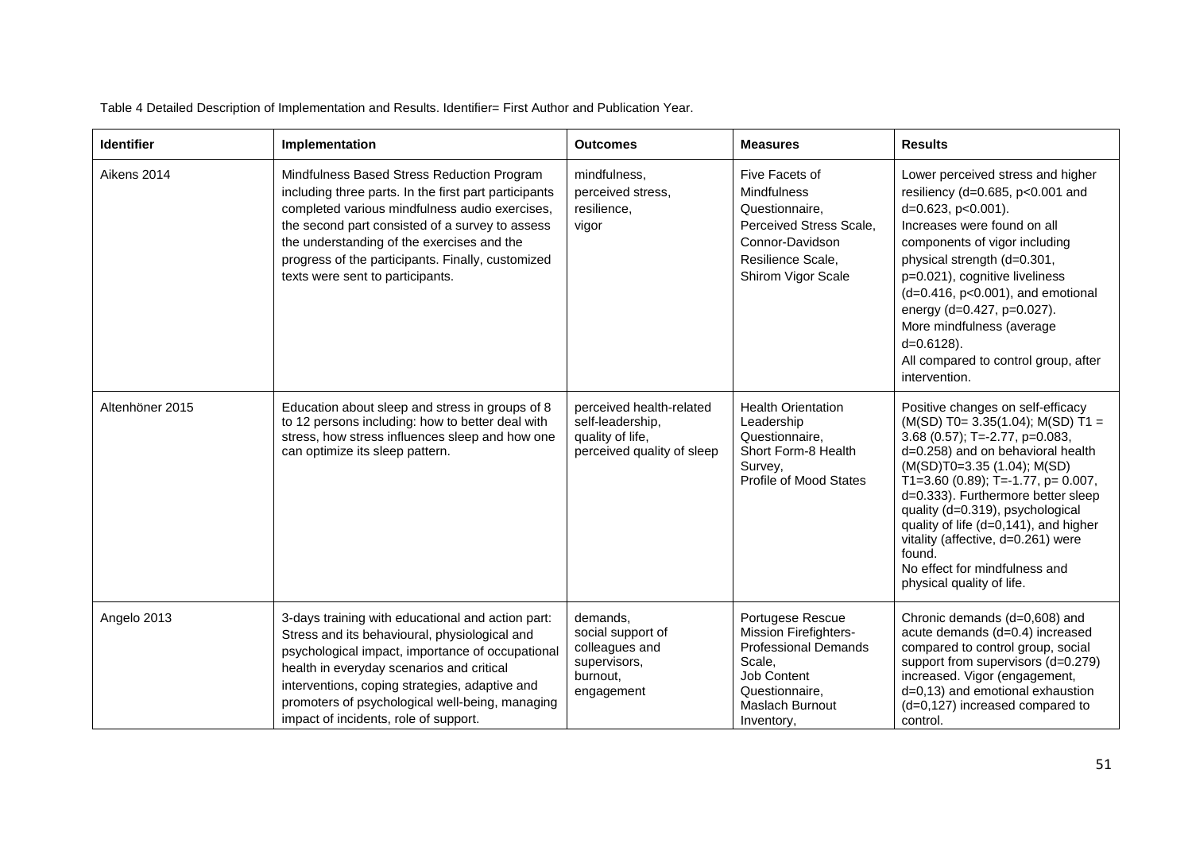Table 4 Detailed Description of Implementation and Results. Identifier= First Author and Publication Year.

| Identifier | Implementation | Outcomes | Measures | Results |
|---|---|---|---|---|
| Aikens 2014 | Mindfulness Based Stress Reduction Program including three parts. In the first part participants completed various mindfulness audio exercises, the second part consisted of a survey to assess the understanding of the exercises and the progress of the participants. Finally, customized texts were sent to participants. | mindfulness,<br>perceived stress,<br>resilience,<br>vigor | Five Facets of Mindfulness Questionnaire,<br>Perceived Stress Scale,<br>Connor-Davidson Resilience Scale,<br>Shirom Vigor Scale | Lower perceived stress and higher resiliency (d=0.685, p<0.001 and d=0.623, p<0.001).<br>Increases were found on all components of vigor including physical strength (d=0.301, p=0.021), cognitive liveliness (d=0.416, p<0.001), and emotional energy (d=0.427, p=0.027).<br>More mindfulness (average d=0.6128).<br>All compared to control group, after intervention. |
| Altenhöner 2015 | Education about sleep and stress in groups of 8 to 12 persons including: how to better deal with stress, how stress influences sleep and how one can optimize its sleep pattern. | perceived health-related self-leadership,<br>quality of life,<br>perceived quality of sleep | Health Orientation Leadership Questionnaire,<br>Short Form-8 Health Survey,<br>Profile of Mood States | Positive changes on self-efficacy (M(SD) T0= 3.35(1.04); M(SD) T1 = 3.68 (0.57); T=-2.77, p=0.083, d=0.258) and on behavioral health (M(SD)T0=3.35 (1.04); M(SD) T1=3.60 (0.89); T=-1.77, p= 0.007, d=0.333). Furthermore better sleep quality (d=0.319), psychological quality of life (d=0,141), and higher vitality (affective, d=0.261) were found.<br>No effect for mindfulness and physical quality of life. |
| Angelo 2013 | 3-days training with educational and action part: Stress and its behavioural, physiological and psychological impact, importance of occupational health in everyday scenarios and critical interventions, coping strategies, adaptive and promoters of psychological well-being, managing impact of incidents, role of support. | demands,<br>social support of colleagues and supervisors,<br>burnout,<br>engagement | Portugese Rescue Mission Firefighters-Professional Demands Scale,<br>Job Content Questionnaire,<br>Maslach Burnout Inventory, | Chronic demands (d=0,608) and acute demands (d=0.4) increased compared to control group, social support from supervisors (d=0.279) increased. Vigor (engagement, d=0,13) and emotional exhaustion (d=0,127) increased compared to control. |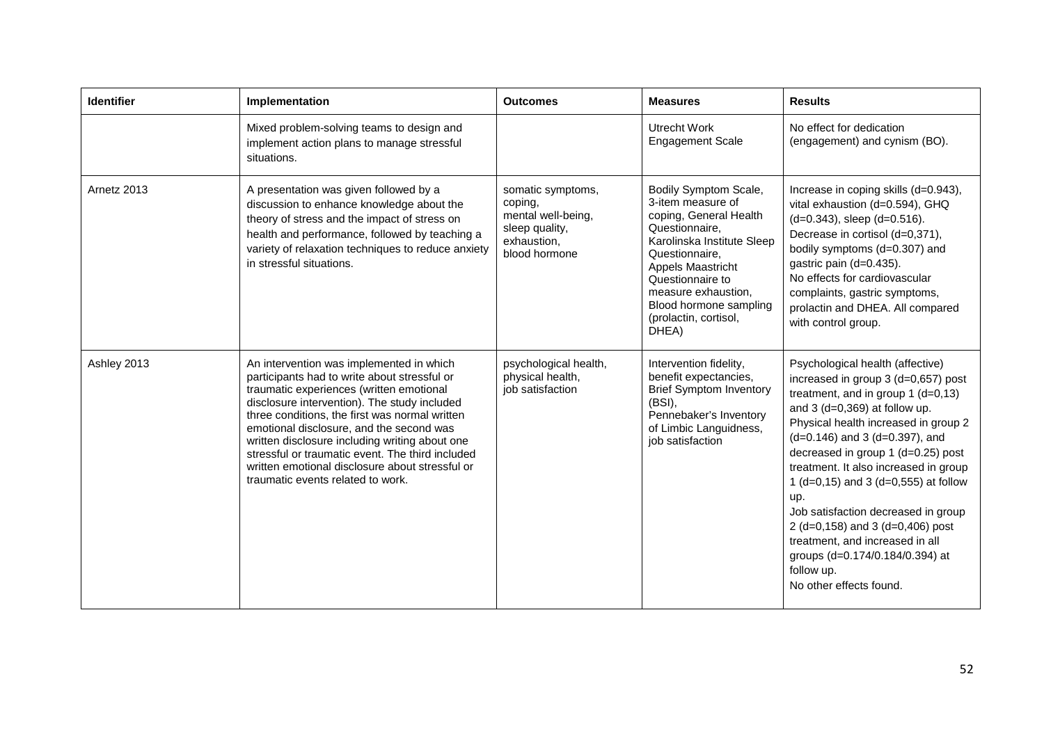| Identifier | Implementation | Outcomes | Measures | Results |
|---|---|---|---|---|
| | Mixed problem-solving teams to design and implement action plans to manage stressful situations. | | Utrecht Work Engagement Scale | No effect for dedication (engagement) and cynism (BO). |
| Arnetz 2013 | A presentation was given followed by a discussion to enhance knowledge about the theory of stress and the impact of stress on health and performance, followed by teaching a variety of relaxation techniques to reduce anxiety in stressful situations. | somatic symptoms, coping, mental well-being, sleep quality, exhaustion, blood hormone | Bodily Symptom Scale, 3-item measure of coping, General Health Questionnaire, Karolinska Institute Sleep Questionnaire, Appels Maastricht Questionnaire to measure exhaustion, Blood hormone sampling (prolactin, cortisol, DHEA) | Increase in coping skills (d=0.943), vital exhaustion (d=0.594), GHQ (d=0.343), sleep (d=0.516). Decrease in cortisol (d=0,371), bodily symptoms (d=0.307) and gastric pain (d=0.435). No effects for cardiovascular complaints, gastric symptoms, prolactin and DHEA. All compared with control group. |
| Ashley 2013 | An intervention was implemented in which participants had to write about stressful or traumatic experiences (written emotional disclosure intervention). The study included three conditions, the first was normal written emotional disclosure, and the second was written disclosure including writing about one stressful or traumatic event. The third included written emotional disclosure about stressful or traumatic events related to work. | psychological health, physical health, job satisfaction | Intervention fidelity, benefit expectancies, Brief Symptom Inventory (BSI), Pennebaker's Inventory of Limbic Languidness, job satisfaction | Psychological health (affective) increased in group 3 (d=0,657) post treatment, and in group 1 (d=0,13) and 3 (d=0,369) at follow up. Physical health increased in group 2 (d=0.146) and 3 (d=0.397), and decreased in group 1 (d=0.25) post treatment. It also increased in group 1 (d=0,15) and 3 (d=0,555) at follow up. Job satisfaction decreased in group 2 (d=0,158) and 3 (d=0,406) post treatment, and increased in all groups (d=0.174/0.184/0.394) at follow up. No other effects found. |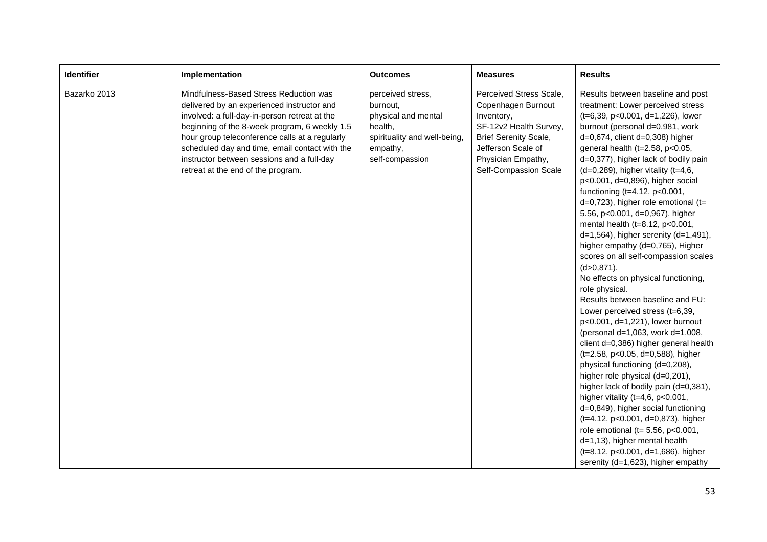| Identifier | Implementation | Outcomes | Measures | Results |
|---|---|---|---|---|
| Bazarko 2013 | Mindfulness-Based Stress Reduction was delivered by an experienced instructor and involved: a full-day-in-person retreat at the beginning of the 8-week program, 6 weekly 1.5 hour group teleconference calls at a regularly scheduled day and time, email contact with the instructor between sessions and a full-day retreat at the end of the program. | perceived stress, burnout, physical and mental health, spirituality and well-being, empathy, self-compassion | Perceived Stress Scale, Copenhagen Burnout Inventory, SF-12v2 Health Survey, Brief Serenity Scale, Jefferson Scale of Physician Empathy, Self-Compassion Scale | Results between baseline and post treatment: Lower perceived stress ($t=6{,}39$, $p<0.001$, $d=1{,}226$), lower burnout (personal $d=0{,}981$, work $d=0{,}674$, client $d=0{,}308$) higher general health ($t=2.58$, $p<0.05$, $d=0{,}377$), higher lack of bodily pain ($d=0{,}289$), higher vitality ($t=4{,}6$, $p<0.001$, $d=0{,}896$), higher social functioning ($t=4.12$, $p<0.001$, $d=0{,}723$), higher role emotional ($t= 5.56$, $p<0.001$, $d=0{,}967$), higher mental health ($t=8.12$, $p<0.001$, $d=1{,}564$), higher serenity ($d=1{,}491$), higher empathy ($d=0{,}765$), Higher scores on all self-compassion scales ($d>0{,}871$).<br>No effects on physical functioning, role physical.<br>Results between baseline and FU: Lower perceived stress ($t=6{,}39$, $p<0.001$, $d=1{,}221$), lower burnout (personal $d=1{,}063$, work $d=1{,}008$, client $d=0{,}386$) higher general health ($t=2.58$, $p<0.05$, $d=0{,}588$), higher physical functioning ($d=0{,}208$), higher role physical ($d=0{,}201$), higher lack of bodily pain ($d=0{,}381$), higher vitality ($t=4{,}6$, $p<0.001$, $d=0{,}849$), higher social functioning ($t=4.12$, $p<0.001$, $d=0{,}873$), higher role emotional ($t= 5.56$, $p<0.001$, $d=1{,}13$), higher mental health ($t=8.12$, $p<0.001$, $d=1{,}686$), higher serenity ($d=1{,}623$), higher empathy |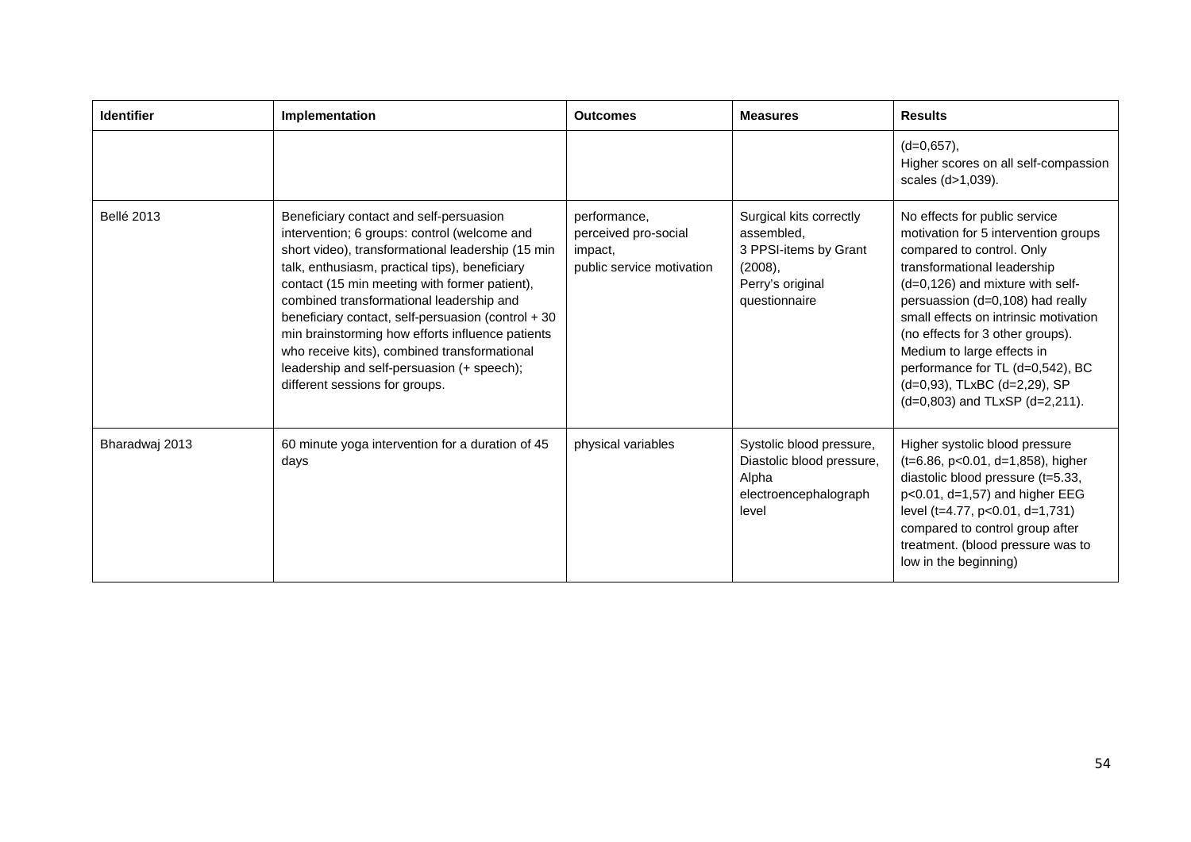| Identifier | Implementation | Outcomes | Measures | Results |
|---|---|---|---|---|
| | | | | (d=0,657), Higher scores on all self-compassion scales (d>1,039). |
| Bellé 2013 | Beneficiary contact and self-persuasion intervention; 6 groups: control (welcome and short video), transformational leadership (15 min talk, enthusiasm, practical tips), beneficiary contact (15 min meeting with former patient), combined transformational leadership and beneficiary contact, self-persuasion (control + 30 min brainstorming how efforts influence patients who receive kits), combined transformational leadership and self-persuasion (+ speech); different sessions for groups. | performance, perceived pro-social impact, public service motivation | Surgical kits correctly assembled, 3 PPSI-items by Grant (2008), Perry's original questionnaire | No effects for public service motivation for 5 intervention groups compared to control. Only transformational leadership (d=0,126) and mixture with self-persuassion (d=0,108) had really small effects on intrinsic motivation (no effects for 3 other groups). Medium to large effects in performance for TL (d=0,542), BC (d=0,93), TLxBC (d=2,29), SP (d=0,803) and TLxSP (d=2,211). |
| Bharadwaj 2013 | 60 minute yoga intervention for a duration of 45 days | physical variables | Systolic blood pressure, Diastolic blood pressure, Alpha electroencephalograph level | Higher systolic blood pressure (t=6.86, p<0.01, d=1,858), higher diastolic blood pressure (t=5.33, p<0.01, d=1,57) and higher EEG level (t=4.77, p<0.01, d=1,731) compared to control group after treatment. (blood pressure was to low in the beginning) |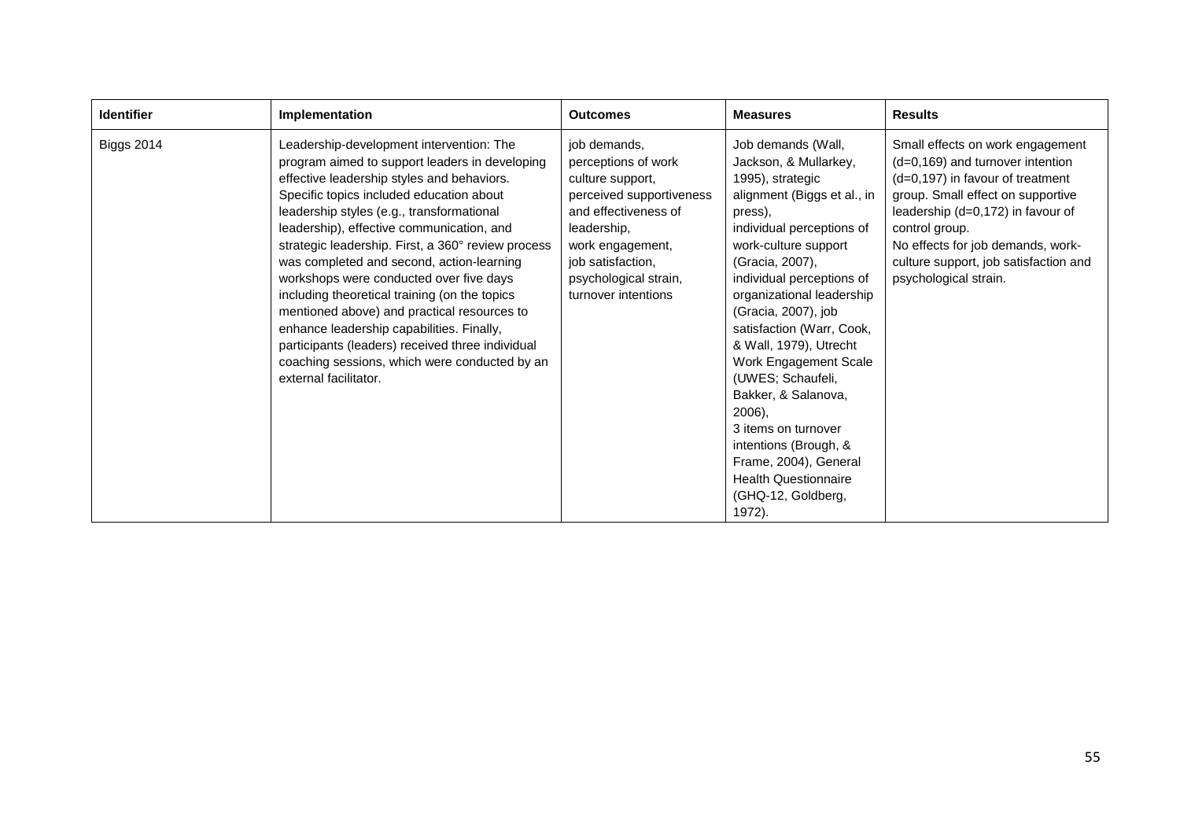| Identifier | Implementation | Outcomes | Measures | Results |
|---|---|---|---|---|
| Biggs 2014 | Leadership-development intervention: The program aimed to support leaders in developing effective leadership styles and behaviors. Specific topics included education about leadership styles (e.g., transformational leadership), effective communication, and strategic leadership. First, a 360° review process was completed and second, action-learning workshops were conducted over five days including theoretical training (on the topics mentioned above) and practical resources to enhance leadership capabilities. Finally, participants (leaders) received three individual coaching sessions, which were conducted by an external facilitator. | job demands, perceptions of work culture support, perceived supportiveness and effectiveness of leadership, work engagement, job satisfaction, psychological strain, turnover intentions | Job demands (Wall, Jackson, & Mullarkey, 1995), strategic alignment (Biggs et al., in press), individual perceptions of work-culture support (Gracia, 2007), individual perceptions of organizational leadership (Gracia, 2007), job satisfaction (Warr, Cook, & Wall, 1979), Utrecht Work Engagement Scale (UWES; Schaufeli, Bakker, & Salanova, 2006), 3 items on turnover intentions (Brough, & Frame, 2004), General Health Questionnaire (GHQ-12, Goldberg, 1972). | Small effects on work engagement (d=0,169) and turnover intention (d=0,197) in favour of treatment group. Small effect on supportive leadership (d=0,172) in favour of control group. No effects for job demands, work-culture support, job satisfaction and psychological strain. |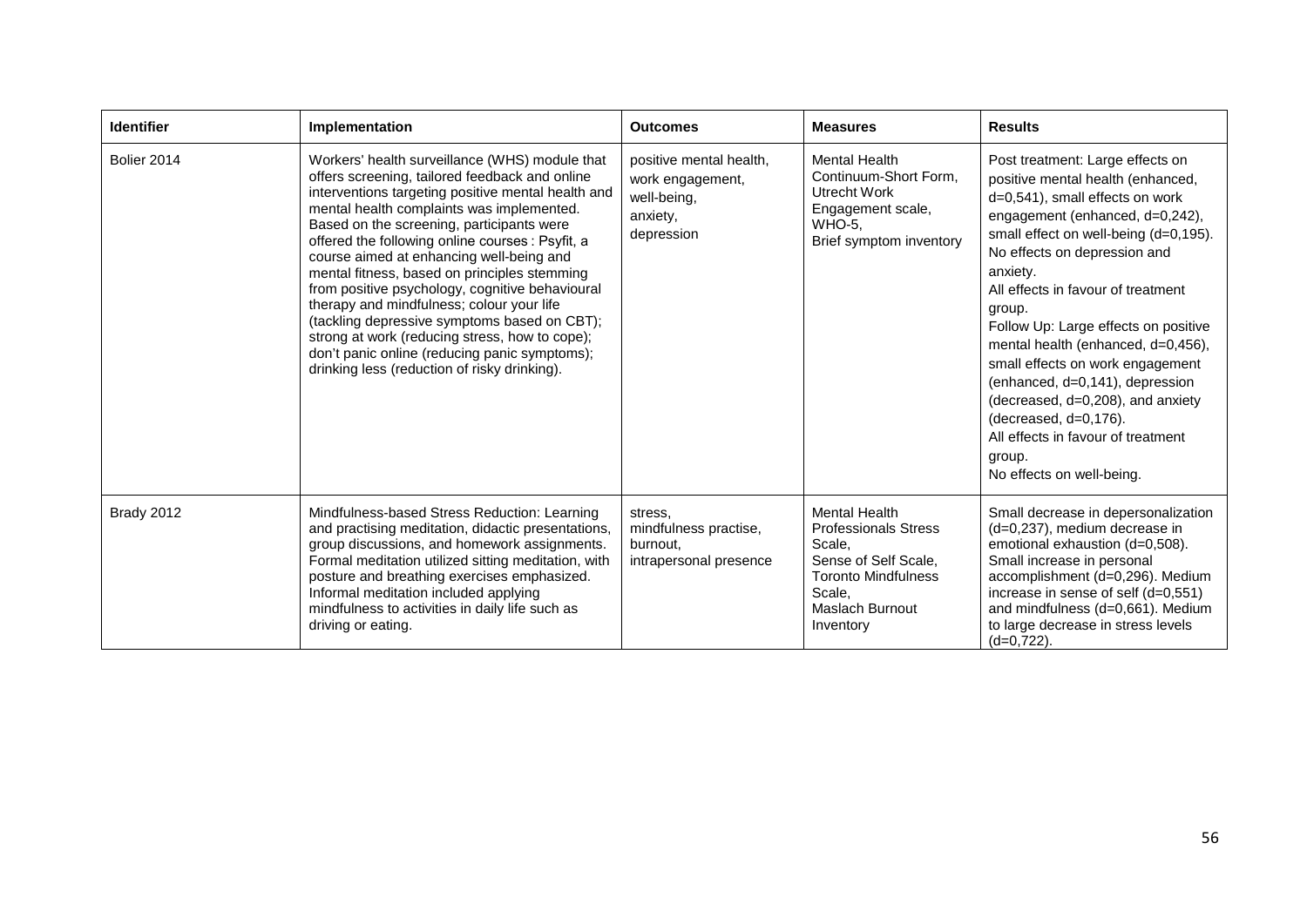| Identifier | Implementation | Outcomes | Measures | Results |
|---|---|---|---|---|
| Bolier 2014 | Workers' health surveillance (WHS) module that offers screening, tailored feedback and online interventions targeting positive mental health and mental health complaints was implemented. Based on the screening, participants were offered the following online courses : Psyfit, a course aimed at enhancing well-being and mental fitness, based on principles stemming from positive psychology, cognitive behavioural therapy and mindfulness; colour your life (tackling depressive symptoms based on CBT); strong at work (reducing stress, how to cope); don't panic online (reducing panic symptoms); drinking less (reduction of risky drinking). | positive mental health, work engagement, well-being, anxiety, depression | Mental Health Continuum-Short Form, Utrecht Work Engagement scale, WHO-5, Brief symptom inventory | Post treatment: Large effects on positive mental health (enhanced, d=0,541), small effects on work engagement (enhanced, d=0,242), small effect on well-being (d=0,195). No effects on depression and anxiety. All effects in favour of treatment group. Follow Up: Large effects on positive mental health (enhanced, d=0,456), small effects on work engagement (enhanced, d=0,141), depression (decreased, d=0,208), and anxiety (decreased, d=0,176). All effects in favour of treatment group. No effects on well-being. |
| Brady 2012 | Mindfulness-based Stress Reduction: Learning and practising meditation, didactic presentations, group discussions, and homework assignments. Formal meditation utilized sitting meditation, with posture and breathing exercises emphasized. Informal meditation included applying mindfulness to activities in daily life such as driving or eating. | stress, mindfulness practise, burnout, intrapersonal presence | Mental Health Professionals Stress Scale, Sense of Self Scale, Toronto Mindfulness Scale, Maslach Burnout Inventory | Small decrease in depersonalization (d=0,237), medium decrease in emotional exhaustion (d=0,508). Small increase in personal accomplishment (d=0,296). Medium increase in sense of self (d=0,551) and mindfulness (d=0,661). Medium to large decrease in stress levels (d=0,722). |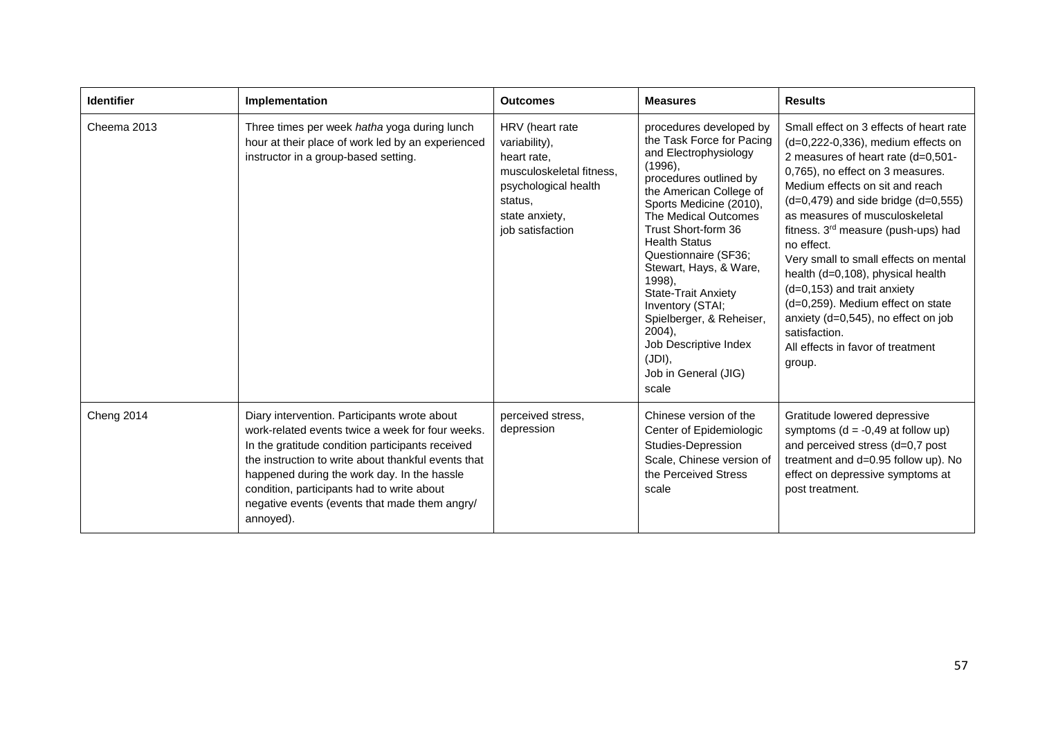| Identifier | Implementation | Outcomes | Measures | Results |
|---|---|---|---|---|
| Cheema 2013 | Three times per week *hatha* yoga during lunch hour at their place of work led by an experienced instructor in a group-based setting. | HRV (heart rate variability), heart rate, musculoskeletal fitness, psychological health status, state anxiety, job satisfaction | procedures developed by the Task Force for Pacing and Electrophysiology (1996), procedures outlined by the American College of Sports Medicine (2010), The Medical Outcomes Trust Short-form 36 Health Status Questionnaire (SF36; Stewart, Hays, & Ware, 1998), State-Trait Anxiety Inventory (STAI; Spielberger, & Reheiser, 2004), Job Descriptive Index (JDI), Job in General (JIG) scale | Small effect on 3 effects of heart rate (d=0,222-0,336), medium effects on 2 measures of heart rate (d=0,501-0,765), no effect on 3 measures. Medium effects on sit and reach (d=0,479) and side bridge (d=0,555) as measures of musculoskeletal fitness. 3rd measure (push-ups) had no effect. Very small to small effects on mental health (d=0,108), physical health (d=0,153) and trait anxiety (d=0,259). Medium effect on state anxiety (d=0,545), no effect on job satisfaction. All effects in favor of treatment group. |
| Cheng 2014 | Diary intervention. Participants wrote about work-related events twice a week for four weeks. In the gratitude condition participants received the instruction to write about thankful events that happened during the work day. In the hassle condition, participants had to write about negative events (events that made them angry/ annoyed). | perceived stress, depression | Chinese version of the Center of Epidemiologic Studies-Depression Scale, Chinese version of the Perceived Stress scale | Gratitude lowered depressive symptoms (d = -0,49 at follow up) and perceived stress (d=0,7 post treatment and d=0.95 follow up). No effect on depressive symptoms at post treatment. |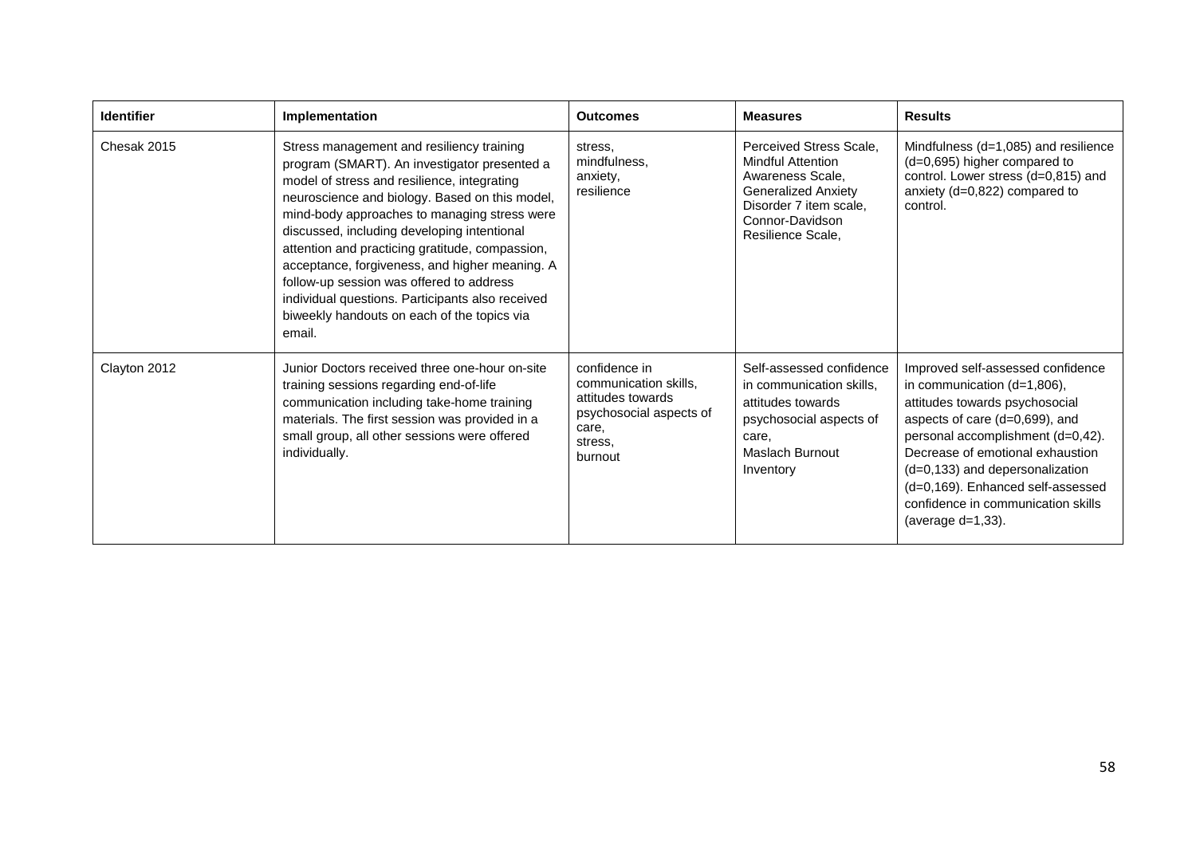| Identifier | Implementation | Outcomes | Measures | Results |
|---|---|---|---|---|
| Chesak 2015 | Stress management and resiliency training program (SMART). An investigator presented a model of stress and resilience, integrating neuroscience and biology. Based on this model, mind-body approaches to managing stress were discussed, including developing intentional attention and practicing gratitude, compassion, acceptance, forgiveness, and higher meaning. A follow-up session was offered to address individual questions. Participants also received biweekly handouts on each of the topics via email. | stress, mindfulness, anxiety, resilience | Perceived Stress Scale, Mindful Attention Awareness Scale, Generalized Anxiety Disorder 7 item scale, Connor-Davidson Resilience Scale, | Mindfulness (d=1,085) and resilience (d=0,695) higher compared to control. Lower stress (d=0,815) and anxiety (d=0,822) compared to control. |
| Clayton 2012 | Junior Doctors received three one-hour on-site training sessions regarding end-of-life communication including take-home training materials. The first session was provided in a small group, all other sessions were offered individually. | confidence in communication skills, attitudes towards psychosocial aspects of care, stress, burnout | Self-assessed confidence in communication skills, attitudes towards psychosocial aspects of care, Maslach Burnout Inventory | Improved self-assessed confidence in communication (d=1,806), attitudes towards psychosocial aspects of care (d=0,699), and personal accomplishment (d=0,42). Decrease of emotional exhaustion (d=0,133) and depersonalization (d=0,169). Enhanced self-assessed confidence in communication skills (average d=1,33). |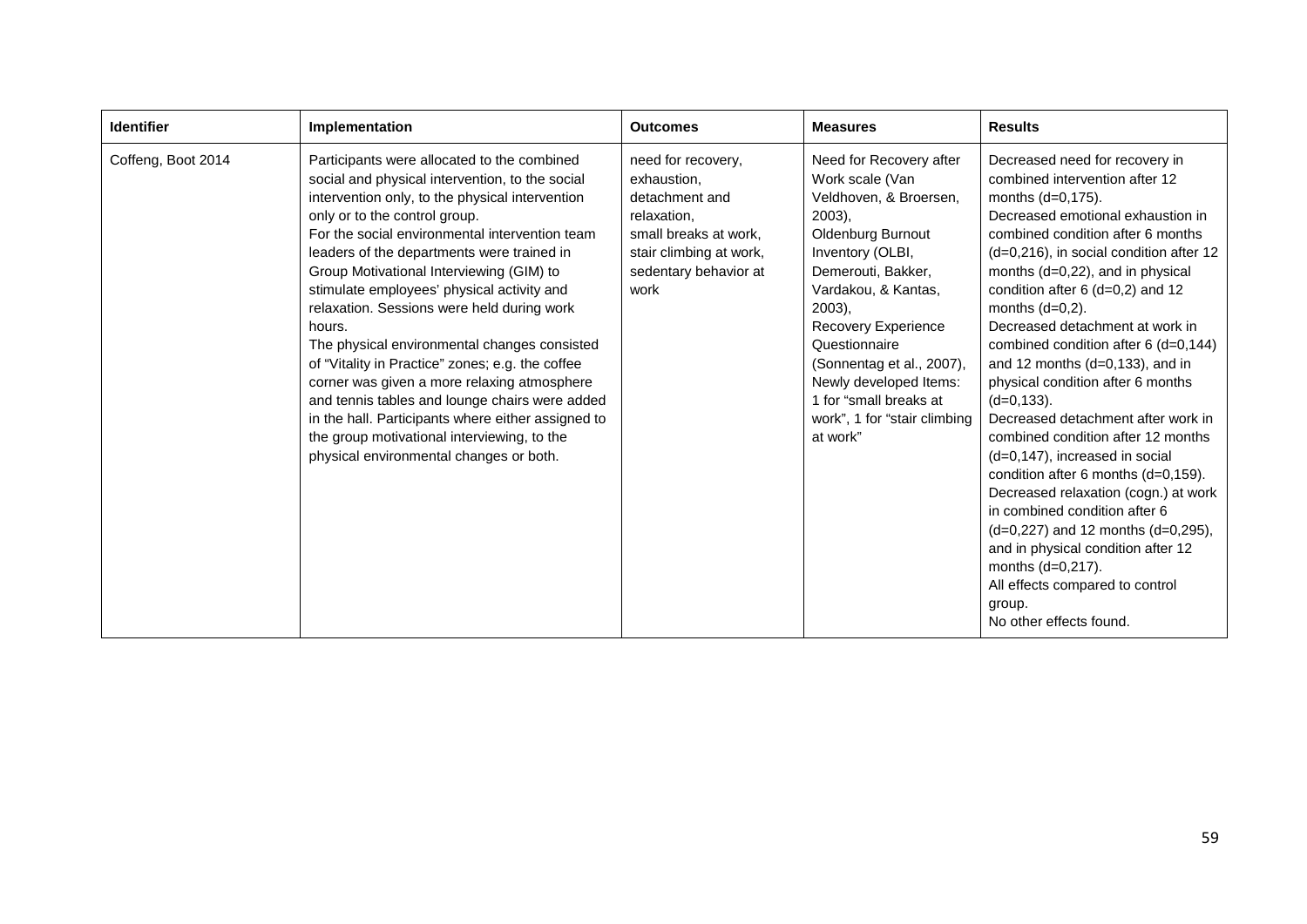| Identifier | Implementation | Outcomes | Measures | Results |
|---|---|---|---|---|
| Coffeng, Boot 2014 | Participants were allocated to the combined social and physical intervention, to the social intervention only, to the physical intervention only or to the control group.<br>For the social environmental intervention team leaders of the departments were trained in Group Motivational Interviewing (GIM) to stimulate employees' physical activity and relaxation. Sessions were held during work hours.<br>The physical environmental changes consisted of "Vitality in Practice" zones; e.g. the coffee corner was given a more relaxing atmosphere and tennis tables and lounge chairs were added in the hall. Participants where either assigned to the group motivational interviewing, to the physical environmental changes or both. | need for recovery, exhaustion, detachment and relaxation, small breaks at work, stair climbing at work, sedentary behavior at work | Need for Recovery after Work scale (Van Veldhoven, & Broersen, 2003),<br>Oldenburg Burnout Inventory (OLBI, Demerouti, Bakker, Vardakou, & Kantas, 2003),<br>Recovery Experience Questionnaire (Sonnentag et al., 2007),<br>Newly developed Items: 1 for "small breaks at work", 1 for "stair climbing at work" | Decreased need for recovery in combined intervention after 12 months (d=0,175).<br>Decreased emotional exhaustion in combined condition after 6 months (d=0,216), in social condition after 12 months (d=0,22), and in physical condition after 6 (d=0,2) and 12 months (d=0,2).<br>Decreased detachment at work in combined condition after 6 (d=0,144) and 12 months (d=0,133), and in physical condition after 6 months (d=0,133).<br>Decreased detachment after work in combined condition after 12 months (d=0,147), increased in social condition after 6 months (d=0,159).<br>Decreased relaxation (cogn.) at work in combined condition after 6 (d=0,227) and 12 months (d=0,295), and in physical condition after 12 months (d=0,217).<br>All effects compared to control group.<br>No other effects found. |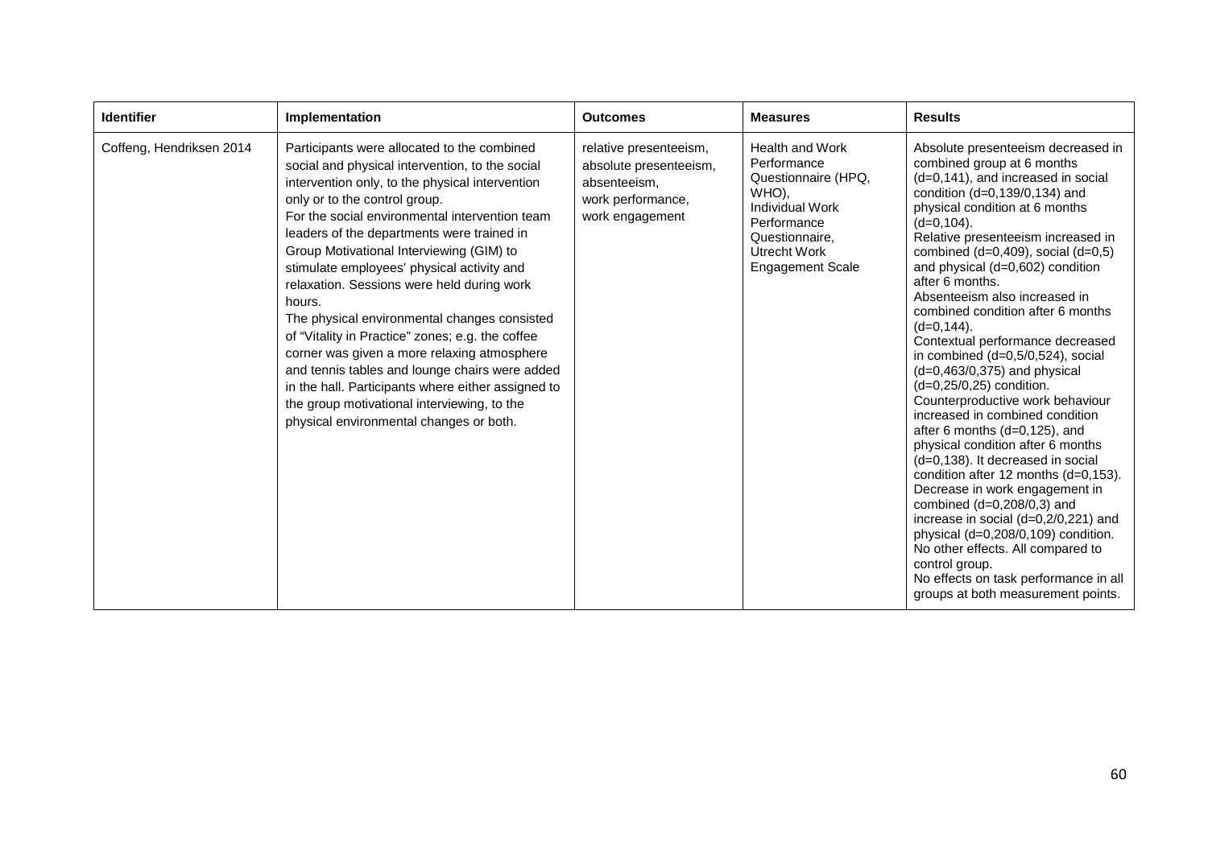| Identifier | Implementation | Outcomes | Measures | Results |
|---|---|---|---|---|
| Coffeng, Hendriksen 2014 | Participants were allocated to the combined social and physical intervention, to the social intervention only, to the physical intervention only or to the control group.<br>For the social environmental intervention team leaders of the departments were trained in Group Motivational Interviewing (GIM) to stimulate employees' physical activity and relaxation. Sessions were held during work hours.<br>The physical environmental changes consisted of "Vitality in Practice" zones; e.g. the coffee corner was given a more relaxing atmosphere and tennis tables and lounge chairs were added in the hall. Participants where either assigned to the group motivational interviewing, to the physical environmental changes or both. | relative presenteeism, absolute presenteeism, absenteeism, work performance, work engagement | Health and Work Performance Questionnaire (HPQ, WHO), Individual Work Performance Questionnaire, Utrecht Work Engagement Scale | Absolute presenteeism decreased in combined group at 6 months (d=0,141), and increased in social condition (d=0,139/0,134) and physical condition at 6 months (d=0,104).<br>Relative presenteeism increased in combined (d=0,409), social (d=0,5) and physical (d=0,602) condition after 6 months.<br>Absenteeism also increased in combined condition after 6 months (d=0,144).<br>Contextual performance decreased in combined (d=0,5/0,524), social (d=0,463/0,375) and physical (d=0,25/0,25) condition.<br>Counterproductive work behaviour increased in combined condition after 6 months (d=0,125), and physical condition after 6 months (d=0,138). It decreased in social condition after 12 months (d=0,153).<br>Decrease in work engagement in combined (d=0,208/0,3) and increase in social (d=0,2/0,221) and physical (d=0,208/0,109) condition.<br>No other effects. All compared to control group.<br>No effects on task performance in all groups at both measurement points. |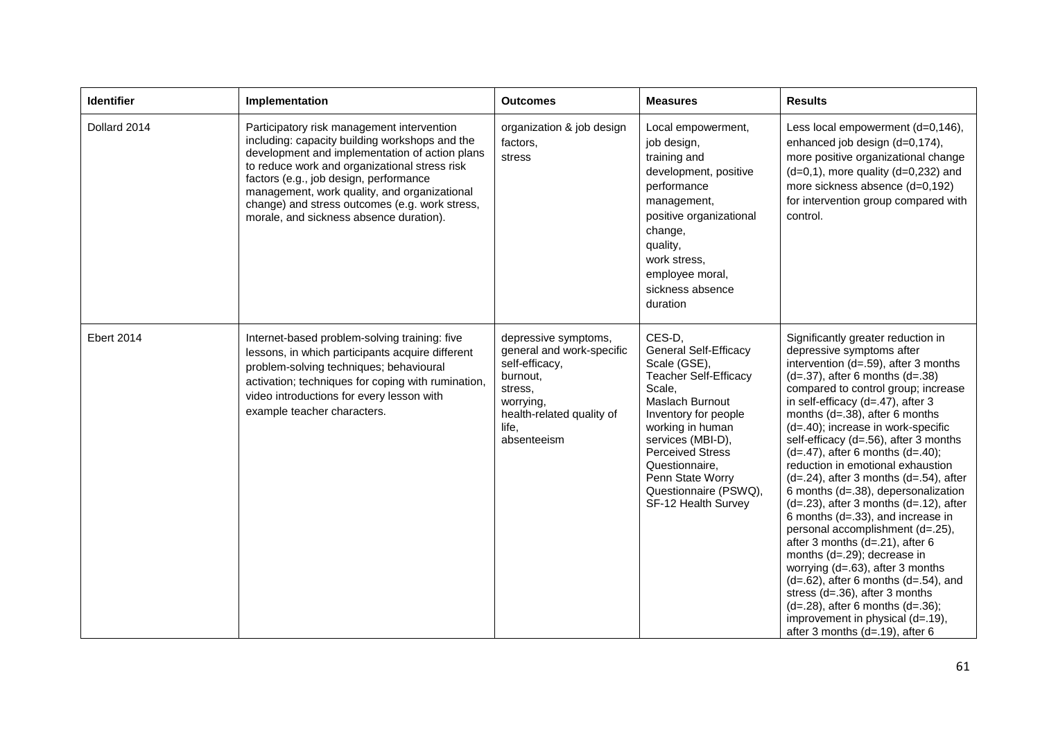| Identifier | Implementation | Outcomes | Measures | Results |
|---|---|---|---|---|
| Dollard 2014 | Participatory risk management intervention including: capacity building workshops and the development and implementation of action plans to reduce work and organizational stress risk factors (e.g., job design, performance management, work quality, and organizational change) and stress outcomes (e.g. work stress, morale, and sickness absence duration). | organization & job design factors, stress | Local empowerment, job design, training and development, positive performance management, positive organizational change, quality, work stress, employee moral, sickness absence duration | Less local empowerment (d=0,146), enhanced job design (d=0,174), more positive organizational change (d=0,1), more quality (d=0,232) and more sickness absence (d=0,192) for intervention group compared with control. |
| Ebert 2014 | Internet-based problem-solving training: five lessons, in which participants acquire different problem-solving techniques; behavioural activation; techniques for coping with rumination, video introductions for every lesson with example teacher characters. | depressive symptoms, general and work-specific self-efficacy, burnout, stress, worrying, health-related quality of life, absenteeism | CES-D, General Self-Efficacy Scale (GSE), Teacher Self-Efficacy Scale, Maslach Burnout Inventory for people working in human services (MBI-D), Perceived Stress Questionnaire, Penn State Worry Questionnaire (PSWQ), SF-12 Health Survey | Significantly greater reduction in depressive symptoms after intervention (d=.59), after 3 months (d=.37), after 6 months (d=.38) compared to control group; increase in self-efficacy (d=.47), after 3 months (d=.38), after 6 months (d=.40); increase in work-specific self-efficacy (d=.56), after 3 months (d=.47), after 6 months (d=.40); reduction in emotional exhaustion (d=.24), after 3 months (d=.54), after 6 months (d=.38), depersonalization (d=.23), after 3 months (d=.12), after 6 months (d=.33), and increase in personal accomplishment (d=.25), after 3 months (d=.21), after 6 months (d=.29); decrease in worrying (d=.63), after 3 months (d=.62), after 6 months (d=.54), and stress (d=.36), after 3 months (d=.28), after 6 months (d=.36); improvement in physical (d=.19), after 3 months (d=.19), after 6 |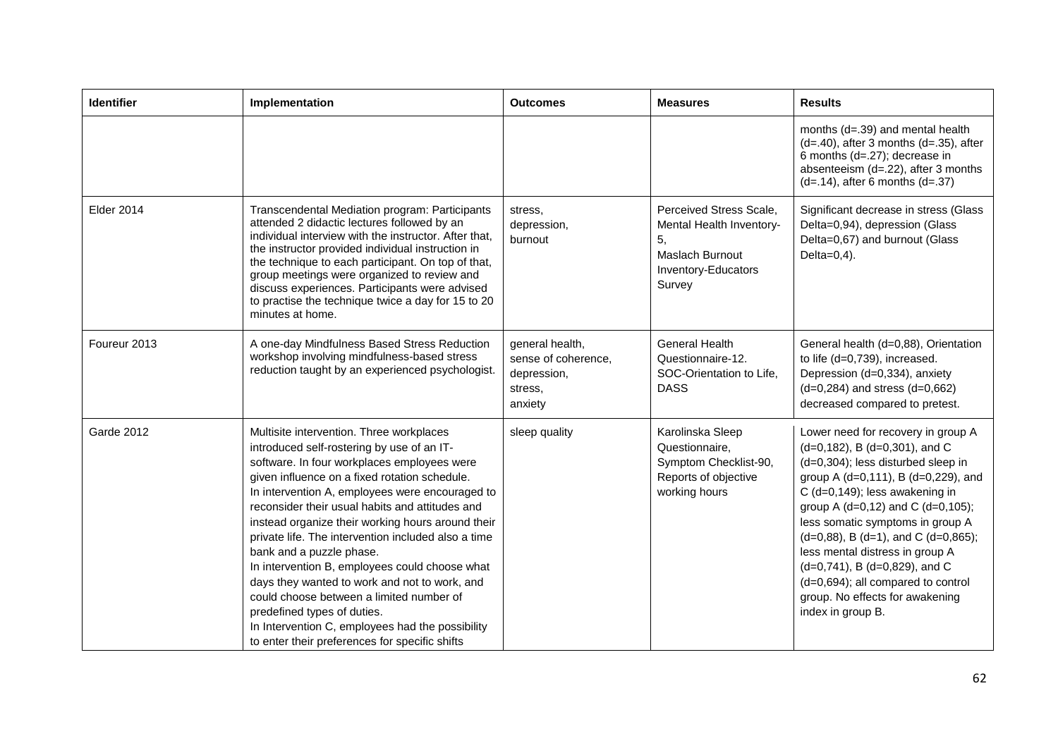| Identifier | Implementation | Outcomes | Measures | Results |
|---|---|---|---|---|
| | | | | months (d=.39) and mental health (d=.40), after 3 months (d=.35), after 6 months (d=.27); decrease in absenteeism (d=.22), after 3 months (d=.14), after 6 months (d=.37) |
| Elder 2014 | Transcendental Mediation program: Participants attended 2 didactic lectures followed by an individual interview with the instructor. After that, the instructor provided individual instruction in the technique to each participant. On top of that, group meetings were organized to review and discuss experiences. Participants were advised to practise the technique twice a day for 15 to 20 minutes at home. | stress, depression, burnout | Perceived Stress Scale, Mental Health Inventory-5, Maslach Burnout Inventory-Educators Survey | Significant decrease in stress (Glass Delta=0,94), depression (Glass Delta=0,67) and burnout (Glass Delta=0,4). |
| Foureur 2013 | A one-day Mindfulness Based Stress Reduction workshop involving mindfulness-based stress reduction taught by an experienced psychologist. | general health, sense of coherence, depression, stress, anxiety | General Health Questionnaire-12. SOC-Orientation to Life, DASS | General health (d=0,88), Orientation to life (d=0,739), increased. Depression (d=0,334), anxiety (d=0,284) and stress (d=0,662) decreased compared to pretest. |
| Garde 2012 | Multisite intervention. Three workplaces introduced self-rostering by use of an IT-software. In four workplaces employees were given influence on a fixed rotation schedule. In intervention A, employees were encouraged to reconsider their usual habits and attitudes and instead organize their working hours around their private life. The intervention included also a time bank and a puzzle phase. In intervention B, employees could choose what days they wanted to work and not to work, and could choose between a limited number of predefined types of duties. In Intervention C, employees had the possibility to enter their preferences for specific shifts | sleep quality | Karolinska Sleep Questionnaire, Symptom Checklist-90, Reports of objective working hours | Lower need for recovery in group A (d=0,182), B (d=0,301), and C (d=0,304); less disturbed sleep in group A (d=0,111), B (d=0,229), and C (d=0,149); less awakening in group A (d=0,12) and C (d=0,105); less somatic symptoms in group A (d=0,88), B (d=1), and C (d=0,865); less mental distress in group A (d=0,741), B (d=0,829), and C (d=0,694); all compared to control group. No effects for awakening index in group B. |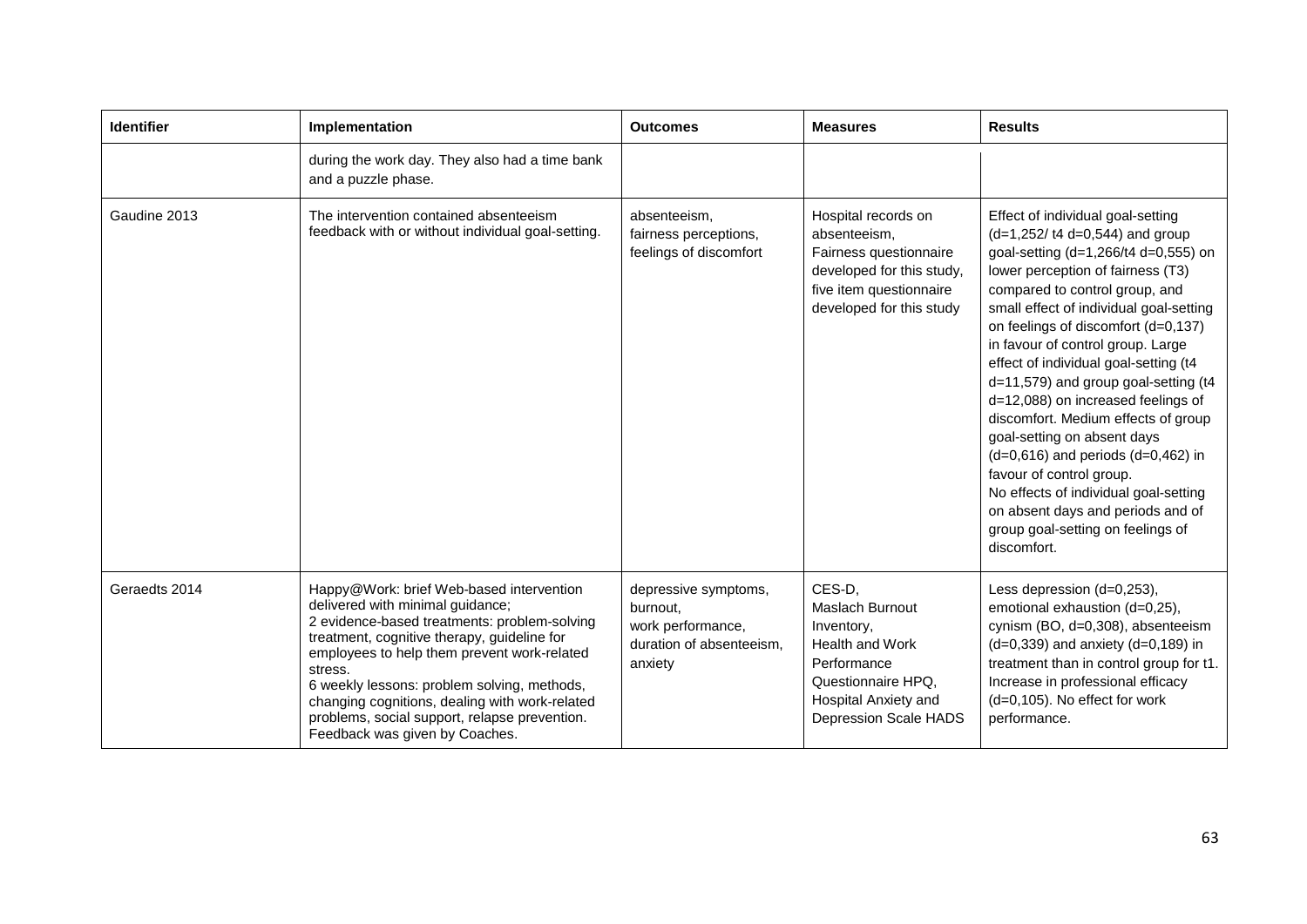| Identifier | Implementation | Outcomes | Measures | Results |
|---|---|---|---|---|
| | during the work day. They also had a time bank and a puzzle phase. | | | |
| Gaudine 2013 | The intervention contained absenteeism feedback with or without individual goal-setting. | absenteeism, fairness perceptions, feelings of discomfort | Hospital records on absenteeism, Fairness questionnaire developed for this study, five item questionnaire developed for this study | Effect of individual goal-setting (d=1,252/ t4 d=0,544) and group goal-setting (d=1,266/t4 d=0,555) on lower perception of fairness (T3) compared to control group, and small effect of individual goal-setting on feelings of discomfort (d=0,137) in favour of control group. Large effect of individual goal-setting (t4 d=11,579) and group goal-setting (t4 d=12,088) on increased feelings of discomfort. Medium effects of group goal-setting on absent days (d=0,616) and periods (d=0,462) in favour of control group. No effects of individual goal-setting on absent days and periods and of group goal-setting on feelings of discomfort. |
| Geraedts 2014 | Happy@Work: brief Web-based intervention delivered with minimal guidance; 2 evidence-based treatments: problem-solving treatment, cognitive therapy, guideline for employees to help them prevent work-related stress. 6 weekly lessons: problem solving, methods, changing cognitions, dealing with work-related problems, social support, relapse prevention. Feedback was given by Coaches. | depressive symptoms, burnout, work performance, duration of absenteeism, anxiety | CES-D, Maslach Burnout Inventory, Health and Work Performance Questionnaire HPQ, Hospital Anxiety and Depression Scale HADS | Less depression (d=0,253), emotional exhaustion (d=0,25), cynism (BO, d=0,308), absenteeism (d=0,339) and anxiety (d=0,189) in treatment than in control group for t1. Increase in professional efficacy (d=0,105). No effect for work performance. |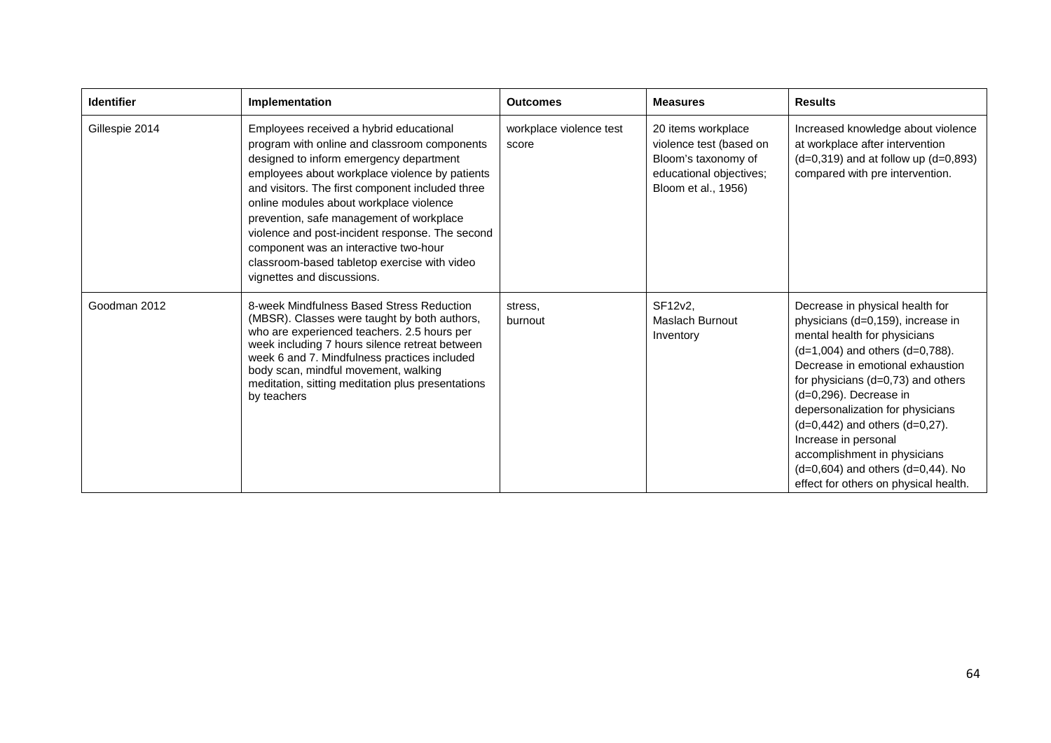| Identifier | Implementation | Outcomes | Measures | Results |
|---|---|---|---|---|
| Gillespie 2014 | Employees received a hybrid educational program with online and classroom components designed to inform emergency department employees about workplace violence by patients and visitors. The first component included three online modules about workplace violence prevention, safe management of workplace violence and post-incident response. The second component was an interactive two-hour classroom-based tabletop exercise with video vignettes and discussions. | workplace violence test score | 20 items workplace violence test (based on Bloom's taxonomy of educational objectives; Bloom et al., 1956) | Increased knowledge about violence at workplace after intervention (d=0,319) and at follow up (d=0,893) compared with pre intervention. |
| Goodman 2012 | 8-week Mindfulness Based Stress Reduction (MBSR). Classes were taught by both authors, who are experienced teachers. 2.5 hours per week including 7 hours silence retreat between week 6 and 7. Mindfulness practices included body scan, mindful movement, walking meditation, sitting meditation plus presentations by teachers | stress, burnout | SF12v2, Maslach Burnout Inventory | Decrease in physical health for physicians (d=0,159), increase in mental health for physicians (d=1,004) and others (d=0,788). Decrease in emotional exhaustion for physicians (d=0,73) and others (d=0,296). Decrease in depersonalization for physicians (d=0,442) and others (d=0,27). Increase in personal accomplishment in physicians (d=0,604) and others (d=0,44). No effect for others on physical health. |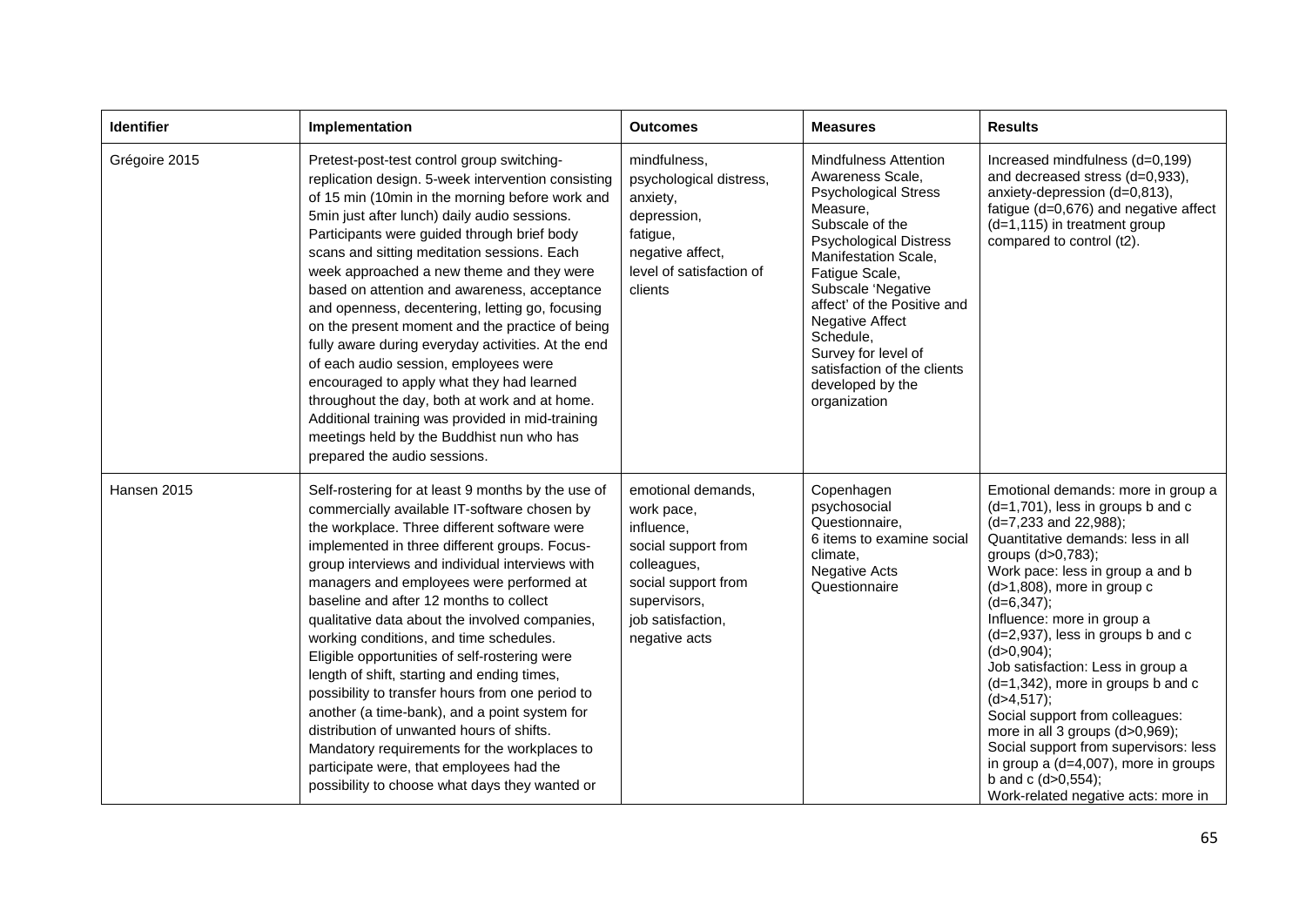| Identifier | Implementation | Outcomes | Measures | Results |
|---|---|---|---|---|
| Grégoire 2015 | Pretest-post-test control group switching-replication design. 5-week intervention consisting of 15 min (10min in the morning before work and 5min just after lunch) daily audio sessions. Participants were guided through brief body scans and sitting meditation sessions. Each week approached a new theme and they were based on attention and awareness, acceptance and openness, decentering, letting go, focusing on the present moment and the practice of being fully aware during everyday activities. At the end of each audio session, employees were encouraged to apply what they had learned throughout the day, both at work and at home. Additional training was provided in mid-training meetings held by the Buddhist nun who has prepared the audio sessions. | mindfulness, psychological distress, anxiety, depression, fatigue, negative affect, level of satisfaction of clients | Mindfulness Attention Awareness Scale, Psychological Stress Measure, Subscale of the Psychological Distress Manifestation Scale, Fatigue Scale, Subscale 'Negative affect' of the Positive and Negative Affect Schedule, Survey for level of satisfaction of the clients developed by the organization | Increased mindfulness (d=0,199) and decreased stress (d=0,933), anxiety-depression (d=0,813), fatigue (d=0,676) and negative affect (d=1,115) in treatment group compared to control (t2). |
| Hansen 2015 | Self-rostering for at least 9 months by the use of commercially available IT-software chosen by the workplace. Three different software were implemented in three different groups. Focus-group interviews and individual interviews with managers and employees were performed at baseline and after 12 months to collect qualitative data about the involved companies, working conditions, and time schedules. Eligible opportunities of self-rostering were length of shift, starting and ending times, possibility to transfer hours from one period to another (a time-bank), and a point system for distribution of unwanted hours of shifts. Mandatory requirements for the workplaces to participate were, that employees had the possibility to choose what days they wanted or | emotional demands, work pace, influence, social support from colleagues, social support from supervisors, job satisfaction, negative acts | Copenhagen psychosocial Questionnaire, 6 items to examine social climate, Negative Acts Questionnaire | Emotional demands: more in group a (d=1,701), less in groups b and c (d=7,233 and 22,988); Quantitative demands: less in all groups (d>0,783); Work pace: less in group a and b (d>1,808), more in group c (d=6,347); Influence: more in group a (d=2,937), less in groups b and c (d>0,904); Job satisfaction: Less in group a (d=1,342), more in groups b and c (d>4,517); Social support from colleagues: more in all 3 groups (d>0,969); Social support from supervisors: less in group a (d=4,007), more in groups b and c (d>0,554); Work-related negative acts: more in |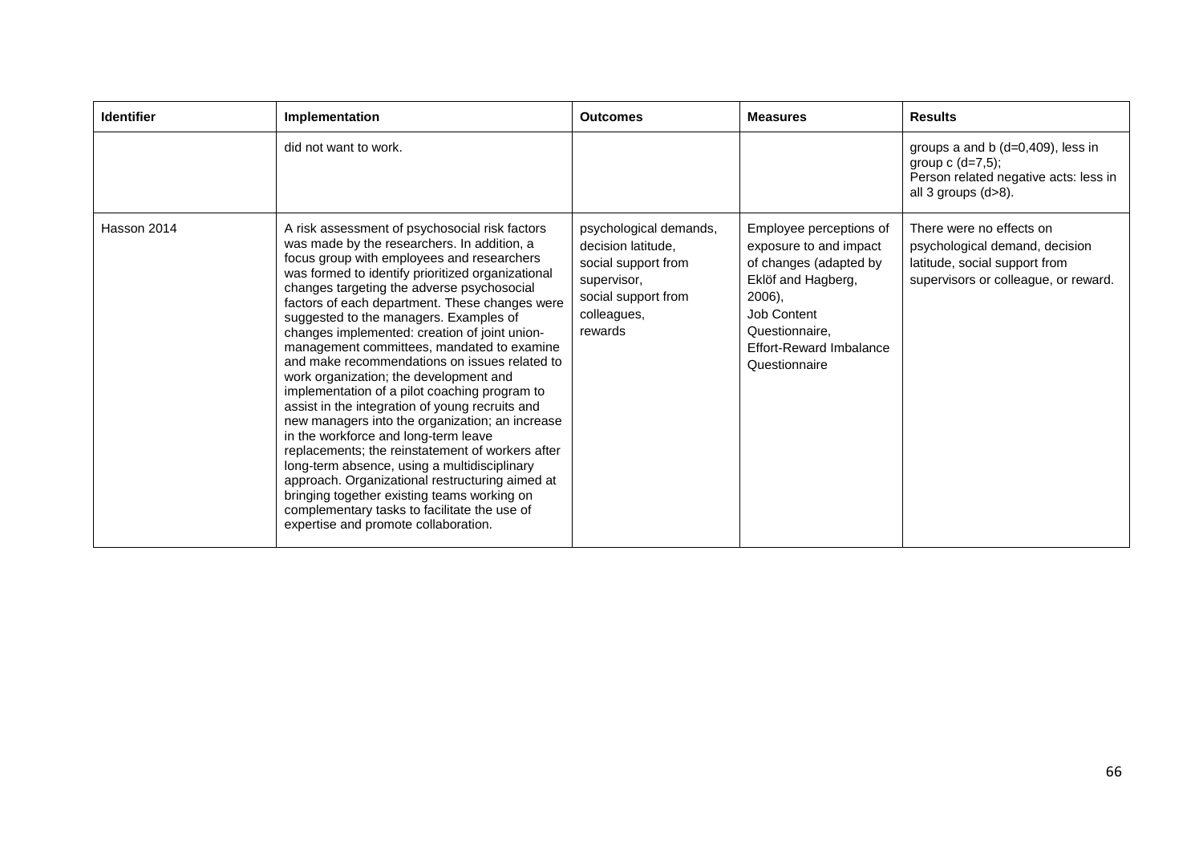| Identifier | Implementation | Outcomes | Measures | Results |
| --- | --- | --- | --- | --- |
| | did not want to work. | | | groups a and b (d=0,409), less in group c (d=7,5); Person related negative acts: less in all 3 groups (d>8). |
| Hasson 2014 | A risk assessment of psychosocial risk factors was made by the researchers. In addition, a focus group with employees and researchers was formed to identify prioritized organizational changes targeting the adverse psychosocial factors of each department. These changes were suggested to the managers. Examples of changes implemented: creation of joint union-management committees, mandated to examine and make recommendations on issues related to work organization; the development and implementation of a pilot coaching program to assist in the integration of young recruits and new managers into the organization; an increase in the workforce and long-term leave replacements; the reinstatement of workers after long-term absence, using a multidisciplinary approach. Organizational restructuring aimed at bringing together existing teams working on complementary tasks to facilitate the use of expertise and promote collaboration. | psychological demands, decision latitude, social support from supervisor, social support from colleagues, rewards | Employee perceptions of exposure to and impact of changes (adapted by Eklöf and Hagberg, 2006), Job Content Questionnaire, Effort-Reward Imbalance Questionnaire | There were no effects on psychological demand, decision latitude, social support from supervisors or colleague, or reward. |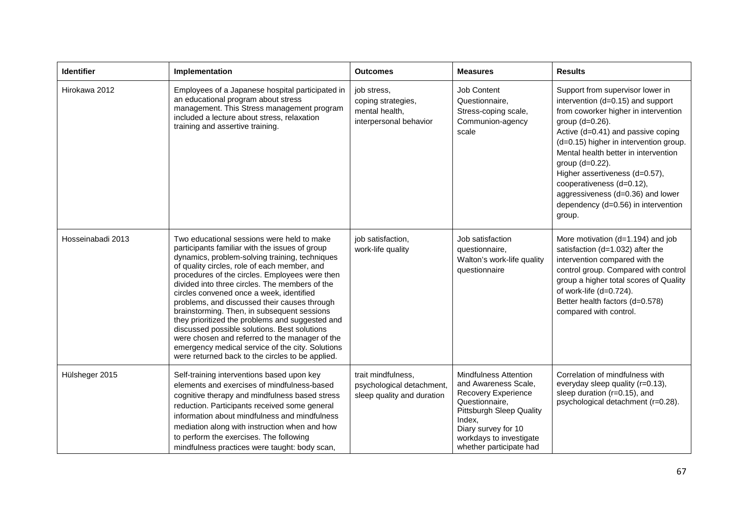| Identifier | Implementation | Outcomes | Measures | Results |
|---|---|---|---|---|
| Hirokawa 2012 | Employees of a Japanese hospital participated in an educational program about stress management. This Stress management program included a lecture about stress, relaxation training and assertive training. | job stress, coping strategies, mental health, interpersonal behavior | Job Content Questionnaire, Stress-coping scale, Communion-agency scale | Support from supervisor lower in intervention (d=0.15) and support from coworker higher in intervention group (d=0.26). Active (d=0.41) and passive coping (d=0.15) higher in intervention group. Mental health better in intervention group (d=0.22). Higher assertiveness (d=0.57), cooperativeness (d=0.12), aggressiveness (d=0.36) and lower dependency (d=0.56) in intervention group. |
| Hosseinabadi 2013 | Two educational sessions were held to make participants familiar with the issues of group dynamics, problem-solving training, techniques of quality circles, role of each member, and procedures of the circles. Employees were then divided into three circles. The members of the circles convened once a week, identified problems, and discussed their causes through brainstorming. Then, in subsequent sessions they prioritized the problems and suggested and discussed possible solutions. Best solutions were chosen and referred to the manager of the emergency medical service of the city. Solutions were returned back to the circles to be applied. | job satisfaction, work-life quality | Job satisfaction questionnaire, Walton's work-life quality questionnaire | More motivation (d=1.194) and job satisfaction (d=1.032) after the intervention compared with the control group. Compared with control group a higher total scores of Quality of work-life (d=0.724). Better health factors (d=0.578) compared with control. |
| Hülsheger 2015 | Self-training interventions based upon key elements and exercises of mindfulness-based cognitive therapy and mindfulness based stress reduction. Participants received some general information about mindfulness and mindfulness mediation along with instruction when and how to perform the exercises. The following mindfulness practices were taught: body scan, | trait mindfulness, psychological detachment, sleep quality and duration | Mindfulness Attention and Awareness Scale, Recovery Experience Questionnaire, Pittsburgh Sleep Quality Index, Diary survey for 10 workdays to investigate whether participate had | Correlation of mindfulness with everyday sleep quality (r=0.13), sleep duration (r=0.15), and psychological detachment (r=0.28). |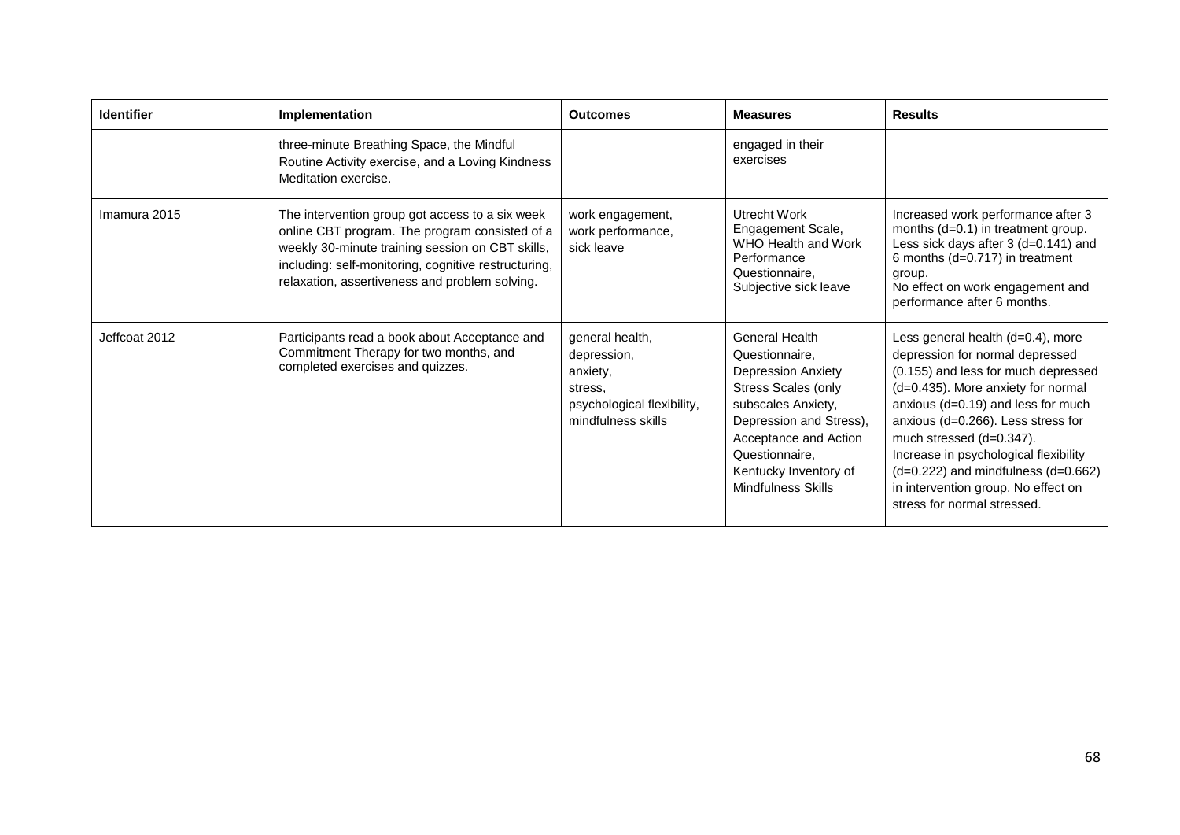| Identifier | Implementation | Outcomes | Measures | Results |
|---|---|---|---|---|
| | three-minute Breathing Space, the Mindful Routine Activity exercise, and a Loving Kindness Meditation exercise. | | engaged in their exercises | |
| Imamura 2015 | The intervention group got access to a six week online CBT program. The program consisted of a weekly 30-minute training session on CBT skills, including: self-monitoring, cognitive restructuring, relaxation, assertiveness and problem solving. | work engagement, work performance, sick leave | Utrecht Work Engagement Scale, WHO Health and Work Performance Questionnaire, Subjective sick leave | Increased work performance after 3 months (d=0.1) in treatment group. Less sick days after 3 (d=0.141) and 6 months (d=0.717) in treatment group. No effect on work engagement and performance after 6 months. |
| Jeffcoat 2012 | Participants read a book about Acceptance and Commitment Therapy for two months, and completed exercises and quizzes. | general health, depression, anxiety, stress, psychological flexibility, mindfulness skills | General Health Questionnaire, Depression Anxiety Stress Scales (only subscales Anxiety, Depression and Stress), Acceptance and Action Questionnaire, Kentucky Inventory of Mindfulness Skills | Less general health (d=0.4), more depression for normal depressed (0.155) and less for much depressed (d=0.435). More anxiety for normal anxious (d=0.19) and less for much anxious (d=0.266). Less stress for much stressed (d=0.347). Increase in psychological flexibility (d=0.222) and mindfulness (d=0.662) in intervention group. No effect on stress for normal stressed. |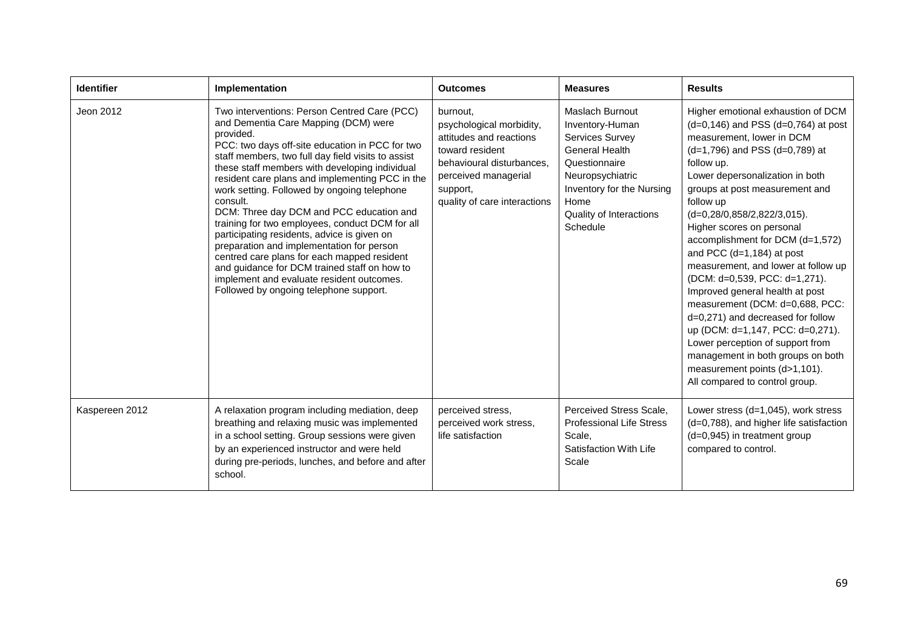| Identifier | Implementation | Outcomes | Measures | Results |
|---|---|---|---|---|
| Jeon 2012 | Two interventions: Person Centred Care (PCC) and Dementia Care Mapping (DCM) were provided.<br>PCC: two days off-site education in PCC for two staff members, two full day field visits to assist these staff members with developing individual resident care plans and implementing PCC in the work setting. Followed by ongoing telephone consult.<br>DCM: Three day DCM and PCC education and training for two employees, conduct DCM for all participating residents, advice is given on preparation and implementation for person centred care plans for each mapped resident and guidance for DCM trained staff on how to implement and evaluate resident outcomes. Followed by ongoing telephone support. | burnout,<br>psychological morbidity,<br>attitudes and reactions toward resident behavioural disturbances,<br>perceived managerial support,<br>quality of care interactions | Maslach Burnout Inventory-Human Services Survey<br>General Health Questionnaire<br>Neuropsychiatric Inventory for the Nursing Home<br>Quality of Interactions Schedule | Higher emotional exhaustion of DCM (d=0,146) and PSS (d=0,764) at post measurement, lower in DCM (d=1,796) and PSS (d=0,789) at follow up.<br>Lower depersonalization in both groups at post measurement and follow up (d=0,28/0,858/2,822/3,015).<br>Higher scores on personal accomplishment for DCM (d=1,572) and PCC (d=1,184) at post measurement, and lower at follow up (DCM: d=0,539, PCC: d=1,271).<br>Improved general health at post measurement (DCM: d=0,688, PCC: d=0,271) and decreased for follow up (DCM: d=1,147, PCC: d=0,271).<br>Lower perception of support from management in both groups on both measurement points (d>1,101).<br>All compared to control group. |
| Kaspereen 2012 | A relaxation program including mediation, deep breathing and relaxing music was implemented in a school setting. Group sessions were given by an experienced instructor and were held during pre-periods, lunches, and before and after school. | perceived stress,<br>perceived work stress,<br>life satisfaction | Perceived Stress Scale,<br>Professional Life Stress Scale,<br>Satisfaction With Life Scale | Lower stress (d=1,045), work stress (d=0,788), and higher life satisfaction (d=0,945) in treatment group compared to control. |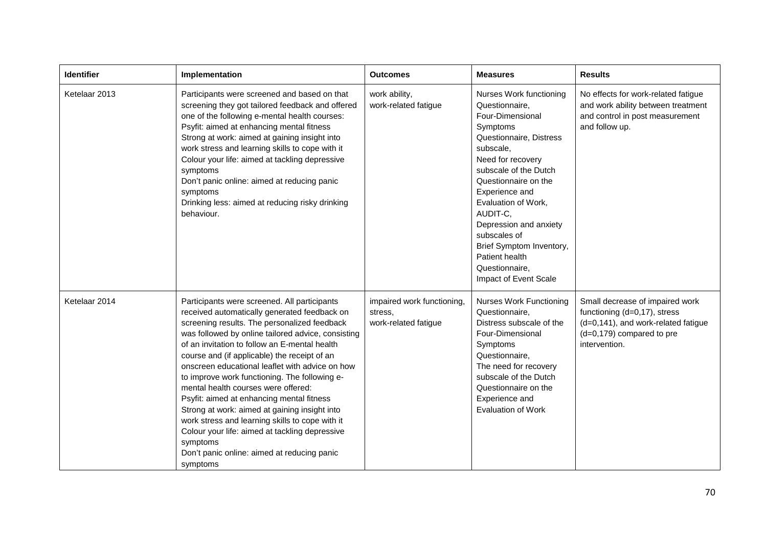| Identifier | Implementation | Outcomes | Measures | Results |
|---|---|---|---|---|
| Ketelaar 2013 | Participants were screened and based on that screening they got tailored feedback and offered one of the following e-mental health courses: Psyfit: aimed at enhancing mental fitness Strong at work: aimed at gaining insight into work stress and learning skills to cope with it Colour your life: aimed at tackling depressive symptoms Don't panic online: aimed at reducing panic symptoms Drinking less: aimed at reducing risky drinking behaviour. | work ability, work-related fatigue | Nurses Work functioning Questionnaire, Four-Dimensional Symptoms Questionnaire, Distress subscale, Need for recovery subscale of the Dutch Questionnaire on the Experience and Evaluation of Work, AUDIT-C, Depression and anxiety subscales of Brief Symptom Inventory, Patient health Questionnaire, Impact of Event Scale | No effects for work-related fatigue and work ability between treatment and control in post measurement and follow up. |
| Ketelaar 2014 | Participants were screened. All participants received automatically generated feedback on screening results. The personalized feedback was followed by online tailored advice, consisting of an invitation to follow an E-mental health course and (if applicable) the receipt of an onscreen educational leaflet with advice on how to improve work functioning. The following e-mental health courses were offered: Psyfit: aimed at enhancing mental fitness Strong at work: aimed at gaining insight into work stress and learning skills to cope with it Colour your life: aimed at tackling depressive symptoms Don't panic online: aimed at reducing panic symptoms | impaired work functioning, stress, work-related fatigue | Nurses Work Functioning Questionnaire, Distress subscale of the Four-Dimensional Symptoms Questionnaire, The need for recovery subscale of the Dutch Questionnaire on the Experience and Evaluation of Work | Small decrease of impaired work functioning (d=0,17), stress (d=0,141), and work-related fatigue (d=0,179) compared to pre intervention. |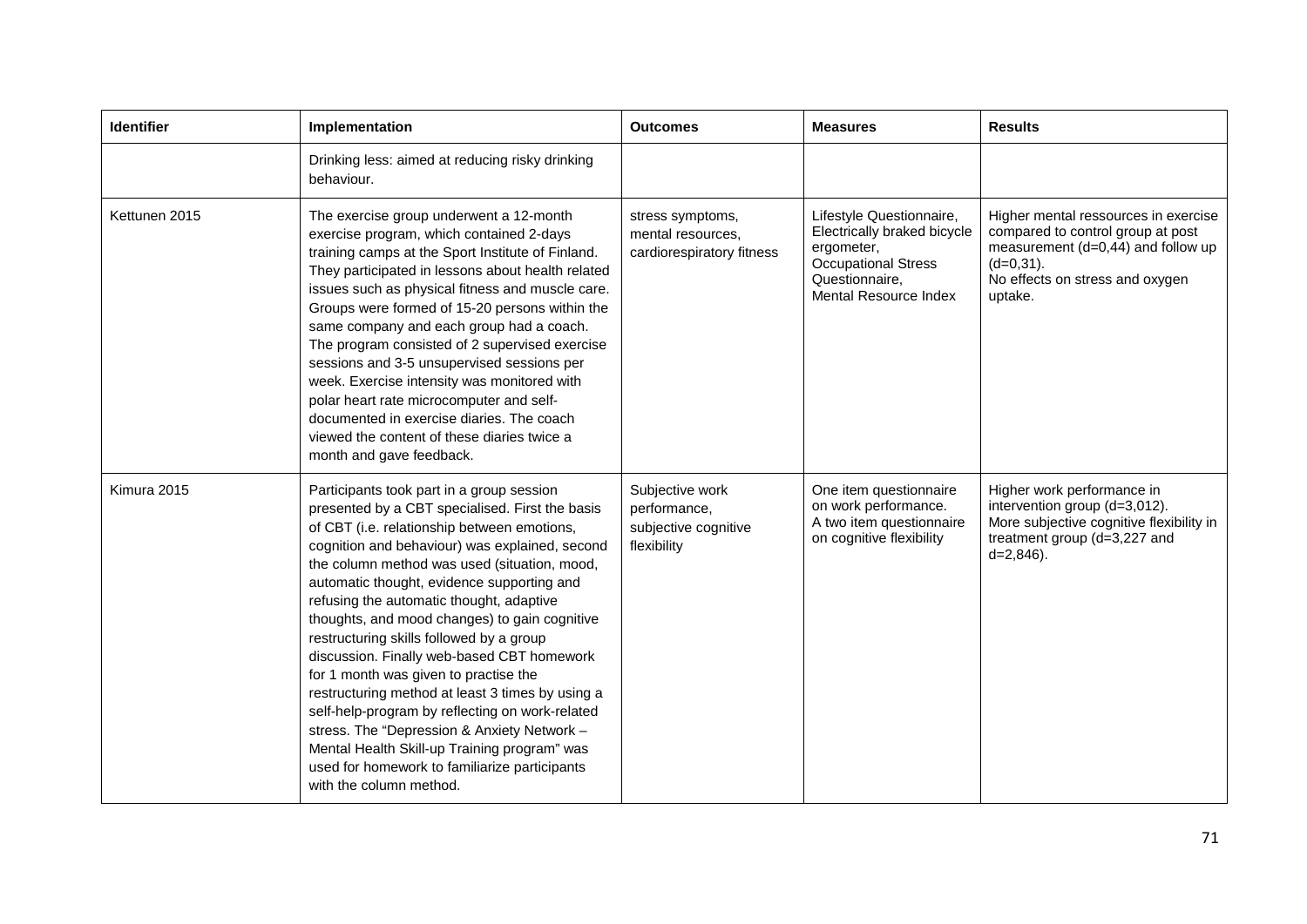| Identifier | Implementation | Outcomes | Measures | Results |
|---|---|---|---|---|
| | Drinking less: aimed at reducing risky drinking behaviour. | | | |
| Kettunen 2015 | The exercise group underwent a 12-month exercise program, which contained 2-days training camps at the Sport Institute of Finland. They participated in lessons about health related issues such as physical fitness and muscle care. Groups were formed of 15-20 persons within the same company and each group had a coach. The program consisted of 2 supervised exercise sessions and 3-5 unsupervised sessions per week. Exercise intensity was monitored with polar heart rate microcomputer and self-documented in exercise diaries. The coach viewed the content of these diaries twice a month and gave feedback. | stress symptoms, mental resources, cardiorespiratory fitness | Lifestyle Questionnaire, Electrically braked bicycle ergometer, Occupational Stress Questionnaire, Mental Resource Index | Higher mental ressources in exercise compared to control group at post measurement (d=0,44) and follow up (d=0,31). No effects on stress and oxygen uptake. |
| Kimura 2015 | Participants took part in a group session presented by a CBT specialised. First the basis of CBT (i.e. relationship between emotions, cognition and behaviour) was explained, second the column method was used (situation, mood, automatic thought, evidence supporting and refusing the automatic thought, adaptive thoughts, and mood changes) to gain cognitive restructuring skills followed by a group discussion. Finally web-based CBT homework for 1 month was given to practise the restructuring method at least 3 times by using a self-help-program by reflecting on work-related stress. The "Depression & Anxiety Network – Mental Health Skill-up Training program" was used for homework to familiarize participants with the column method. | Subjective work performance, subjective cognitive flexibility | One item questionnaire on work performance. A two item questionnaire on cognitive flexibility | Higher work performance in intervention group (d=3,012). More subjective cognitive flexibility in treatment group (d=3,227 and d=2,846). |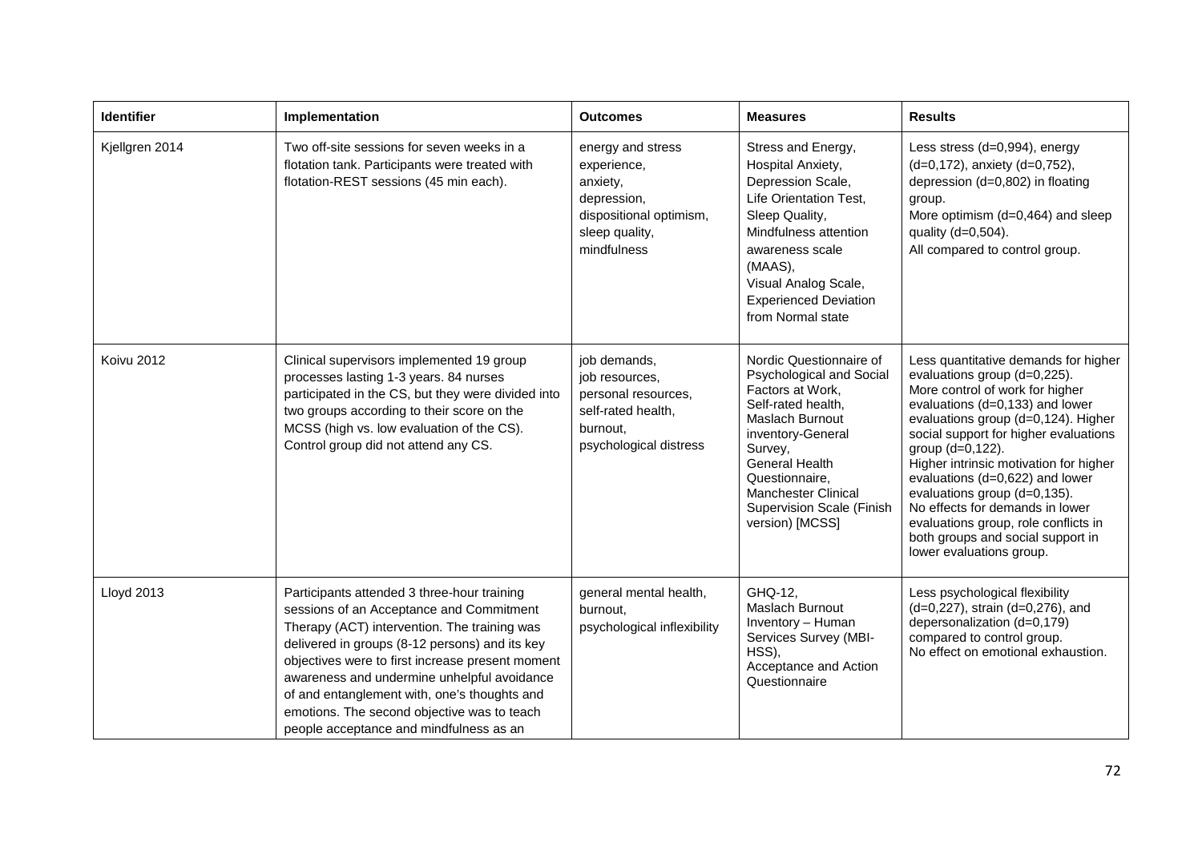| Identifier | Implementation | Outcomes | Measures | Results |
|---|---|---|---|---|
| Kjellgren 2014 | Two off-site sessions for seven weeks in a flotation tank. Participants were treated with flotation-REST sessions (45 min each). | energy and stress experience, anxiety, depression, dispositional optimism, sleep quality, mindfulness | Stress and Energy, Hospital Anxiety, Depression Scale, Life Orientation Test, Sleep Quality, Mindfulness attention awareness scale (MAAS), Visual Analog Scale, Experienced Deviation from Normal state | Less stress (d=0,994), energy (d=0,172), anxiety (d=0,752), depression (d=0,802) in floating group. More optimism (d=0,464) and sleep quality (d=0,504). All compared to control group. |
| Koivu 2012 | Clinical supervisors implemented 19 group processes lasting 1-3 years. 84 nurses participated in the CS, but they were divided into two groups according to their score on the MCSS (high vs. low evaluation of the CS). Control group did not attend any CS. | job demands, job resources, personal resources, self-rated health, burnout, psychological distress | Nordic Questionnaire of Psychological and Social Factors at Work, Self-rated health, Maslach Burnout inventory-General Survey, General Health Questionnaire, Manchester Clinical Supervision Scale (Finish version) [MCSS] | Less quantitative demands for higher evaluations group (d=0,225). More control of work for higher evaluations (d=0,133) and lower evaluations group (d=0,124). Higher social support for higher evaluations group (d=0,122). Higher intrinsic motivation for higher evaluations (d=0,622) and lower evaluations group (d=0,135). No effects for demands in lower evaluations group, role conflicts in both groups and social support in lower evaluations group. |
| Lloyd 2013 | Participants attended 3 three-hour training sessions of an Acceptance and Commitment Therapy (ACT) intervention. The training was delivered in groups (8-12 persons) and its key objectives were to first increase present moment awareness and undermine unhelpful avoidance of and entanglement with, one's thoughts and emotions. The second objective was to teach people acceptance and mindfulness as an | general mental health, burnout, psychological inflexibility | GHQ-12, Maslach Burnout Inventory – Human Services Survey (MBI-HSS), Acceptance and Action Questionnaire | Less psychological flexibility (d=0,227), strain (d=0,276), and depersonalization (d=0,179) compared to control group. No effect on emotional exhaustion. |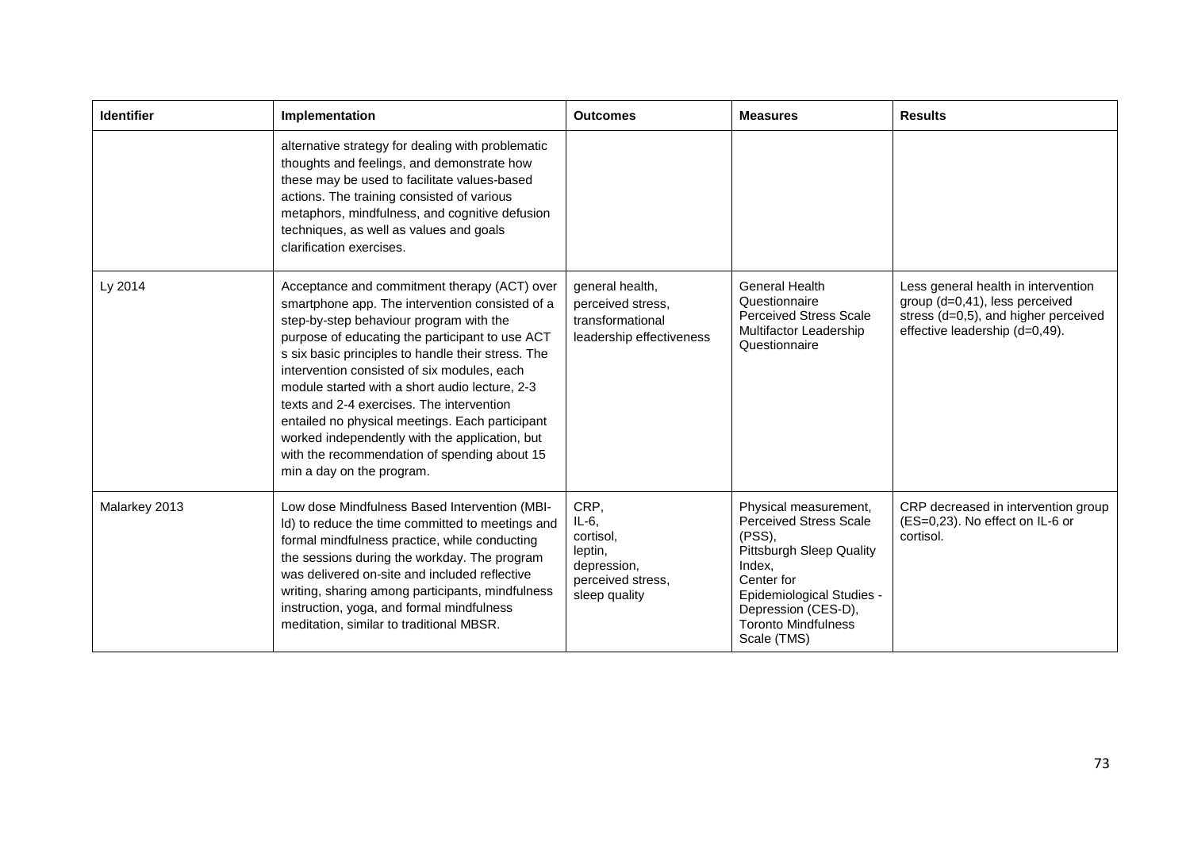| Identifier | Implementation | Outcomes | Measures | Results |
|---|---|---|---|---|
| | alternative strategy for dealing with problematic thoughts and feelings, and demonstrate how these may be used to facilitate values-based actions. The training consisted of various metaphors, mindfulness, and cognitive defusion techniques, as well as values and goals clarification exercises. | | | |
| Ly 2014 | Acceptance and commitment therapy (ACT) over smartphone app. The intervention consisted of a step-by-step behaviour program with the purpose of educating the participant to use ACT s six basic principles to handle their stress. The intervention consisted of six modules, each module started with a short audio lecture, 2-3 texts and 2-4 exercises. The intervention entailed no physical meetings. Each participant worked independently with the application, but with the recommendation of spending about 15 min a day on the program. | general health, perceived stress, transformational leadership effectiveness | General Health Questionnaire<br>Perceived Stress Scale<br>Multifactor Leadership Questionnaire | Less general health in intervention group (d=0,41), less perceived stress (d=0,5), and higher perceived effective leadership (d=0,49). |
| Malarkey 2013 | Low dose Mindfulness Based Intervention (MBI-ld) to reduce the time committed to meetings and formal mindfulness practice, while conducting the sessions during the workday. The program was delivered on-site and included reflective writing, sharing among participants, mindfulness instruction, yoga, and formal mindfulness meditation, similar to traditional MBSR. | CRP,<br>IL-6,<br>cortisol,<br>leptin,<br>depression,<br>perceived stress,<br>sleep quality | Physical measurement,<br>Perceived Stress Scale (PSS),<br>Pittsburgh Sleep Quality Index,<br>Center for Epidemiological Studies - Depression (CES-D),<br>Toronto Mindfulness Scale (TMS) | CRP decreased in intervention group (ES=0,23). No effect on IL-6 or cortisol. |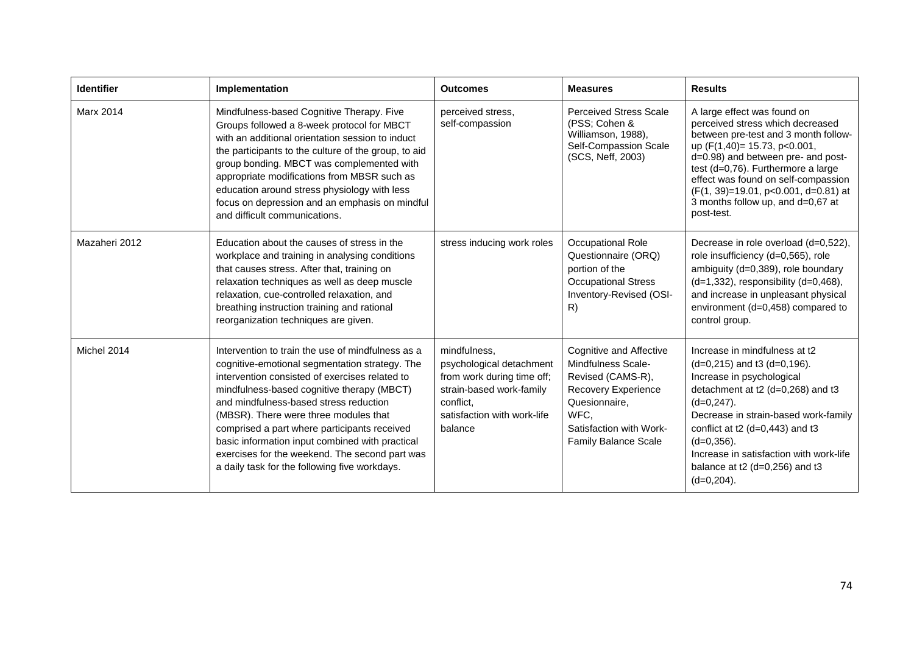| Identifier | Implementation | Outcomes | Measures | Results |
|---|---|---|---|---|
| Marx 2014 | Mindfulness-based Cognitive Therapy. Five Groups followed a 8-week protocol for MBCT with an additional orientation session to induct the participants to the culture of the group, to aid group bonding. MBCT was complemented with appropriate modifications from MBSR such as education around stress physiology with less focus on depression and an emphasis on mindful and difficult communications. | perceived stress, self-compassion | Perceived Stress Scale (PSS; Cohen & Williamson, 1988), Self-Compassion Scale (SCS, Neff, 2003) | A large effect was found on perceived stress which decreased between pre-test and 3 month follow-up ($F(1,40)= 15.73$, $p<0.001$, $d=0.98$) and between pre- and post-test ($d=0,76$). Furthermore a large effect was found on self-compassion ($F(1, 39)=19.01$, $p<0.001$, $d=0.81$) at 3 months follow up, and $d=0,67$ at post-test. |
| Mazaheri 2012 | Education about the causes of stress in the workplace and training in analysing conditions that causes stress. After that, training on relaxation techniques as well as deep muscle relaxation, cue-controlled relaxation, and breathing instruction training and rational reorganization techniques are given. | stress inducing work roles | Occupational Role Questionnaire (ORQ) portion of the Occupational Stress Inventory-Revised (OSI-R) | Decrease in role overload ($d=0,522$), role insufficiency ($d=0,565$), role ambiguity ($d=0,389$), role boundary ($d=1,332$), responsibility ($d=0,468$), and increase in unpleasant physical environment ($d=0,458$) compared to control group. |
| Michel 2014 | Intervention to train the use of mindfulness as a cognitive-emotional segmentation strategy. The intervention consisted of exercises related to mindfulness-based cognitive therapy (MBCT) and mindfulness-based stress reduction (MBSR). There were three modules that comprised a part where participants received basic information input combined with practical exercises for the weekend. The second part was a daily task for the following five workdays. | mindfulness, psychological detachment from work during time off; strain-based work-family conflict, satisfaction with work-life balance | Cognitive and Affective Mindfulness Scale-Revised (CAMS-R), Recovery Experience Quesionnaire, WFC, Satisfaction with Work-Family Balance Scale | Increase in mindfulness at t2 ($d=0,215$) and t3 ($d=0,196$). Increase in psychological detachment at t2 ($d=0,268$) and t3 ($d=0,247$). Decrease in strain-based work-family conflict at t2 ($d=0,443$) and t3 ($d=0,356$). Increase in satisfaction with work-life balance at t2 ($d=0,256$) and t3 ($d=0,204$). |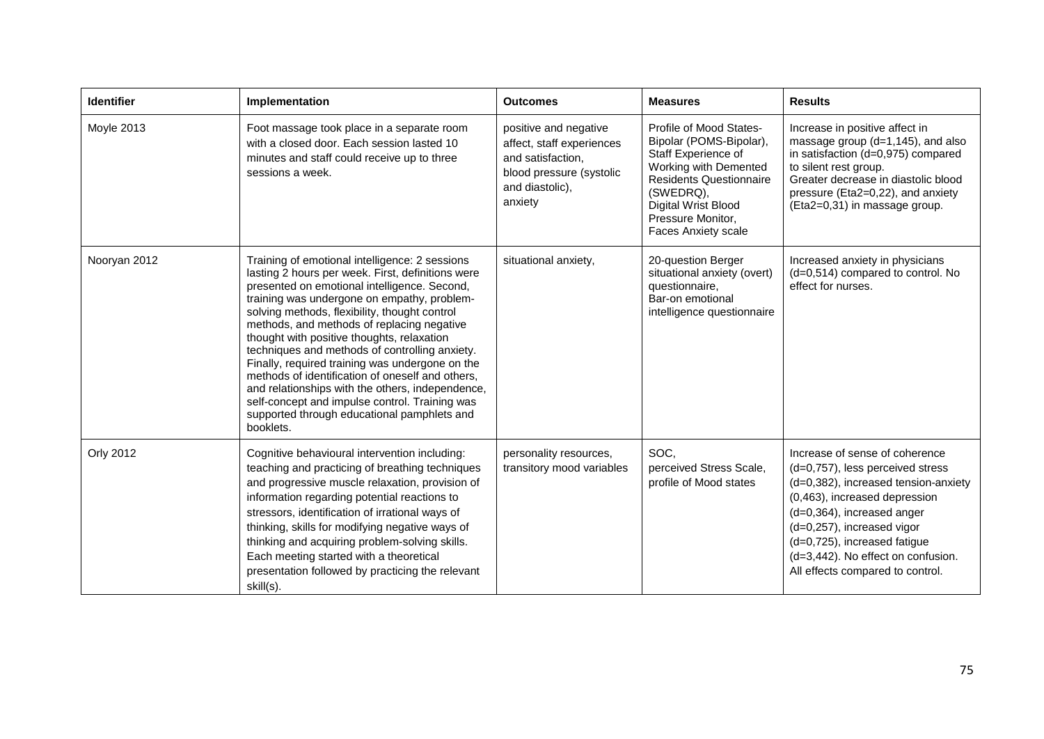| Identifier | Implementation | Outcomes | Measures | Results |
|---|---|---|---|---|
| Moyle 2013 | Foot massage took place in a separate room with a closed door. Each session lasted 10 minutes and staff could receive up to three sessions a week. | positive and negative affect, staff experiences and satisfaction, blood pressure (systolic and diastolic), anxiety | Profile of Mood States-Bipolar (POMS-Bipolar), Staff Experience of Working with Demented Residents Questionnaire (SWEDRQ), Digital Wrist Blood Pressure Monitor, Faces Anxiety scale | Increase in positive affect in massage group (d=1,145), and also in satisfaction (d=0,975) compared to silent rest group. Greater decrease in diastolic blood pressure (Eta2=0,22), and anxiety (Eta2=0,31) in massage group. |
| Nooryan 2012 | Training of emotional intelligence: 2 sessions lasting 2 hours per week. First, definitions were presented on emotional intelligence. Second, training was undergone on empathy, problem-solving methods, flexibility, thought control methods, and methods of replacing negative thought with positive thoughts, relaxation techniques and methods of controlling anxiety. Finally, required training was undergone on the methods of identification of oneself and others, and relationships with the others, independence, self-concept and impulse control. Training was supported through educational pamphlets and booklets. | situational anxiety, | 20-question Berger situational anxiety (overt) questionnaire, Bar-on emotional intelligence questionnaire | Increased anxiety in physicians (d=0,514) compared to control. No effect for nurses. |
| Orly 2012 | Cognitive behavioural intervention including: teaching and practicing of breathing techniques and progressive muscle relaxation, provision of information regarding potential reactions to stressors, identification of irrational ways of thinking, skills for modifying negative ways of thinking and acquiring problem-solving skills. Each meeting started with a theoretical presentation followed by practicing the relevant skill(s). | personality resources, transitory mood variables | SOC, perceived Stress Scale, profile of Mood states | Increase of sense of coherence (d=0,757), less perceived stress (d=0,382), increased tension-anxiety (0,463), increased depression (d=0,364), increased anger (d=0,257), increased vigor (d=0,725), increased fatigue (d=3,442). No effect on confusion. All effects compared to control. |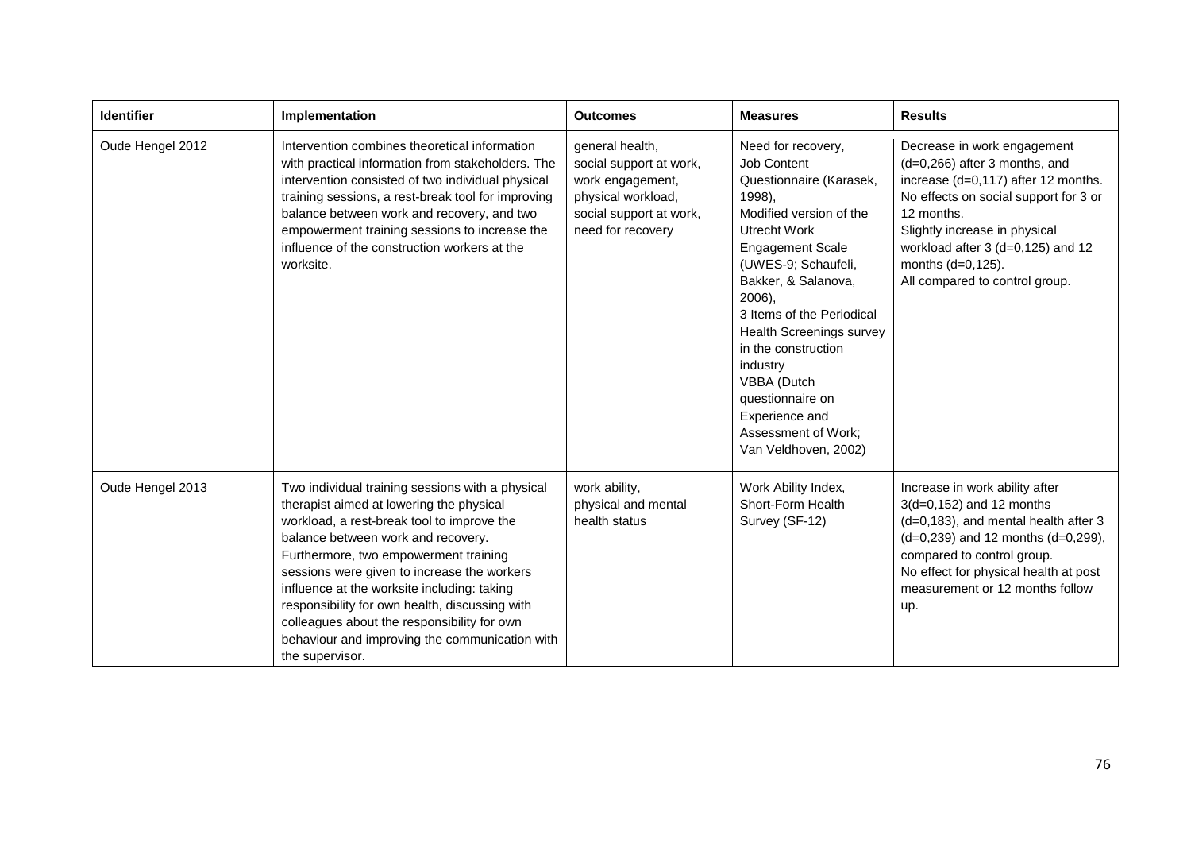| Identifier | Implementation | Outcomes | Measures | Results |
|---|---|---|---|---|
| Oude Hengel 2012 | Intervention combines theoretical information with practical information from stakeholders. The intervention consisted of two individual physical training sessions, a rest-break tool for improving balance between work and recovery, and two empowerment training sessions to increase the influence of the construction workers at the worksite. | general health, social support at work, work engagement, physical workload, social support at work, need for recovery | Need for recovery, Job Content Questionnaire (Karasek, 1998), Modified version of the Utrecht Work Engagement Scale (UWES-9; Schaufeli, Bakker, & Salanova, 2006), 3 Items of the Periodical Health Screenings survey in the construction industry VBBA (Dutch questionnaire on Experience and Assessment of Work; Van Veldhoven, 2002) | Decrease in work engagement (d=0,266) after 3 months, and increase (d=0,117) after 12 months. No effects on social support for 3 or 12 months. Slightly increase in physical workload after 3 (d=0,125) and 12 months (d=0,125). All compared to control group. |
| Oude Hengel 2013 | Two individual training sessions with a physical therapist aimed at lowering the physical workload, a rest-break tool to improve the balance between work and recovery. Furthermore, two empowerment training sessions were given to increase the workers influence at the worksite including: taking responsibility for own health, discussing with colleagues about the responsibility for own behaviour and improving the communication with the supervisor. | work ability, physical and mental health status | Work Ability Index, Short-Form Health Survey (SF-12) | Increase in work ability after 3(d=0,152) and 12 months (d=0,183), and mental health after 3 (d=0,239) and 12 months (d=0,299), compared to control group. No effect for physical health at post measurement or 12 months follow up. |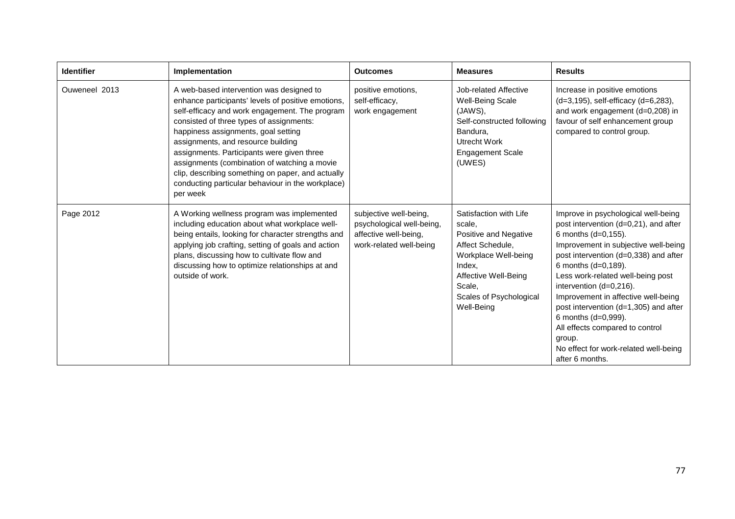| Identifier | Implementation | Outcomes | Measures | Results |
|---|---|---|---|---|
| Ouweneel 2013 | A web-based intervention was designed to enhance participants' levels of positive emotions, self-efficacy and work engagement. The program consisted of three types of assignments: happiness assignments, goal setting assignments, and resource building assignments. Participants were given three assignments (combination of watching a movie clip, describing something on paper, and actually conducting particular behaviour in the workplace) per week | positive emotions, self-efficacy, work engagement | Job-related Affective Well-Being Scale (JAWS), Self-constructed following Bandura, Utrecht Work Engagement Scale (UWES) | Increase in positive emotions (d=3,195), self-efficacy (d=6,283), and work engagement (d=0,208) in favour of self enhancement group compared to control group. |
| Page 2012 | A Working wellness program was implemented including education about what workplace well-being entails, looking for character strengths and applying job crafting, setting of goals and action plans, discussing how to cultivate flow and discussing how to optimize relationships at and outside of work. | subjective well-being, psychological well-being, affective well-being, work-related well-being | Satisfaction with Life scale, Positive and Negative Affect Schedule, Workplace Well-being Index, Affective Well-Being Scale, Scales of Psychological Well-Being | Improve in psychological well-being post intervention (d=0,21), and after 6 months (d=0,155). Improvement in subjective well-being post intervention (d=0,338) and after 6 months (d=0,189). Less work-related well-being post intervention (d=0,216). Improvement in affective well-being post intervention (d=1,305) and after 6 months (d=0,999). All effects compared to control group. No effect for work-related well-being after 6 months. |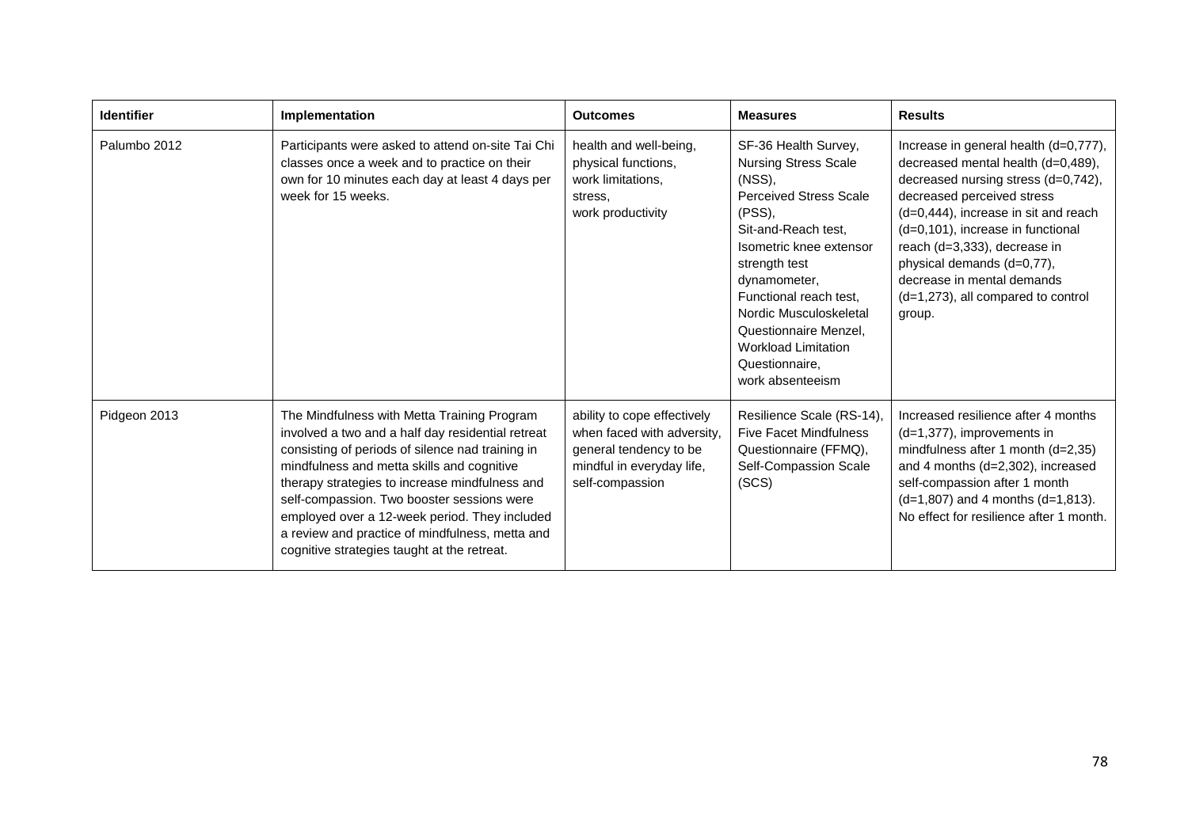| Identifier | Implementation | Outcomes | Measures | Results |
|---|---|---|---|---|
| Palumbo 2012 | Participants were asked to attend on-site Tai Chi classes once a week and to practice on their own for 10 minutes each day at least 4 days per week for 15 weeks. | health and well-being, physical functions, work limitations, stress, work productivity | SF-36 Health Survey, Nursing Stress Scale (NSS), Perceived Stress Scale (PSS), Sit-and-Reach test, Isometric knee extensor strength test dynamometer, Functional reach test, Nordic Musculoskeletal Questionnaire Menzel, Workload Limitation Questionnaire, work absenteeism | Increase in general health (d=0,777), decreased mental health (d=0,489), decreased nursing stress (d=0,742), decreased perceived stress (d=0,444), increase in sit and reach (d=0,101), increase in functional reach (d=3,333), decrease in physical demands (d=0,77), decrease in mental demands (d=1,273), all compared to control group. |
| Pidgeon 2013 | The Mindfulness with Metta Training Program involved a two and a half day residential retreat consisting of periods of silence nad training in mindfulness and metta skills and cognitive therapy strategies to increase mindfulness and self-compassion. Two booster sessions were employed over a 12-week period. They included a review and practice of mindfulness, metta and cognitive strategies taught at the retreat. | ability to cope effectively when faced with adversity, general tendency to be mindful in everyday life, self-compassion | Resilience Scale (RS-14), Five Facet Mindfulness Questionnaire (FFMQ), Self-Compassion Scale (SCS) | Increased resilience after 4 months (d=1,377), improvements in mindfulness after 1 month (d=2,35) and 4 months (d=2,302), increased self-compassion after 1 month (d=1,807) and 4 months (d=1,813). No effect for resilience after 1 month. |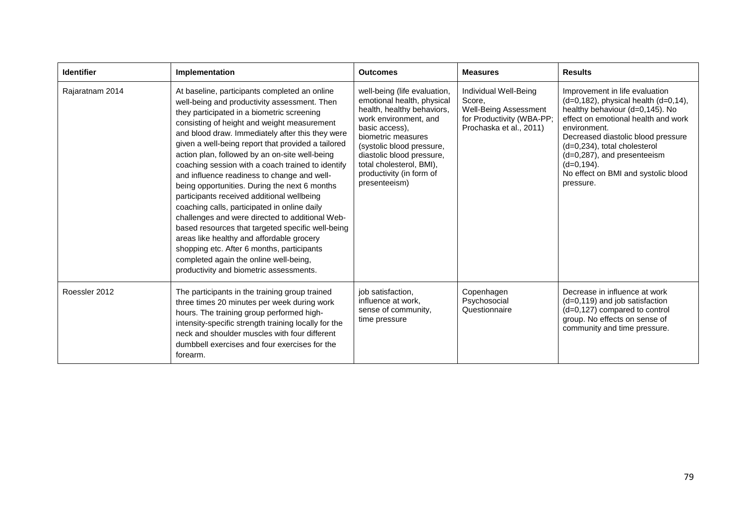| Identifier | Implementation | Outcomes | Measures | Results |
|---|---|---|---|---|
| Rajaratnam 2014 | At baseline, participants completed an online well-being and productivity assessment. Then they participated in a biometric screening consisting of height and weight measurement and blood draw. Immediately after this they were given a well-being report that provided a tailored action plan, followed by an on-site well-being coaching session with a coach trained to identify and influence readiness to change and well-being opportunities. During the next 6 months participants received additional wellbeing coaching calls, participated in online daily challenges and were directed to additional Web-based resources that targeted specific well-being areas like healthy and affordable grocery shopping etc. After 6 months, participants completed again the online well-being, productivity and biometric assessments. | well-being (life evaluation, emotional health, physical health, healthy behaviors, work environment, and basic access), biometric measures (systolic blood pressure, diastolic blood pressure, total cholesterol, BMI), productivity (in form of presenteeism) | Individual Well-Being Score, Well-Being Assessment for Productivity (WBA-PP; Prochaska et al., 2011) | Improvement in life evaluation (d=0,182), physical health (d=0,14), healthy behaviour (d=0,145). No effect on emotional health and work environment. Decreased diastolic blood pressure (d=0,234), total cholesterol (d=0,287), and presenteeism (d=0,194). No effect on BMI and systolic blood pressure. |
| Roessler 2012 | The participants in the training group trained three times 20 minutes per week during work hours. The training group performed high-intensity-specific strength training locally for the neck and shoulder muscles with four different dumbbell exercises and four exercises for the forearm. | job satisfaction, influence at work, sense of community, time pressure | Copenhagen Psychosocial Questionnaire | Decrease in influence at work (d=0,119) and job satisfaction (d=0,127) compared to control group. No effects on sense of community and time pressure. |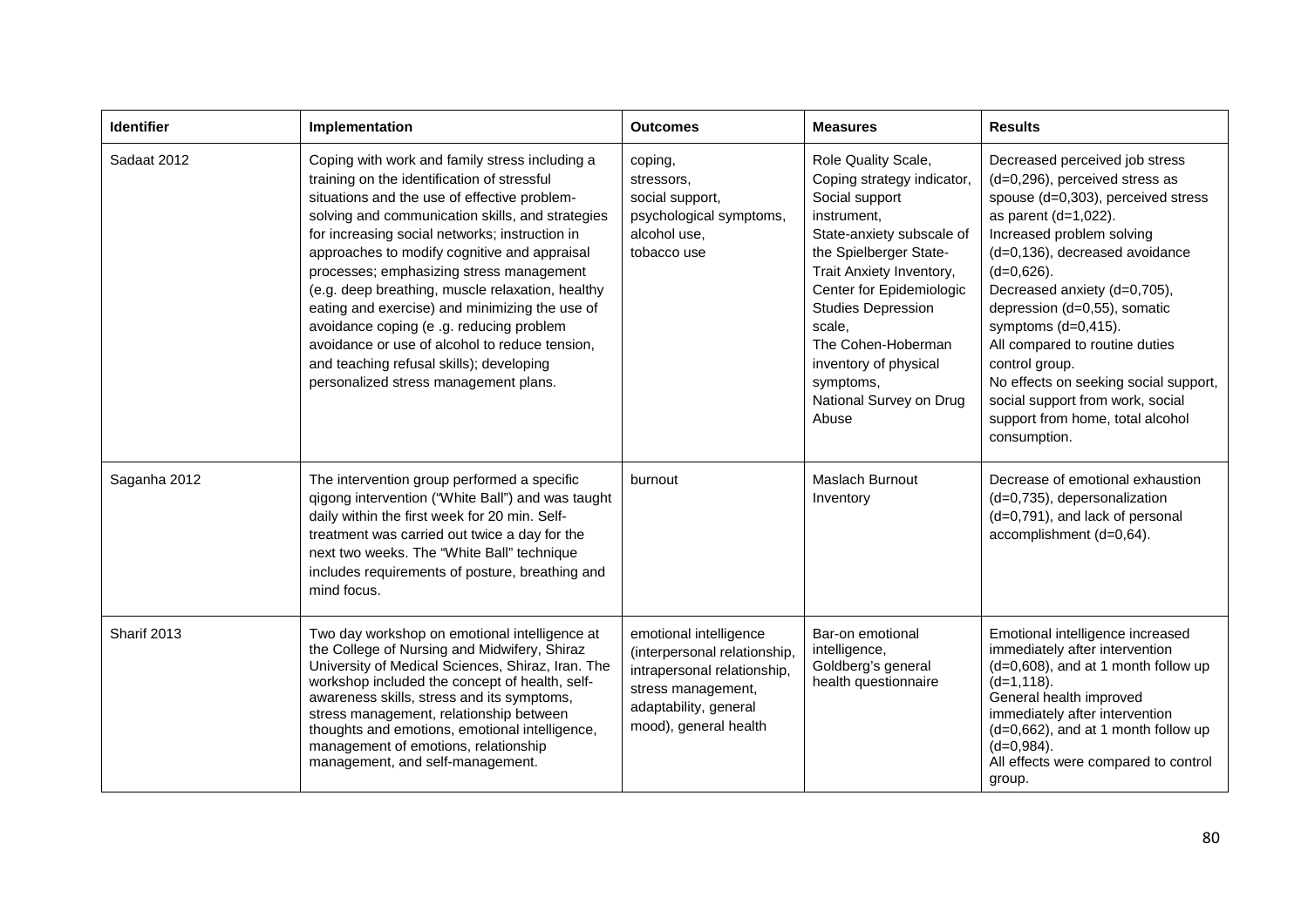| Identifier | Implementation | Outcomes | Measures | Results |
|---|---|---|---|---|
| Sadaat 2012 | Coping with work and family stress including a training on the identification of stressful situations and the use of effective problem-solving and communication skills, and strategies for increasing social networks; instruction in approaches to modify cognitive and appraisal processes; emphasizing stress management (e.g. deep breathing, muscle relaxation, healthy eating and exercise) and minimizing the use of avoidance coping (e .g. reducing problem avoidance or use of alcohol to reduce tension, and teaching refusal skills); developing personalized stress management plans. | coping, stressors, social support, psychological symptoms, alcohol use, tobacco use | Role Quality Scale, Coping strategy indicator, Social support instrument, State-anxiety subscale of the Spielberger State-Trait Anxiety Inventory, Center for Epidemiologic Studies Depression scale, The Cohen-Hoberman inventory of physical symptoms, National Survey on Drug Abuse | Decreased perceived job stress (d=0,296), perceived stress as spouse (d=0,303), perceived stress as parent (d=1,022). Increased problem solving (d=0,136), decreased avoidance (d=0,626). Decreased anxiety (d=0,705), depression (d=0,55), somatic symptoms (d=0,415). All compared to routine duties control group. No effects on seeking social support, social support from work, social support from home, total alcohol consumption. |
| Saganha 2012 | The intervention group performed a specific qigong intervention ("White Ball") and was taught daily within the first week for 20 min. Self-treatment was carried out twice a day for the next two weeks. The "White Ball" technique includes requirements of posture, breathing and mind focus. | burnout | Maslach Burnout Inventory | Decrease of emotional exhaustion (d=0,735), depersonalization (d=0,791), and lack of personal accomplishment (d=0,64). |
| Sharif 2013 | Two day workshop on emotional intelligence at the College of Nursing and Midwifery, Shiraz University of Medical Sciences, Shiraz, Iran. The workshop included the concept of health, self-awareness skills, stress and its symptoms, stress management, relationship between thoughts and emotions, emotional intelligence, management of emotions, relationship management, and self-management. | emotional intelligence (interpersonal relationship, intrapersonal relationship, stress management, adaptability, general mood), general health | Bar-on emotional intelligence, Goldberg's general health questionnaire | Emotional intelligence increased immediately after intervention (d=0,608), and at 1 month follow up (d=1,118). General health improved immediately after intervention (d=0,662), and at 1 month follow up (d=0,984). All effects were compared to control group. |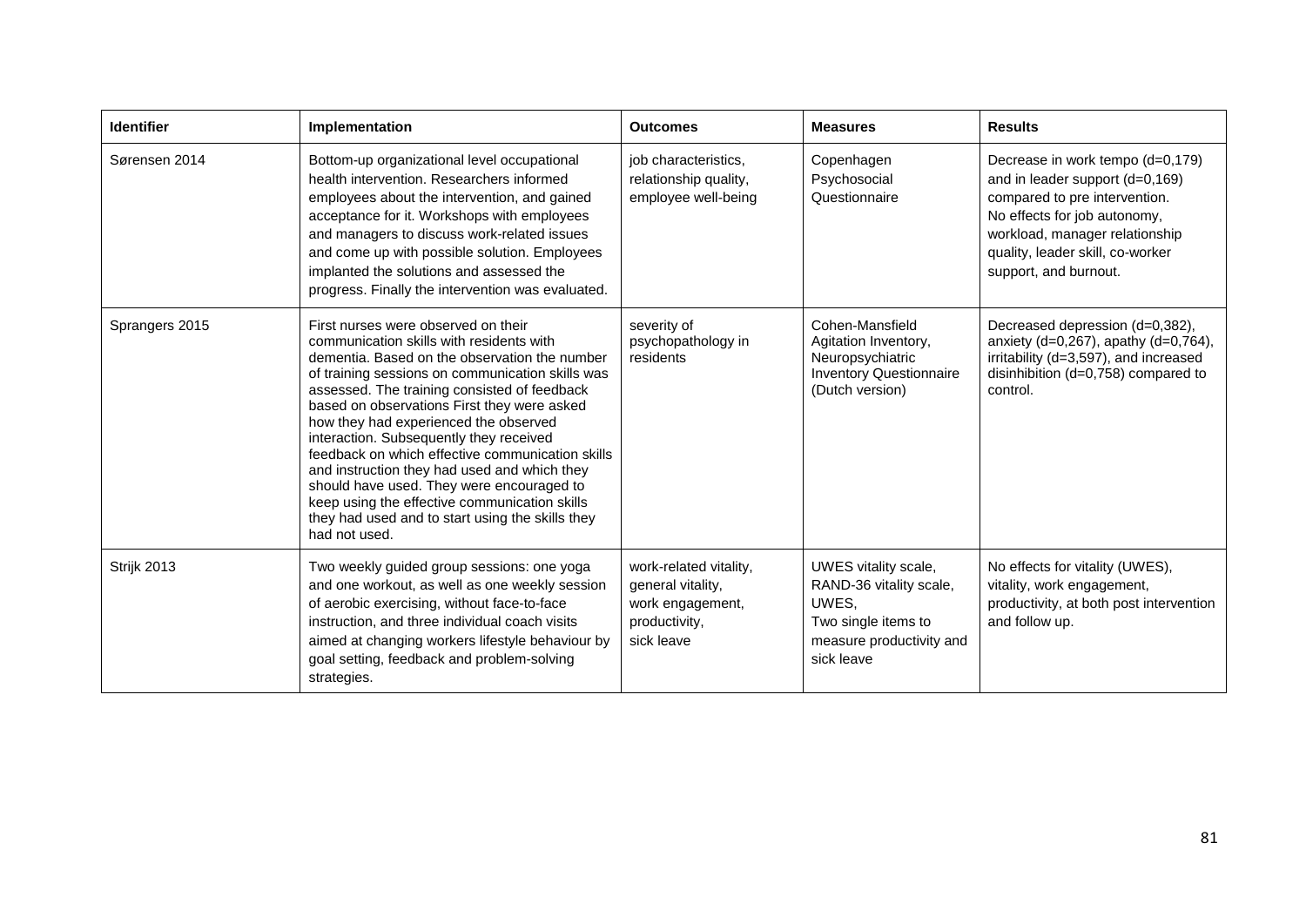| Identifier | Implementation | Outcomes | Measures | Results |
|---|---|---|---|---|
| Sørensen 2014 | Bottom-up organizational level occupational health intervention. Researchers informed employees about the intervention, and gained acceptance for it. Workshops with employees and managers to discuss work-related issues and come up with possible solution. Employees implanted the solutions and assessed the progress. Finally the intervention was evaluated. | job characteristics, relationship quality, employee well-being | Copenhagen Psychosocial Questionnaire | Decrease in work tempo (d=0,179) and in leader support (d=0,169) compared to pre intervention. No effects for job autonomy, workload, manager relationship quality, leader skill, co-worker support, and burnout. |
| Sprangers 2015 | First nurses were observed on their communication skills with residents with dementia. Based on the observation the number of training sessions on communication skills was assessed. The training consisted of feedback based on observations First they were asked how they had experienced the observed interaction. Subsequently they received feedback on which effective communication skills and instruction they had used and which they should have used. They were encouraged to keep using the effective communication skills they had used and to start using the skills they had not used. | severity of psychopathology in residents | Cohen-Mansfield Agitation Inventory, Neuropsychiatric Inventory Questionnaire (Dutch version) | Decreased depression (d=0,382), anxiety (d=0,267), apathy (d=0,764), irritability (d=3,597), and increased disinhibition (d=0,758) compared to control. |
| Strijk 2013 | Two weekly guided group sessions: one yoga and one workout, as well as one weekly session of aerobic exercising, without face-to-face instruction, and three individual coach visits aimed at changing workers lifestyle behaviour by goal setting, feedback and problem-solving strategies. | work-related vitality, general vitality, work engagement, productivity, sick leave | UWES vitality scale, RAND-36 vitality scale, UWES, Two single items to measure productivity and sick leave | No effects for vitality (UWES), vitality, work engagement, productivity, at both post intervention and follow up. |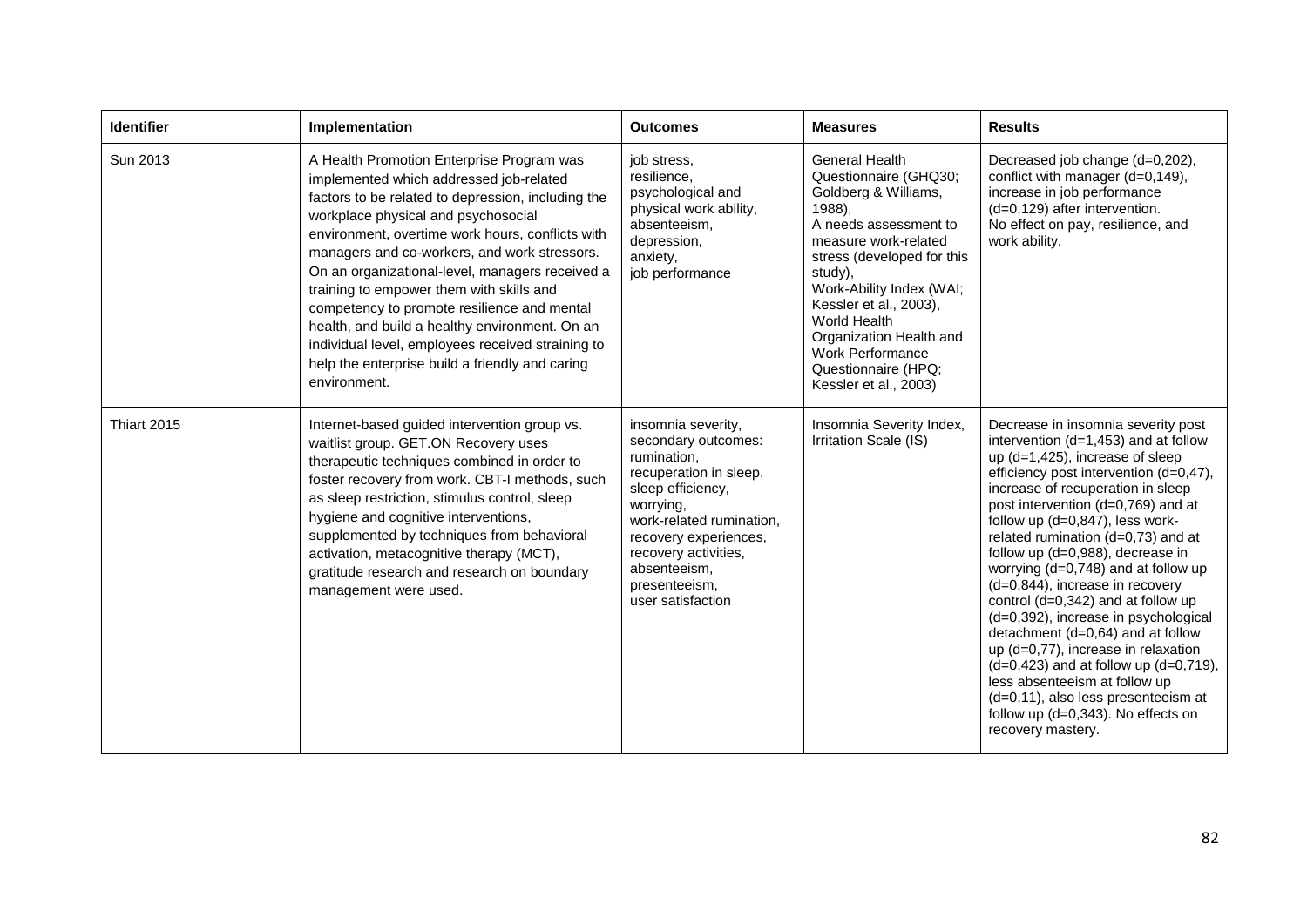| Identifier | Implementation | Outcomes | Measures | Results |
|---|---|---|---|---|
| Sun 2013 | A Health Promotion Enterprise Program was implemented which addressed job-related factors to be related to depression, including the workplace physical and psychosocial environment, overtime work hours, conflicts with managers and co-workers, and work stressors. On an organizational-level, managers received a training to empower them with skills and competency to promote resilience and mental health, and build a healthy environment. On an individual level, employees received straining to help the enterprise build a friendly and caring environment. | job stress, resilience, psychological and physical work ability, absenteeism, depression, anxiety, job performance | General Health Questionnaire (GHQ30; Goldberg & Williams, 1988), A needs assessment to measure work-related stress (developed for this study), Work-Ability Index (WAI; Kessler et al., 2003), World Health Organization Health and Work Performance Questionnaire (HPQ; Kessler et al., 2003) | Decreased job change (d=0,202), conflict with manager (d=0,149), increase in job performance (d=0,129) after intervention. No effect on pay, resilience, and work ability. |
| Thiart 2015 | Internet-based guided intervention group vs. waitlist group. GET.ON Recovery uses therapeutic techniques combined in order to foster recovery from work. CBT-I methods, such as sleep restriction, stimulus control, sleep hygiene and cognitive interventions, supplemented by techniques from behavioral activation, metacognitive therapy (MCT), gratitude research and research on boundary management were used. | insomnia severity, secondary outcomes: rumination, recuperation in sleep, sleep efficiency, worrying, work-related rumination, recovery experiences, recovery activities, absenteeism, presenteeism, user satisfaction | Insomnia Severity Index, Irritation Scale (IS) | Decrease in insomnia severity post intervention (d=1,453) and at follow up (d=1,425), increase of sleep efficiency post intervention (d=0,47), increase of recuperation in sleep post intervention (d=0,769) and at follow up (d=0,847), less work-related rumination (d=0,73) and at follow up (d=0,988), decrease in worrying (d=0,748) and at follow up (d=0,844), increase in recovery control (d=0,342) and at follow up (d=0,392), increase in psychological detachment (d=0,64) and at follow up (d=0,77), increase in relaxation (d=0,423) and at follow up (d=0,719), less absenteeism at follow up (d=0,11), also less presenteeism at follow up (d=0,343). No effects on recovery mastery. |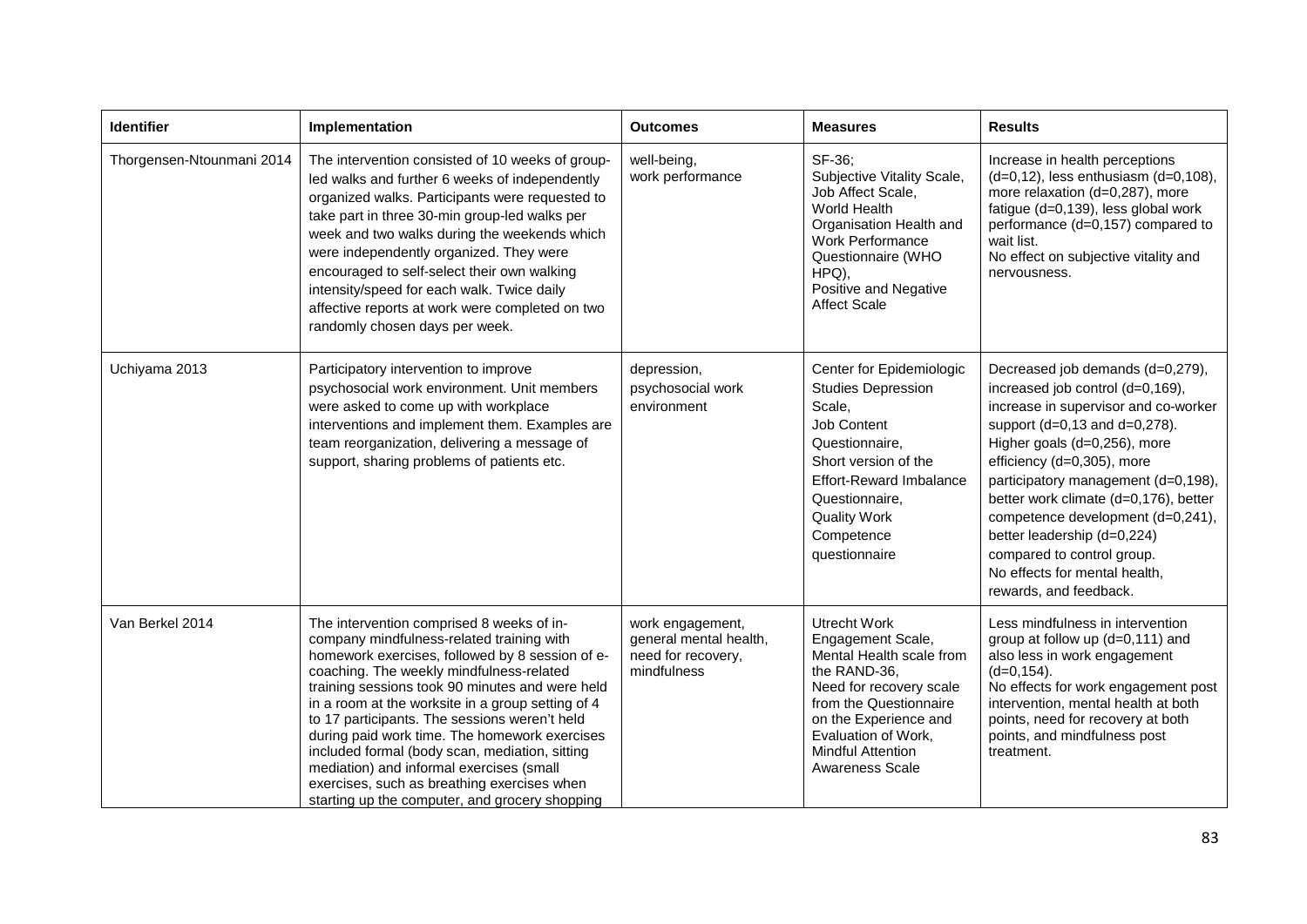| Identifier | Implementation | Outcomes | Measures | Results |
| --- | --- | --- | --- | --- |
| Thorgensen-Ntounmani 2014 | The intervention consisted of 10 weeks of group-led walks and further 6 weeks of independently organized walks. Participants were requested to take part in three 30-min group-led walks per week and two walks during the weekends which were independently organized. They were encouraged to self-select their own walking intensity/speed for each walk. Twice daily affective reports at work were completed on two randomly chosen days per week. | well-being, work performance | SF-36; Subjective Vitality Scale, Job Affect Scale, World Health Organisation Health and Work Performance Questionnaire (WHO HPQ), Positive and Negative Affect Scale | Increase in health perceptions (d=0,12), less enthusiasm (d=0,108), more relaxation (d=0,287), more fatigue (d=0,139), less global work performance (d=0,157) compared to wait list. No effect on subjective vitality and nervousness. |
| Uchiyama 2013 | Participatory intervention to improve psychosocial work environment. Unit members were asked to come up with workplace interventions and implement them. Examples are team reorganization, delivering a message of support, sharing problems of patients etc. | depression, psychosocial work environment | Center for Epidemiologic Studies Depression Scale, Job Content Questionnaire, Short version of the Effort-Reward Imbalance Questionnaire, Quality Work Competence questionnaire | Decreased job demands (d=0,279), increased job control (d=0,169), increase in supervisor and co-worker support (d=0,13 and d=0,278). Higher goals (d=0,256), more efficiency (d=0,305), more participatory management (d=0,198), better work climate (d=0,176), better competence development (d=0,241), better leadership (d=0,224) compared to control group. No effects for mental health, rewards, and feedback. |
| Van Berkel 2014 | The intervention comprised 8 weeks of in-company mindfulness-related training with homework exercises, followed by 8 session of e-coaching. The weekly mindfulness-related training sessions took 90 minutes and were held in a room at the worksite in a group setting of 4 to 17 participants. The sessions weren't held during paid work time. The homework exercises included formal (body scan, mediation, sitting mediation) and informal exercises (small exercises, such as breathing exercises when starting up the computer, and grocery shopping | work engagement, general mental health, need for recovery, mindfulness | Utrecht Work Engagement Scale, Mental Health scale from the RAND-36, Need for recovery scale from the Questionnaire on the Experience and Evaluation of Work, Mindful Attention Awareness Scale | Less mindfulness in intervention group at follow up (d=0,111) and also less in work engagement (d=0,154). No effects for work engagement post intervention, mental health at both points, need for recovery at both points, and mindfulness post treatment. |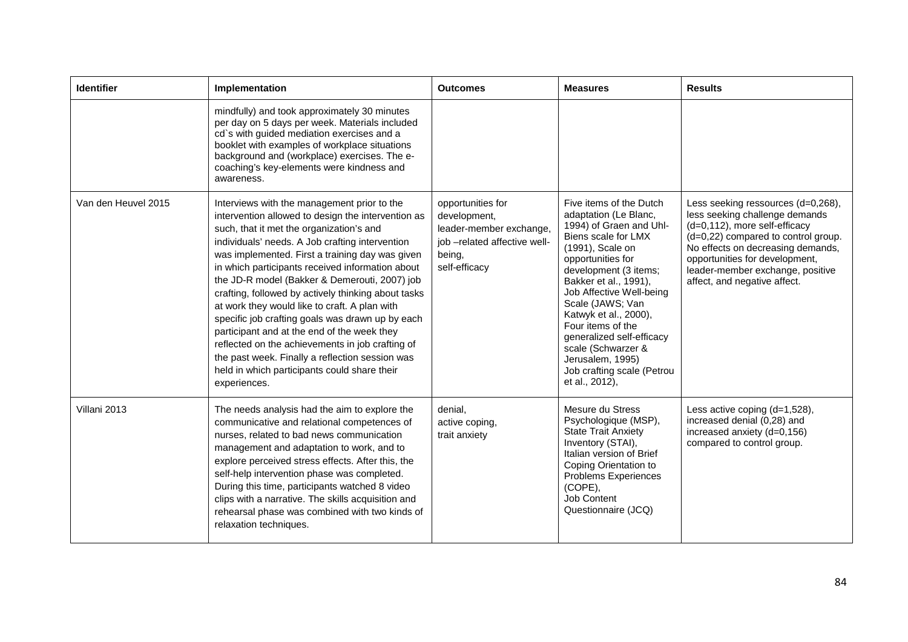| Identifier | Implementation | Outcomes | Measures | Results |
|---|---|---|---|---|
| | mindfully) and took approximately 30 minutes per day on 5 days per week. Materials included cd`s with guided mediation exercises and a booklet with examples of workplace situations background and (workplace) exercises. The e-coaching's key-elements were kindness and awareness. | | | |
| Van den Heuvel 2015 | Interviews with the management prior to the intervention allowed to design the intervention as such, that it met the organization's and individuals' needs. A Job crafting intervention was implemented. First a training day was given in which participants received information about the JD-R model (Bakker & Demerouti, 2007) job crafting, followed by actively thinking about tasks at work they would like to craft. A plan with specific job crafting goals was drawn up by each participant and at the end of the week they reflected on the achievements in job crafting of the past week. Finally a reflection session was held in which participants could share their experiences. | opportunities for development, leader-member exchange, job –related affective well-being, self-efficacy | Five items of the Dutch adaptation (Le Blanc, 1994) of Graen and Uhl-Biens scale for LMX (1991), Scale on opportunities for development (3 items; Bakker et al., 1991), Job Affective Well-being Scale (JAWS; Van Katwyk et al., 2000), Four items of the generalized self-efficacy scale (Schwarzer & Jerusalem, 1995) Job crafting scale (Petrou et al., 2012), | Less seeking ressources (d=0,268), less seeking challenge demands (d=0,112), more self-efficacy (d=0,22) compared to control group. No effects on decreasing demands, opportunities for development, leader-member exchange, positive affect, and negative affect. |
| Villani 2013 | The needs analysis had the aim to explore the communicative and relational competences of nurses, related to bad news communication management and adaptation to work, and to explore perceived stress effects. After this, the self-help intervention phase was completed. During this time, participants watched 8 video clips with a narrative. The skills acquisition and rehearsal phase was combined with two kinds of relaxation techniques. | denial, active coping, trait anxiety | Mesure du Stress Psychologique (MSP), State Trait Anxiety Inventory (STAI), Italian version of Brief Coping Orientation to Problems Experiences (COPE), Job Content Questionnaire (JCQ) | Less active coping (d=1,528), increased denial (0,28) and increased anxiety (d=0,156) compared to control group. |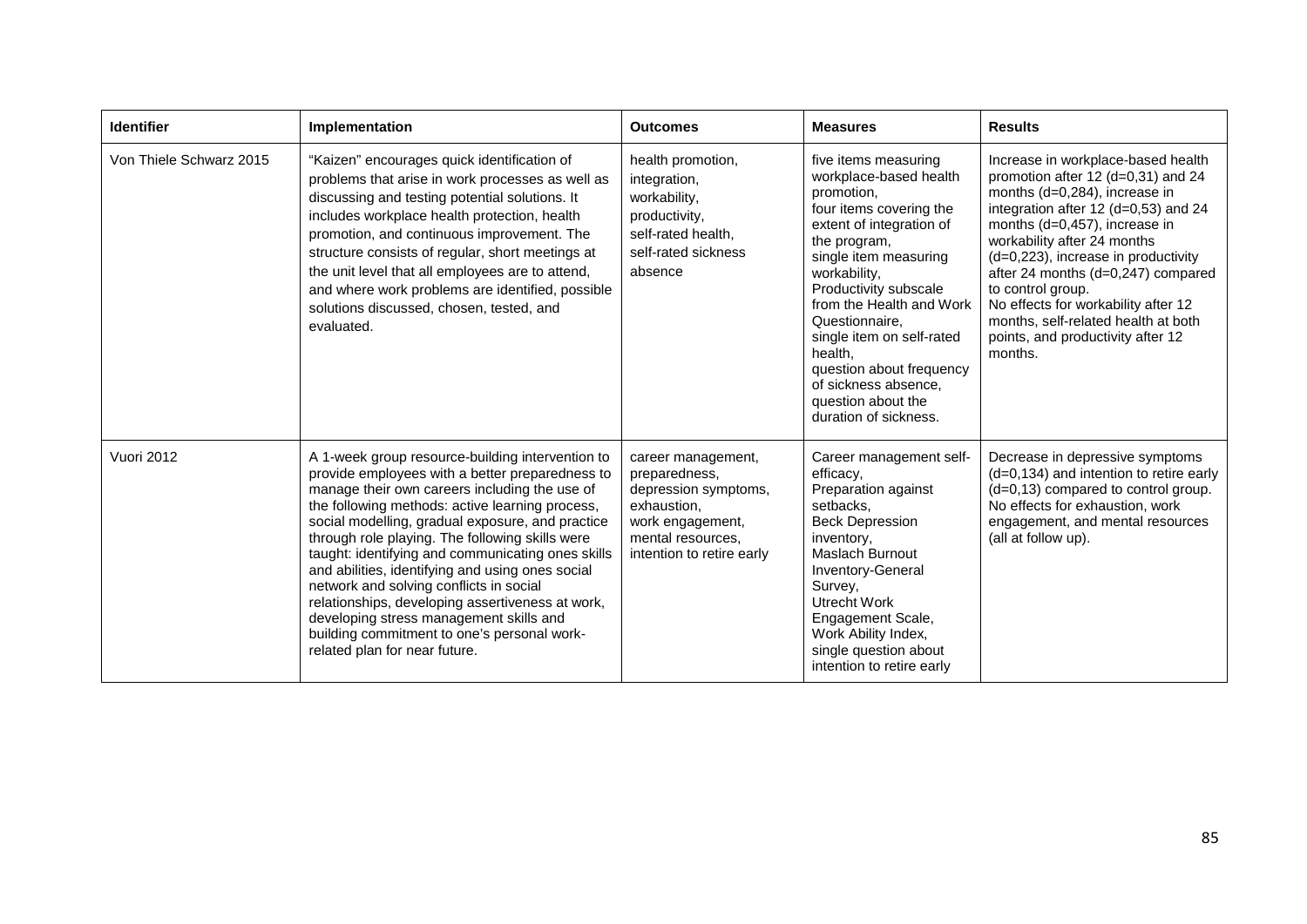| Identifier | Implementation | Outcomes | Measures | Results |
|---|---|---|---|---|
| Von Thiele Schwarz 2015 | "Kaizen" encourages quick identification of problems that arise in work processes as well as discussing and testing potential solutions. It includes workplace health protection, health promotion, and continuous improvement. The structure consists of regular, short meetings at the unit level that all employees are to attend, and where work problems are identified, possible solutions discussed, chosen, tested, and evaluated. | health promotion, integration, workability, productivity, self-rated health, self-rated sickness absence | five items measuring workplace-based health promotion, four items covering the extent of integration of the program, single item measuring workability, Productivity subscale from the Health and Work Questionnaire, single item on self-rated health, question about frequency of sickness absence, question about the duration of sickness. | Increase in workplace-based health promotion after 12 (d=0,31) and 24 months (d=0,284), increase in integration after 12 (d=0,53) and 24 months (d=0,457), increase in workability after 24 months (d=0,223), increase in productivity after 24 months (d=0,247) compared to control group. No effects for workability after 12 months, self-related health at both points, and productivity after 12 months. |
| Vuori 2012 | A 1-week group resource-building intervention to provide employees with a better preparedness to manage their own careers including the use of the following methods: active learning process, social modelling, gradual exposure, and practice through role playing. The following skills were taught: identifying and communicating ones skills and abilities, identifying and using ones social network and solving conflicts in social relationships, developing assertiveness at work, developing stress management skills and building commitment to one's personal work-related plan for near future. | career management, preparedness, depression symptoms, exhaustion, work engagement, mental resources, intention to retire early | Career management self-efficacy, Preparation against setbacks, Beck Depression inventory, Maslach Burnout Inventory-General Survey, Utrecht Work Engagement Scale, Work Ability Index, single question about intention to retire early | Decrease in depressive symptoms (d=0,134) and intention to retire early (d=0,13) compared to control group. No effects for exhaustion, work engagement, and mental resources (all at follow up). |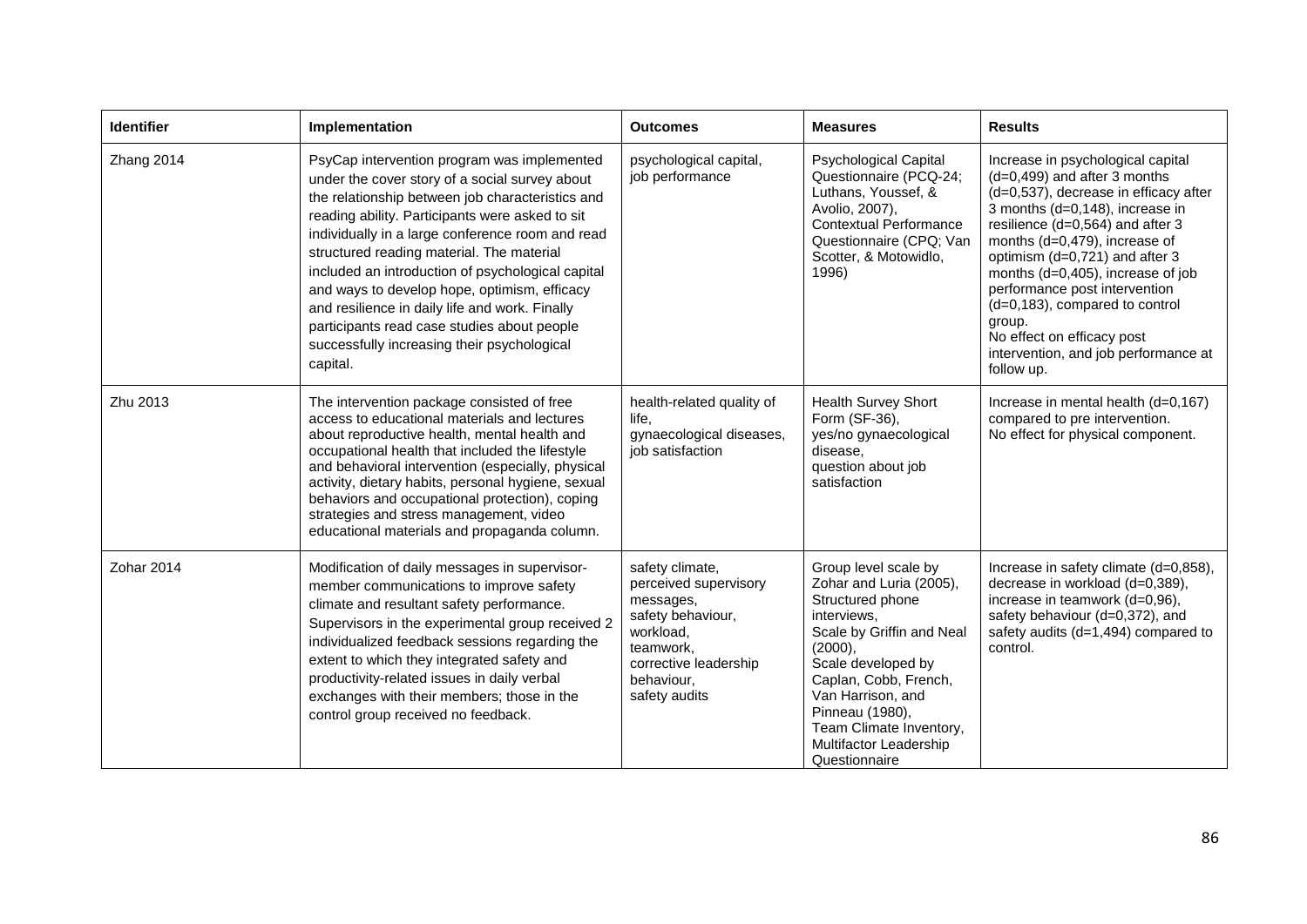| Identifier | Implementation | Outcomes | Measures | Results |
|---|---|---|---|---|
| Zhang 2014 | PsyCap intervention program was implemented under the cover story of a social survey about the relationship between job characteristics and reading ability. Participants were asked to sit individually in a large conference room and read structured reading material. The material included an introduction of psychological capital and ways to develop hope, optimism, efficacy and resilience in daily life and work. Finally participants read case studies about people successfully increasing their psychological capital. | psychological capital, job performance | Psychological Capital Questionnaire (PCQ-24; Luthans, Youssef, & Avolio, 2007), Contextual Performance Questionnaire (CPQ; Van Scotter, & Motowidlo, 1996) | Increase in psychological capital (d=0,499) and after 3 months (d=0,537), decrease in efficacy after 3 months (d=0,148), increase in resilience (d=0,564) and after 3 months (d=0,479), increase of optimism (d=0,721) and after 3 months (d=0,405), increase of job performance post intervention (d=0,183), compared to control group.<br>No effect on efficacy post intervention, and job performance at follow up. |
| Zhu 2013 | The intervention package consisted of free access to educational materials and lectures about reproductive health, mental health and occupational health that included the lifestyle and behavioral intervention (especially, physical activity, dietary habits, personal hygiene, sexual behaviors and occupational protection), coping strategies and stress management, video educational materials and propaganda column. | health-related quality of life,<br>gynaecological diseases,<br>job satisfaction | Health Survey Short Form (SF-36),<br>yes/no gynaecological disease,<br>question about job satisfaction | Increase in mental health (d=0,167) compared to pre intervention.<br>No effect for physical component. |
| Zohar 2014 | Modification of daily messages in supervisor-member communications to improve safety climate and resultant safety performance. Supervisors in the experimental group received 2 individualized feedback sessions regarding the extent to which they integrated safety and productivity-related issues in daily verbal exchanges with their members; those in the control group received no feedback. | safety climate,<br>perceived supervisory messages,<br>safety behaviour,<br>workload,<br>teamwork,<br>corrective leadership behaviour,<br>safety audits | Group level scale by Zohar and Luria (2005),<br>Structured phone interviews,<br>Scale by Griffin and Neal (2000),<br>Scale developed by Caplan, Cobb, French, Van Harrison, and Pinneau (1980),<br>Team Climate Inventory,<br>Multifactor Leadership Questionnaire | Increase in safety climate (d=0,858), decrease in workload (d=0,389), increase in teamwork (d=0,96), safety behaviour (d=0,372), and safety audits (d=1,494) compared to control. |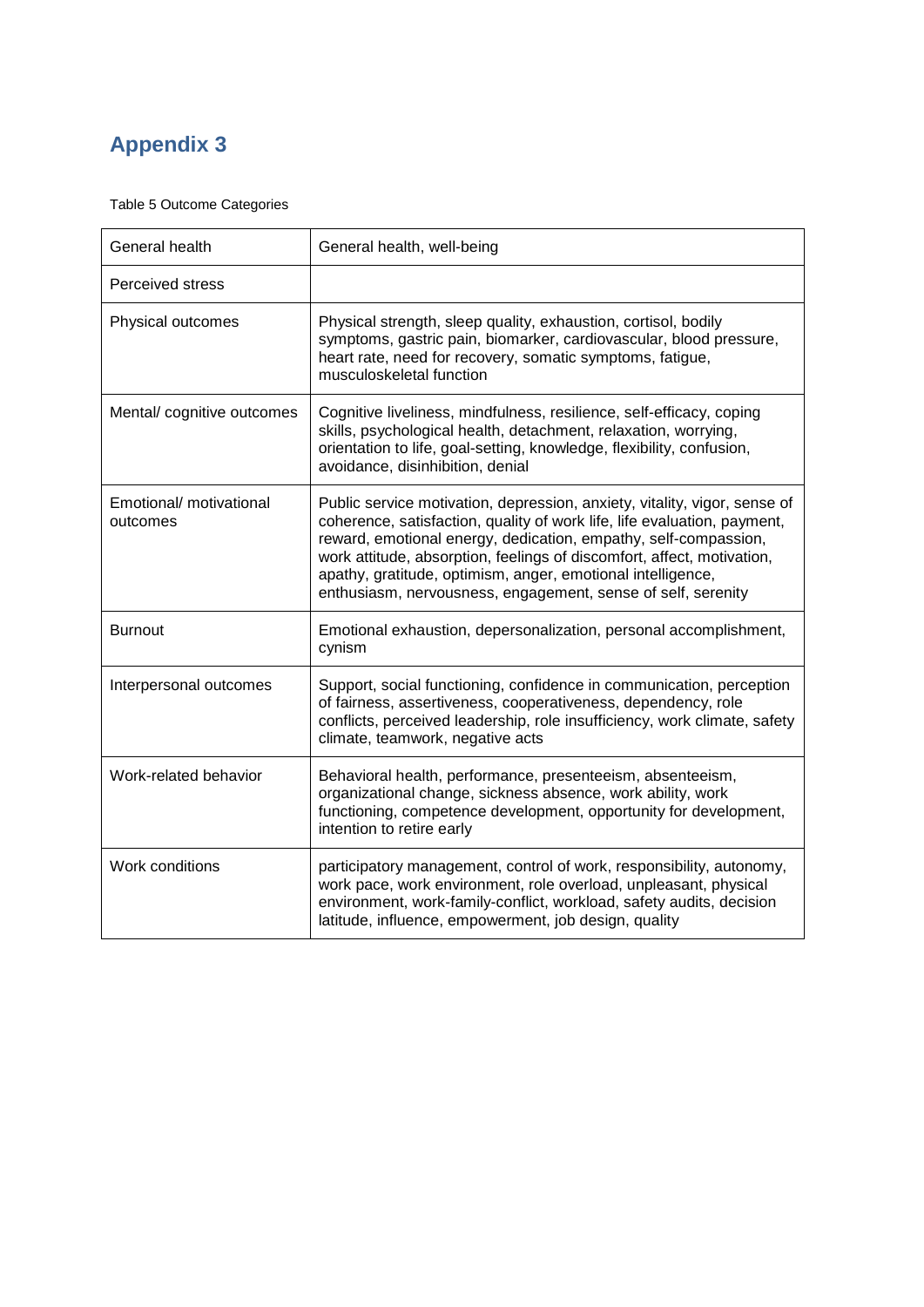# Appendix 3

Table 5 Outcome Categories

| | |
|---|---|
| General health | General health, well-being |
| Perceived stress | |
| Physical outcomes | Physical strength, sleep quality, exhaustion, cortisol, bodily symptoms, gastric pain, biomarker, cardiovascular, blood pressure, heart rate, need for recovery, somatic symptoms, fatigue, musculoskeletal function |
| Mental/ cognitive outcomes | Cognitive liveliness, mindfulness, resilience, self-efficacy, coping skills, psychological health, detachment, relaxation, worrying, orientation to life, goal-setting, knowledge, flexibility, confusion, avoidance, disinhibition, denial |
| Emotional/ motivational outcomes | Public service motivation, depression, anxiety, vitality, vigor, sense of coherence, satisfaction, quality of work life, life evaluation, payment, reward, emotional energy, dedication, empathy, self-compassion, work attitude, absorption, feelings of discomfort, affect, motivation, apathy, gratitude, optimism, anger, emotional intelligence, enthusiasm, nervousness, engagement, sense of self, serenity |
| Burnout | Emotional exhaustion, depersonalization, personal accomplishment, cynism |
| Interpersonal outcomes | Support, social functioning, confidence in communication, perception of fairness, assertiveness, cooperativeness, dependency, role conflicts, perceived leadership, role insufficiency, work climate, safety climate, teamwork, negative acts |
| Work-related behavior | Behavioral health, performance, presenteeism, absenteeism, organizational change, sickness absence, work ability, work functioning, competence development, opportunity for development, intention to retire early |
| Work conditions | participatory management, control of work, responsibility, autonomy, work pace, work environment, role overload, unpleasant, physical environment, work-family-conflict, workload, safety audits, decision latitude, influence, empowerment, job design, quality |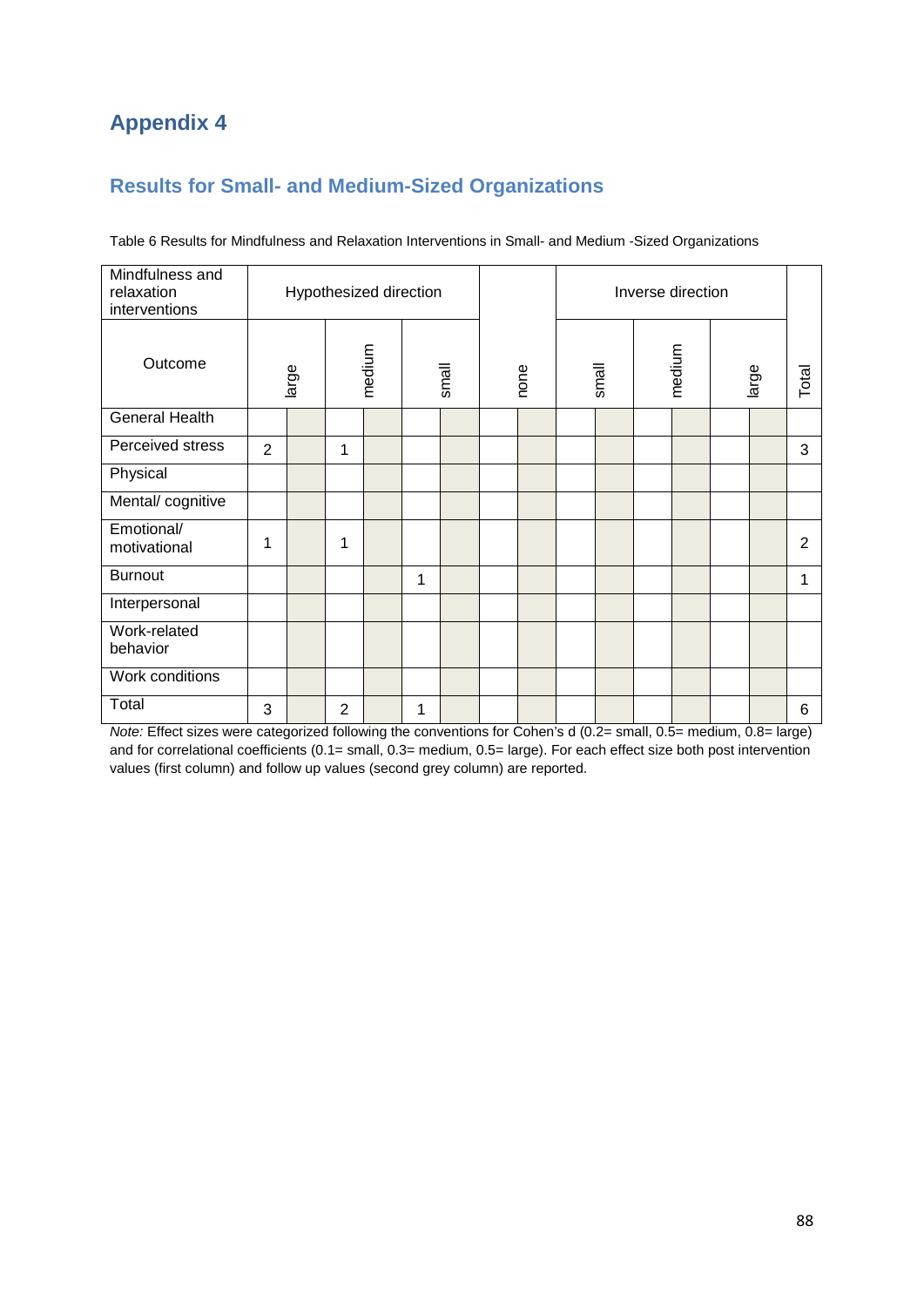# Appendix 4

## Results for Small- and Medium-Sized Organizations

Table 6 Results for Mindfulness and Relaxation Interventions in Small- and Medium -Sized Organizations

| Mindfulness and relaxation interventions | Hypothesized direction | | | | | | | | Inverse direction | | | | | | |
|---|---|---|---|---|---|---|---|---|---|---|---|---|---|---|---|
| Outcome | large | | medium | | small | | none | | small | | medium | | large | | Total |
| General Health | | | | | | | | | | | | | | | |
| Perceived stress | 2 | | 1 | | | | | | | | | | | | 3 |
| Physical | | | | | | | | | | | | | | | |
| Mental/ cognitive | | | | | | | | | | | | | | | |
| Emotional/ motivational | 1 | | 1 | | | | | | | | | | | | 2 |
| Burnout | | | | | 1 | | | | | | | | | | 1 |
| Interpersonal | | | | | | | | | | | | | | | |
| Work-related behavior | | | | | | | | | | | | | | | |
| Work conditions | | | | | | | | | | | | | | | |
| Total | 3 | | 2 | | 1 | | | | | | | | | | 6 |

*Note:* Effect sizes were categorized following the conventions for Cohen's d (0.2= small, 0.5= medium, 0.8= large) and for correlational coefficients (0.1= small, 0.3= medium, 0.5= large). For each effect size both post intervention values (first column) and follow up values (second grey column) are reported.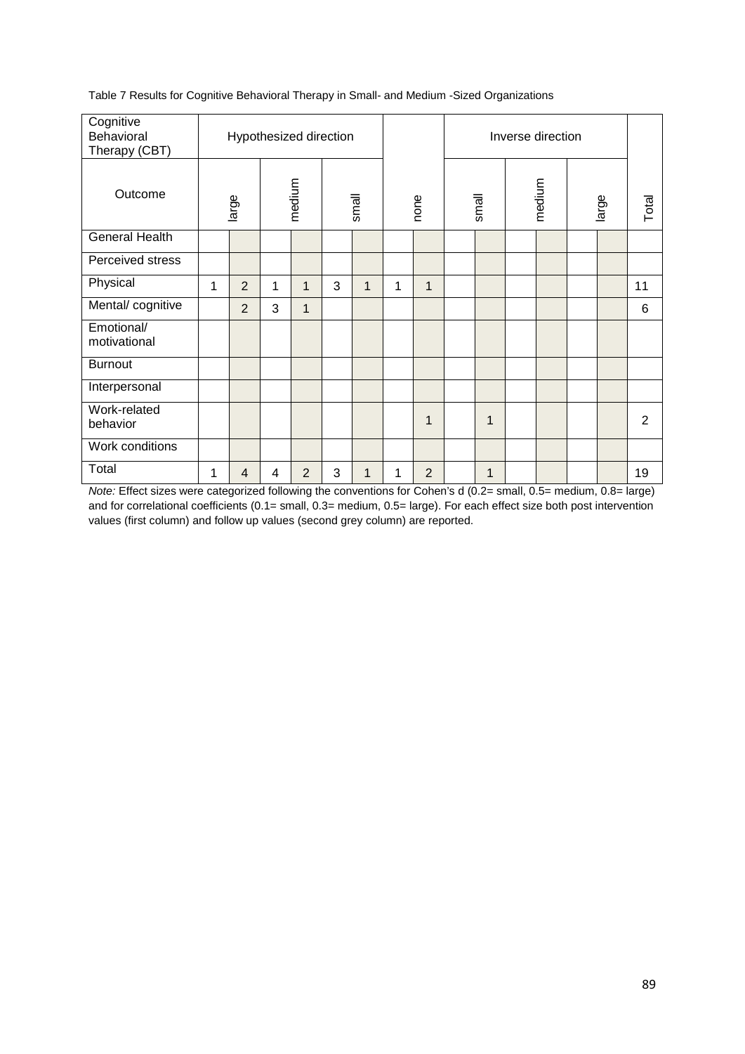Table 7 Results for Cognitive Behavioral Therapy in Small- and Medium -Sized Organizations

| Cognitive Behavioral Therapy (CBT) | Hypothesized direction | | | | | | | | Inverse direction | | | | | | |
|---|---|---|---|---|---|---|---|---|---|---|---|---|---|---|---|
| Outcome | large | | medium | | small | | none | | small | | medium | | large | | Total |
| General Health | | | | | | | | | | | | | | | |
| Perceived stress | | | | | | | | | | | | | | | |
| Physical | 1 | 2 | 1 | 1 | 3 | 1 | 1 | 1 | | | | | | | 11 |
| Mental/ cognitive | | 2 | 3 | 1 | | | | | | | | | | | 6 |
| Emotional/ motivational | | | | | | | | | | | | | | | |
| Burnout | | | | | | | | | | | | | | | |
| Interpersonal | | | | | | | | | | | | | | | |
| Work-related behavior | | | | | | | | 1 | | 1 | | | | | 2 |
| Work conditions | | | | | | | | | | | | | | | |
| Total | 1 | 4 | 4 | 2 | 3 | 1 | 1 | 2 | | 1 | | | | | 19 |

*Note:* Effect sizes were categorized following the conventions for Cohen's d (0.2= small, 0.5= medium, 0.8= large) and for correlational coefficients (0.1= small, 0.3= medium, 0.5= large). For each effect size both post intervention values (first column) and follow up values (second grey column) are reported.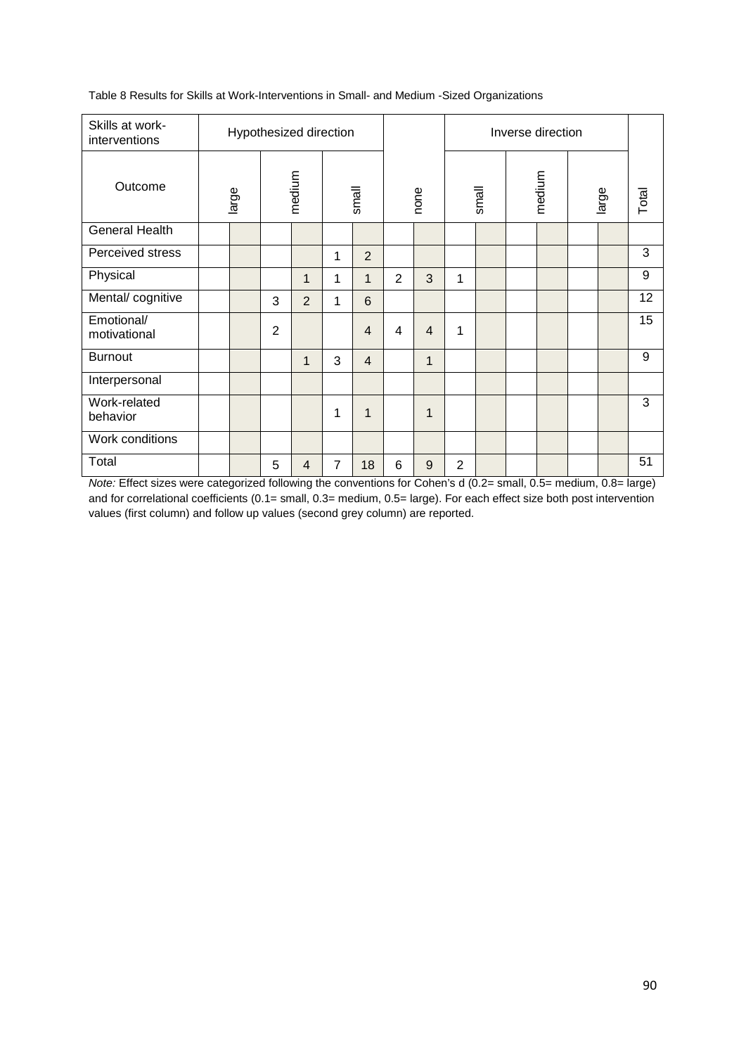Table 8 Results for Skills at Work-Interventions in Small- and Medium -Sized Organizations

| Skills at work-interventions | Hypothesized direction | | | | | | | | Inverse direction | | | | | | |
|---|---|---|---|---|---|---|---|---|---|---|---|---|---|---|---|
| Outcome | large | | medium | | small | | none | | small | | medium | | large | | Total |
| General Health | | | | | | | | | | | | | | | |
| Perceived stress | | | | | 1 | 2 | | | | | | | | | 3 |
| Physical | | | | 1 | 1 | 1 | 2 | 3 | 1 | | | | | | 9 |
| Mental/ cognitive | | | 3 | 2 | 1 | 6 | | | | | | | | | 12 |
| Emotional/ motivational | | | 2 | | | 4 | 4 | 4 | 1 | | | | | | 15 |
| Burnout | | | | 1 | 3 | 4 | | 1 | | | | | | | 9 |
| Interpersonal | | | | | | | | | | | | | | | |
| Work-related behavior | | | | | 1 | 1 | | 1 | | | | | | | 3 |
| Work conditions | | | | | | | | | | | | | | | |
| Total | | | 5 | 4 | 7 | 18 | 6 | 9 | 2 | | | | | | 51 |

*Note:* Effect sizes were categorized following the conventions for Cohen's d (0.2= small, 0.5= medium, 0.8= large) and for correlational coefficients (0.1= small, 0.3= medium, 0.5= large). For each effect size both post intervention values (first column) and follow up values (second grey column) are reported.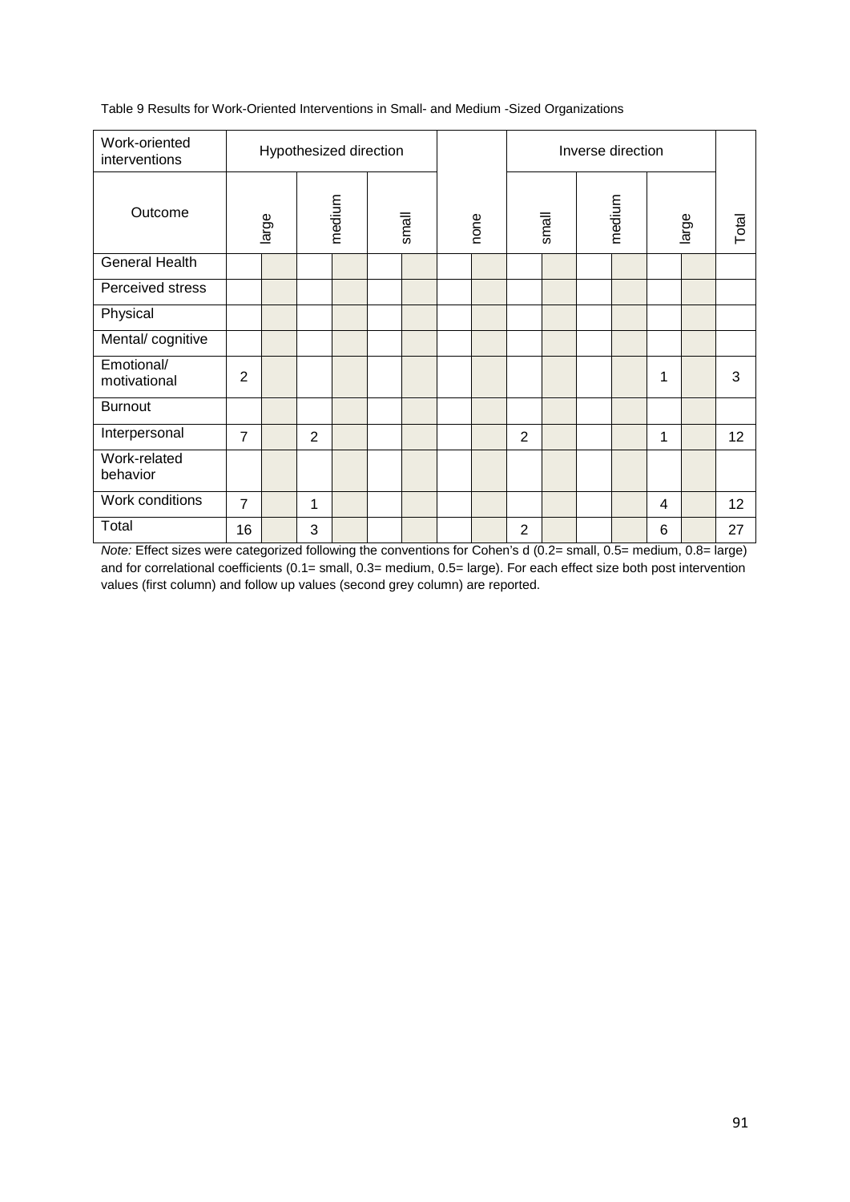Table 9 Results for Work-Oriented Interventions in Small- and Medium -Sized Organizations

| Work-oriented interventions | Hypothesized direction | | | | | | | | Inverse direction | | | | | | |
|---|---|---|---|---|---|---|---|---|---|---|---|---|---|---|---|
| Outcome | large | | medium | | small | | none | | small | | medium | | large | | Total |
| General Health | | | | | | | | | | | | | | | |
| Perceived stress | | | | | | | | | | | | | | | |
| Physical | | | | | | | | | | | | | | | |
| Mental/ cognitive | | | | | | | | | | | | | | | |
| Emotional/ motivational | 2 | | | | | | | | | | | | 1 | | 3 |
| Burnout | | | | | | | | | | | | | | | |
| Interpersonal | 7 | | 2 | | | | | | 2 | | | | 1 | | 12 |
| Work-related behavior | | | | | | | | | | | | | | | |
| Work conditions | 7 | | 1 | | | | | | | | | | 4 | | 12 |
| Total | 16 | | 3 | | | | | | 2 | | | | 6 | | 27 |

*Note:* Effect sizes were categorized following the conventions for Cohen's d (0.2= small, 0.5= medium, 0.8= large) and for correlational coefficients (0.1= small, 0.3= medium, 0.5= large). For each effect size both post intervention values (first column) and follow up values (second grey column) are reported.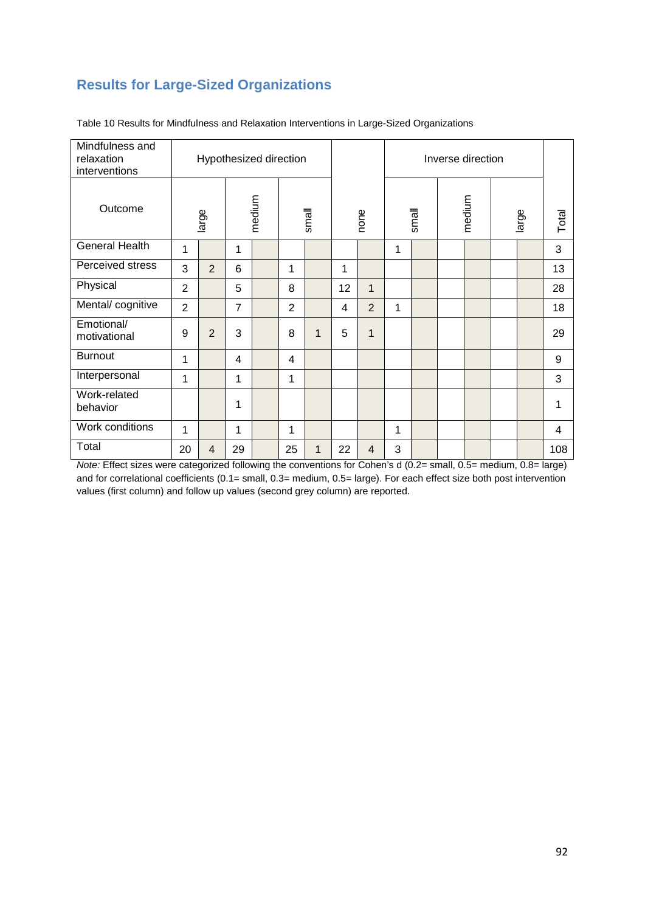## Results for Large-Sized Organizations

Table 10 Results for Mindfulness and Relaxation Interventions in Large-Sized Organizations

| Mindfulness and relaxation interventions | Hypothesized direction | | | | | | | | Inverse direction | | | | | | |
|---|---|---|---|---|---|---|---|---|---|---|---|---|---|---|---|
| Outcome | large | | medium | | small | | none | | small | | medium | | large | | Total |
| General Health | 1 | | 1 | | | | | | 1 | | | | | | 3 |
| Perceived stress | 3 | 2 | 6 | | 1 | | 1 | | | | | | | | 13 |
| Physical | 2 | | 5 | | 8 | | 12 | 1 | | | | | | | 28 |
| Mental/ cognitive | 2 | | 7 | | 2 | | 4 | 2 | 1 | | | | | | 18 |
| Emotional/ motivational | 9 | 2 | 3 | | 8 | 1 | 5 | 1 | | | | | | | 29 |
| Burnout | 1 | | 4 | | 4 | | | | | | | | | | 9 |
| Interpersonal | 1 | | 1 | | 1 | | | | | | | | | | 3 |
| Work-related behavior | | | 1 | | | | | | | | | | | | 1 |
| Work conditions | 1 | | 1 | | 1 | | | | 1 | | | | | | 4 |
| Total | 20 | 4 | 29 | | 25 | 1 | 22 | 4 | 3 | | | | | | 108 |

*Note:* Effect sizes were categorized following the conventions for Cohen's d (0.2= small, 0.5= medium, 0.8= large) and for correlational coefficients (0.1= small, 0.3= medium, 0.5= large). For each effect size both post intervention values (first column) and follow up values (second grey column) are reported.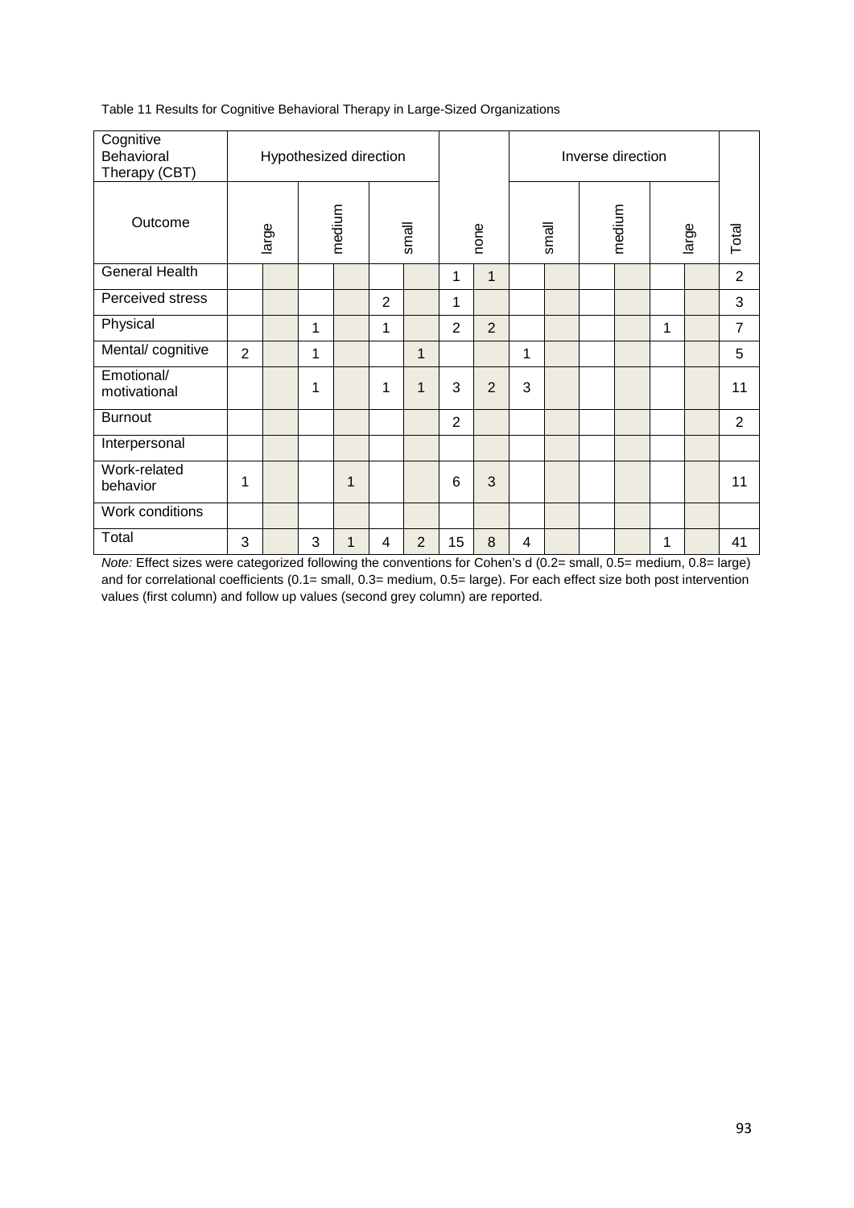Table 11 Results for Cognitive Behavioral Therapy in Large-Sized Organizations

| Cognitive Behavioral Therapy (CBT) | Hypothesized direction | | | | | | | | Inverse direction | | | | | | |
|---|---|---|---|---|---|---|---|---|---|---|---|---|---|---|---|
| Outcome | large | | medium | | small | | none | | small | | medium | | large | | Total |
| General Health | | | | | | | 1 | 1 | | | | | | | 2 |
| Perceived stress | | | | | 2 | | 1 | | | | | | | | 3 |
| Physical | | | 1 | | 1 | | 2 | 2 | | | | | 1 | | 7 |
| Mental/ cognitive | 2 | | 1 | | | 1 | | | 1 | | | | | | 5 |
| Emotional/ motivational | | | 1 | | 1 | 1 | 3 | 2 | 3 | | | | | | 11 |
| Burnout | | | | | | | 2 | | | | | | | | 2 |
| Interpersonal | | | | | | | | | | | | | | | |
| Work-related behavior | 1 | | | 1 | | | 6 | 3 | | | | | | | 11 |
| Work conditions | | | | | | | | | | | | | | | |
| Total | 3 | | 3 | 1 | 4 | 2 | 15 | 8 | 4 | | | | 1 | | 41 |

*Note:* Effect sizes were categorized following the conventions for Cohen's d (0.2= small, 0.5= medium, 0.8= large) and for correlational coefficients (0.1= small, 0.3= medium, 0.5= large). For each effect size both post intervention values (first column) and follow up values (second grey column) are reported.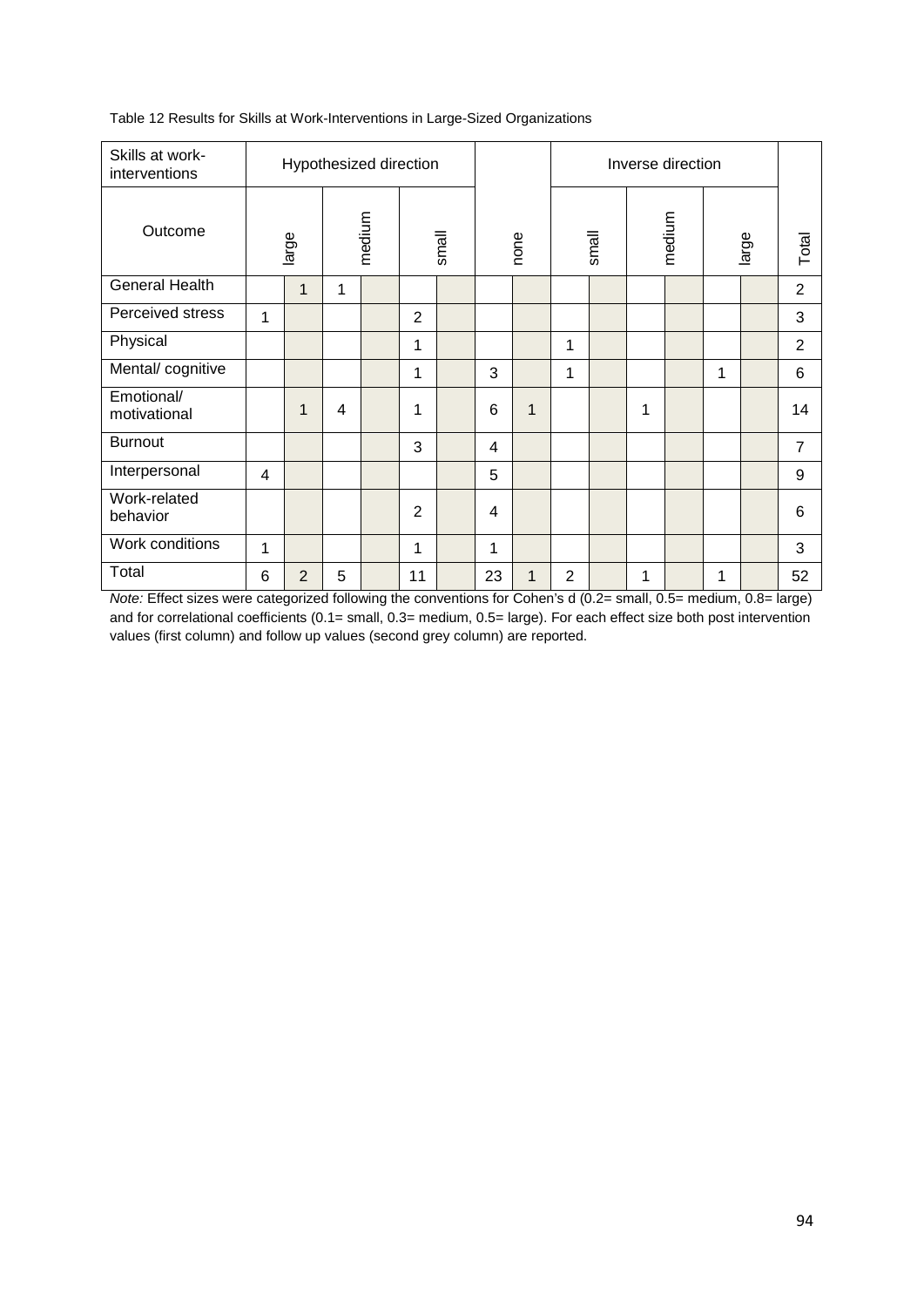Table 12 Results for Skills at Work-Interventions in Large-Sized Organizations

| Skills at work-interventions | Hypothesized direction | | | | | | | | Inverse direction | | | | | | |
|---|---|---|---|---|---|---|---|---|---|---|---|---|---|---|---|
| Outcome | large | | medium | | small | | none | | small | | medium | | large | | Total |
| General Health | | 1 | 1 | | | | | | | | | | | | 2 |
| Perceived stress | 1 | | | | 2 | | | | | | | | | | 3 |
| Physical | | | | | 1 | | | | 1 | | | | | | 2 |
| Mental/ cognitive | | | | | 1 | | 3 | | 1 | | | | 1 | | 6 |
| Emotional/ motivational | | 1 | 4 | | 1 | | 6 | 1 | | | 1 | | | | 14 |
| Burnout | | | | | 3 | | 4 | | | | | | | | 7 |
| Interpersonal | 4 | | | | | | 5 | | | | | | | | 9 |
| Work-related behavior | | | | | 2 | | 4 | | | | | | | | 6 |
| Work conditions | 1 | | | | 1 | | 1 | | | | | | | | 3 |
| Total | 6 | 2 | 5 | | 11 | | 23 | 1 | 2 | | 1 | | 1 | | 52 |

*Note:* Effect sizes were categorized following the conventions for Cohen's d (0.2= small, 0.5= medium, 0.8= large) and for correlational coefficients (0.1= small, 0.3= medium, 0.5= large). For each effect size both post intervention values (first column) and follow up values (second grey column) are reported.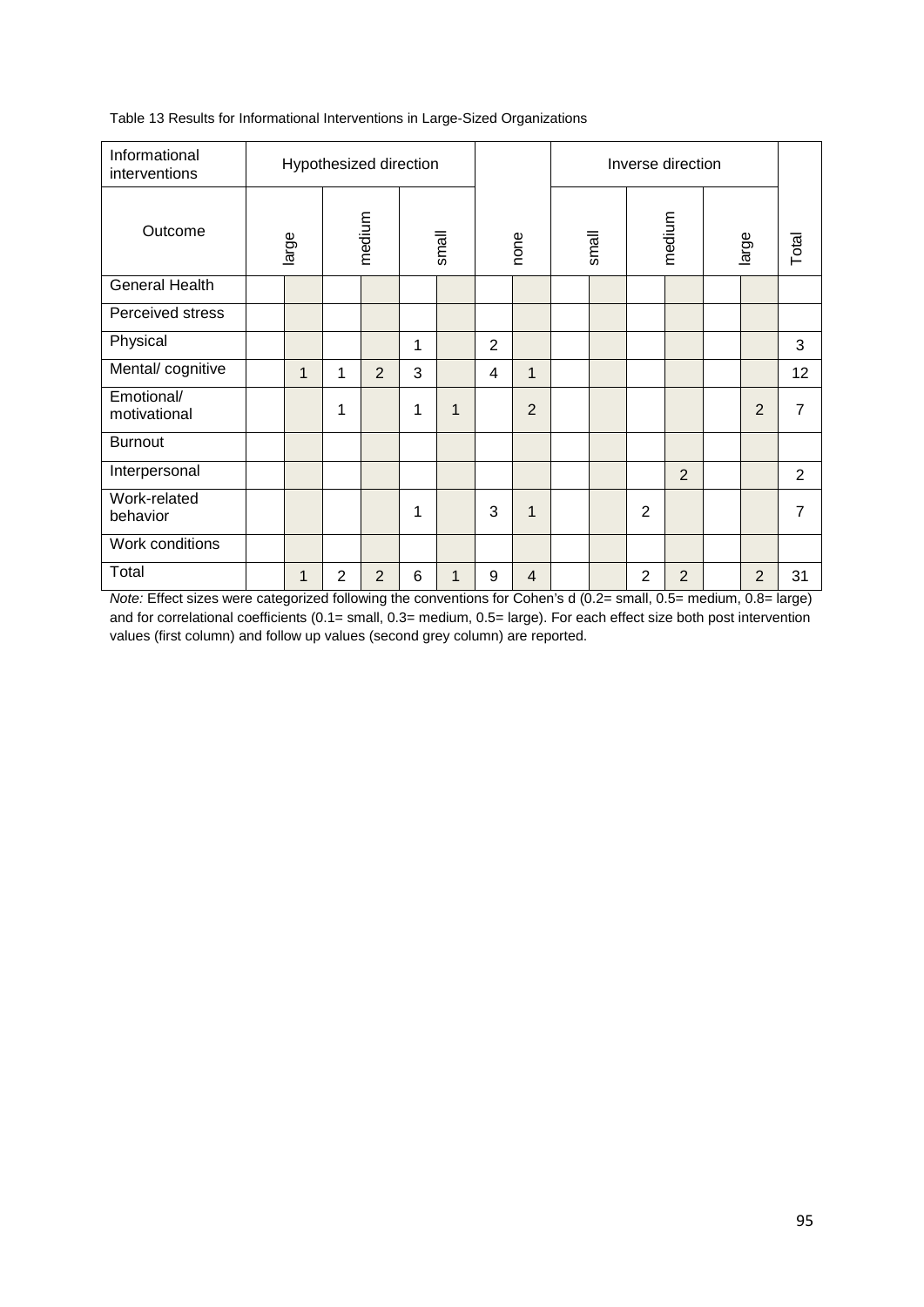Table 13 Results for Informational Interventions in Large-Sized Organizations

| Informational interventions | Hypothesized direction | | | | | | | | Inverse direction | | | | | | |
|---|---|---|---|---|---|---|---|---|---|---|---|---|---|---|---|
| Outcome | large | | medium | | small | | none | | small | | medium | | large | | Total |
| General Health | | | | | | | | | | | | | | | |
| Perceived stress | | | | | | | | | | | | | | | |
| Physical | | | | | 1 | | 2 | | | | | | | | 3 |
| Mental/ cognitive | | 1 | 1 | 2 | 3 | | 4 | 1 | | | | | | | 12 |
| Emotional/ motivational | | | 1 | | 1 | 1 | | 2 | | | | | | 2 | 7 |
| Burnout | | | | | | | | | | | | | | | |
| Interpersonal | | | | | | | | | | | | 2 | | | 2 |
| Work-related behavior | | | | | 1 | | 3 | 1 | | | 2 | | | | 7 |
| Work conditions | | | | | | | | | | | | | | | |
| Total | | 1 | 2 | 2 | 6 | 1 | 9 | 4 | | | 2 | 2 | | 2 | 31 |

*Note:* Effect sizes were categorized following the conventions for Cohen's d (0.2= small, 0.5= medium, 0.8= large) and for correlational coefficients (0.1= small, 0.3= medium, 0.5= large). For each effect size both post intervention values (first column) and follow up values (second grey column) are reported.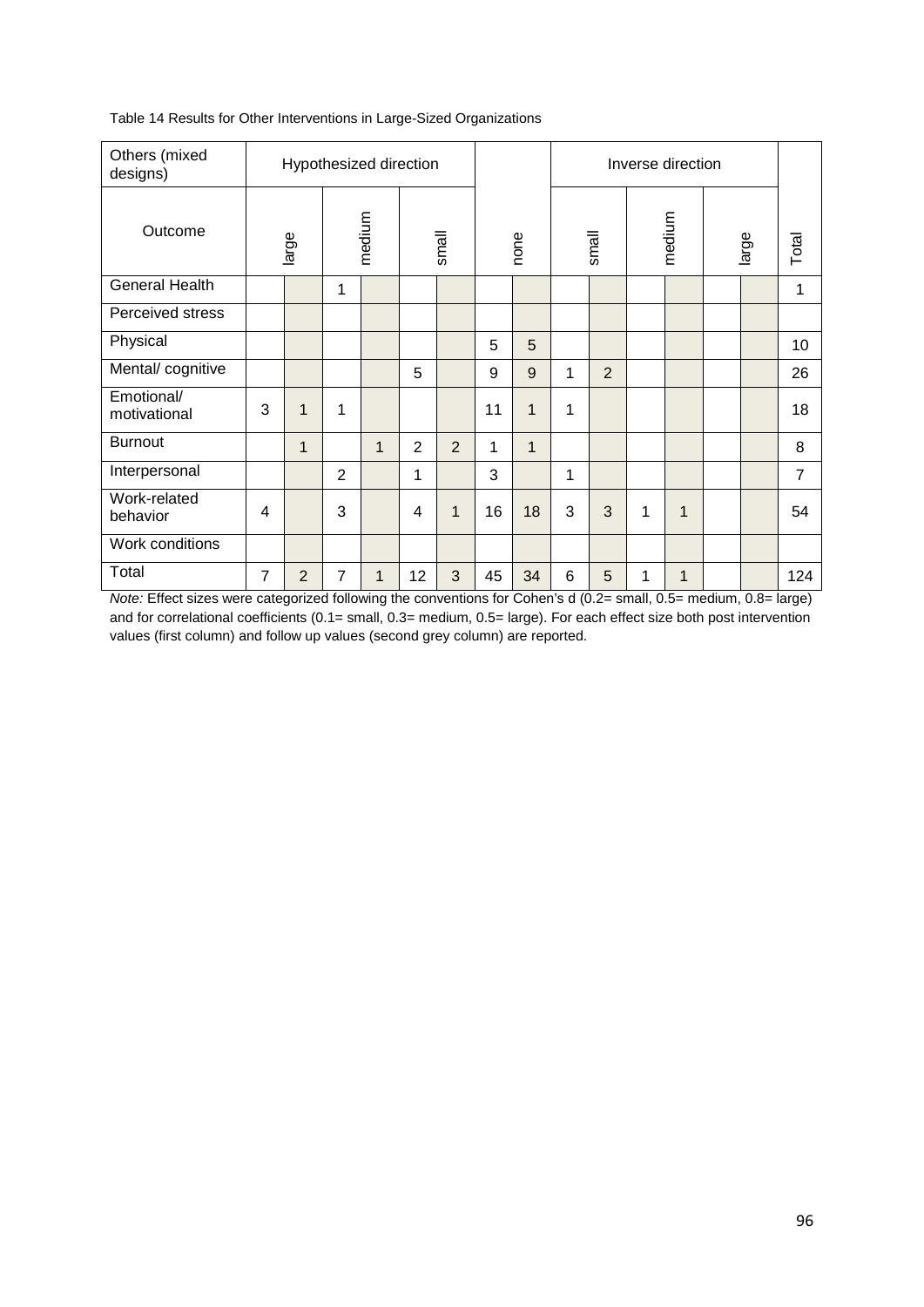Table 14 Results for Other Interventions in Large-Sized Organizations

| Others (mixed designs) | Hypothesized direction | | | | | | | | Inverse direction | | | | | | |
|---|---|---|---|---|---|---|---|---|---|---|---|---|---|---|---|
| Outcome | large | | medium | | small | | none | | small | | medium | | large | | Total |
| General Health | | | 1 | | | | | | | | | | | | 1 |
| Perceived stress | | | | | | | | | | | | | | | |
| Physical | | | | | | | 5 | 5 | | | | | | | 10 |
| Mental/ cognitive | | | | | 5 | | 9 | 9 | 1 | 2 | | | | | 26 |
| Emotional/ motivational | 3 | 1 | 1 | | | | 11 | 1 | 1 | | | | | | 18 |
| Burnout | | 1 | | 1 | 2 | 2 | 1 | 1 | | | | | | | 8 |
| Interpersonal | | | 2 | | 1 | | 3 | | 1 | | | | | | 7 |
| Work-related behavior | 4 | | 3 | | 4 | 1 | 16 | 18 | 3 | 3 | 1 | 1 | | | 54 |
| Work conditions | | | | | | | | | | | | | | | |
| Total | 7 | 2 | 7 | 1 | 12 | 3 | 45 | 34 | 6 | 5 | 1 | 1 | | | 124 |

*Note:* Effect sizes were categorized following the conventions for Cohen's d (0.2= small, 0.5= medium, 0.8= large) and for correlational coefficients (0.1= small, 0.3= medium, 0.5= large). For each effect size both post intervention values (first column) and follow up values (second grey column) are reported.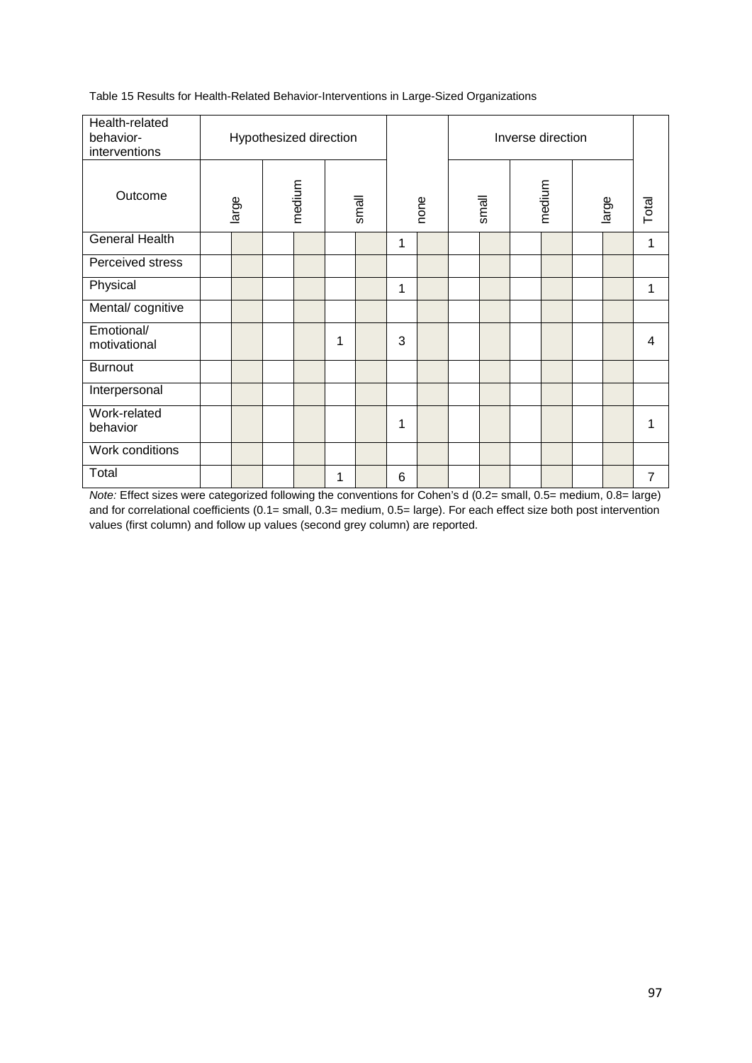Table 15 Results for Health-Related Behavior-Interventions in Large-Sized Organizations

| Health-related behavior-interventions | Hypothesized direction | | | | | | | | Inverse direction | | | | | | |
|---|---|---|---|---|---|---|---|---|---|---|---|---|---|---|---|
| Outcome | large | | medium | | small | | none | | small | | medium | | large | | Total |
| General Health | | | | | | | 1 | | | | | | | | 1 |
| Perceived stress | | | | | | | | | | | | | | | |
| Physical | | | | | | | 1 | | | | | | | | 1 |
| Mental/ cognitive | | | | | | | | | | | | | | | |
| Emotional/ motivational | | | | | 1 | | 3 | | | | | | | | 4 |
| Burnout | | | | | | | | | | | | | | | |
| Interpersonal | | | | | | | | | | | | | | | |
| Work-related behavior | | | | | | | 1 | | | | | | | | 1 |
| Work conditions | | | | | | | | | | | | | | | |
| Total | | | | | 1 | | 6 | | | | | | | | 7 |

*Note:* Effect sizes were categorized following the conventions for Cohen's d (0.2= small, 0.5= medium, 0.8= large) and for correlational coefficients (0.1= small, 0.3= medium, 0.5= large). For each effect size both post intervention values (first column) and follow up values (second grey column) are reported.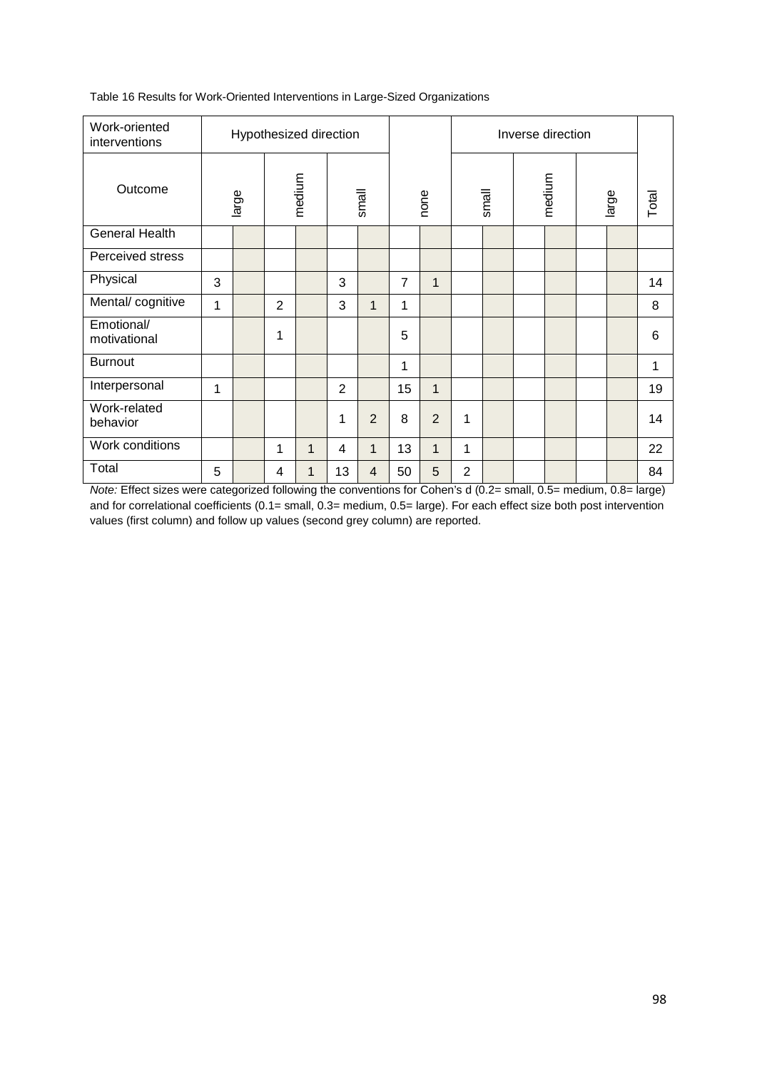Table 16 Results for Work-Oriented Interventions in Large-Sized Organizations

| Work-oriented interventions | Hypothesized direction | | | | | | | | Inverse direction | | | | | | |
|---|---|---|---|---|---|---|---|---|---|---|---|---|---|---|---|
| Outcome | large | | medium | | small | | none | | small | | medium | | large | | Total |
| General Health | | | | | | | | | | | | | | | |
| Perceived stress | | | | | | | | | | | | | | | |
| Physical | 3 | | | | 3 | | 7 | 1 | | | | | | | 14 |
| Mental/ cognitive | 1 | | 2 | | 3 | 1 | 1 | | | | | | | | 8 |
| Emotional/ motivational | | | 1 | | | | 5 | | | | | | | | 6 |
| Burnout | | | | | | | 1 | | | | | | | | 1 |
| Interpersonal | 1 | | | | 2 | | 15 | 1 | | | | | | | 19 |
| Work-related behavior | | | | | 1 | 2 | 8 | 2 | 1 | | | | | | 14 |
| Work conditions | | | 1 | 1 | 4 | 1 | 13 | 1 | 1 | | | | | | 22 |
| Total | 5 | | 4 | 1 | 13 | 4 | 50 | 5 | 2 | | | | | | 84 |

*Note:* Effect sizes were categorized following the conventions for Cohen's d (0.2= small, 0.5= medium, 0.8= large) and for correlational coefficients (0.1= small, 0.3= medium, 0.5= large). For each effect size both post intervention values (first column) and follow up values (second grey column) are reported.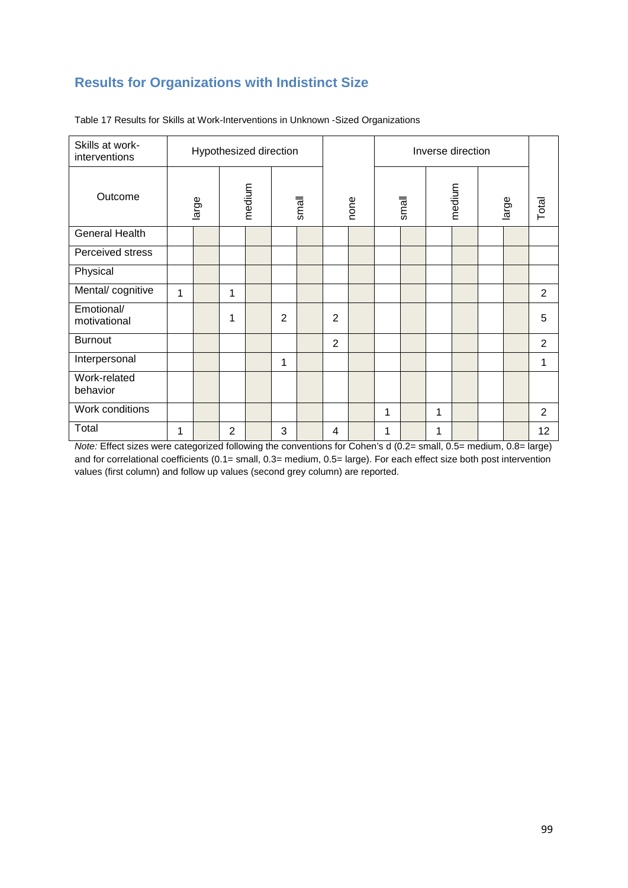## Results for Organizations with Indistinct Size

Table 17 Results for Skills at Work-Interventions in Unknown -Sized Organizations

| Skills at work-interventions | Hypothesized direction | | | | | | | | Inverse direction | | | | | | |
|---|---|---|---|---|---|---|---|---|---|---|---|---|---|---|---|
| Outcome | large | | medium | | small | | none | | small | | medium | | large | | Total |
| General Health | | | | | | | | | | | | | | | |
| Perceived stress | | | | | | | | | | | | | | | |
| Physical | | | | | | | | | | | | | | | |
| Mental/ cognitive | 1 | | 1 | | | | | | | | | | | | 2 |
| Emotional/ motivational | | | 1 | | 2 | | 2 | | | | | | | | 5 |
| Burnout | | | | | | | 2 | | | | | | | | 2 |
| Interpersonal | | | | | 1 | | | | | | | | | | 1 |
| Work-related behavior | | | | | | | | | | | | | | | |
| Work conditions | | | | | | | | | 1 | | 1 | | | | 2 |
| Total | 1 | | 2 | | 3 | | 4 | | 1 | | 1 | | | | 12 |

*Note:* Effect sizes were categorized following the conventions for Cohen's d (0.2= small, 0.5= medium, 0.8= large) and for correlational coefficients (0.1= small, 0.3= medium, 0.5= large). For each effect size both post intervention values (first column) and follow up values (second grey column) are reported.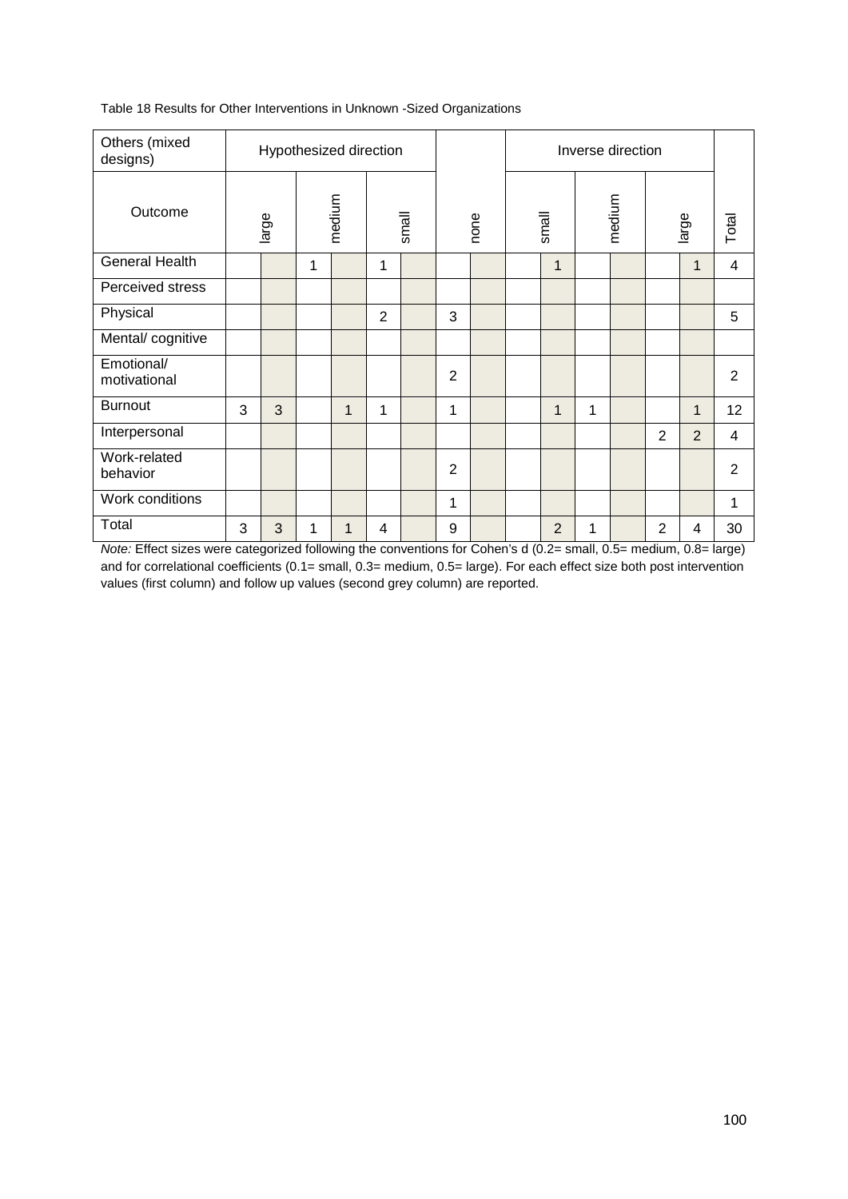Table 18 Results for Other Interventions in Unknown -Sized Organizations

| Others (mixed designs) | Hypothesized direction | | | | | | | | Inverse direction | | | | | | |
|---|---|---|---|---|---|---|---|---|---|---|---|---|---|---|---|
| Outcome | large | | medium | | small | | none | | small | | medium | | large | | Total |
| General Health | | | 1 | | 1 | | | | | 1 | | | | 1 | 4 |
| Perceived stress | | | | | | | | | | | | | | | |
| Physical | | | | | 2 | | 3 | | | | | | | | 5 |
| Mental/ cognitive | | | | | | | | | | | | | | | |
| Emotional/ motivational | | | | | | | 2 | | | | | | | | 2 |
| Burnout | 3 | 3 | | 1 | 1 | | 1 | | | 1 | 1 | | | 1 | 12 |
| Interpersonal | | | | | | | | | | | | | 2 | 2 | 4 |
| Work-related behavior | | | | | | | 2 | | | | | | | | 2 |
| Work conditions | | | | | | | 1 | | | | | | | | 1 |
| Total | 3 | 3 | 1 | 1 | 4 | | 9 | | | 2 | 1 | | 2 | 4 | 30 |

*Note:* Effect sizes were categorized following the conventions for Cohen's d (0.2= small, 0.5= medium, 0.8= large) and for correlational coefficients (0.1= small, 0.3= medium, 0.5= large). For each effect size both post intervention values (first column) and follow up values (second grey column) are reported.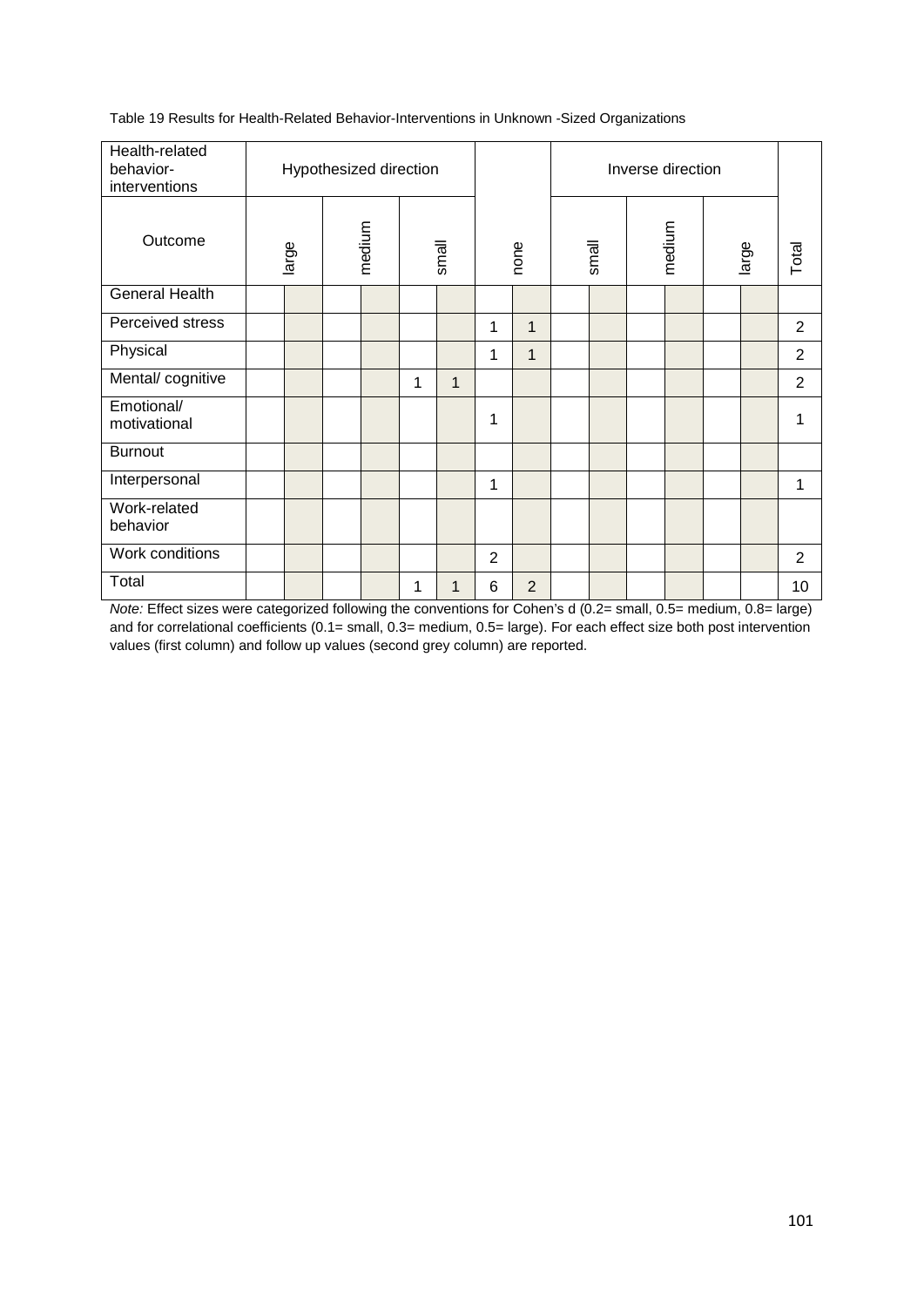Table 19 Results for Health-Related Behavior-Interventions in Unknown -Sized Organizations

| Health-related behavior-interventions | Hypothesized direction | | | | | | | | Inverse direction | | | | | | |
|---|---|---|---|---|---|---|---|---|---|---|---|---|---|---|---|
| Outcome | large | | medium | | small | | none | | small | | medium | | large | | Total |
| General Health | | | | | | | | | | | | | | | |
| Perceived stress | | | | | | | 1 | 1 | | | | | | | 2 |
| Physical | | | | | | | 1 | 1 | | | | | | | 2 |
| Mental/ cognitive | | | | | 1 | 1 | | | | | | | | | 2 |
| Emotional/ motivational | | | | | | | 1 | | | | | | | | 1 |
| Burnout | | | | | | | | | | | | | | | |
| Interpersonal | | | | | | | 1 | | | | | | | | 1 |
| Work-related behavior | | | | | | | | | | | | | | | |
| Work conditions | | | | | | | 2 | | | | | | | | 2 |
| Total | | | | | 1 | 1 | 6 | 2 | | | | | | | 10 |

*Note:* Effect sizes were categorized following the conventions for Cohen's d (0.2= small, 0.5= medium, 0.8= large) and for correlational coefficients (0.1= small, 0.3= medium, 0.5= large). For each effect size both post intervention values (first column) and follow up values (second grey column) are reported.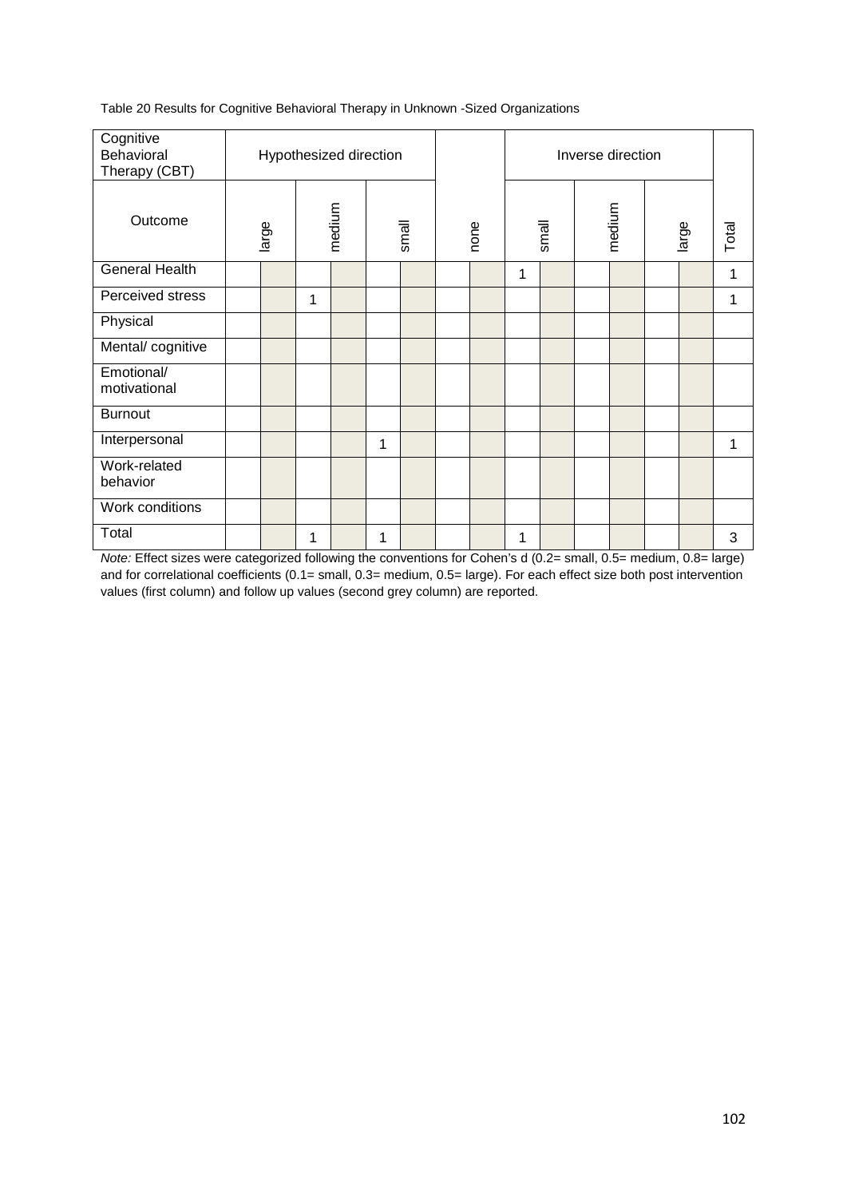Table 20 Results for Cognitive Behavioral Therapy in Unknown -Sized Organizations

| Cognitive Behavioral Therapy (CBT) | Hypothesized direction | | | | | | | | Inverse direction | | | | | | |
|---|---|---|---|---|---|---|---|---|---|---|---|---|---|---|---|
| Outcome | large | | medium | | small | | none | | small | | medium | | large | | Total |
| General Health | | | | | | | | | 1 | | | | | | 1 |
| Perceived stress | | | 1 | | | | | | | | | | | | 1 |
| Physical | | | | | | | | | | | | | | | |
| Mental/ cognitive | | | | | | | | | | | | | | | |
| Emotional/ motivational | | | | | | | | | | | | | | | |
| Burnout | | | | | | | | | | | | | | | |
| Interpersonal | | | | | 1 | | | | | | | | | | 1 |
| Work-related behavior | | | | | | | | | | | | | | | |
| Work conditions | | | | | | | | | | | | | | | |
| Total | | | 1 | | 1 | | | | 1 | | | | | | 3 |

*Note:* Effect sizes were categorized following the conventions for Cohen's d (0.2= small, 0.5= medium, 0.8= large) and for correlational coefficients (0.1= small, 0.3= medium, 0.5= large). For each effect size both post intervention values (first column) and follow up values (second grey column) are reported.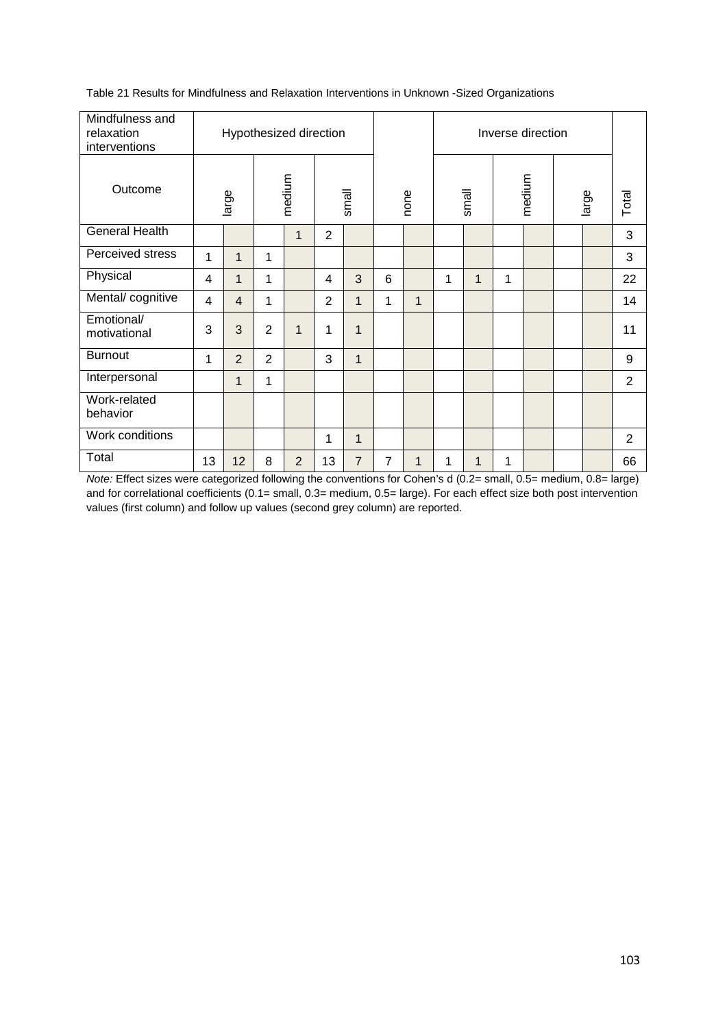Table 21 Results for Mindfulness and Relaxation Interventions in Unknown -Sized Organizations

| Mindfulness and relaxation interventions | Hypothesized direction | | | | | | | | Inverse direction | | | | | | |
|---|---|---|---|---|---|---|---|---|---|---|---|---|---|---|---|
| Outcome | large | | medium | | small | | none | | small | | medium | | large | | Total |
| General Health | | | | 1 | 2 | | | | | | | | | | 3 |
| Perceived stress | 1 | 1 | 1 | | | | | | | | | | | | 3 |
| Physical | 4 | 1 | 1 | | 4 | 3 | 6 | | 1 | 1 | 1 | | | | 22 |
| Mental/ cognitive | 4 | 4 | 1 | | 2 | 1 | 1 | 1 | | | | | | | 14 |
| Emotional/ motivational | 3 | 3 | 2 | 1 | 1 | 1 | | | | | | | | | 11 |
| Burnout | 1 | 2 | 2 | | 3 | 1 | | | | | | | | | 9 |
| Interpersonal | | 1 | 1 | | | | | | | | | | | | 2 |
| Work-related behavior | | | | | | | | | | | | | | | |
| Work conditions | | | | | 1 | 1 | | | | | | | | | 2 |
| Total | 13 | 12 | 8 | 2 | 13 | 7 | 7 | 1 | 1 | 1 | 1 | | | | 66 |

*Note:* Effect sizes were categorized following the conventions for Cohen's d (0.2= small, 0.5= medium, 0.8= large) and for correlational coefficients (0.1= small, 0.3= medium, 0.5= large). For each effect size both post intervention values (first column) and follow up values (second grey column) are reported.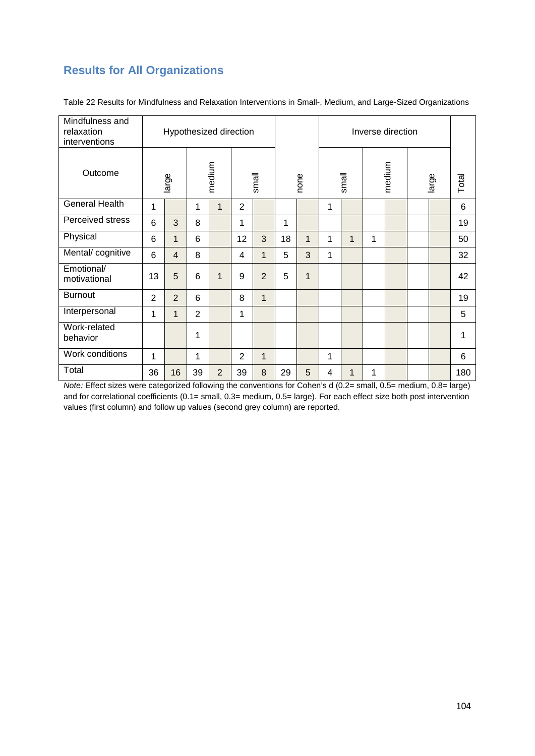## Results for All Organizations

Table 22 Results for Mindfulness and Relaxation Interventions in Small-, Medium, and Large-Sized Organizations

| Mindfulness and relaxation interventions | Hypothesized direction | | | | | | | | Inverse direction | | | | | | |
|---|---|---|---|---|---|---|---|---|---|---|---|---|---|---|---|
| Outcome | large | | medium | | small | | none | | small | | medium | | large | | Total |
| General Health | 1 | | 1 | 1 | 2 | | | | 1 | | | | | | 6 |
| Perceived stress | 6 | 3 | 8 | | 1 | | 1 | | | | | | | | 19 |
| Physical | 6 | 1 | 6 | | 12 | 3 | 18 | 1 | 1 | 1 | 1 | | | | 50 |
| Mental/ cognitive | 6 | 4 | 8 | | 4 | 1 | 5 | 3 | 1 | | | | | | 32 |
| Emotional/ motivational | 13 | 5 | 6 | 1 | 9 | 2 | 5 | 1 | | | | | | | 42 |
| Burnout | 2 | 2 | 6 | | 8 | 1 | | | | | | | | | 19 |
| Interpersonal | 1 | 1 | 2 | | 1 | | | | | | | | | | 5 |
| Work-related behavior | | | 1 | | | | | | | | | | | | 1 |
| Work conditions | 1 | | 1 | | 2 | 1 | | | 1 | | | | | | 6 |
| Total | 36 | 16 | 39 | 2 | 39 | 8 | 29 | 5 | 4 | 1 | 1 | | | | 180 |

*Note:* Effect sizes were categorized following the conventions for Cohen's d (0.2= small, 0.5= medium, 0.8= large) and for correlational coefficients (0.1= small, 0.3= medium, 0.5= large). For each effect size both post intervention values (first column) and follow up values (second grey column) are reported.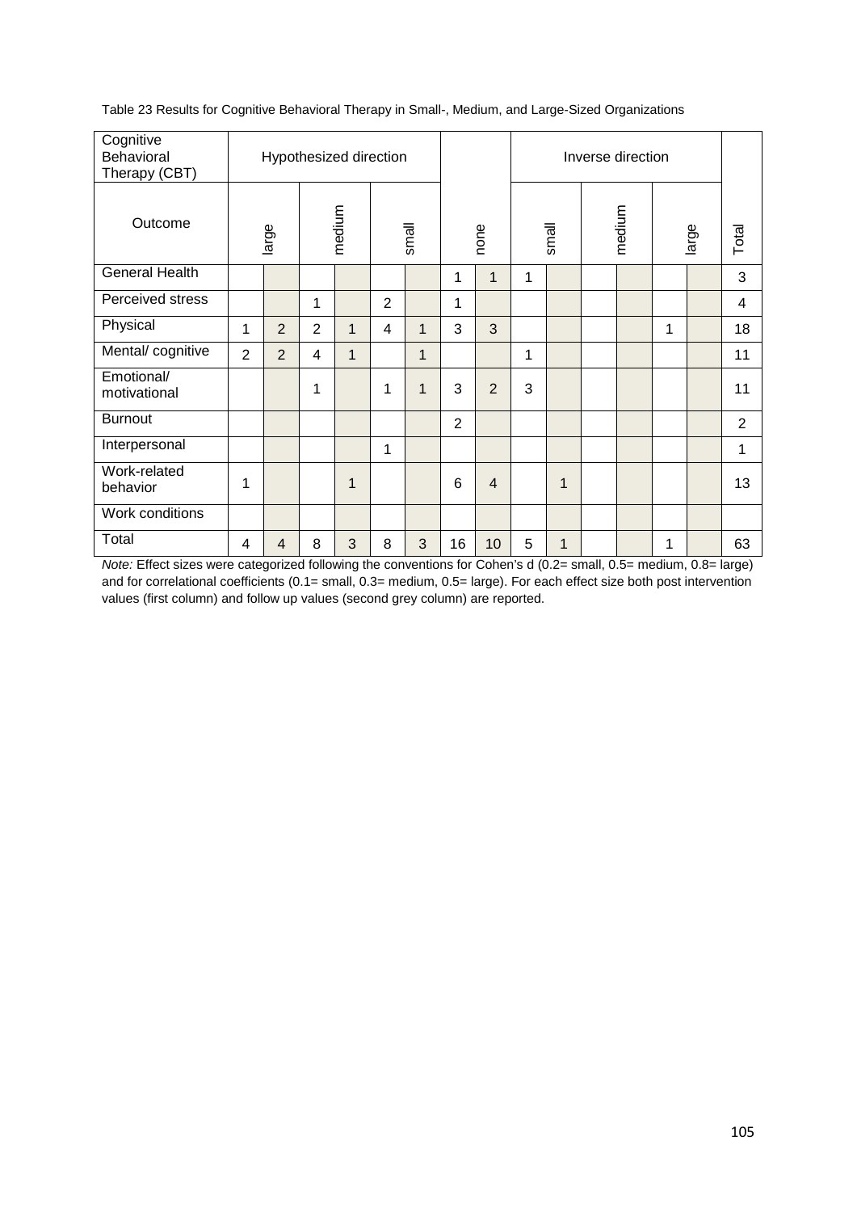Table 23 Results for Cognitive Behavioral Therapy in Small-, Medium, and Large-Sized Organizations

| Cognitive Behavioral Therapy (CBT) | Hypothesized direction | | | | | | | | Inverse direction | | | | | | |
|---|---|---|---|---|---|---|---|---|---|---|---|---|---|---|---|
| Outcome | large | | medium | | small | | none | | small | | medium | | large | | Total |
| General Health | | | | | | | 1 | 1 | 1 | | | | | | 3 |
| Perceived stress | | | 1 | | 2 | | 1 | | | | | | | | 4 |
| Physical | 1 | 2 | 2 | 1 | 4 | 1 | 3 | 3 | | | | | 1 | | 18 |
| Mental/ cognitive | 2 | 2 | 4 | 1 | | 1 | | | 1 | | | | | | 11 |
| Emotional/ motivational | | | 1 | | 1 | 1 | 3 | 2 | 3 | | | | | | 11 |
| Burnout | | | | | | | 2 | | | | | | | | 2 |
| Interpersonal | | | | | 1 | | | | | | | | | | 1 |
| Work-related behavior | 1 | | | 1 | | | 6 | 4 | | 1 | | | | | 13 |
| Work conditions | | | | | | | | | | | | | | | |
| Total | 4 | 4 | 8 | 3 | 8 | 3 | 16 | 10 | 5 | 1 | | | 1 | | 63 |

*Note:* Effect sizes were categorized following the conventions for Cohen's d (0.2= small, 0.5= medium, 0.8= large) and for correlational coefficients (0.1= small, 0.3= medium, 0.5= large). For each effect size both post intervention values (first column) and follow up values (second grey column) are reported.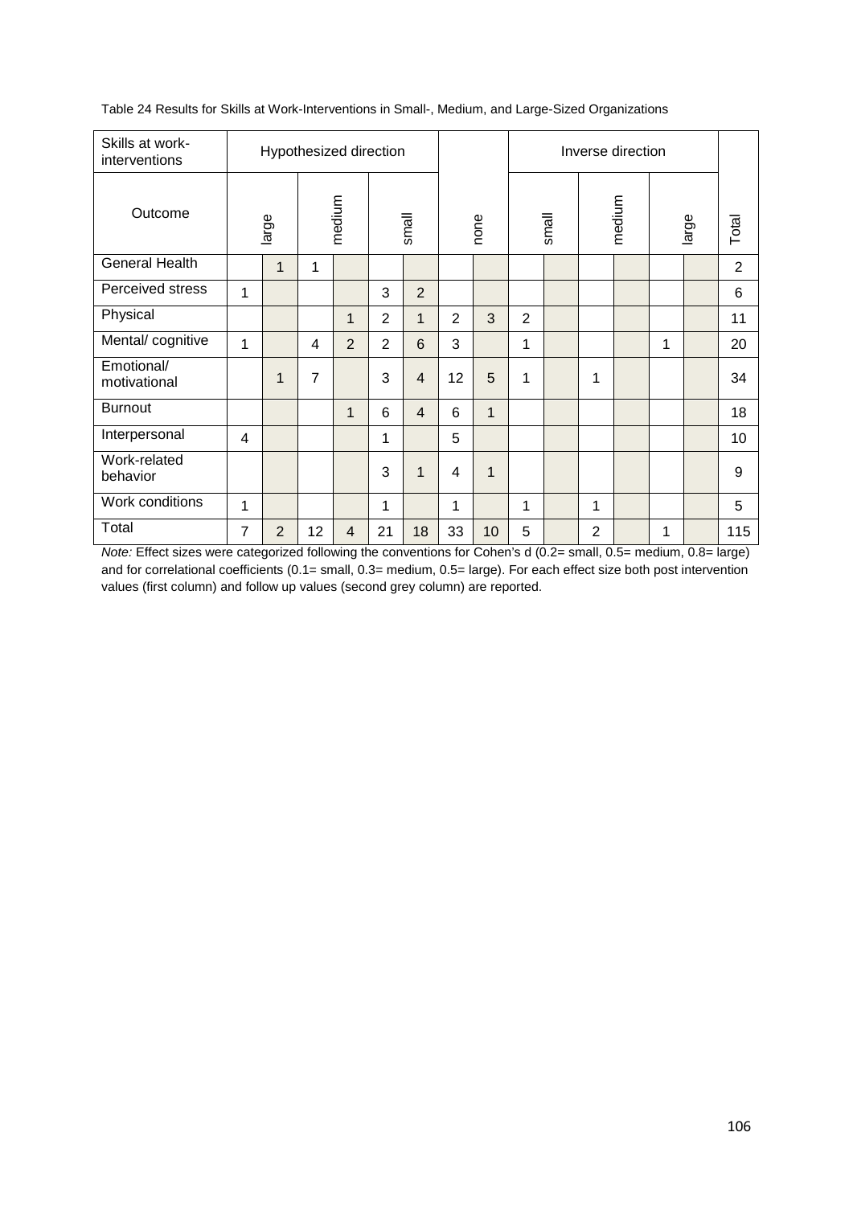Table 24 Results for Skills at Work-Interventions in Small-, Medium, and Large-Sized Organizations

| Skills at work-interventions | Hypothesized direction | | | | | | | | Inverse direction | | | | | | |
|---|---|---|---|---|---|---|---|---|---|---|---|---|---|---|---|
| Outcome | large | | medium | | small | | none | | small | | medium | | large | | Total |
| General Health | | 1 | 1 | | | | | | | | | | | | 2 |
| Perceived stress | 1 | | | | 3 | 2 | | | | | | | | | 6 |
| Physical | | | | 1 | 2 | 1 | 2 | 3 | 2 | | | | | | 11 |
| Mental/ cognitive | 1 | | 4 | 2 | 2 | 6 | 3 | | 1 | | | | 1 | | 20 |
| Emotional/ motivational | | 1 | 7 | | 3 | 4 | 12 | 5 | 1 | | 1 | | | | 34 |
| Burnout | | | | 1 | 6 | 4 | 6 | 1 | | | | | | | 18 |
| Interpersonal | 4 | | | | 1 | | 5 | | | | | | | | 10 |
| Work-related behavior | | | | | 3 | 1 | 4 | 1 | | | | | | | 9 |
| Work conditions | 1 | | | | 1 | | 1 | | 1 | | 1 | | | | 5 |
| Total | 7 | 2 | 12 | 4 | 21 | 18 | 33 | 10 | 5 | | 2 | | 1 | | 115 |

*Note:* Effect sizes were categorized following the conventions for Cohen's d (0.2= small, 0.5= medium, 0.8= large) and for correlational coefficients (0.1= small, 0.3= medium, 0.5= large). For each effect size both post intervention values (first column) and follow up values (second grey column) are reported.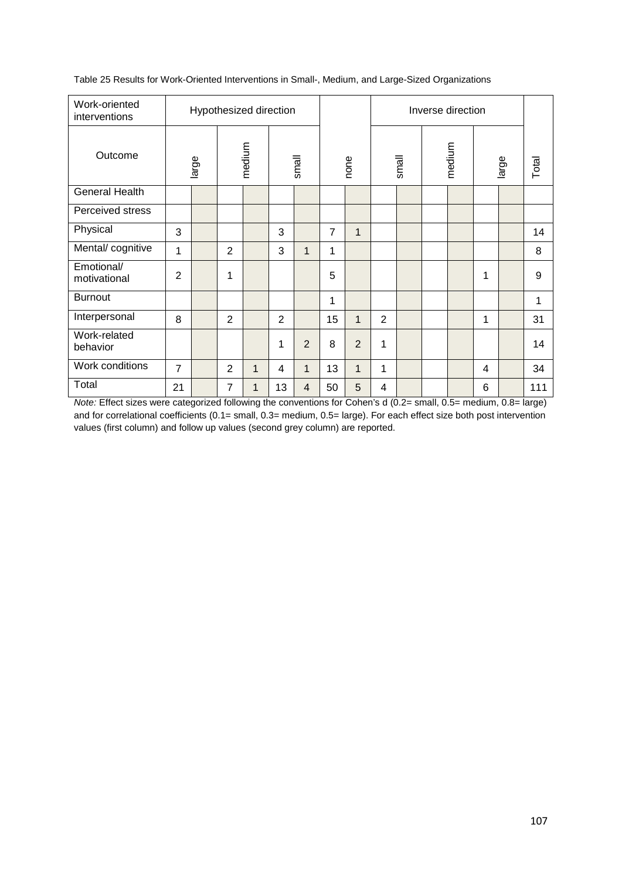Table 25 Results for Work-Oriented Interventions in Small-, Medium, and Large-Sized Organizations

| Work-oriented interventions | Hypothesized direction | | | | | | | | Inverse direction | | | | | | |
|---|---|---|---|---|---|---|---|---|---|---|---|---|---|---|---|
| Outcome | large | | medium | | small | | none | | small | | medium | | large | | Total |
| General Health | | | | | | | | | | | | | | | |
| Perceived stress | | | | | | | | | | | | | | | |
| Physical | 3 | | | | 3 | | 7 | 1 | | | | | | | 14 |
| Mental/ cognitive | 1 | | 2 | | 3 | 1 | 1 | | | | | | | | 8 |
| Emotional/ motivational | 2 | | 1 | | | | 5 | | | | | | 1 | | 9 |
| Burnout | | | | | | | 1 | | | | | | | | 1 |
| Interpersonal | 8 | | 2 | | 2 | | 15 | 1 | 2 | | | | 1 | | 31 |
| Work-related behavior | | | | | 1 | 2 | 8 | 2 | 1 | | | | | | 14 |
| Work conditions | 7 | | 2 | 1 | 4 | 1 | 13 | 1 | 1 | | | | 4 | | 34 |
| Total | 21 | | 7 | 1 | 13 | 4 | 50 | 5 | 4 | | | | 6 | | 111 |

*Note:* Effect sizes were categorized following the conventions for Cohen's d (0.2= small, 0.5= medium, 0.8= large) and for correlational coefficients (0.1= small, 0.3= medium, 0.5= large). For each effect size both post intervention values (first column) and follow up values (second grey column) are reported.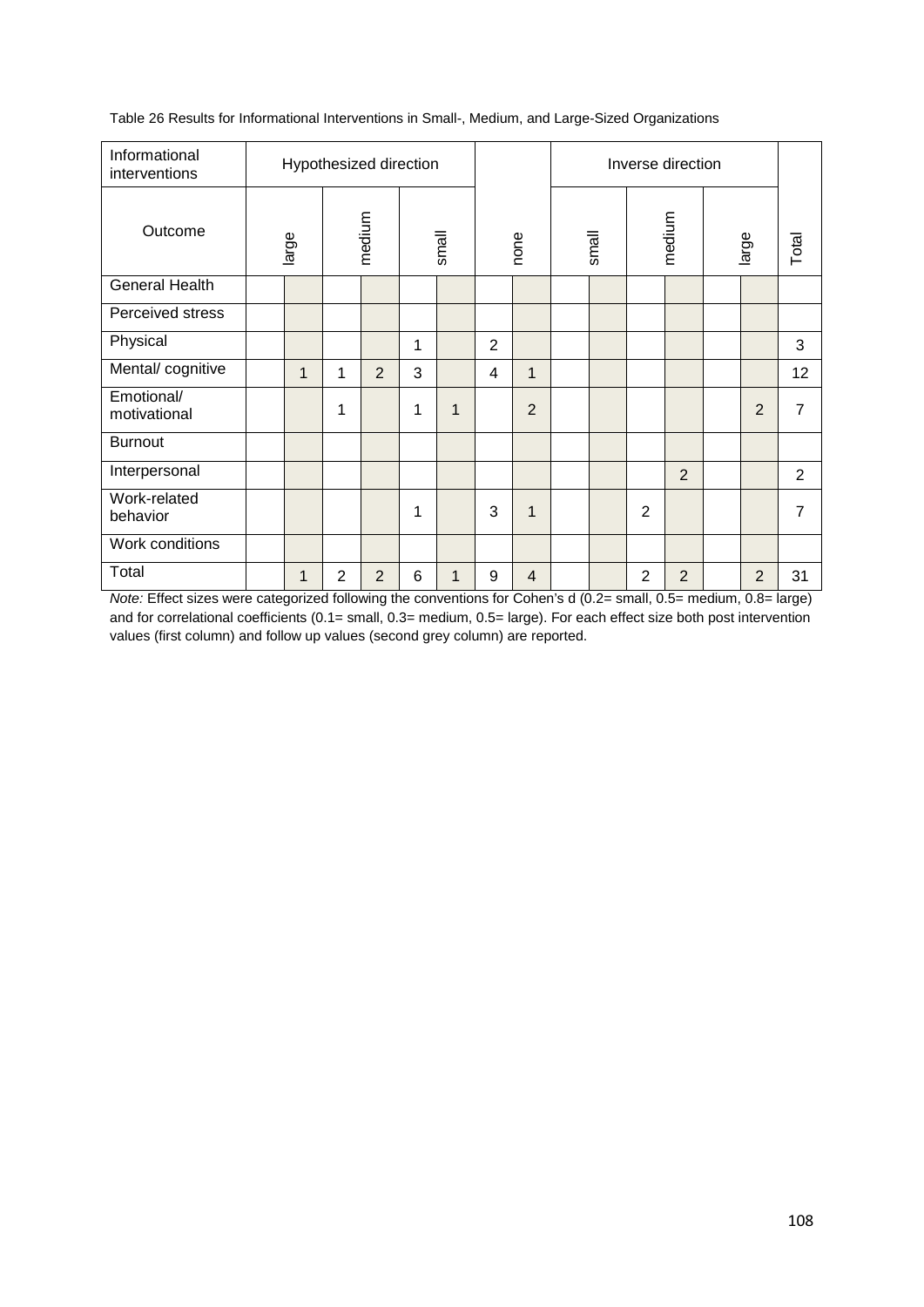Table 26 Results for Informational Interventions in Small-, Medium, and Large-Sized Organizations

| Informational interventions | Hypothesized direction | | | | | | | | Inverse direction | | | | | | |
|---|---|---|---|---|---|---|---|---|---|---|---|---|---|---|---|
| Outcome | large | | medium | | small | | none | | small | | medium | | large | | Total |
| General Health | | | | | | | | | | | | | | | |
| Perceived stress | | | | | | | | | | | | | | | |
| Physical | | | | | 1 | | 2 | | | | | | | | 3 |
| Mental/ cognitive | | 1 | 1 | 2 | 3 | | 4 | 1 | | | | | | | 12 |
| Emotional/ motivational | | | 1 | | 1 | 1 | | 2 | | | | | | 2 | 7 |
| Burnout | | | | | | | | | | | | | | | |
| Interpersonal | | | | | | | | | | | | 2 | | | 2 |
| Work-related behavior | | | | | 1 | | 3 | 1 | | | 2 | | | | 7 |
| Work conditions | | | | | | | | | | | | | | | |
| Total | | 1 | 2 | 2 | 6 | 1 | 9 | 4 | | | 2 | 2 | | 2 | 31 |

*Note:* Effect sizes were categorized following the conventions for Cohen's d (0.2= small, 0.5= medium, 0.8= large) and for correlational coefficients (0.1= small, 0.3= medium, 0.5= large). For each effect size both post intervention values (first column) and follow up values (second grey column) are reported.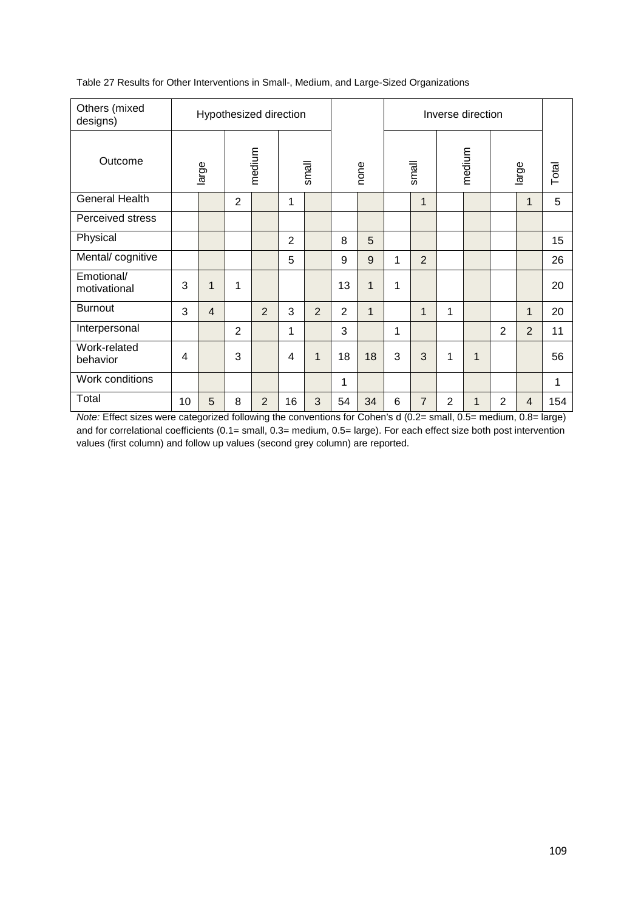Table 27 Results for Other Interventions in Small-, Medium, and Large-Sized Organizations

| Others (mixed designs) | Hypothesized direction | | | | | | | | Inverse direction | | | | | | |
|---|---|---|---|---|---|---|---|---|---|---|---|---|---|---|---|
| Outcome | large | | medium | | small | | none | | small | | medium | | large | | Total |
| General Health | | | 2 | | 1 | | | | | 1 | | | | 1 | 5 |
| Perceived stress | | | | | | | | | | | | | | | |
| Physical | | | | | 2 | | 8 | 5 | | | | | | | 15 |
| Mental/ cognitive | | | | | 5 | | 9 | 9 | 1 | 2 | | | | | 26 |
| Emotional/ motivational | 3 | 1 | 1 | | | | 13 | 1 | 1 | | | | | | 20 |
| Burnout | 3 | 4 | | 2 | 3 | 2 | 2 | 1 | | 1 | 1 | | | 1 | 20 |
| Interpersonal | | | 2 | | 1 | | 3 | | 1 | | | | 2 | 2 | 11 |
| Work-related behavior | 4 | | 3 | | 4 | 1 | 18 | 18 | 3 | 3 | 1 | 1 | | | 56 |
| Work conditions | | | | | | | 1 | | | | | | | | 1 |
| Total | 10 | 5 | 8 | 2 | 16 | 3 | 54 | 34 | 6 | 7 | 2 | 1 | 2 | 4 | 154 |

*Note:* Effect sizes were categorized following the conventions for Cohen's d (0.2= small, 0.5= medium, 0.8= large) and for correlational coefficients (0.1= small, 0.3= medium, 0.5= large). For each effect size both post intervention values (first column) and follow up values (second grey column) are reported.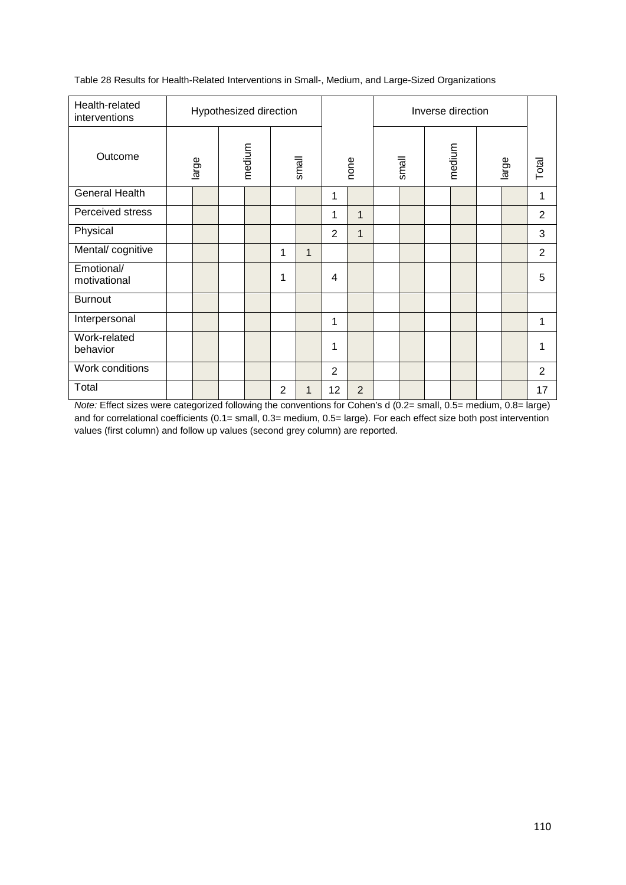Table 28 Results for Health-Related Interventions in Small-, Medium, and Large-Sized Organizations

| Health-related interventions | Hypothesized direction | | | | | | | | Inverse direction | | | | | | |
|---|---|---|---|---|---|---|---|---|---|---|---|---|---|---|---|
| Outcome | large | | medium | | small | | none | | small | | medium | | large | | Total |
| General Health | | | | | | | 1 | | | | | | | | 1 |
| Perceived stress | | | | | | | 1 | 1 | | | | | | | 2 |
| Physical | | | | | | | 2 | 1 | | | | | | | 3 |
| Mental/ cognitive | | | | | 1 | 1 | | | | | | | | | 2 |
| Emotional/ motivational | | | | | 1 | | 4 | | | | | | | | 5 |
| Burnout | | | | | | | | | | | | | | | |
| Interpersonal | | | | | | | 1 | | | | | | | | 1 |
| Work-related behavior | | | | | | | 1 | | | | | | | | 1 |
| Work conditions | | | | | | | 2 | | | | | | | | 2 |
| Total | | | | | 2 | 1 | 12 | 2 | | | | | | | 17 |

*Note:* Effect sizes were categorized following the conventions for Cohen's d (0.2= small, 0.5= medium, 0.8= large) and for correlational coefficients (0.1= small, 0.3= medium, 0.5= large). For each effect size both post intervention values (first column) and follow up values (second grey column) are reported.